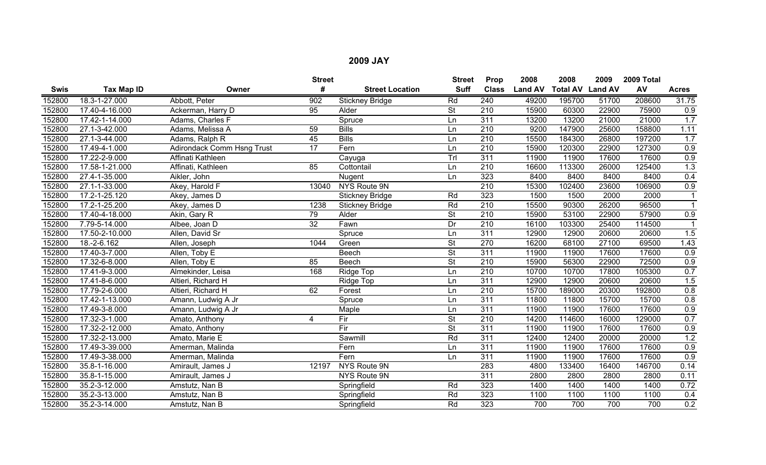# 2009 JAY

| Swis | Tax Map ID | Owner | Street # | Street Location | Street Suff | Prop Class | 2008 Land AV | 2008 Total AV | 2009 Land AV | 2009 Total AV | Acres |
|---|---|---|---|---|---|---|---|---|---|---|---|
| 152800 | 18.3-1-27.000 | Abbott, Peter | 902 | Stickney Bridge | Rd | 240 | 49200 | 195700 | 51700 | 208600 | 31.75 |
| 152800 | 17.40-4-16.000 | Ackerman, Harry D | 95 | Alder | St | 210 | 15900 | 60300 | 22900 | 75900 | 0.9 |
| 152800 | 17.42-1-14.000 | Adams, Charles F | | Spruce | Ln | 311 | 13200 | 13200 | 21000 | 21000 | 1.7 |
| 152800 | 27.1-3-42.000 | Adams, Melissa A | 59 | Bills | Ln | 210 | 9200 | 147900 | 25600 | 158800 | 1.11 |
| 152800 | 27.1-3-44.000 | Adams, Ralph R | 45 | Bills | Ln | 210 | 15500 | 184300 | 26800 | 197200 | 1.7 |
| 152800 | 17.49-4-1.000 | Adirondack Comm Hsng Trust | 17 | Fern | Ln | 210 | 15900 | 120300 | 22900 | 127300 | 0.9 |
| 152800 | 17.22-2-9.000 | Affinati Kathleen | | Cayuga | Trl | 311 | 11900 | 11900 | 17600 | 17600 | 0.9 |
| 152800 | 17.58-1-21.000 | Affinati, Kathleen | 85 | Cottontail | Ln | 210 | 16600 | 113300 | 26000 | 125400 | 1.3 |
| 152800 | 27.4-1-35.000 | Aikler, John | | Nugent | Ln | 323 | 8400 | 8400 | 8400 | 8400 | 0.4 |
| 152800 | 27.1-1-33.000 | Akey, Harold F | 13040 | NYS Route 9N | | 210 | 15300 | 102400 | 23600 | 106900 | 0.9 |
| 152800 | 17.2-1-25.120 | Akey, James D | | Stickney Bridge | Rd | 323 | 1500 | 1500 | 2000 | 2000 | 1 |
| 152800 | 17.2-1-25.200 | Akey, James D | 1238 | Stickney Bridge | Rd | 210 | 15500 | 90300 | 26200 | 96500 | 1 |
| 152800 | 17.40-4-18.000 | Akin, Gary R | 79 | Alder | St | 210 | 15900 | 53100 | 22900 | 57900 | 0.9 |
| 152800 | 7.79-5-14.000 | Albee, Joan D | 32 | Fawn | Dr | 210 | 16100 | 103300 | 25400 | 114500 | 1 |
| 152800 | 17.50-2-10.000 | Allen, David Sr | | Spruce | Ln | 311 | 12900 | 12900 | 20600 | 20600 | 1.5 |
| 152800 | 18.-2-6.162 | Allen, Joseph | 1044 | Green | St | 270 | 16200 | 68100 | 27100 | 69500 | 1.43 |
| 152800 | 17.40-3-7.000 | Allen, Toby E | | Beech | St | 311 | 11900 | 11900 | 17600 | 17600 | 0.9 |
| 152800 | 17.32-6-8.000 | Allen, Toby E | 85 | Beech | St | 210 | 15900 | 56300 | 22900 | 72500 | 0.9 |
| 152800 | 17.41-9-3.000 | Almekinder, Leisa | 168 | Ridge Top | Ln | 210 | 10700 | 10700 | 17800 | 105300 | 0.7 |
| 152800 | 17.41-8-6.000 | Altieri, Richard H | | Ridge Top | Ln | 311 | 12900 | 12900 | 20600 | 20600 | 1.5 |
| 152800 | 17.79-2-6.000 | Altieri, Richard H | 62 | Forest | Ln | 210 | 15700 | 189000 | 20300 | 192800 | 0.8 |
| 152800 | 17.42-1-13.000 | Amann, Ludwig A Jr | | Spruce | Ln | 311 | 11800 | 11800 | 15700 | 15700 | 0.8 |
| 152800 | 17.49-3-8.000 | Amann, Ludwig A Jr | | Maple | Ln | 311 | 11900 | 11900 | 17600 | 17600 | 0.9 |
| 152800 | 17.32-3-1.000 | Amato, Anthony | 4 | Fir | St | 210 | 14200 | 114600 | 16000 | 129000 | 0.7 |
| 152800 | 17.32-2-12.000 | Amato, Anthony | | Fir | St | 311 | 11900 | 11900 | 17600 | 17600 | 0.9 |
| 152800 | 17.32-2-13.000 | Amato, Marie E | | Sawmill | Rd | 311 | 12400 | 12400 | 20000 | 20000 | 1.2 |
| 152800 | 17.49-3-39.000 | Amerman, Malinda | | Fern | Ln | 311 | 11900 | 11900 | 17600 | 17600 | 0.9 |
| 152800 | 17.49-3-38.000 | Amerman, Malinda | | Fern | Ln | 311 | 11900 | 11900 | 17600 | 17600 | 0.9 |
| 152800 | 35.8-1-16.000 | Amirault, James J | 12197 | NYS Route 9N | | 283 | 4800 | 133400 | 16400 | 146700 | 0.14 |
| 152800 | 35.8-1-15.000 | Amirault, James J | | NYS Route 9N | | 311 | 2800 | 2800 | 2800 | 2800 | 0.11 |
| 152800 | 35.2-3-12.000 | Amstutz, Nan B | | Springfield | Rd | 323 | 1400 | 1400 | 1400 | 1400 | 0.72 |
| 152800 | 35.2-3-13.000 | Amstutz, Nan B | | Springfield | Rd | 323 | 1100 | 1100 | 1100 | 1100 | 0.4 |
| 152800 | 35.2-3-14.000 | Amstutz, Nan B | | Springfield | Rd | 323 | 700 | 700 | 700 | 700 | 0.2 |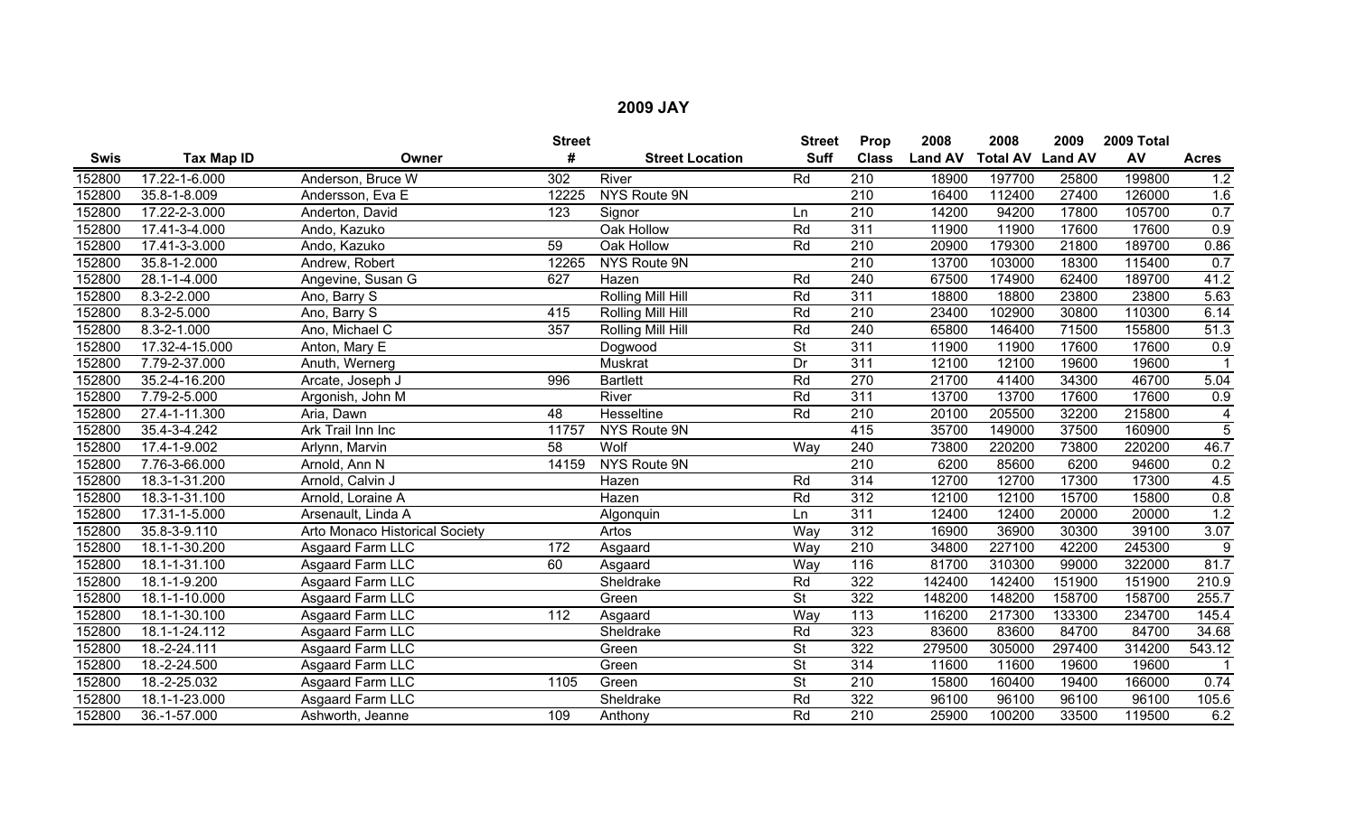## 2009 JAY

| Swis | Tax Map ID | Owner | Street # | Street Location | Street Suff | Prop Class | 2008 Land AV | 2008 Total AV | 2009 Land AV | 2009 Total AV | Acres |
|---|---|---|---|---|---|---|---|---|---|---|---|
| 152800 | 17.22-1-6.000 | Anderson, Bruce W | 302 | River | Rd | 210 | 18900 | 197700 | 25800 | 199800 | 1.2 |
| 152800 | 35.8-1-8.009 | Andersson, Eva E | 12225 | NYS Route 9N | | 210 | 16400 | 112400 | 27400 | 126000 | 1.6 |
| 152800 | 17.22-2-3.000 | Anderton, David | 123 | Signor | Ln | 210 | 14200 | 94200 | 17800 | 105700 | 0.7 |
| 152800 | 17.41-3-4.000 | Ando, Kazuko | | Oak Hollow | Rd | 311 | 11900 | 11900 | 17600 | 17600 | 0.9 |
| 152800 | 17.41-3-3.000 | Ando, Kazuko | 59 | Oak Hollow | Rd | 210 | 20900 | 179300 | 21800 | 189700 | 0.86 |
| 152800 | 35.8-1-2.000 | Andrew, Robert | 12265 | NYS Route 9N | | 210 | 13700 | 103000 | 18300 | 115400 | 0.7 |
| 152800 | 28.1-1-4.000 | Angevine, Susan G | 627 | Hazen | Rd | 240 | 67500 | 174900 | 62400 | 189700 | 41.2 |
| 152800 | 8.3-2-2.000 | Ano, Barry S | | Rolling Mill Hill | Rd | 311 | 18800 | 18800 | 23800 | 23800 | 5.63 |
| 152800 | 8.3-2-5.000 | Ano, Barry S | 415 | Rolling Mill Hill | Rd | 210 | 23400 | 102900 | 30800 | 110300 | 6.14 |
| 152800 | 8.3-2-1.000 | Ano, Michael C | 357 | Rolling Mill Hill | Rd | 240 | 65800 | 146400 | 71500 | 155800 | 51.3 |
| 152800 | 17.32-4-15.000 | Anton, Mary E | | Dogwood | St | 311 | 11900 | 11900 | 17600 | 17600 | 0.9 |
| 152800 | 7.79-2-37.000 | Anuth, Wernerg | | Muskrat | Dr | 311 | 12100 | 12100 | 19600 | 19600 | 1 |
| 152800 | 35.2-4-16.200 | Arcate, Joseph J | 996 | Bartlett | Rd | 270 | 21700 | 41400 | 34300 | 46700 | 5.04 |
| 152800 | 7.79-2-5.000 | Argonish, John M | | River | Rd | 311 | 13700 | 13700 | 17600 | 17600 | 0.9 |
| 152800 | 27.4-1-11.300 | Aria, Dawn | 48 | Hesseltine | Rd | 210 | 20100 | 205500 | 32200 | 215800 | 4 |
| 152800 | 35.4-3-4.242 | Ark Trail Inn Inc | 11757 | NYS Route 9N | | 415 | 35700 | 149000 | 37500 | 160900 | 5 |
| 152800 | 17.4-1-9.002 | Arlynn, Marvin | 58 | Wolf | Way | 240 | 73800 | 220200 | 73800 | 220200 | 46.7 |
| 152800 | 7.76-3-66.000 | Arnold, Ann N | 14159 | NYS Route 9N | | 210 | 6200 | 85600 | 6200 | 94600 | 0.2 |
| 152800 | 18.3-1-31.200 | Arnold, Calvin J | | Hazen | Rd | 314 | 12700 | 12700 | 17300 | 17300 | 4.5 |
| 152800 | 18.3-1-31.100 | Arnold, Loraine A | | Hazen | Rd | 312 | 12100 | 12100 | 15700 | 15800 | 0.8 |
| 152800 | 17.31-1-5.000 | Arsenault, Linda A | | Algonquin | Ln | 311 | 12400 | 12400 | 20000 | 20000 | 1.2 |
| 152800 | 35.8-3-9.110 | Arto Monaco Historical Society | | Artos | Way | 312 | 16900 | 36900 | 30300 | 39100 | 3.07 |
| 152800 | 18.1-1-30.200 | Asgaard Farm LLC | 172 | Asgaard | Way | 210 | 34800 | 227100 | 42200 | 245300 | 9 |
| 152800 | 18.1-1-31.100 | Asgaard Farm LLC | 60 | Asgaard | Way | 116 | 81700 | 310300 | 99000 | 322000 | 81.7 |
| 152800 | 18.1-1-9.200 | Asgaard Farm LLC | | Sheldrake | Rd | 322 | 142400 | 142400 | 151900 | 151900 | 210.9 |
| 152800 | 18.1-1-10.000 | Asgaard Farm LLC | | Green | St | 322 | 148200 | 148200 | 158700 | 158700 | 255.7 |
| 152800 | 18.1-1-30.100 | Asgaard Farm LLC | 112 | Asgaard | Way | 113 | 116200 | 217300 | 133300 | 234700 | 145.4 |
| 152800 | 18.1-1-24.112 | Asgaard Farm LLC | | Sheldrake | Rd | 323 | 83600 | 83600 | 84700 | 84700 | 34.68 |
| 152800 | 18.-2-24.111 | Asgaard Farm LLC | | Green | St | 322 | 279500 | 305000 | 297400 | 314200 | 543.12 |
| 152800 | 18.-2-24.500 | Asgaard Farm LLC | | Green | St | 314 | 11600 | 11600 | 19600 | 19600 | 1 |
| 152800 | 18.-2-25.032 | Asgaard Farm LLC | 1105 | Green | St | 210 | 15800 | 160400 | 19400 | 166000 | 0.74 |
| 152800 | 18.1-1-23.000 | Asgaard Farm LLC | | Sheldrake | Rd | 322 | 96100 | 96100 | 96100 | 96100 | 105.6 |
| 152800 | 36.-1-57.000 | Ashworth, Jeanne | 109 | Anthony | Rd | 210 | 25900 | 100200 | 33500 | 119500 | 6.2 |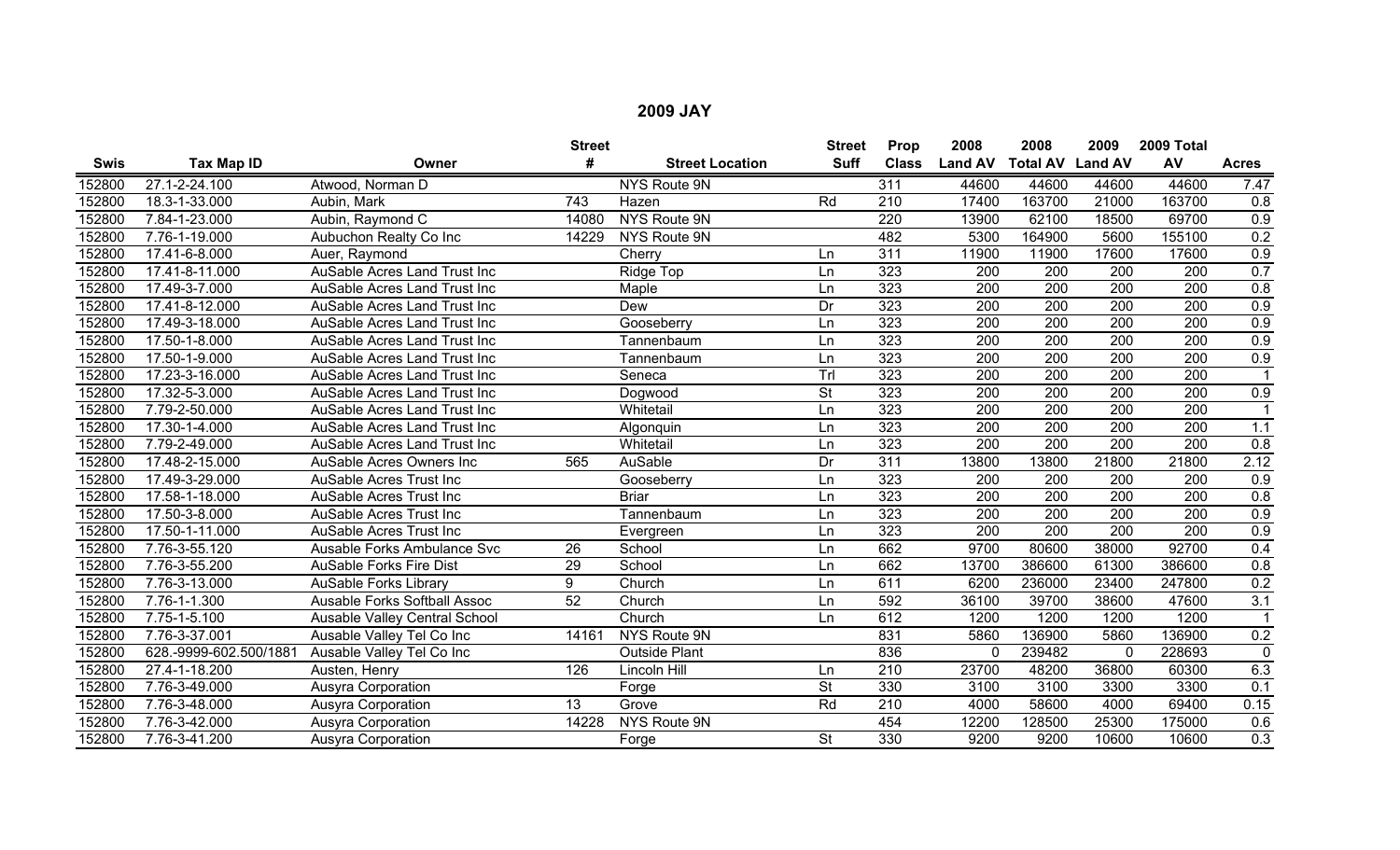## 2009 JAY

| Swis | Tax Map ID | Owner | Street # | Street Location | Street Suff | Prop Class | 2008 Land AV | 2008 Total AV | 2009 Land AV | 2009 Total AV | Acres |
|---|---|---|---|---|---|---|---|---|---|---|---|
| 152800 | 27.1-2-24.100 | Atwood, Norman D | | NYS Route 9N | | 311 | 44600 | 44600 | 44600 | 44600 | 7.47 |
| 152800 | 18.3-1-33.000 | Aubin, Mark | 743 | Hazen | Rd | 210 | 17400 | 163700 | 21000 | 163700 | 0.8 |
| 152800 | 7.84-1-23.000 | Aubin, Raymond C | 14080 | NYS Route 9N | | 220 | 13900 | 62100 | 18500 | 69700 | 0.9 |
| 152800 | 7.76-1-19.000 | Aubuchon Realty Co Inc | 14229 | NYS Route 9N | | 482 | 5300 | 164900 | 5600 | 155100 | 0.2 |
| 152800 | 17.41-6-8.000 | Auer, Raymond | | Cherry | Ln | 311 | 11900 | 11900 | 17600 | 17600 | 0.9 |
| 152800 | 17.41-8-11.000 | AuSable Acres Land Trust Inc | | Ridge Top | Ln | 323 | 200 | 200 | 200 | 200 | 0.7 |
| 152800 | 17.49-3-7.000 | AuSable Acres Land Trust Inc | | Maple | Ln | 323 | 200 | 200 | 200 | 200 | 0.8 |
| 152800 | 17.41-8-12.000 | AuSable Acres Land Trust Inc | | Dew | Dr | 323 | 200 | 200 | 200 | 200 | 0.9 |
| 152800 | 17.49-3-18.000 | AuSable Acres Land Trust Inc | | Gooseberry | Ln | 323 | 200 | 200 | 200 | 200 | 0.9 |
| 152800 | 17.50-1-8.000 | AuSable Acres Land Trust Inc | | Tannenbaum | Ln | 323 | 200 | 200 | 200 | 200 | 0.9 |
| 152800 | 17.50-1-9.000 | AuSable Acres Land Trust Inc | | Tannenbaum | Ln | 323 | 200 | 200 | 200 | 200 | 0.9 |
| 152800 | 17.23-3-16.000 | AuSable Acres Land Trust Inc | | Seneca | Trl | 323 | 200 | 200 | 200 | 200 | 1 |
| 152800 | 17.32-5-3.000 | AuSable Acres Land Trust Inc | | Dogwood | St | 323 | 200 | 200 | 200 | 200 | 0.9 |
| 152800 | 7.79-2-50.000 | AuSable Acres Land Trust Inc | | Whitetail | Ln | 323 | 200 | 200 | 200 | 200 | 1 |
| 152800 | 17.30-1-4.000 | AuSable Acres Land Trust Inc | | Algonquin | Ln | 323 | 200 | 200 | 200 | 200 | 1.1 |
| 152800 | 7.79-2-49.000 | AuSable Acres Land Trust Inc | | Whitetail | Ln | 323 | 200 | 200 | 200 | 200 | 0.8 |
| 152800 | 17.48-2-15.000 | AuSable Acres Owners Inc | 565 | AuSable | Dr | 311 | 13800 | 13800 | 21800 | 21800 | 2.12 |
| 152800 | 17.49-3-29.000 | AuSable Acres Trust Inc | | Gooseberry | Ln | 323 | 200 | 200 | 200 | 200 | 0.9 |
| 152800 | 17.58-1-18.000 | AuSable Acres Trust Inc | | Briar | Ln | 323 | 200 | 200 | 200 | 200 | 0.8 |
| 152800 | 17.50-3-8.000 | AuSable Acres Trust Inc | | Tannenbaum | Ln | 323 | 200 | 200 | 200 | 200 | 0.9 |
| 152800 | 17.50-1-11.000 | AuSable Acres Trust Inc | | Evergreen | Ln | 323 | 200 | 200 | 200 | 200 | 0.9 |
| 152800 | 7.76-3-55.120 | Ausable Forks Ambulance Svc | 26 | School | Ln | 662 | 9700 | 80600 | 38000 | 92700 | 0.4 |
| 152800 | 7.76-3-55.200 | AuSable Forks Fire Dist | 29 | School | Ln | 662 | 13700 | 386600 | 61300 | 386600 | 0.8 |
| 152800 | 7.76-3-13.000 | AuSable Forks Library | 9 | Church | Ln | 611 | 6200 | 236000 | 23400 | 247800 | 0.2 |
| 152800 | 7.76-1-1.300 | Ausable Forks Softball Assoc | 52 | Church | Ln | 592 | 36100 | 39700 | 38600 | 47600 | 3.1 |
| 152800 | 7.75-1-5.100 | Ausable Valley Central School | | Church | Ln | 612 | 1200 | 1200 | 1200 | 1200 | 1 |
| 152800 | 7.76-3-37.001 | Ausable Valley Tel Co Inc | 14161 | NYS Route 9N | | 831 | 5860 | 136900 | 5860 | 136900 | 0.2 |
| 152800 | 628.-9999-602.500/1881 | Ausable Valley Tel Co Inc | | Outside Plant | | 836 | 0 | 239482 | 0 | 228693 | 0 |
| 152800 | 27.4-1-18.200 | Austen, Henry | 126 | Lincoln Hill | Ln | 210 | 23700 | 48200 | 36800 | 60300 | 6.3 |
| 152800 | 7.76-3-49.000 | Ausyra Corporation | | Forge | St | 330 | 3100 | 3100 | 3300 | 3300 | 0.1 |
| 152800 | 7.76-3-48.000 | Ausyra Corporation | 13 | Grove | Rd | 210 | 4000 | 58600 | 4000 | 69400 | 0.15 |
| 152800 | 7.76-3-42.000 | Ausyra Corporation | 14228 | NYS Route 9N | | 454 | 12200 | 128500 | 25300 | 175000 | 0.6 |
| 152800 | 7.76-3-41.200 | Ausyra Corporation | | Forge | St | 330 | 9200 | 9200 | 10600 | 10600 | 0.3 |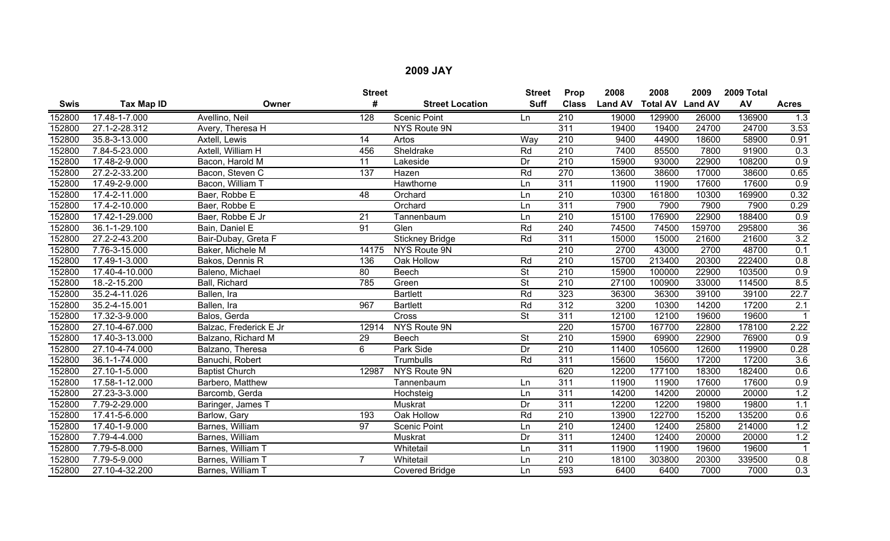## 2009 JAY

| Swis | Tax Map ID | Owner | Street # | Street Location | Street Suff | Prop Class | 2008 Land AV | 2008 Total AV | 2009 Land AV | 2009 Total AV | Acres |
|---|---|---|---|---|---|---|---|---|---|---|---|
| 152800 | 17.48-1-7.000 | Avellino, Neil | 128 | Scenic Point | Ln | 210 | 19000 | 129900 | 26000 | 136900 | 1.3 |
| 152800 | 27.1-2-28.312 | Avery, Theresa H | | NYS Route 9N | | 311 | 19400 | 19400 | 24700 | 24700 | 3.53 |
| 152800 | 35.8-3-13.000 | Axtell, Lewis | 14 | Artos | Way | 210 | 9400 | 44900 | 18600 | 58900 | 0.91 |
| 152800 | 7.84-5-23.000 | Axtell, William H | 456 | Sheldrake | Rd | 210 | 7400 | 85500 | 7800 | 91900 | 0.3 |
| 152800 | 17.48-2-9.000 | Bacon, Harold M | 11 | Lakeside | Dr | 210 | 15900 | 93000 | 22900 | 108200 | 0.9 |
| 152800 | 27.2-2-33.200 | Bacon, Steven C | 137 | Hazen | Rd | 270 | 13600 | 38600 | 17000 | 38600 | 0.65 |
| 152800 | 17.49-2-9.000 | Bacon, William T | | Hawthorne | Ln | 311 | 11900 | 11900 | 17600 | 17600 | 0.9 |
| 152800 | 17.4-2-11.000 | Baer, Robbe E | 48 | Orchard | Ln | 210 | 10300 | 161800 | 10300 | 169900 | 0.32 |
| 152800 | 17.4-2-10.000 | Baer, Robbe E | | Orchard | Ln | 311 | 7900 | 7900 | 7900 | 7900 | 0.29 |
| 152800 | 17.42-1-29.000 | Baer, Robbe E Jr | 21 | Tannenbaum | Ln | 210 | 15100 | 176900 | 22900 | 188400 | 0.9 |
| 152800 | 36.1-1-29.100 | Bain, Daniel E | 91 | Glen | Rd | 240 | 74500 | 74500 | 159700 | 295800 | 36 |
| 152800 | 27.2-2-43.200 | Bair-Dubay, Greta F | | Stickney Bridge | Rd | 311 | 15000 | 15000 | 21600 | 21600 | 3.2 |
| 152800 | 7.76-3-15.000 | Baker, Michele M | 14175 | NYS Route 9N | | 210 | 2700 | 43000 | 2700 | 48700 | 0.1 |
| 152800 | 17.49-1-3.000 | Bakos, Dennis R | 136 | Oak Hollow | Rd | 210 | 15700 | 213400 | 20300 | 222400 | 0.8 |
| 152800 | 17.40-4-10.000 | Baleno, Michael | 80 | Beech | St | 210 | 15900 | 100000 | 22900 | 103500 | 0.9 |
| 152800 | 18.-2-15.200 | Ball, Richard | 785 | Green | St | 210 | 27100 | 100900 | 33000 | 114500 | 8.5 |
| 152800 | 35.2-4-11.026 | Ballen, Ira | | Bartlett | Rd | 323 | 36300 | 36300 | 39100 | 39100 | 22.7 |
| 152800 | 35.2-4-15.001 | Ballen, Ira | 967 | Bartlett | Rd | 312 | 3200 | 10300 | 14200 | 17200 | 2.1 |
| 152800 | 17.32-3-9.000 | Balos, Gerda | | Cross | St | 311 | 12100 | 12100 | 19600 | 19600 | 1 |
| 152800 | 27.10-4-67.000 | Balzac, Frederick E Jr | 12914 | NYS Route 9N | | 220 | 15700 | 167700 | 22800 | 178100 | 2.22 |
| 152800 | 17.40-3-13.000 | Balzano, Richard M | 29 | Beech | St | 210 | 15900 | 69900 | 22900 | 76900 | 0.9 |
| 152800 | 27.10-4-74.000 | Balzano, Theresa | 6 | Park Side | Dr | 210 | 11400 | 105600 | 12600 | 119900 | 0.28 |
| 152800 | 36.1-1-74.000 | Banuchi, Robert | | Trumbulls | Rd | 311 | 15600 | 15600 | 17200 | 17200 | 3.6 |
| 152800 | 27.10-1-5.000 | Baptist Church | 12987 | NYS Route 9N | | 620 | 12200 | 177100 | 18300 | 182400 | 0.6 |
| 152800 | 17.58-1-12.000 | Barbero, Matthew | | Tannenbaum | Ln | 311 | 11900 | 11900 | 17600 | 17600 | 0.9 |
| 152800 | 27.23-3-3.000 | Barcomb, Gerda | | Hochsteig | Ln | 311 | 14200 | 14200 | 20000 | 20000 | 1.2 |
| 152800 | 7.79-2-29.000 | Baringer, James T | | Muskrat | Dr | 311 | 12200 | 12200 | 19800 | 19800 | 1.1 |
| 152800 | 17.41-5-6.000 | Barlow, Gary | 193 | Oak Hollow | Rd | 210 | 13900 | 122700 | 15200 | 135200 | 0.6 |
| 152800 | 17.40-1-9.000 | Barnes, William | 97 | Scenic Point | Ln | 210 | 12400 | 12400 | 25800 | 214000 | 1.2 |
| 152800 | 7.79-4-4.000 | Barnes, William | | Muskrat | Dr | 311 | 12400 | 12400 | 20000 | 20000 | 1.2 |
| 152800 | 7.79-5-8.000 | Barnes, William T | | Whitetail | Ln | 311 | 11900 | 11900 | 19600 | 19600 | 1 |
| 152800 | 7.79-5-9.000 | Barnes, William T | 7 | Whitetail | Ln | 210 | 18100 | 303800 | 20300 | 339500 | 0.8 |
| 152800 | 27.10-4-32.200 | Barnes, William T | | Covered Bridge | Ln | 593 | 6400 | 6400 | 7000 | 7000 | 0.3 |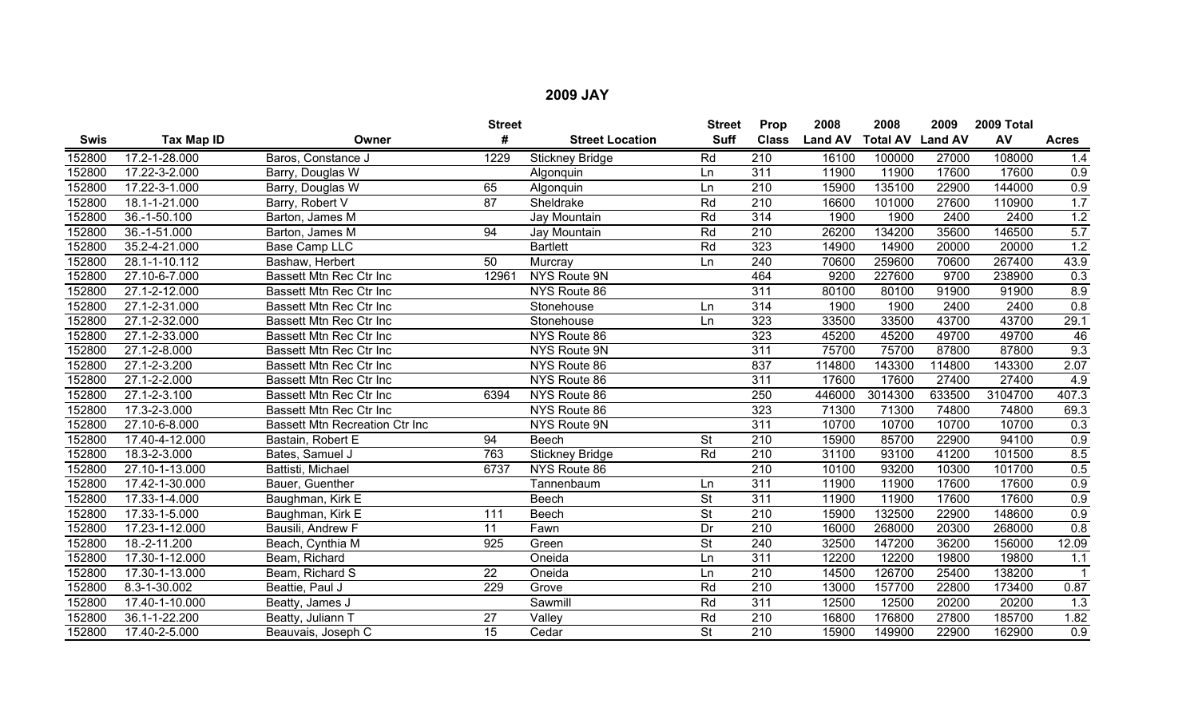## 2009 JAY

| Swis | Tax Map ID | Owner | Street # | Street Location | Street Suff | Prop Class | 2008 Land AV | 2008 Total AV | 2009 Land AV | 2009 Total AV | Acres |
|---|---|---|---|---|---|---|---|---|---|---|---|
| 152800 | 17.2-1-28.000 | Baros, Constance J | 1229 | Stickney Bridge | Rd | 210 | 16100 | 100000 | 27000 | 108000 | 1.4 |
| 152800 | 17.22-3-2.000 | Barry, Douglas W | | Algonquin | Ln | 311 | 11900 | 11900 | 17600 | 17600 | 0.9 |
| 152800 | 17.22-3-1.000 | Barry, Douglas W | 65 | Algonquin | Ln | 210 | 15900 | 135100 | 22900 | 144000 | 0.9 |
| 152800 | 18.1-1-21.000 | Barry, Robert V | 87 | Sheldrake | Rd | 210 | 16600 | 101000 | 27600 | 110900 | 1.7 |
| 152800 | 36.-1-50.100 | Barton, James M | | Jay Mountain | Rd | 314 | 1900 | 1900 | 2400 | 2400 | 1.2 |
| 152800 | 36.-1-51.000 | Barton, James M | 94 | Jay Mountain | Rd | 210 | 26200 | 134200 | 35600 | 146500 | 5.7 |
| 152800 | 35.2-4-21.000 | Base Camp LLC | | Bartlett | Rd | 323 | 14900 | 14900 | 20000 | 20000 | 1.2 |
| 152800 | 28.1-1-10.112 | Bashaw, Herbert | 50 | Murcray | Ln | 240 | 70600 | 259600 | 70600 | 267400 | 43.9 |
| 152800 | 27.10-6-7.000 | Bassett Mtn Rec Ctr Inc | 12961 | NYS Route 9N | | 464 | 9200 | 227600 | 9700 | 238900 | 0.3 |
| 152800 | 27.1-2-12.000 | Bassett Mtn Rec Ctr Inc | | NYS Route 86 | | 311 | 80100 | 80100 | 91900 | 91900 | 8.9 |
| 152800 | 27.1-2-31.000 | Bassett Mtn Rec Ctr Inc | | Stonehouse | Ln | 314 | 1900 | 1900 | 2400 | 2400 | 0.8 |
| 152800 | 27.1-2-32.000 | Bassett Mtn Rec Ctr Inc | | Stonehouse | Ln | 323 | 33500 | 33500 | 43700 | 43700 | 29.1 |
| 152800 | 27.1-2-33.000 | Bassett Mtn Rec Ctr Inc | | NYS Route 86 | | 323 | 45200 | 45200 | 49700 | 49700 | 46 |
| 152800 | 27.1-2-8.000 | Bassett Mtn Rec Ctr Inc | | NYS Route 9N | | 311 | 75700 | 75700 | 87800 | 87800 | 9.3 |
| 152800 | 27.1-2-3.200 | Bassett Mtn Rec Ctr Inc | | NYS Route 86 | | 837 | 114800 | 143300 | 114800 | 143300 | 2.07 |
| 152800 | 27.1-2-2.000 | Bassett Mtn Rec Ctr Inc | | NYS Route 86 | | 311 | 17600 | 17600 | 27400 | 27400 | 4.9 |
| 152800 | 27.1-2-3.100 | Bassett Mtn Rec Ctr Inc | 6394 | NYS Route 86 | | 250 | 446000 | 3014300 | 633500 | 3104700 | 407.3 |
| 152800 | 17.3-2-3.000 | Bassett Mtn Rec Ctr Inc | | NYS Route 86 | | 323 | 71300 | 71300 | 74800 | 74800 | 69.3 |
| 152800 | 27.10-6-8.000 | Bassett Mtn Recreation Ctr Inc | | NYS Route 9N | | 311 | 10700 | 10700 | 10700 | 10700 | 0.3 |
| 152800 | 17.40-4-12.000 | Bastain, Robert E | 94 | Beech | St | 210 | 15900 | 85700 | 22900 | 94100 | 0.9 |
| 152800 | 18.3-2-3.000 | Bates, Samuel J | 763 | Stickney Bridge | Rd | 210 | 31100 | 93100 | 41200 | 101500 | 8.5 |
| 152800 | 27.10-1-13.000 | Battisti, Michael | 6737 | NYS Route 86 | | 210 | 10100 | 93200 | 10300 | 101700 | 0.5 |
| 152800 | 17.42-1-30.000 | Bauer, Guenther | | Tannenbaum | Ln | 311 | 11900 | 11900 | 17600 | 17600 | 0.9 |
| 152800 | 17.33-1-4.000 | Baughman, Kirk E | | Beech | St | 311 | 11900 | 11900 | 17600 | 17600 | 0.9 |
| 152800 | 17.33-1-5.000 | Baughman, Kirk E | 111 | Beech | St | 210 | 15900 | 132500 | 22900 | 148600 | 0.9 |
| 152800 | 17.23-1-12.000 | Bausili, Andrew F | 11 | Fawn | Dr | 210 | 16000 | 268000 | 20300 | 268000 | 0.8 |
| 152800 | 18.-2-11.200 | Beach, Cynthia M | 925 | Green | St | 240 | 32500 | 147200 | 36200 | 156000 | 12.09 |
| 152800 | 17.30-1-12.000 | Beam, Richard | | Oneida | Ln | 311 | 12200 | 12200 | 19800 | 19800 | 1.1 |
| 152800 | 17.30-1-13.000 | Beam, Richard S | 22 | Oneida | Ln | 210 | 14500 | 126700 | 25400 | 138200 | 1 |
| 152800 | 8.3-1-30.002 | Beattie, Paul J | 229 | Grove | Rd | 210 | 13000 | 157700 | 22800 | 173400 | 0.87 |
| 152800 | 17.40-1-10.000 | Beatty, James J | | Sawmill | Rd | 311 | 12500 | 12500 | 20200 | 20200 | 1.3 |
| 152800 | 36.1-1-22.200 | Beatty, Juliann T | 27 | Valley | Rd | 210 | 16800 | 176800 | 27800 | 185700 | 1.82 |
| 152800 | 17.40-2-5.000 | Beauvais, Joseph C | 15 | Cedar | St | 210 | 15900 | 149900 | 22900 | 162900 | 0.9 |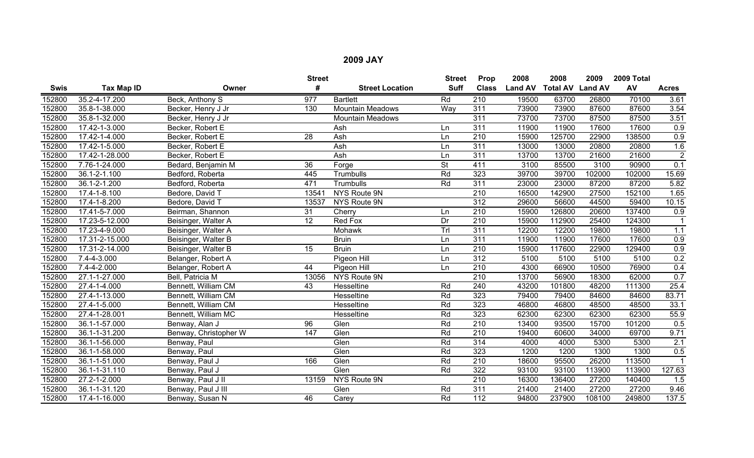## 2009 JAY

| Swis | Tax Map ID | Owner | Street # | Street Location | Street Suff | Prop Class | 2008 Land AV | 2008 Total AV | 2009 Land AV | 2009 Total AV | Acres |
|---|---|---|---|---|---|---|---|---|---|---|---|
| 152800 | 35.2-4-17.200 | Beck, Anthony S | 977 | Bartlett | Rd | 210 | 19500 | 63700 | 26800 | 70100 | 3.61 |
| 152800 | 35.8-1-38.000 | Becker, Henry J Jr | 130 | Mountain Meadows | Way | 311 | 73900 | 73900 | 87600 | 87600 | 3.54 |
| 152800 | 35.8-1-32.000 | Becker, Henry J Jr | | Mountain Meadows | | 311 | 73700 | 73700 | 87500 | 87500 | 3.51 |
| 152800 | 17.42-1-3.000 | Becker, Robert E | | Ash | Ln | 311 | 11900 | 11900 | 17600 | 17600 | 0.9 |
| 152800 | 17.42-1-4.000 | Becker, Robert E | 28 | Ash | Ln | 210 | 15900 | 125700 | 22900 | 138500 | 0.9 |
| 152800 | 17.42-1-5.000 | Becker, Robert E | | Ash | Ln | 311 | 13000 | 13000 | 20800 | 20800 | 1.6 |
| 152800 | 17.42-1-28.000 | Becker, Robert E | | Ash | Ln | 311 | 13700 | 13700 | 21600 | 21600 | 2 |
| 152800 | 7.76-1-24.000 | Bedard, Benjamin M | 36 | Forge | St | 411 | 3100 | 85500 | 3100 | 90900 | 0.1 |
| 152800 | 36.1-2-1.100 | Bedford, Roberta | 445 | Trumbulls | Rd | 323 | 39700 | 39700 | 102000 | 102000 | 15.69 |
| 152800 | 36.1-2-1.200 | Bedford, Roberta | 471 | Trumbulls | Rd | 311 | 23000 | 23000 | 87200 | 87200 | 5.82 |
| 152800 | 17.4-1-8.100 | Bedore, David T | 13541 | NYS Route 9N | | 210 | 16500 | 142900 | 27500 | 152100 | 1.65 |
| 152800 | 17.4-1-8.200 | Bedore, David T | 13537 | NYS Route 9N | | 312 | 29600 | 56600 | 44500 | 59400 | 10.15 |
| 152800 | 17.41-5-7.000 | Beirman, Shannon | 31 | Cherry | Ln | 210 | 15900 | 126800 | 20600 | 137400 | 0.9 |
| 152800 | 17.23-5-12.000 | Beisinger, Walter A | 12 | Red Fox | Dr | 210 | 15900 | 112900 | 25400 | 124300 | 1 |
| 152800 | 17.23-4-9.000 | Beisinger, Walter A | | Mohawk | Trl | 311 | 12200 | 12200 | 19800 | 19800 | 1.1 |
| 152800 | 17.31-2-15.000 | Beisinger, Walter B | | Bruin | Ln | 311 | 11900 | 11900 | 17600 | 17600 | 0.9 |
| 152800 | 17.31-2-14.000 | Beisinger, Walter B | 15 | Bruin | Ln | 210 | 15900 | 117600 | 22900 | 129400 | 0.9 |
| 152800 | 7.4-4-3.000 | Belanger, Robert A | | Pigeon Hill | Ln | 312 | 5100 | 5100 | 5100 | 5100 | 0.2 |
| 152800 | 7.4-4-2.000 | Belanger, Robert A | 44 | Pigeon Hill | Ln | 210 | 4300 | 66900 | 10500 | 76900 | 0.4 |
| 152800 | 27.1-1-27.000 | Bell, Patricia M | 13056 | NYS Route 9N | | 210 | 13700 | 56900 | 18300 | 62000 | 0.7 |
| 152800 | 27.4-1-4.000 | Bennett, William CM | 43 | Hesseltine | Rd | 240 | 43200 | 101800 | 48200 | 111300 | 25.4 |
| 152800 | 27.4-1-13.000 | Bennett, William CM | | Hesseltine | Rd | 323 | 79400 | 79400 | 84600 | 84600 | 83.71 |
| 152800 | 27.4-1-5.000 | Bennett, William CM | | Hesseltine | Rd | 323 | 46800 | 46800 | 48500 | 48500 | 33.1 |
| 152800 | 27.4-1-28.001 | Bennett, William MC | | Hesseltine | Rd | 323 | 62300 | 62300 | 62300 | 62300 | 55.9 |
| 152800 | 36.1-1-57.000 | Benway, Alan J | 96 | Glen | Rd | 210 | 13400 | 93500 | 15700 | 101200 | 0.5 |
| 152800 | 36.1-1-31.200 | Benway, Christopher W | 147 | Glen | Rd | 210 | 19400 | 60600 | 34000 | 69700 | 9.71 |
| 152800 | 36.1-1-56.000 | Benway, Paul | | Glen | Rd | 314 | 4000 | 4000 | 5300 | 5300 | 2.1 |
| 152800 | 36.1-1-58.000 | Benway, Paul | | Glen | Rd | 323 | 1200 | 1200 | 1300 | 1300 | 0.5 |
| 152800 | 36.1-1-51.000 | Benway, Paul J | 166 | Glen | Rd | 210 | 18600 | 95500 | 26200 | 113500 | 1 |
| 152800 | 36.1-1-31.110 | Benway, Paul J | | Glen | Rd | 322 | 93100 | 93100 | 113900 | 113900 | 127.63 |
| 152800 | 27.2-1-2.000 | Benway, Paul J II | 13159 | NYS Route 9N | | 210 | 16300 | 136400 | 27200 | 140400 | 1.5 |
| 152800 | 36.1-1-31.120 | Benway, Paul J III | | Glen | Rd | 311 | 21400 | 21400 | 27200 | 27200 | 9.46 |
| 152800 | 17.4-1-16.000 | Benway, Susan N | 46 | Carey | Rd | 112 | 94800 | 237900 | 108100 | 249800 | 137.5 |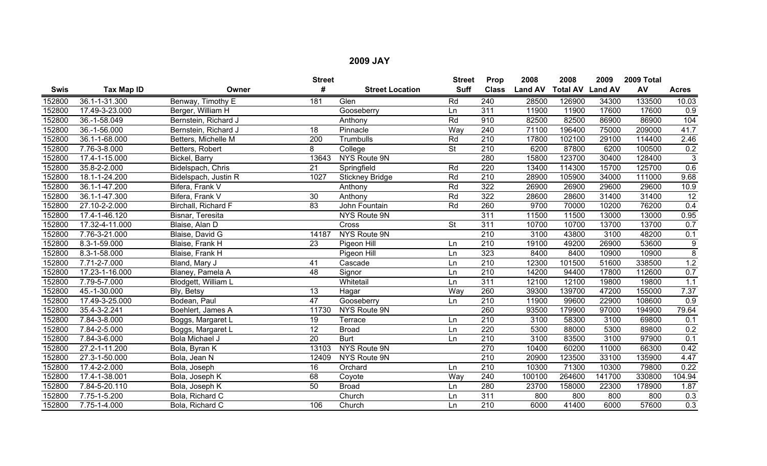## 2009 JAY

| Swis | Tax Map ID | Owner | Street # | Street Location | Street Suff | Prop Class | 2008 Land AV | 2008 Total AV | 2009 Land AV | 2009 Total AV | Acres |
|---|---|---|---|---|---|---|---|---|---|---|---|
| 152800 | 36.1-1-31.300 | Benway, Timothy E | 181 | Glen | Rd | 240 | 28500 | 126900 | 34300 | 133500 | 10.03 |
| 152800 | 17.49-3-23.000 | Berger, William H | | Gooseberry | Ln | 311 | 11900 | 11900 | 17600 | 17600 | 0.9 |
| 152800 | 36.-1-58.049 | Bernstein, Richard J | | Anthony | Rd | 910 | 82500 | 82500 | 86900 | 86900 | 104 |
| 152800 | 36.-1-56.000 | Bernstein, Richard J | 18 | Pinnacle | Way | 240 | 71100 | 196400 | 75000 | 209000 | 41.7 |
| 152800 | 36.1-1-68.000 | Betters, Michelle M | 200 | Trumbulls | Rd | 210 | 17800 | 102100 | 29100 | 114400 | 2.46 |
| 152800 | 7.76-3-8.000 | Betters, Robert | 8 | College | St | 210 | 6200 | 87800 | 6200 | 100500 | 0.2 |
| 152800 | 17.4-1-15.000 | Bickel, Barry | 13643 | NYS Route 9N | | 280 | 15800 | 123700 | 30400 | 128400 | 3 |
| 152800 | 35.8-2-2.000 | Bidelspach, Chris | 21 | Springfield | Rd | 220 | 13400 | 114300 | 15700 | 125700 | 0.6 |
| 152800 | 18.1-1-24.200 | Bidelspach, Justin R | 1027 | Stickney Bridge | Rd | 210 | 28900 | 105900 | 34000 | 111000 | 9.68 |
| 152800 | 36.1-1-47.200 | Bifera, Frank V | | Anthony | Rd | 322 | 26900 | 26900 | 29600 | 29600 | 10.9 |
| 152800 | 36.1-1-47.300 | Bifera, Frank V | 30 | Anthony | Rd | 322 | 28600 | 28600 | 31400 | 31400 | 12 |
| 152800 | 27.10-2-2.000 | Birchall, Richard F | 83 | John Fountain | Rd | 260 | 9700 | 70000 | 10200 | 76200 | 0.4 |
| 152800 | 17.4-1-46.120 | Bisnar, Teresita | | NYS Route 9N | | 311 | 11500 | 11500 | 13000 | 13000 | 0.95 |
| 152800 | 17.32-4-11.000 | Blaise, Alan D | | Cross | St | 311 | 10700 | 10700 | 13700 | 13700 | 0.7 |
| 152800 | 7.76-3-21.000 | Blaise, David G | 14187 | NYS Route 9N | | 210 | 3100 | 43800 | 3100 | 48200 | 0.1 |
| 152800 | 8.3-1-59.000 | Blaise, Frank H | 23 | Pigeon Hill | Ln | 210 | 19100 | 49200 | 26900 | 53600 | 9 |
| 152800 | 8.3-1-58.000 | Blaise, Frank H | | Pigeon Hill | Ln | 323 | 8400 | 8400 | 10900 | 10900 | 8 |
| 152800 | 7.71-2-7.000 | Bland, Mary J | 41 | Cascade | Ln | 210 | 12300 | 101500 | 51600 | 338500 | 1.2 |
| 152800 | 17.23-1-16.000 | Blaney, Pamela A | 48 | Signor | Ln | 210 | 14200 | 94400 | 17800 | 112600 | 0.7 |
| 152800 | 7.79-5-7.000 | Blodgett, William L | | Whitetail | Ln | 311 | 12100 | 12100 | 19800 | 19800 | 1.1 |
| 152800 | 45.-1-30.000 | Bly, Betsy | 13 | Hagar | Way | 260 | 39300 | 139700 | 47200 | 155000 | 7.37 |
| 152800 | 17.49-3-25.000 | Bodean, Paul | 47 | Gooseberry | Ln | 210 | 11900 | 99600 | 22900 | 108600 | 0.9 |
| 152800 | 35.4-3-2.241 | Boehlert, James A | 11730 | NYS Route 9N | | 260 | 93500 | 179900 | 97000 | 194900 | 79.64 |
| 152800 | 7.84-3-8.000 | Boggs, Margaret L | 19 | Terrace | Ln | 210 | 3100 | 58300 | 3100 | 69800 | 0.1 |
| 152800 | 7.84-2-5.000 | Boggs, Margaret L | 12 | Broad | Ln | 220 | 5300 | 88000 | 5300 | 89800 | 0.2 |
| 152800 | 7.84-3-6.000 | Bola Michael J | 20 | Burt | Ln | 210 | 3100 | 83500 | 3100 | 97900 | 0.1 |
| 152800 | 27.2-1-11.200 | Bola, Byran K | 13103 | NYS Route 9N | | 270 | 10400 | 60200 | 11000 | 66300 | 0.42 |
| 152800 | 27.3-1-50.000 | Bola, Jean N | 12409 | NYS Route 9N | | 210 | 20900 | 123500 | 33100 | 135900 | 4.47 |
| 152800 | 17.4-2-2.000 | Bola, Joseph | 16 | Orchard | Ln | 210 | 10300 | 71300 | 10300 | 79800 | 0.22 |
| 152800 | 17.4-1-38.001 | Bola, Joseph K | 68 | Coyote | Way | 240 | 100100 | 264600 | 141700 | 330800 | 104.94 |
| 152800 | 7.84-5-20.110 | Bola, Joseph K | 50 | Broad | Ln | 280 | 23700 | 158000 | 22300 | 178900 | 1.87 |
| 152800 | 7.75-1-5.200 | Bola, Richard C | | Church | Ln | 311 | 800 | 800 | 800 | 800 | 0.3 |
| 152800 | 7.75-1-4.000 | Bola, Richard C | 106 | Church | Ln | 210 | 6000 | 41400 | 6000 | 57600 | 0.3 |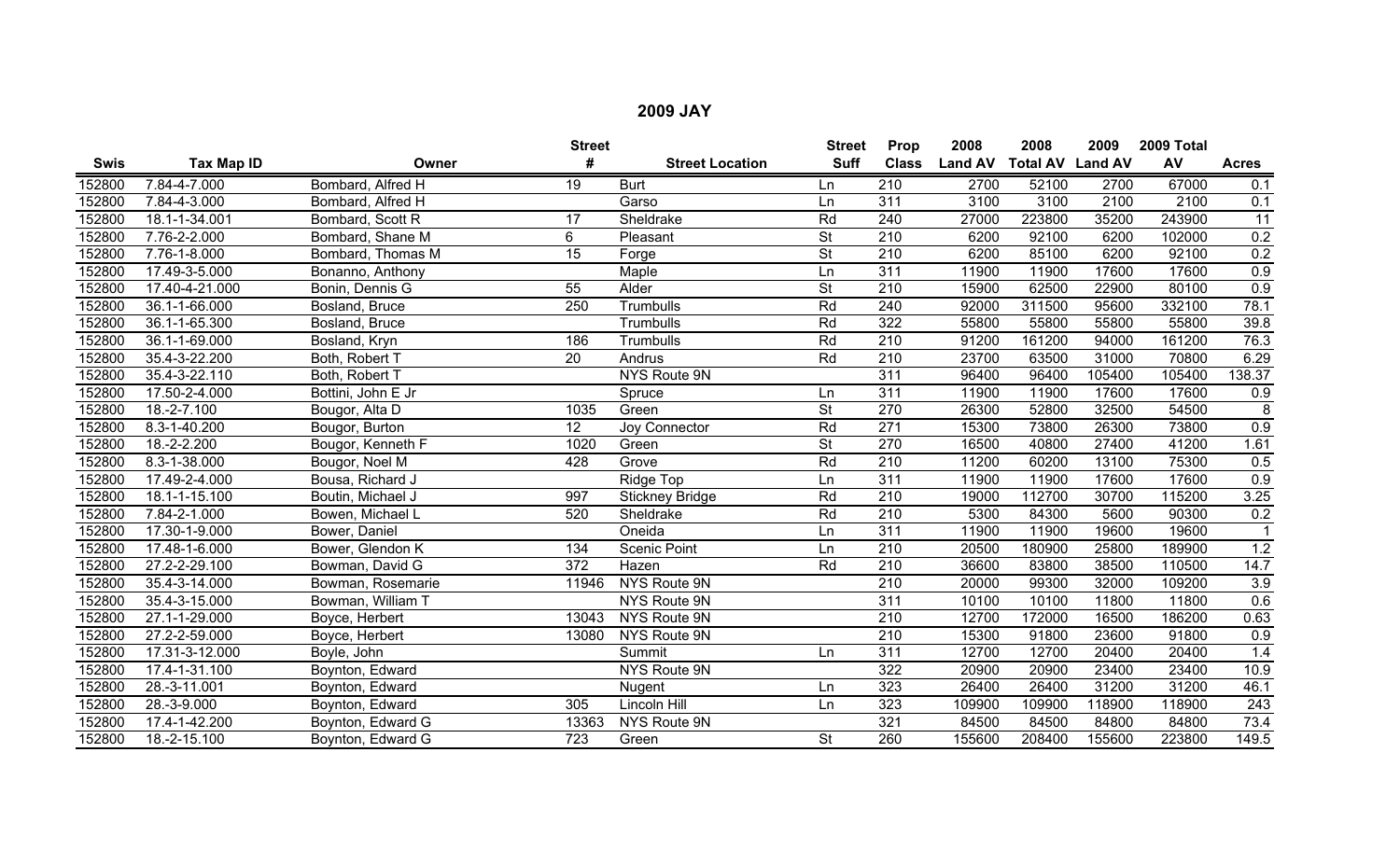## 2009 JAY

| Swis | Tax Map ID | Owner | Street # | Street Location | Street Suff | Prop Class | 2008 Land AV | 2008 Total AV | 2009 Land AV | 2009 Total AV | Acres |
|---|---|---|---|---|---|---|---|---|---|---|---|
| 152800 | 7.84-4-7.000 | Bombard, Alfred H | 19 | Burt | Ln | 210 | 2700 | 52100 | 2700 | 67000 | 0.1 |
| 152800 | 7.84-4-3.000 | Bombard, Alfred H | | Garso | Ln | 311 | 3100 | 3100 | 2100 | 2100 | 0.1 |
| 152800 | 18.1-1-34.001 | Bombard, Scott R | 17 | Sheldrake | Rd | 240 | 27000 | 223800 | 35200 | 243900 | 11 |
| 152800 | 7.76-2-2.000 | Bombard, Shane M | 6 | Pleasant | St | 210 | 6200 | 92100 | 6200 | 102000 | 0.2 |
| 152800 | 7.76-1-8.000 | Bombard, Thomas M | 15 | Forge | St | 210 | 6200 | 85100 | 6200 | 92100 | 0.2 |
| 152800 | 17.49-3-5.000 | Bonanno, Anthony | | Maple | Ln | 311 | 11900 | 11900 | 17600 | 17600 | 0.9 |
| 152800 | 17.40-4-21.000 | Bonin, Dennis G | 55 | Alder | St | 210 | 15900 | 62500 | 22900 | 80100 | 0.9 |
| 152800 | 36.1-1-66.000 | Bosland, Bruce | 250 | Trumbulls | Rd | 240 | 92000 | 311500 | 95600 | 332100 | 78.1 |
| 152800 | 36.1-1-65.300 | Bosland, Bruce | | Trumbulls | Rd | 322 | 55800 | 55800 | 55800 | 55800 | 39.8 |
| 152800 | 36.1-1-69.000 | Bosland, Kryn | 186 | Trumbulls | Rd | 210 | 91200 | 161200 | 94000 | 161200 | 76.3 |
| 152800 | 35.4-3-22.200 | Both, Robert T | 20 | Andrus | Rd | 210 | 23700 | 63500 | 31000 | 70800 | 6.29 |
| 152800 | 35.4-3-22.110 | Both, Robert T | | NYS Route 9N | | 311 | 96400 | 96400 | 105400 | 105400 | 138.37 |
| 152800 | 17.50-2-4.000 | Bottini, John E Jr | | Spruce | Ln | 311 | 11900 | 11900 | 17600 | 17600 | 0.9 |
| 152800 | 18.-2-7.100 | Bougor, Alta D | 1035 | Green | St | 270 | 26300 | 52800 | 32500 | 54500 | 8 |
| 152800 | 8.3-1-40.200 | Bougor, Burton | 12 | Joy Connector | Rd | 271 | 15300 | 73800 | 26300 | 73800 | 0.9 |
| 152800 | 18.-2-2.200 | Bougor, Kenneth F | 1020 | Green | St | 270 | 16500 | 40800 | 27400 | 41200 | 1.61 |
| 152800 | 8.3-1-38.000 | Bougor, Noel M | 428 | Grove | Rd | 210 | 11200 | 60200 | 13100 | 75300 | 0.5 |
| 152800 | 17.49-2-4.000 | Bousa, Richard J | | Ridge Top | Ln | 311 | 11900 | 11900 | 17600 | 17600 | 0.9 |
| 152800 | 18.1-1-15.100 | Boutin, Michael J | 997 | Stickney Bridge | Rd | 210 | 19000 | 112700 | 30700 | 115200 | 3.25 |
| 152800 | 7.84-2-1.000 | Bowen, Michael L | 520 | Sheldrake | Rd | 210 | 5300 | 84300 | 5600 | 90300 | 0.2 |
| 152800 | 17.30-1-9.000 | Bower, Daniel | | Oneida | Ln | 311 | 11900 | 11900 | 19600 | 19600 | 1 |
| 152800 | 17.48-1-6.000 | Bower, Glendon K | 134 | Scenic Point | Ln | 210 | 20500 | 180900 | 25800 | 189900 | 1.2 |
| 152800 | 27.2-2-29.100 | Bowman, David G | 372 | Hazen | Rd | 210 | 36600 | 83800 | 38500 | 110500 | 14.7 |
| 152800 | 35.4-3-14.000 | Bowman, Rosemarie | 11946 | NYS Route 9N | | 210 | 20000 | 99300 | 32000 | 109200 | 3.9 |
| 152800 | 35.4-3-15.000 | Bowman, William T | | NYS Route 9N | | 311 | 10100 | 10100 | 11800 | 11800 | 0.6 |
| 152800 | 27.1-1-29.000 | Boyce, Herbert | 13043 | NYS Route 9N | | 210 | 12700 | 172000 | 16500 | 186200 | 0.63 |
| 152800 | 27.2-2-59.000 | Boyce, Herbert | 13080 | NYS Route 9N | | 210 | 15300 | 91800 | 23600 | 91800 | 0.9 |
| 152800 | 17.31-3-12.000 | Boyle, John | | Summit | Ln | 311 | 12700 | 12700 | 20400 | 20400 | 1.4 |
| 152800 | 17.4-1-31.100 | Boynton, Edward | | NYS Route 9N | | 322 | 20900 | 20900 | 23400 | 23400 | 10.9 |
| 152800 | 28.-3-11.001 | Boynton, Edward | | Nugent | Ln | 323 | 26400 | 26400 | 31200 | 31200 | 46.1 |
| 152800 | 28.-3-9.000 | Boynton, Edward | 305 | Lincoln Hill | Ln | 323 | 109900 | 109900 | 118900 | 118900 | 243 |
| 152800 | 17.4-1-42.200 | Boynton, Edward G | 13363 | NYS Route 9N | | 321 | 84500 | 84500 | 84800 | 84800 | 73.4 |
| 152800 | 18.-2-15.100 | Boynton, Edward G | 723 | Green | St | 260 | 155600 | 208400 | 155600 | 223800 | 149.5 |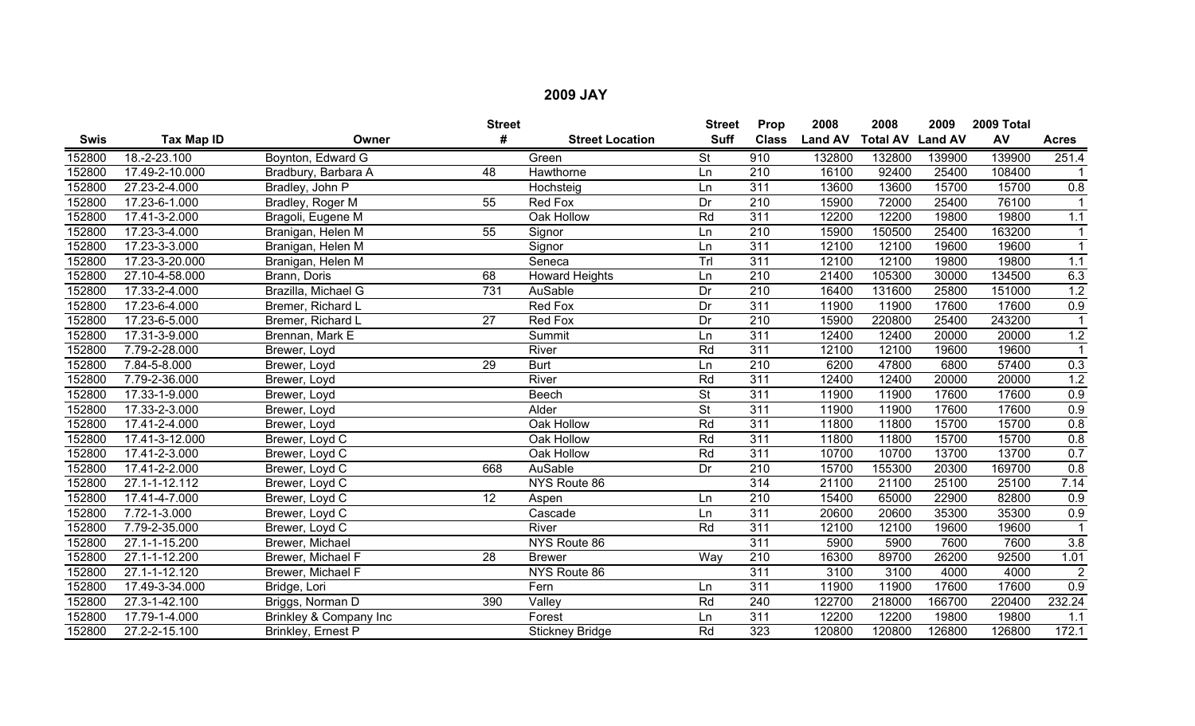## 2009 JAY

| Swis | Tax Map ID | Owner | Street # | Street Location | Street Suff | Prop Class | 2008 Land AV | 2008 Total AV | 2009 Land AV | 2009 Total AV | Acres |
|---|---|---|---|---|---|---|---|---|---|---|---|
| 152800 | 18.-2-23.100 | Boynton, Edward G | | Green | St | 910 | 132800 | 132800 | 139900 | 139900 | 251.4 |
| 152800 | 17.49-2-10.000 | Bradbury, Barbara A | 48 | Hawthorne | Ln | 210 | 16100 | 92400 | 25400 | 108400 | 1 |
| 152800 | 27.23-2-4.000 | Bradley, John P | | Hochsteig | Ln | 311 | 13600 | 13600 | 15700 | 15700 | 0.8 |
| 152800 | 17.23-6-1.000 | Bradley, Roger M | 55 | Red Fox | Dr | 210 | 15900 | 72000 | 25400 | 76100 | 1 |
| 152800 | 17.41-3-2.000 | Bragoli, Eugene M | | Oak Hollow | Rd | 311 | 12200 | 12200 | 19800 | 19800 | 1.1 |
| 152800 | 17.23-3-4.000 | Branigan, Helen M | 55 | Signor | Ln | 210 | 15900 | 150500 | 25400 | 163200 | 1 |
| 152800 | 17.23-3-3.000 | Branigan, Helen M | | Signor | Ln | 311 | 12100 | 12100 | 19600 | 19600 | 1 |
| 152800 | 17.23-3-20.000 | Branigan, Helen M | | Seneca | Trl | 311 | 12100 | 12100 | 19800 | 19800 | 1.1 |
| 152800 | 27.10-4-58.000 | Brann, Doris | 68 | Howard Heights | Ln | 210 | 21400 | 105300 | 30000 | 134500 | 6.3 |
| 152800 | 17.33-2-4.000 | Brazilla, Michael G | 731 | AuSable | Dr | 210 | 16400 | 131600 | 25800 | 151000 | 1.2 |
| 152800 | 17.23-6-4.000 | Bremer, Richard L | | Red Fox | Dr | 311 | 11900 | 11900 | 17600 | 17600 | 0.9 |
| 152800 | 17.23-6-5.000 | Bremer, Richard L | 27 | Red Fox | Dr | 210 | 15900 | 220800 | 25400 | 243200 | 1 |
| 152800 | 17.31-3-9.000 | Brennan, Mark E | | Summit | Ln | 311 | 12400 | 12400 | 20000 | 20000 | 1.2 |
| 152800 | 7.79-2-28.000 | Brewer, Loyd | | River | Rd | 311 | 12100 | 12100 | 19600 | 19600 | 1 |
| 152800 | 7.84-5-8.000 | Brewer, Loyd | 29 | Burt | Ln | 210 | 6200 | 47800 | 6800 | 57400 | 0.3 |
| 152800 | 7.79-2-36.000 | Brewer, Loyd | | River | Rd | 311 | 12400 | 12400 | 20000 | 20000 | 1.2 |
| 152800 | 17.33-1-9.000 | Brewer, Loyd | | Beech | St | 311 | 11900 | 11900 | 17600 | 17600 | 0.9 |
| 152800 | 17.33-2-3.000 | Brewer, Loyd | | Alder | St | 311 | 11900 | 11900 | 17600 | 17600 | 0.9 |
| 152800 | 17.41-2-4.000 | Brewer, Loyd | | Oak Hollow | Rd | 311 | 11800 | 11800 | 15700 | 15700 | 0.8 |
| 152800 | 17.41-3-12.000 | Brewer, Loyd C | | Oak Hollow | Rd | 311 | 11800 | 11800 | 15700 | 15700 | 0.8 |
| 152800 | 17.41-2-3.000 | Brewer, Loyd C | | Oak Hollow | Rd | 311 | 10700 | 10700 | 13700 | 13700 | 0.7 |
| 152800 | 17.41-2-2.000 | Brewer, Loyd C | 668 | AuSable | Dr | 210 | 15700 | 155300 | 20300 | 169700 | 0.8 |
| 152800 | 27.1-1-12.112 | Brewer, Loyd C | | NYS Route 86 | | 314 | 21100 | 21100 | 25100 | 25100 | 7.14 |
| 152800 | 17.41-4-7.000 | Brewer, Loyd C | 12 | Aspen | Ln | 210 | 15400 | 65000 | 22900 | 82800 | 0.9 |
| 152800 | 7.72-1-3.000 | Brewer, Loyd C | | Cascade | Ln | 311 | 20600 | 20600 | 35300 | 35300 | 0.9 |
| 152800 | 7.79-2-35.000 | Brewer, Loyd C | | River | Rd | 311 | 12100 | 12100 | 19600 | 19600 | 1 |
| 152800 | 27.1-1-15.200 | Brewer, Michael | | NYS Route 86 | | 311 | 5900 | 5900 | 7600 | 7600 | 3.8 |
| 152800 | 27.1-1-12.200 | Brewer, Michael F | 28 | Brewer | Way | 210 | 16300 | 89700 | 26200 | 92500 | 1.01 |
| 152800 | 27.1-1-12.120 | Brewer, Michael F | | NYS Route 86 | | 311 | 3100 | 3100 | 4000 | 4000 | 2 |
| 152800 | 17.49-3-34.000 | Bridge, Lori | | Fern | Ln | 311 | 11900 | 11900 | 17600 | 17600 | 0.9 |
| 152800 | 27.3-1-42.100 | Briggs, Norman D | 390 | Valley | Rd | 240 | 122700 | 218000 | 166700 | 220400 | 232.24 |
| 152800 | 17.79-1-4.000 | Brinkley & Company Inc | | Forest | Ln | 311 | 12200 | 12200 | 19800 | 19800 | 1.1 |
| 152800 | 27.2-2-15.100 | Brinkley, Ernest P | | Stickney Bridge | Rd | 323 | 120800 | 120800 | 126800 | 126800 | 172.1 |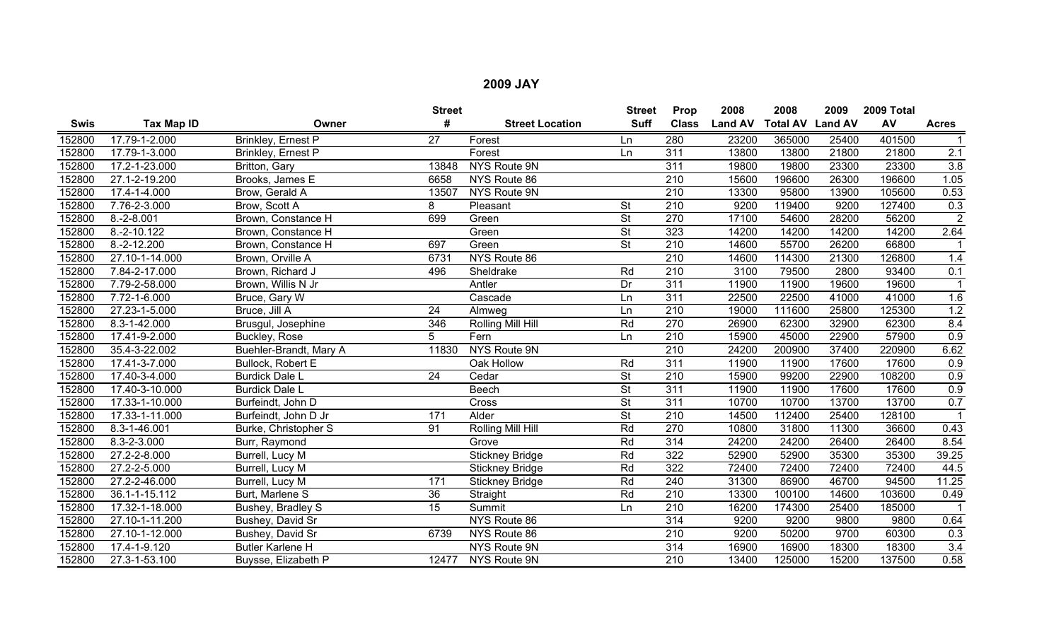# 2009 JAY

| Swis | Tax Map ID | Owner | Street # | Street Location | Street Suff | Prop Class | 2008 Land AV | 2008 Total AV | 2009 Land AV | 2009 Total AV | Acres |
|---|---|---|---|---|---|---|---|---|---|---|---|
| 152800 | 17.79-1-2.000 | Brinkley, Ernest P | 27 | Forest | Ln | 280 | 23200 | 365000 | 25400 | 401500 | 1 |
| 152800 | 17.79-1-3.000 | Brinkley, Ernest P | | Forest | Ln | 311 | 13800 | 13800 | 21800 | 21800 | 2.1 |
| 152800 | 17.2-1-23.000 | Britton, Gary | 13848 | NYS Route 9N | | 311 | 19800 | 19800 | 23300 | 23300 | 3.8 |
| 152800 | 27.1-2-19.200 | Brooks, James E | 6658 | NYS Route 86 | | 210 | 15600 | 196600 | 26300 | 196600 | 1.05 |
| 152800 | 17.4-1-4.000 | Brow, Gerald A | 13507 | NYS Route 9N | | 210 | 13300 | 95800 | 13900 | 105600 | 0.53 |
| 152800 | 7.76-2-3.000 | Brow, Scott A | 8 | Pleasant | St | 210 | 9200 | 119400 | 9200 | 127400 | 0.3 |
| 152800 | 8.-2-8.001 | Brown, Constance H | 699 | Green | St | 270 | 17100 | 54600 | 28200 | 56200 | 2 |
| 152800 | 8.-2-10.122 | Brown, Constance H | | Green | St | 323 | 14200 | 14200 | 14200 | 14200 | 2.64 |
| 152800 | 8.-2-12.200 | Brown, Constance H | 697 | Green | St | 210 | 14600 | 55700 | 26200 | 66800 | 1 |
| 152800 | 27.10-1-14.000 | Brown, Orville A | 6731 | NYS Route 86 | | 210 | 14600 | 114300 | 21300 | 126800 | 1.4 |
| 152800 | 7.84-2-17.000 | Brown, Richard J | 496 | Sheldrake | Rd | 210 | 3100 | 79500 | 2800 | 93400 | 0.1 |
| 152800 | 7.79-2-58.000 | Brown, Willis N Jr | | Antler | Dr | 311 | 11900 | 11900 | 19600 | 19600 | 1 |
| 152800 | 7.72-1-6.000 | Bruce, Gary W | | Cascade | Ln | 311 | 22500 | 22500 | 41000 | 41000 | 1.6 |
| 152800 | 27.23-1-5.000 | Bruce, Jill A | 24 | Almweg | Ln | 210 | 19000 | 111600 | 25800 | 125300 | 1.2 |
| 152800 | 8.3-1-42.000 | Brusgul, Josephine | 346 | Rolling Mill Hill | Rd | 270 | 26900 | 62300 | 32900 | 62300 | 8.4 |
| 152800 | 17.41-9-2.000 | Buckley, Rose | 5 | Fern | Ln | 210 | 15900 | 45000 | 22900 | 57900 | 0.9 |
| 152800 | 35.4-3-22.002 | Buehler-Brandt, Mary A | 11830 | NYS Route 9N | | 210 | 24200 | 200900 | 37400 | 220900 | 6.62 |
| 152800 | 17.41-3-7.000 | Bullock, Robert E | | Oak Hollow | Rd | 311 | 11900 | 11900 | 17600 | 17600 | 0.9 |
| 152800 | 17.40-3-4.000 | Burdick Dale L | 24 | Cedar | St | 210 | 15900 | 99200 | 22900 | 108200 | 0.9 |
| 152800 | 17.40-3-10.000 | Burdick Dale L | | Beech | St | 311 | 11900 | 11900 | 17600 | 17600 | 0.9 |
| 152800 | 17.33-1-10.000 | Burfeindt, John D | | Cross | St | 311 | 10700 | 10700 | 13700 | 13700 | 0.7 |
| 152800 | 17.33-1-11.000 | Burfeindt, John D Jr | 171 | Alder | St | 210 | 14500 | 112400 | 25400 | 128100 | 1 |
| 152800 | 8.3-1-46.001 | Burke, Christopher S | 91 | Rolling Mill Hill | Rd | 270 | 10800 | 31800 | 11300 | 36600 | 0.43 |
| 152800 | 8.3-2-3.000 | Burr, Raymond | | Grove | Rd | 314 | 24200 | 24200 | 26400 | 26400 | 8.54 |
| 152800 | 27.2-2-8.000 | Burrell, Lucy M | | Stickney Bridge | Rd | 322 | 52900 | 52900 | 35300 | 35300 | 39.25 |
| 152800 | 27.2-2-5.000 | Burrell, Lucy M | | Stickney Bridge | Rd | 322 | 72400 | 72400 | 72400 | 72400 | 44.5 |
| 152800 | 27.2-2-46.000 | Burrell, Lucy M | 171 | Stickney Bridge | Rd | 240 | 31300 | 86900 | 46700 | 94500 | 11.25 |
| 152800 | 36.1-1-15.112 | Burt, Marlene S | 36 | Straight | Rd | 210 | 13300 | 100100 | 14600 | 103600 | 0.49 |
| 152800 | 17.32-1-18.000 | Bushey, Bradley S | 15 | Summit | Ln | 210 | 16200 | 174300 | 25400 | 185000 | 1 |
| 152800 | 27.10-1-11.200 | Bushey, David Sr | | NYS Route 86 | | 314 | 9200 | 9200 | 9800 | 9800 | 0.64 |
| 152800 | 27.10-1-12.000 | Bushey, David Sr | 6739 | NYS Route 86 | | 210 | 9200 | 50200 | 9700 | 60300 | 0.3 |
| 152800 | 17.4-1-9.120 | Butler Karlene H | | NYS Route 9N | | 314 | 16900 | 16900 | 18300 | 18300 | 3.4 |
| 152800 | 27.3-1-53.100 | Buysse, Elizabeth P | 12477 | NYS Route 9N | | 210 | 13400 | 125000 | 15200 | 137500 | 0.58 |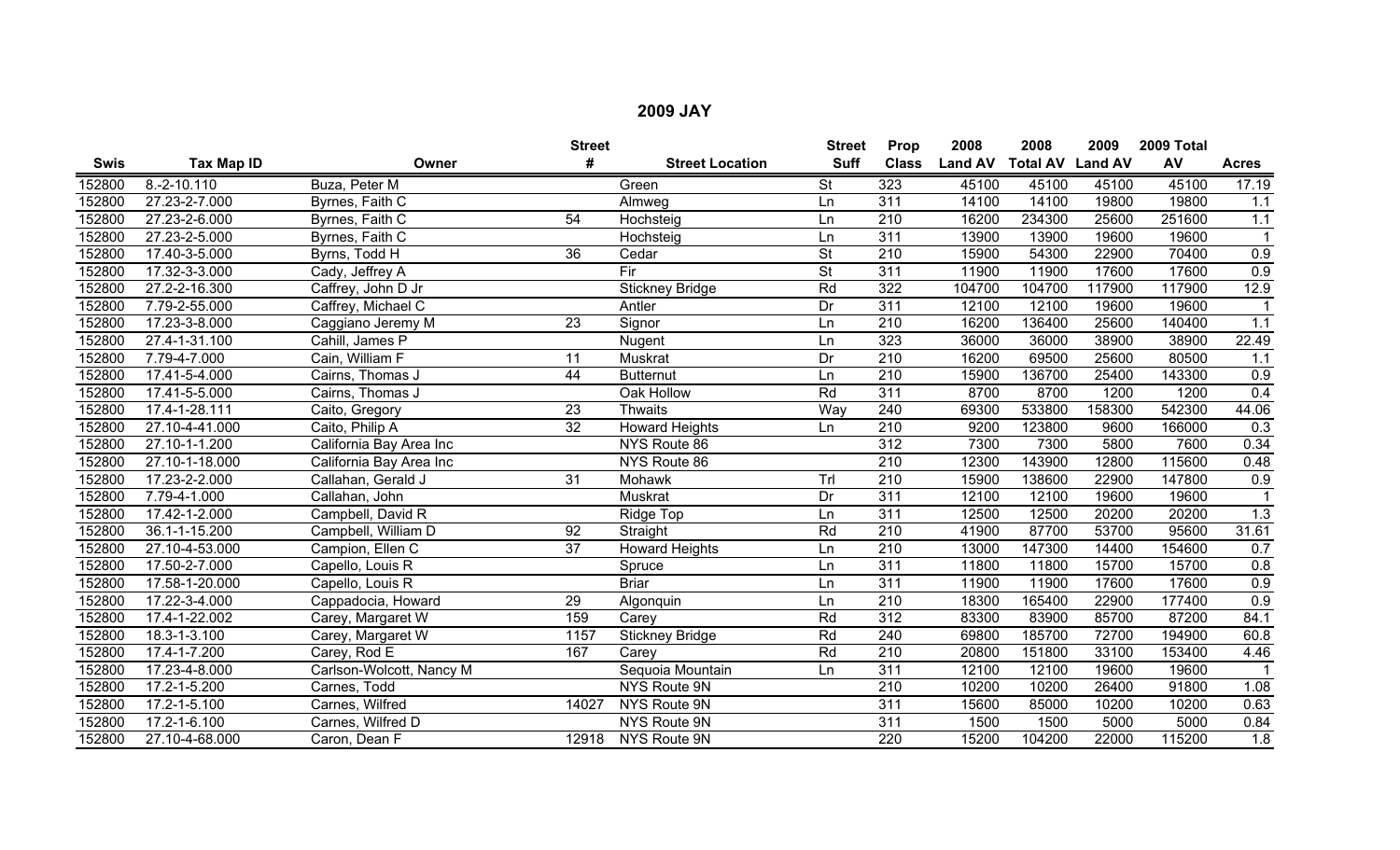## 2009 JAY

| Swis | Tax Map ID | Owner | Street # | Street Location | Street Suff | Prop Class | 2008 Land AV | 2008 Total AV | 2009 Land AV | 2009 Total AV | Acres |
|---|---|---|---|---|---|---|---|---|---|---|---|
| 152800 | 8.-2-10.110 | Buza, Peter M | | Green | St | 323 | 45100 | 45100 | 45100 | 45100 | 17.19 |
| 152800 | 27.23-2-7.000 | Byrnes, Faith C | | Almweg | Ln | 311 | 14100 | 14100 | 19800 | 19800 | 1.1 |
| 152800 | 27.23-2-6.000 | Byrnes, Faith C | 54 | Hochsteig | Ln | 210 | 16200 | 234300 | 25600 | 251600 | 1.1 |
| 152800 | 27.23-2-5.000 | Byrnes, Faith C | | Hochsteig | Ln | 311 | 13900 | 13900 | 19600 | 19600 | 1 |
| 152800 | 17.40-3-5.000 | Byrns, Todd H | 36 | Cedar | St | 210 | 15900 | 54300 | 22900 | 70400 | 0.9 |
| 152800 | 17.32-3-3.000 | Cady, Jeffrey A | | Fir | St | 311 | 11900 | 11900 | 17600 | 17600 | 0.9 |
| 152800 | 27.2-2-16.300 | Caffrey, John D Jr | | Stickney Bridge | Rd | 322 | 104700 | 104700 | 117900 | 117900 | 12.9 |
| 152800 | 7.79-2-55.000 | Caffrey, Michael C | | Antler | Dr | 311 | 12100 | 12100 | 19600 | 19600 | 1 |
| 152800 | 17.23-3-8.000 | Caggiano Jeremy M | 23 | Signor | Ln | 210 | 16200 | 136400 | 25600 | 140400 | 1.1 |
| 152800 | 27.4-1-31.100 | Cahill, James P | | Nugent | Ln | 323 | 36000 | 36000 | 38900 | 38900 | 22.49 |
| 152800 | 7.79-4-7.000 | Cain, William F | 11 | Muskrat | Dr | 210 | 16200 | 69500 | 25600 | 80500 | 1.1 |
| 152800 | 17.41-5-4.000 | Cairns, Thomas J | 44 | Butternut | Ln | 210 | 15900 | 136700 | 25400 | 143300 | 0.9 |
| 152800 | 17.41-5-5.000 | Cairns, Thomas J | | Oak Hollow | Rd | 311 | 8700 | 8700 | 1200 | 1200 | 0.4 |
| 152800 | 17.4-1-28.111 | Caito, Gregory | 23 | Thwaits | Way | 240 | 69300 | 533800 | 158300 | 542300 | 44.06 |
| 152800 | 27.10-4-41.000 | Caito, Philip A | 32 | Howard Heights | Ln | 210 | 9200 | 123800 | 9600 | 166000 | 0.3 |
| 152800 | 27.10-1-1.200 | California Bay Area Inc | | NYS Route 86 | | 312 | 7300 | 7300 | 5800 | 7600 | 0.34 |
| 152800 | 27.10-1-18.000 | California Bay Area Inc | | NYS Route 86 | | 210 | 12300 | 143900 | 12800 | 115600 | 0.48 |
| 152800 | 17.23-2-2.000 | Callahan, Gerald J | 31 | Mohawk | Trl | 210 | 15900 | 138600 | 22900 | 147800 | 0.9 |
| 152800 | 7.79-4-1.000 | Callahan, John | | Muskrat | Dr | 311 | 12100 | 12100 | 19600 | 19600 | 1 |
| 152800 | 17.42-1-2.000 | Campbell, David R | | Ridge Top | Ln | 311 | 12500 | 12500 | 20200 | 20200 | 1.3 |
| 152800 | 36.1-1-15.200 | Campbell, William D | 92 | Straight | Rd | 210 | 41900 | 87700 | 53700 | 95600 | 31.61 |
| 152800 | 27.10-4-53.000 | Campion, Ellen C | 37 | Howard Heights | Ln | 210 | 13000 | 147300 | 14400 | 154600 | 0.7 |
| 152800 | 17.50-2-7.000 | Capello, Louis R | | Spruce | Ln | 311 | 11800 | 11800 | 15700 | 15700 | 0.8 |
| 152800 | 17.58-1-20.000 | Capello, Louis R | | Briar | Ln | 311 | 11900 | 11900 | 17600 | 17600 | 0.9 |
| 152800 | 17.22-3-4.000 | Cappadocia, Howard | 29 | Algonquin | Ln | 210 | 18300 | 165400 | 22900 | 177400 | 0.9 |
| 152800 | 17.4-1-22.002 | Carey, Margaret W | 159 | Carey | Rd | 312 | 83300 | 83900 | 85700 | 87200 | 84.1 |
| 152800 | 18.3-1-3.100 | Carey, Margaret W | 1157 | Stickney Bridge | Rd | 240 | 69800 | 185700 | 72700 | 194900 | 60.8 |
| 152800 | 17.4-1-7.200 | Carey, Rod E | 167 | Carey | Rd | 210 | 20800 | 151800 | 33100 | 153400 | 4.46 |
| 152800 | 17.23-4-8.000 | Carlson-Wolcott, Nancy M | | Sequoia Mountain | Ln | 311 | 12100 | 12100 | 19600 | 19600 | 1 |
| 152800 | 17.2-1-5.200 | Carnes, Todd | | NYS Route 9N | | 210 | 10200 | 10200 | 26400 | 91800 | 1.08 |
| 152800 | 17.2-1-5.100 | Carnes, Wilfred | 14027 | NYS Route 9N | | 311 | 15600 | 85000 | 10200 | 10200 | 0.63 |
| 152800 | 17.2-1-6.100 | Carnes, Wilfred D | | NYS Route 9N | | 311 | 1500 | 1500 | 5000 | 5000 | 0.84 |
| 152800 | 27.10-4-68.000 | Caron, Dean F | 12918 | NYS Route 9N | | 220 | 15200 | 104200 | 22000 | 115200 | 1.8 |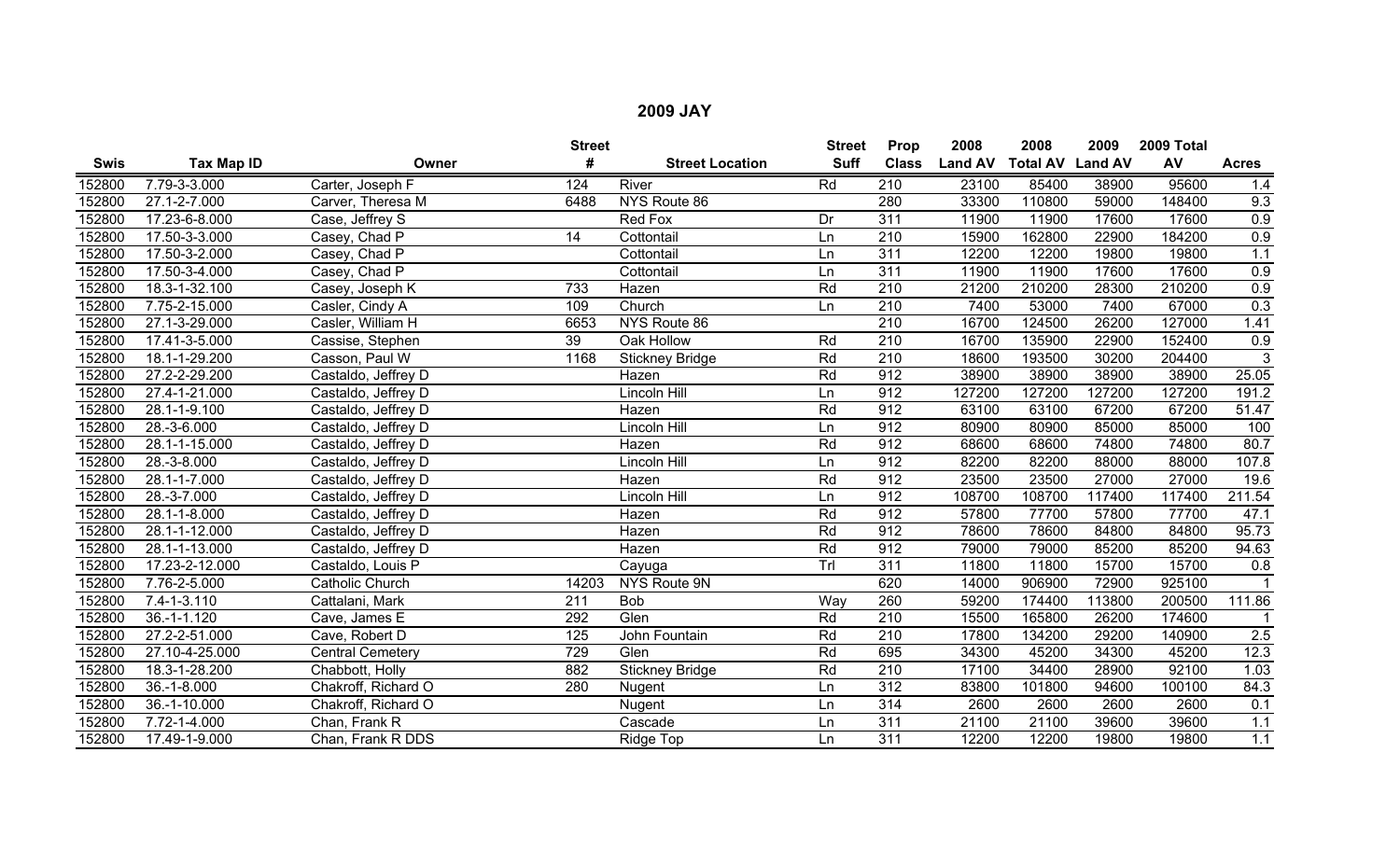# 2009 JAY

| Swis | Tax Map ID | Owner | Street # | Street Location | Street Suff | Prop Class | 2008 Land AV | 2008 Total AV | 2009 Land AV | 2009 Total AV | Acres |
|---|---|---|---|---|---|---|---|---|---|---|---|
| 152800 | 7.79-3-3.000 | Carter, Joseph F | 124 | River | Rd | 210 | 23100 | 85400 | 38900 | 95600 | 1.4 |
| 152800 | 27.1-2-7.000 | Carver, Theresa M | 6488 | NYS Route 86 | | 280 | 33300 | 110800 | 59000 | 148400 | 9.3 |
| 152800 | 17.23-6-8.000 | Case, Jeffrey S | | Red Fox | Dr | 311 | 11900 | 11900 | 17600 | 17600 | 0.9 |
| 152800 | 17.50-3-3.000 | Casey, Chad P | 14 | Cottontail | Ln | 210 | 15900 | 162800 | 22900 | 184200 | 0.9 |
| 152800 | 17.50-3-2.000 | Casey, Chad P | | Cottontail | Ln | 311 | 12200 | 12200 | 19800 | 19800 | 1.1 |
| 152800 | 17.50-3-4.000 | Casey, Chad P | | Cottontail | Ln | 311 | 11900 | 11900 | 17600 | 17600 | 0.9 |
| 152800 | 18.3-1-32.100 | Casey, Joseph K | 733 | Hazen | Rd | 210 | 21200 | 210200 | 28300 | 210200 | 0.9 |
| 152800 | 7.75-2-15.000 | Casler, Cindy A | 109 | Church | Ln | 210 | 7400 | 53000 | 7400 | 67000 | 0.3 |
| 152800 | 27.1-3-29.000 | Casler, William H | 6653 | NYS Route 86 | | 210 | 16700 | 124500 | 26200 | 127000 | 1.41 |
| 152800 | 17.41-3-5.000 | Cassise, Stephen | 39 | Oak Hollow | Rd | 210 | 16700 | 135900 | 22900 | 152400 | 0.9 |
| 152800 | 18.1-1-29.200 | Casson, Paul W | 1168 | Stickney Bridge | Rd | 210 | 18600 | 193500 | 30200 | 204400 | 3 |
| 152800 | 27.2-2-29.200 | Castaldo, Jeffrey D | | Hazen | Rd | 912 | 38900 | 38900 | 38900 | 38900 | 25.05 |
| 152800 | 27.4-1-21.000 | Castaldo, Jeffrey D | | Lincoln Hill | Ln | 912 | 127200 | 127200 | 127200 | 127200 | 191.2 |
| 152800 | 28.1-1-9.100 | Castaldo, Jeffrey D | | Hazen | Rd | 912 | 63100 | 63100 | 67200 | 67200 | 51.47 |
| 152800 | 28.-3-6.000 | Castaldo, Jeffrey D | | Lincoln Hill | Ln | 912 | 80900 | 80900 | 85000 | 85000 | 100 |
| 152800 | 28.1-1-15.000 | Castaldo, Jeffrey D | | Hazen | Rd | 912 | 68600 | 68600 | 74800 | 74800 | 80.7 |
| 152800 | 28.-3-8.000 | Castaldo, Jeffrey D | | Lincoln Hill | Ln | 912 | 82200 | 82200 | 88000 | 88000 | 107.8 |
| 152800 | 28.1-1-7.000 | Castaldo, Jeffrey D | | Hazen | Rd | 912 | 23500 | 23500 | 27000 | 27000 | 19.6 |
| 152800 | 28.-3-7.000 | Castaldo, Jeffrey D | | Lincoln Hill | Ln | 912 | 108700 | 108700 | 117400 | 117400 | 211.54 |
| 152800 | 28.1-1-8.000 | Castaldo, Jeffrey D | | Hazen | Rd | 912 | 57800 | 77700 | 57800 | 77700 | 47.1 |
| 152800 | 28.1-1-12.000 | Castaldo, Jeffrey D | | Hazen | Rd | 912 | 78600 | 78600 | 84800 | 84800 | 95.73 |
| 152800 | 28.1-1-13.000 | Castaldo, Jeffrey D | | Hazen | Rd | 912 | 79000 | 79000 | 85200 | 85200 | 94.63 |
| 152800 | 17.23-2-12.000 | Castaldo, Louis P | | Cayuga | Trl | 311 | 11800 | 11800 | 15700 | 15700 | 0.8 |
| 152800 | 7.76-2-5.000 | Catholic Church | 14203 | NYS Route 9N | | 620 | 14000 | 906900 | 72900 | 925100 | 1 |
| 152800 | 7.4-1-3.110 | Cattalani, Mark | 211 | Bob | Way | 260 | 59200 | 174400 | 113800 | 200500 | 111.86 |
| 152800 | 36.-1-1.120 | Cave, James E | 292 | Glen | Rd | 210 | 15500 | 165800 | 26200 | 174600 | 1 |
| 152800 | 27.2-2-51.000 | Cave, Robert D | 125 | John Fountain | Rd | 210 | 17800 | 134200 | 29200 | 140900 | 2.5 |
| 152800 | 27.10-4-25.000 | Central Cemetery | 729 | Glen | Rd | 695 | 34300 | 45200 | 34300 | 45200 | 12.3 |
| 152800 | 18.3-1-28.200 | Chabbott, Holly | 882 | Stickney Bridge | Rd | 210 | 17100 | 34400 | 28900 | 92100 | 1.03 |
| 152800 | 36.-1-8.000 | Chakroff, Richard O | 280 | Nugent | Ln | 312 | 83800 | 101800 | 94600 | 100100 | 84.3 |
| 152800 | 36.-1-10.000 | Chakroff, Richard O | | Nugent | Ln | 314 | 2600 | 2600 | 2600 | 2600 | 0.1 |
| 152800 | 7.72-1-4.000 | Chan, Frank R | | Cascade | Ln | 311 | 21100 | 21100 | 39600 | 39600 | 1.1 |
| 152800 | 17.49-1-9.000 | Chan, Frank R DDS | | Ridge Top | Ln | 311 | 12200 | 12200 | 19800 | 19800 | 1.1 |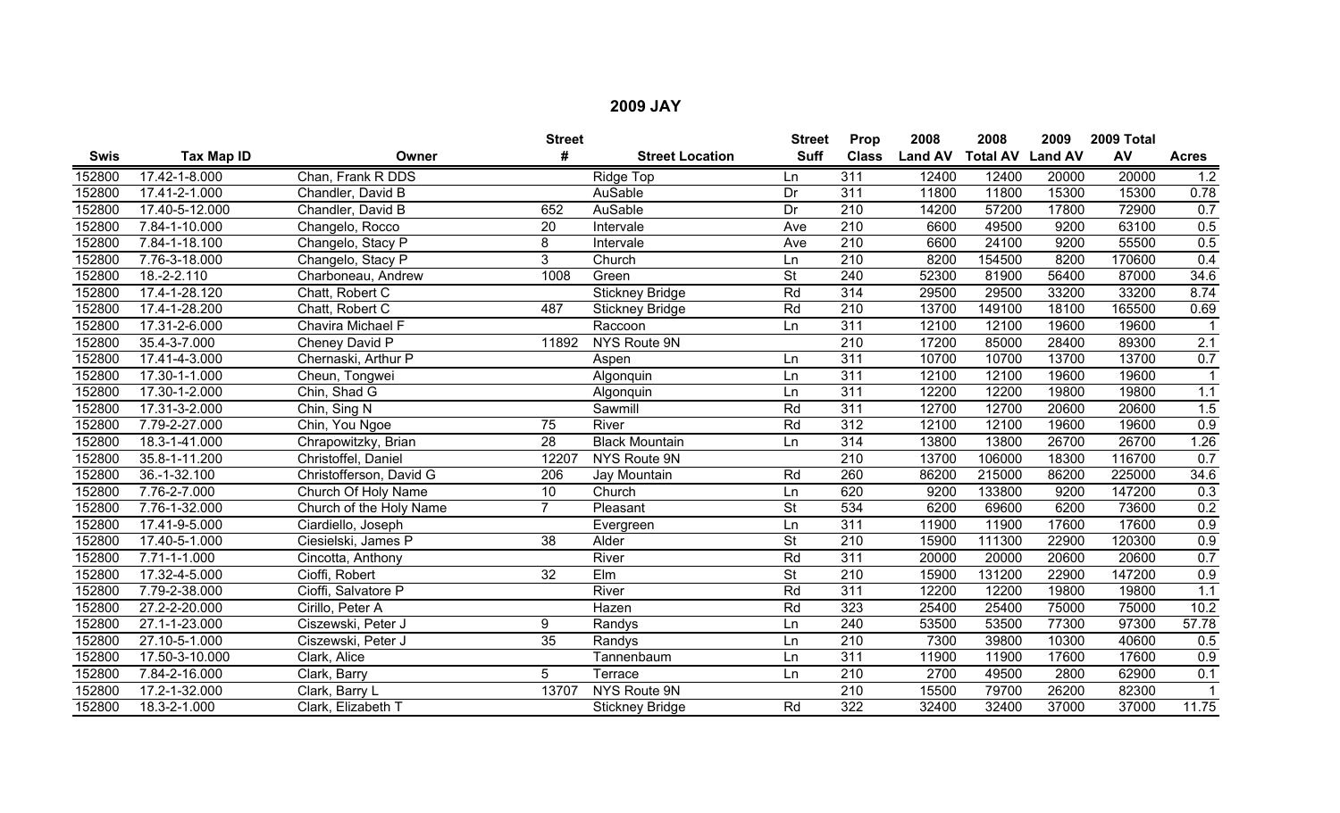## 2009 JAY

| Swis | Tax Map ID | Owner | Street # | Street Location | Street Suff | Prop Class | 2008 Land AV | 2008 Total AV | 2009 Land AV | 2009 Total AV | Acres |
|---|---|---|---|---|---|---|---|---|---|---|---|
| 152800 | 17.42-1-8.000 | Chan, Frank R DDS | | Ridge Top | Ln | 311 | 12400 | 12400 | 20000 | 20000 | 1.2 |
| 152800 | 17.41-2-1.000 | Chandler, David B | | AuSable | Dr | 311 | 11800 | 11800 | 15300 | 15300 | 0.78 |
| 152800 | 17.40-5-12.000 | Chandler, David B | 652 | AuSable | Dr | 210 | 14200 | 57200 | 17800 | 72900 | 0.7 |
| 152800 | 7.84-1-10.000 | Changelo, Rocco | 20 | Intervale | Ave | 210 | 6600 | 49500 | 9200 | 63100 | 0.5 |
| 152800 | 7.84-1-18.100 | Changelo, Stacy P | 8 | Intervale | Ave | 210 | 6600 | 24100 | 9200 | 55500 | 0.5 |
| 152800 | 7.76-3-18.000 | Changelo, Stacy P | 3 | Church | Ln | 210 | 8200 | 154500 | 8200 | 170600 | 0.4 |
| 152800 | 18.-2-2.110 | Charboneau, Andrew | 1008 | Green | St | 240 | 52300 | 81900 | 56400 | 87000 | 34.6 |
| 152800 | 17.4-1-28.120 | Chatt, Robert C | | Stickney Bridge | Rd | 314 | 29500 | 29500 | 33200 | 33200 | 8.74 |
| 152800 | 17.4-1-28.200 | Chatt, Robert C | 487 | Stickney Bridge | Rd | 210 | 13700 | 149100 | 18100 | 165500 | 0.69 |
| 152800 | 17.31-2-6.000 | Chavira Michael F | | Raccoon | Ln | 311 | 12100 | 12100 | 19600 | 19600 | 1 |
| 152800 | 35.4-3-7.000 | Cheney David P | 11892 | NYS Route 9N | | 210 | 17200 | 85000 | 28400 | 89300 | 2.1 |
| 152800 | 17.41-4-3.000 | Chernaski, Arthur P | | Aspen | Ln | 311 | 10700 | 10700 | 13700 | 13700 | 0.7 |
| 152800 | 17.30-1-1.000 | Cheun, Tongwei | | Algonquin | Ln | 311 | 12100 | 12100 | 19600 | 19600 | 1 |
| 152800 | 17.30-1-2.000 | Chin, Shad G | | Algonquin | Ln | 311 | 12200 | 12200 | 19800 | 19800 | 1.1 |
| 152800 | 17.31-3-2.000 | Chin, Sing N | | Sawmill | Rd | 311 | 12700 | 12700 | 20600 | 20600 | 1.5 |
| 152800 | 7.79-2-27.000 | Chin, You Ngoe | 75 | River | Rd | 312 | 12100 | 12100 | 19600 | 19600 | 0.9 |
| 152800 | 18.3-1-41.000 | Chrapowitzky, Brian | 28 | Black Mountain | Ln | 314 | 13800 | 13800 | 26700 | 26700 | 1.26 |
| 152800 | 35.8-1-11.200 | Christoffel, Daniel | 12207 | NYS Route 9N | | 210 | 13700 | 106000 | 18300 | 116700 | 0.7 |
| 152800 | 36.-1-32.100 | Christofferson, David G | 206 | Jay Mountain | Rd | 260 | 86200 | 215000 | 86200 | 225000 | 34.6 |
| 152800 | 7.76-2-7.000 | Church Of Holy Name | 10 | Church | Ln | 620 | 9200 | 133800 | 9200 | 147200 | 0.3 |
| 152800 | 7.76-1-32.000 | Church of the Holy Name | 7 | Pleasant | St | 534 | 6200 | 69600 | 6200 | 73600 | 0.2 |
| 152800 | 17.41-9-5.000 | Ciardiello, Joseph | | Evergreen | Ln | 311 | 11900 | 11900 | 17600 | 17600 | 0.9 |
| 152800 | 17.40-5-1.000 | Ciesielski, James P | 38 | Alder | St | 210 | 15900 | 111300 | 22900 | 120300 | 0.9 |
| 152800 | 7.71-1-1.000 | Cincotta, Anthony | | River | Rd | 311 | 20000 | 20000 | 20600 | 20600 | 0.7 |
| 152800 | 17.32-4-5.000 | Cioffi, Robert | 32 | Elm | St | 210 | 15900 | 131200 | 22900 | 147200 | 0.9 |
| 152800 | 7.79-2-38.000 | Cioffi, Salvatore P | | River | Rd | 311 | 12200 | 12200 | 19800 | 19800 | 1.1 |
| 152800 | 27.2-2-20.000 | Cirillo, Peter A | | Hazen | Rd | 323 | 25400 | 25400 | 75000 | 75000 | 10.2 |
| 152800 | 27.1-1-23.000 | Ciszewski, Peter J | 9 | Randys | Ln | 240 | 53500 | 53500 | 77300 | 97300 | 57.78 |
| 152800 | 27.10-5-1.000 | Ciszewski, Peter J | 35 | Randys | Ln | 210 | 7300 | 39800 | 10300 | 40600 | 0.5 |
| 152800 | 17.50-3-10.000 | Clark, Alice | | Tannenbaum | Ln | 311 | 11900 | 11900 | 17600 | 17600 | 0.9 |
| 152800 | 7.84-2-16.000 | Clark, Barry | 5 | Terrace | Ln | 210 | 2700 | 49500 | 2800 | 62900 | 0.1 |
| 152800 | 17.2-1-32.000 | Clark, Barry L | 13707 | NYS Route 9N | | 210 | 15500 | 79700 | 26200 | 82300 | 1 |
| 152800 | 18.3-2-1.000 | Clark, Elizabeth T | | Stickney Bridge | Rd | 322 | 32400 | 32400 | 37000 | 37000 | 11.75 |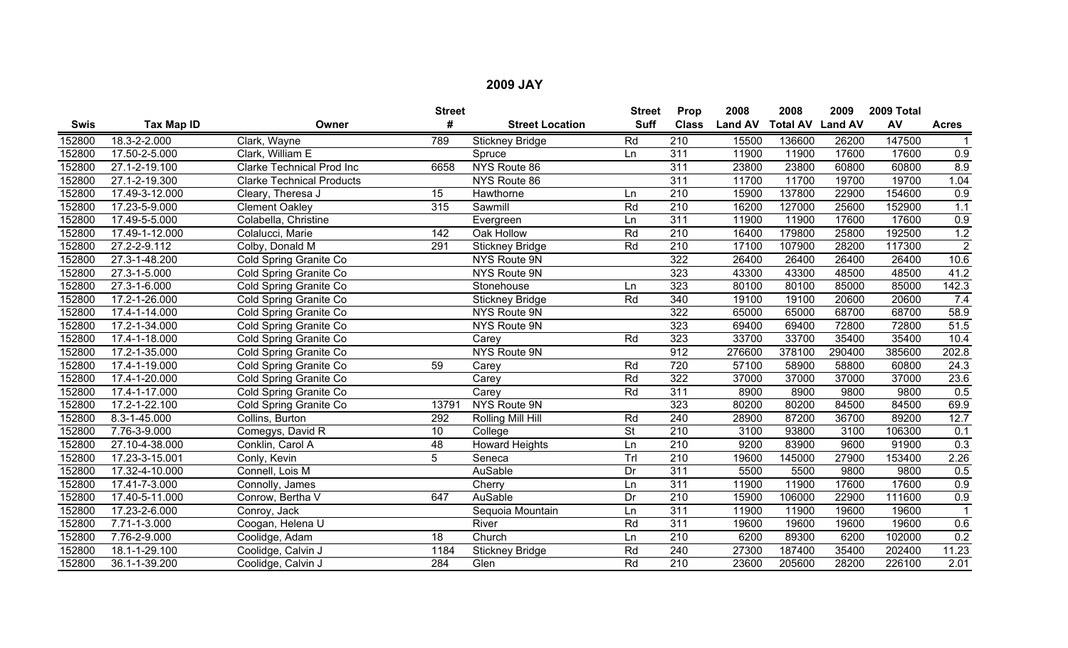## 2009 JAY

| Swis | Tax Map ID | Owner | Street # | Street Location | Street Suff | Prop Class | 2008 Land AV | 2008 Total AV | 2009 Land AV | 2009 Total AV | Acres |
|---|---|---|---|---|---|---|---|---|---|---|---|
| 152800 | 18.3-2-2.000 | Clark, Wayne | 789 | Stickney Bridge | Rd | 210 | 15500 | 136600 | 26200 | 147500 | 1 |
| 152800 | 17.50-2-5.000 | Clark, William E | | Spruce | Ln | 311 | 11900 | 11900 | 17600 | 17600 | 0.9 |
| 152800 | 27.1-2-19.100 | Clarke Technical Prod Inc | 6658 | NYS Route 86 | | 311 | 23800 | 23800 | 60800 | 60800 | 8.9 |
| 152800 | 27.1-2-19.300 | Clarke Technical Products | | NYS Route 86 | | 311 | 11700 | 11700 | 19700 | 19700 | 1.04 |
| 152800 | 17.49-3-12.000 | Cleary, Theresa J | 15 | Hawthorne | Ln | 210 | 15900 | 137800 | 22900 | 154600 | 0.9 |
| 152800 | 17.23-5-9.000 | Clement Oakley | 315 | Sawmill | Rd | 210 | 16200 | 127000 | 25600 | 152900 | 1.1 |
| 152800 | 17.49-5-5.000 | Colabella, Christine | | Evergreen | Ln | 311 | 11900 | 11900 | 17600 | 17600 | 0.9 |
| 152800 | 17.49-1-12.000 | Colalucci, Marie | 142 | Oak Hollow | Rd | 210 | 16400 | 179800 | 25800 | 192500 | 1.2 |
| 152800 | 27.2-2-9.112 | Colby, Donald M | 291 | Stickney Bridge | Rd | 210 | 17100 | 107900 | 28200 | 117300 | 2 |
| 152800 | 27.3-1-48.200 | Cold Spring Granite Co | | NYS Route 9N | | 322 | 26400 | 26400 | 26400 | 26400 | 10.6 |
| 152800 | 27.3-1-5.000 | Cold Spring Granite Co | | NYS Route 9N | | 323 | 43300 | 43300 | 48500 | 48500 | 41.2 |
| 152800 | 27.3-1-6.000 | Cold Spring Granite Co | | Stonehouse | Ln | 323 | 80100 | 80100 | 85000 | 85000 | 142.3 |
| 152800 | 17.2-1-26.000 | Cold Spring Granite Co | | Stickney Bridge | Rd | 340 | 19100 | 19100 | 20600 | 20600 | 7.4 |
| 152800 | 17.4-1-14.000 | Cold Spring Granite Co | | NYS Route 9N | | 322 | 65000 | 65000 | 68700 | 68700 | 58.9 |
| 152800 | 17.2-1-34.000 | Cold Spring Granite Co | | NYS Route 9N | | 323 | 69400 | 69400 | 72800 | 72800 | 51.5 |
| 152800 | 17.4-1-18.000 | Cold Spring Granite Co | | Carey | Rd | 323 | 33700 | 33700 | 35400 | 35400 | 10.4 |
| 152800 | 17.2-1-35.000 | Cold Spring Granite Co | | NYS Route 9N | | 912 | 276600 | 378100 | 290400 | 385600 | 202.8 |
| 152800 | 17.4-1-19.000 | Cold Spring Granite Co | 59 | Carey | Rd | 720 | 57100 | 58900 | 58800 | 60800 | 24.3 |
| 152800 | 17.4-1-20.000 | Cold Spring Granite Co | | Carey | Rd | 322 | 37000 | 37000 | 37000 | 37000 | 23.6 |
| 152800 | 17.4-1-17.000 | Cold Spring Granite Co | | Carey | Rd | 311 | 8900 | 8900 | 9800 | 9800 | 0.5 |
| 152800 | 17.2-1-22.100 | Cold Spring Granite Co | 13791 | NYS Route 9N | | 323 | 80200 | 80200 | 84500 | 84500 | 69.9 |
| 152800 | 8.3-1-45.000 | Collins, Burton | 292 | Rolling Mill Hill | Rd | 240 | 28900 | 87200 | 36700 | 89200 | 12.7 |
| 152800 | 7.76-3-9.000 | Comegys, David R | 10 | College | St | 210 | 3100 | 93800 | 3100 | 106300 | 0.1 |
| 152800 | 27.10-4-38.000 | Conklin, Carol A | 48 | Howard Heights | Ln | 210 | 9200 | 83900 | 9600 | 91900 | 0.3 |
| 152800 | 17.23-3-15.001 | Conly, Kevin | 5 | Seneca | Trl | 210 | 19600 | 145000 | 27900 | 153400 | 2.26 |
| 152800 | 17.32-4-10.000 | Connell, Lois M | | AuSable | Dr | 311 | 5500 | 5500 | 9800 | 9800 | 0.5 |
| 152800 | 17.41-7-3.000 | Connolly, James | | Cherry | Ln | 311 | 11900 | 11900 | 17600 | 17600 | 0.9 |
| 152800 | 17.40-5-11.000 | Conrow, Bertha V | 647 | AuSable | Dr | 210 | 15900 | 106000 | 22900 | 111600 | 0.9 |
| 152800 | 17.23-2-6.000 | Conroy, Jack | | Sequoia Mountain | Ln | 311 | 11900 | 11900 | 19600 | 19600 | 1 |
| 152800 | 7.71-1-3.000 | Coogan, Helena U | | River | Rd | 311 | 19600 | 19600 | 19600 | 19600 | 0.6 |
| 152800 | 7.76-2-9.000 | Coolidge, Adam | 18 | Church | Ln | 210 | 6200 | 89300 | 6200 | 102000 | 0.2 |
| 152800 | 18.1-1-29.100 | Coolidge, Calvin J | 1184 | Stickney Bridge | Rd | 240 | 27300 | 187400 | 35400 | 202400 | 11.23 |
| 152800 | 36.1-1-39.200 | Coolidge, Calvin J | 284 | Glen | Rd | 210 | 23600 | 205600 | 28200 | 226100 | 2.01 |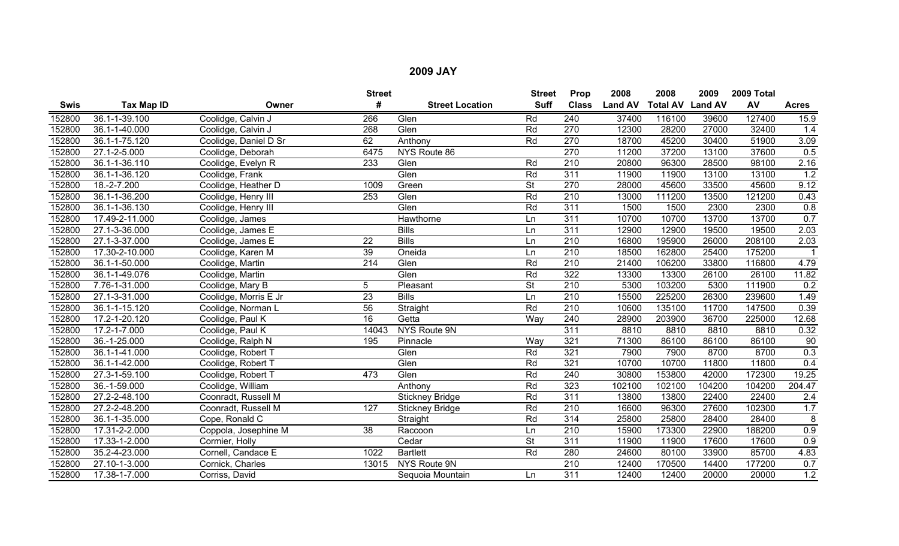## 2009 JAY

| Swis | Tax Map ID | Owner | Street # | Street Location | Street Suff | Prop Class | 2008 Land AV | 2008 Total AV | 2009 Land AV | 2009 Total AV | Acres |
|---|---|---|---|---|---|---|---|---|---|---|---|
| 152800 | 36.1-1-39.100 | Coolidge, Calvin J | 266 | Glen | Rd | 240 | 37400 | 116100 | 39600 | 127400 | 15.9 |
| 152800 | 36.1-1-40.000 | Coolidge, Calvin J | 268 | Glen | Rd | 270 | 12300 | 28200 | 27000 | 32400 | 1.4 |
| 152800 | 36.1-1-75.120 | Coolidge, Daniel D Sr | 62 | Anthony | Rd | 270 | 18700 | 45200 | 30400 | 51900 | 3.09 |
| 152800 | 27.1-2-5.000 | Coolidge, Deborah | 6475 | NYS Route 86 | | 270 | 11200 | 37200 | 13100 | 37600 | 0.5 |
| 152800 | 36.1-1-36.110 | Coolidge, Evelyn R | 233 | Glen | Rd | 210 | 20800 | 96300 | 28500 | 98100 | 2.16 |
| 152800 | 36.1-1-36.120 | Coolidge, Frank | | Glen | Rd | 311 | 11900 | 11900 | 13100 | 13100 | 1.2 |
| 152800 | 18.-2-7.200 | Coolidge, Heather D | 1009 | Green | St | 270 | 28000 | 45600 | 33500 | 45600 | 9.12 |
| 152800 | 36.1-1-36.200 | Coolidge, Henry III | 253 | Glen | Rd | 210 | 13000 | 111200 | 13500 | 121200 | 0.43 |
| 152800 | 36.1-1-36.130 | Coolidge, Henry III | | Glen | Rd | 311 | 1500 | 1500 | 2300 | 2300 | 0.8 |
| 152800 | 17.49-2-11.000 | Coolidge, James | | Hawthorne | Ln | 311 | 10700 | 10700 | 13700 | 13700 | 0.7 |
| 152800 | 27.1-3-36.000 | Coolidge, James E | | Bills | Ln | 311 | 12900 | 12900 | 19500 | 19500 | 2.03 |
| 152800 | 27.1-3-37.000 | Coolidge, James E | 22 | Bills | Ln | 210 | 16800 | 195900 | 26000 | 208100 | 2.03 |
| 152800 | 17.30-2-10.000 | Coolidge, Karen M | 39 | Oneida | Ln | 210 | 18500 | 162800 | 25400 | 175200 | 1 |
| 152800 | 36.1-1-50.000 | Coolidge, Martin | 214 | Glen | Rd | 210 | 21400 | 106200 | 33800 | 116800 | 4.79 |
| 152800 | 36.1-1-49.076 | Coolidge, Martin | | Glen | Rd | 322 | 13300 | 13300 | 26100 | 26100 | 11.82 |
| 152800 | 7.76-1-31.000 | Coolidge, Mary B | 5 | Pleasant | St | 210 | 5300 | 103200 | 5300 | 111900 | 0.2 |
| 152800 | 27.1-3-31.000 | Coolidge, Morris E Jr | 23 | Bills | Ln | 210 | 15500 | 225200 | 26300 | 239600 | 1.49 |
| 152800 | 36.1-1-15.120 | Coolidge, Norman L | 56 | Straight | Rd | 210 | 10600 | 135100 | 11700 | 147500 | 0.39 |
| 152800 | 17.2-1-20.120 | Coolidge, Paul K | 16 | Getta | Way | 240 | 28900 | 203900 | 36700 | 225000 | 12.68 |
| 152800 | 17.2-1-7.000 | Coolidge, Paul K | 14043 | NYS Route 9N | | 311 | 8810 | 8810 | 8810 | 8810 | 0.32 |
| 152800 | 36.-1-25.000 | Coolidge, Ralph N | 195 | Pinnacle | Way | 321 | 71300 | 86100 | 86100 | 86100 | 90 |
| 152800 | 36.1-1-41.000 | Coolidge, Robert T | | Glen | Rd | 321 | 7900 | 7900 | 8700 | 8700 | 0.3 |
| 152800 | 36.1-1-42.000 | Coolidge, Robert T | | Glen | Rd | 321 | 10700 | 10700 | 11800 | 11800 | 0.4 |
| 152800 | 27.3-1-59.100 | Coolidge, Robert T | 473 | Glen | Rd | 240 | 30800 | 153800 | 42000 | 172300 | 19.25 |
| 152800 | 36.-1-59.000 | Coolidge, William | | Anthony | Rd | 323 | 102100 | 102100 | 104200 | 104200 | 204.47 |
| 152800 | 27.2-2-48.100 | Coonradt, Russell M | | Stickney Bridge | Rd | 311 | 13800 | 13800 | 22400 | 22400 | 2.4 |
| 152800 | 27.2-2-48.200 | Coonradt, Russell M | 127 | Stickney Bridge | Rd | 210 | 16600 | 96300 | 27600 | 102300 | 1.7 |
| 152800 | 36.1-1-35.000 | Cope, Ronald C | | Straight | Rd | 314 | 25800 | 25800 | 28400 | 28400 | 8 |
| 152800 | 17.31-2-2.000 | Coppola, Josephine M | 38 | Raccoon | Ln | 210 | 15900 | 173300 | 22900 | 188200 | 0.9 |
| 152800 | 17.33-1-2.000 | Cormier, Holly | | Cedar | St | 311 | 11900 | 11900 | 17600 | 17600 | 0.9 |
| 152800 | 35.2-4-23.000 | Cornell, Candace E | 1022 | Bartlett | Rd | 280 | 24600 | 80100 | 33900 | 85700 | 4.83 |
| 152800 | 27.10-1-3.000 | Cornick, Charles | 13015 | NYS Route 9N | | 210 | 12400 | 170500 | 14400 | 177200 | 0.7 |
| 152800 | 17.38-1-7.000 | Corriss, David | | Sequoia Mountain | Ln | 311 | 12400 | 12400 | 20000 | 20000 | 1.2 |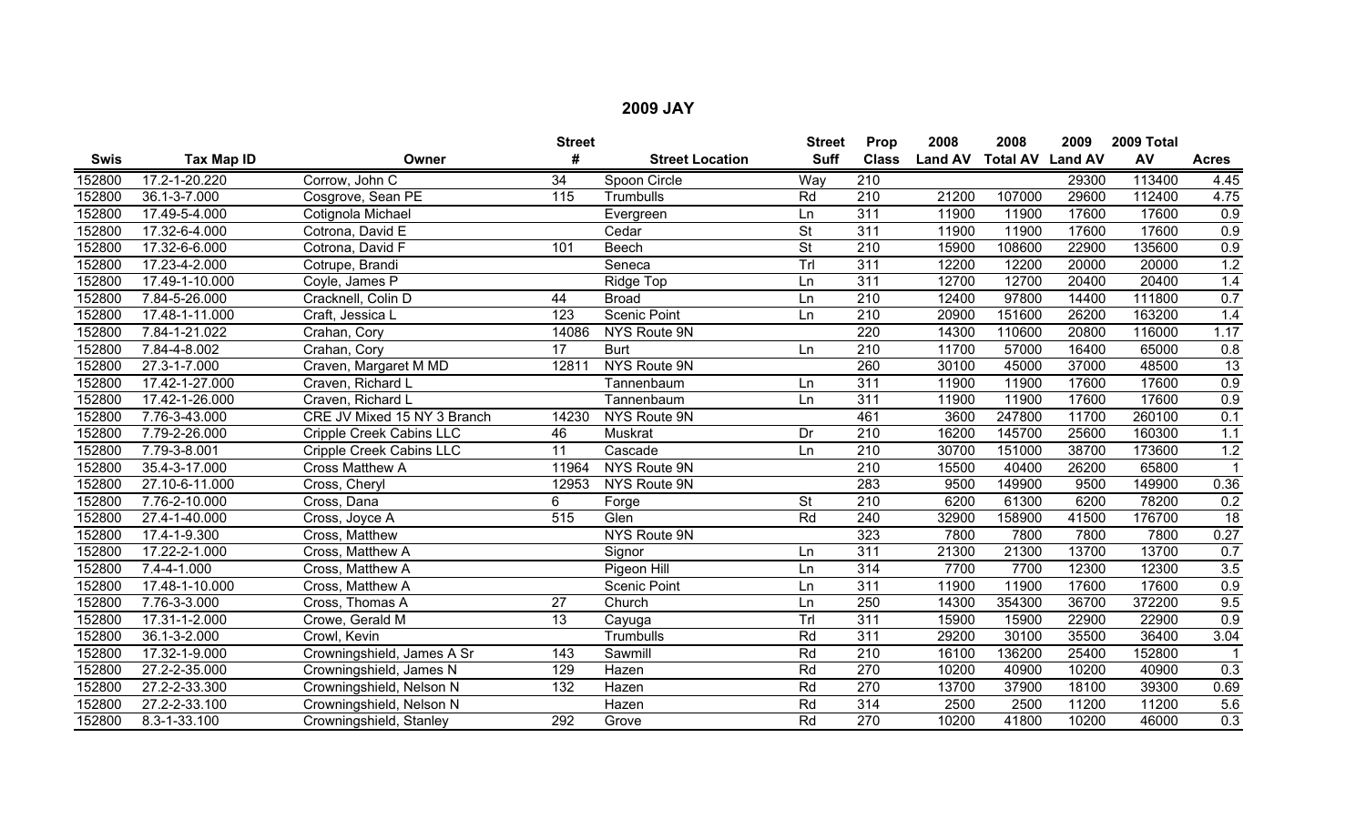## 2009 JAY

| Swis | Tax Map ID | Owner | Street # | Street Location | Street Suff | Prop Class | 2008 Land AV | 2008 Total AV | 2009 Land AV | 2009 Total AV | Acres |
|---|---|---|---|---|---|---|---|---|---|---|---|
| 152800 | 17.2-1-20.220 | Corrow, John C | 34 | Spoon Circle | Way | 210 | | | 29300 | 113400 | 4.45 |
| 152800 | 36.1-3-7.000 | Cosgrove, Sean PE | 115 | Trumbulls | Rd | 210 | 21200 | 107000 | 29600 | 112400 | 4.75 |
| 152800 | 17.49-5-4.000 | Cotignola Michael | | Evergreen | Ln | 311 | 11900 | 11900 | 17600 | 17600 | 0.9 |
| 152800 | 17.32-6-4.000 | Cotrona, David E | | Cedar | St | 311 | 11900 | 11900 | 17600 | 17600 | 0.9 |
| 152800 | 17.32-6-6.000 | Cotrona, David F | 101 | Beech | St | 210 | 15900 | 108600 | 22900 | 135600 | 0.9 |
| 152800 | 17.23-4-2.000 | Cotrupe, Brandi | | Seneca | Trl | 311 | 12200 | 12200 | 20000 | 20000 | 1.2 |
| 152800 | 17.49-1-10.000 | Coyle, James P | | Ridge Top | Ln | 311 | 12700 | 12700 | 20400 | 20400 | 1.4 |
| 152800 | 7.84-5-26.000 | Cracknell, Colin D | 44 | Broad | Ln | 210 | 12400 | 97800 | 14400 | 111800 | 0.7 |
| 152800 | 17.48-1-11.000 | Craft, Jessica L | 123 | Scenic Point | Ln | 210 | 20900 | 151600 | 26200 | 163200 | 1.4 |
| 152800 | 7.84-1-21.022 | Crahan, Cory | 14086 | NYS Route 9N | | 220 | 14300 | 110600 | 20800 | 116000 | 1.17 |
| 152800 | 7.84-4-8.002 | Crahan, Cory | 17 | Burt | Ln | 210 | 11700 | 57000 | 16400 | 65000 | 0.8 |
| 152800 | 27.3-1-7.000 | Craven, Margaret M MD | 12811 | NYS Route 9N | | 260 | 30100 | 45000 | 37000 | 48500 | 13 |
| 152800 | 17.42-1-27.000 | Craven, Richard L | | Tannenbaum | Ln | 311 | 11900 | 11900 | 17600 | 17600 | 0.9 |
| 152800 | 17.42-1-26.000 | Craven, Richard L | | Tannenbaum | Ln | 311 | 11900 | 11900 | 17600 | 17600 | 0.9 |
| 152800 | 7.76-3-43.000 | CRE JV Mixed 15 NY 3 Branch | 14230 | NYS Route 9N | | 461 | 3600 | 247800 | 11700 | 260100 | 0.1 |
| 152800 | 7.79-2-26.000 | Cripple Creek Cabins LLC | 46 | Muskrat | Dr | 210 | 16200 | 145700 | 25600 | 160300 | 1.1 |
| 152800 | 7.79-3-8.001 | Cripple Creek Cabins LLC | 11 | Cascade | Ln | 210 | 30700 | 151000 | 38700 | 173600 | 1.2 |
| 152800 | 35.4-3-17.000 | Cross Matthew A | 11964 | NYS Route 9N | | 210 | 15500 | 40400 | 26200 | 65800 | 1 |
| 152800 | 27.10-6-11.000 | Cross, Cheryl | 12953 | NYS Route 9N | | 283 | 9500 | 149900 | 9500 | 149900 | 0.36 |
| 152800 | 7.76-2-10.000 | Cross, Dana | 6 | Forge | St | 210 | 6200 | 61300 | 6200 | 78200 | 0.2 |
| 152800 | 27.4-1-40.000 | Cross, Joyce A | 515 | Glen | Rd | 240 | 32900 | 158900 | 41500 | 176700 | 18 |
| 152800 | 17.4-1-9.300 | Cross, Matthew | | NYS Route 9N | | 323 | 7800 | 7800 | 7800 | 7800 | 0.27 |
| 152800 | 17.22-2-1.000 | Cross, Matthew A | | Signor | Ln | 311 | 21300 | 21300 | 13700 | 13700 | 0.7 |
| 152800 | 7.4-4-1.000 | Cross, Matthew A | | Pigeon Hill | Ln | 314 | 7700 | 7700 | 12300 | 12300 | 3.5 |
| 152800 | 17.48-1-10.000 | Cross, Matthew A | | Scenic Point | Ln | 311 | 11900 | 11900 | 17600 | 17600 | 0.9 |
| 152800 | 7.76-3-3.000 | Cross, Thomas A | 27 | Church | Ln | 250 | 14300 | 354300 | 36700 | 372200 | 9.5 |
| 152800 | 17.31-1-2.000 | Crowe, Gerald M | 13 | Cayuga | Trl | 311 | 15900 | 15900 | 22900 | 22900 | 0.9 |
| 152800 | 36.1-3-2.000 | Crowl, Kevin | | Trumbulls | Rd | 311 | 29200 | 30100 | 35500 | 36400 | 3.04 |
| 152800 | 17.32-1-9.000 | Crowningshield, James A Sr | 143 | Sawmill | Rd | 210 | 16100 | 136200 | 25400 | 152800 | 1 |
| 152800 | 27.2-2-35.000 | Crowningshield, James N | 129 | Hazen | Rd | 270 | 10200 | 40900 | 10200 | 40900 | 0.3 |
| 152800 | 27.2-2-33.300 | Crowningshield, Nelson N | 132 | Hazen | Rd | 270 | 13700 | 37900 | 18100 | 39300 | 0.69 |
| 152800 | 27.2-2-33.100 | Crowningshield, Nelson N | | Hazen | Rd | 314 | 2500 | 2500 | 11200 | 11200 | 5.6 |
| 152800 | 8.3-1-33.100 | Crowningshield, Stanley | 292 | Grove | Rd | 270 | 10200 | 41800 | 10200 | 46000 | 0.3 |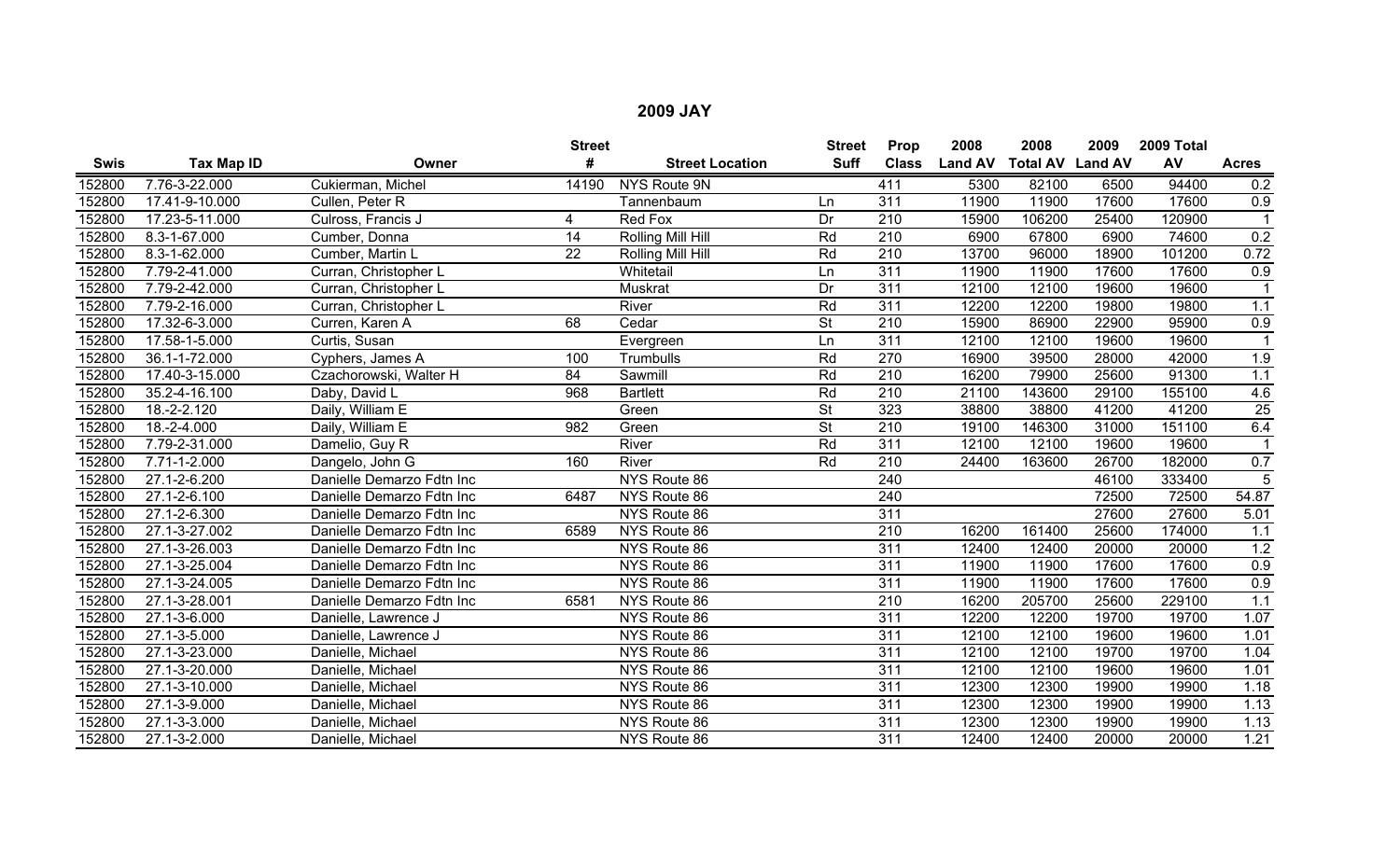## 2009 JAY

| Swis | Tax Map ID | Owner | Street # | Street Location | Street Suff | Prop Class | 2008 Land AV | 2008 Total AV | 2009 Land AV | 2009 Total AV | Acres |
|---|---|---|---|---|---|---|---|---|---|---|---|
| 152800 | 7.76-3-22.000 | Cukierman, Michel | 14190 | NYS Route 9N | | 411 | 5300 | 82100 | 6500 | 94400 | 0.2 |
| 152800 | 17.41-9-10.000 | Cullen, Peter R | | Tannenbaum | Ln | 311 | 11900 | 11900 | 17600 | 17600 | 0.9 |
| 152800 | 17.23-5-11.000 | Culross, Francis J | 4 | Red Fox | Dr | 210 | 15900 | 106200 | 25400 | 120900 | 1 |
| 152800 | 8.3-1-67.000 | Cumber, Donna | 14 | Rolling Mill Hill | Rd | 210 | 6900 | 67800 | 6900 | 74600 | 0.2 |
| 152800 | 8.3-1-62.000 | Cumber, Martin L | 22 | Rolling Mill Hill | Rd | 210 | 13700 | 96000 | 18900 | 101200 | 0.72 |
| 152800 | 7.79-2-41.000 | Curran, Christopher L | | Whitetail | Ln | 311 | 11900 | 11900 | 17600 | 17600 | 0.9 |
| 152800 | 7.79-2-42.000 | Curran, Christopher L | | Muskrat | Dr | 311 | 12100 | 12100 | 19600 | 19600 | 1 |
| 152800 | 7.79-2-16.000 | Curran, Christopher L | | River | Rd | 311 | 12200 | 12200 | 19800 | 19800 | 1.1 |
| 152800 | 17.32-6-3.000 | Curren, Karen A | 68 | Cedar | St | 210 | 15900 | 86900 | 22900 | 95900 | 0.9 |
| 152800 | 17.58-1-5.000 | Curtis, Susan | | Evergreen | Ln | 311 | 12100 | 12100 | 19600 | 19600 | 1 |
| 152800 | 36.1-1-72.000 | Cyphers, James A | 100 | Trumbulls | Rd | 270 | 16900 | 39500 | 28000 | 42000 | 1.9 |
| 152800 | 17.40-3-15.000 | Czachorowski, Walter H | 84 | Sawmill | Rd | 210 | 16200 | 79900 | 25600 | 91300 | 1.1 |
| 152800 | 35.2-4-16.100 | Daby, David L | 968 | Bartlett | Rd | 210 | 21100 | 143600 | 29100 | 155100 | 4.6 |
| 152800 | 18.-2-2.120 | Daily, William E | | Green | St | 323 | 38800 | 38800 | 41200 | 41200 | 25 |
| 152800 | 18.-2-4.000 | Daily, William E | 982 | Green | St | 210 | 19100 | 146300 | 31000 | 151100 | 6.4 |
| 152800 | 7.79-2-31.000 | Damelio, Guy R | | River | Rd | 311 | 12100 | 12100 | 19600 | 19600 | 1 |
| 152800 | 7.71-1-2.000 | Dangelo, John G | 160 | River | Rd | 210 | 24400 | 163600 | 26700 | 182000 | 0.7 |
| 152800 | 27.1-2-6.200 | Danielle Demarzo Fdtn Inc | | NYS Route 86 | | 240 | | | 46100 | 333400 | 5 |
| 152800 | 27.1-2-6.100 | Danielle Demarzo Fdtn Inc | 6487 | NYS Route 86 | | 240 | | | 72500 | 72500 | 54.87 |
| 152800 | 27.1-2-6.300 | Danielle Demarzo Fdtn Inc | | NYS Route 86 | | 311 | | | 27600 | 27600 | 5.01 |
| 152800 | 27.1-3-27.002 | Danielle Demarzo Fdtn Inc | 6589 | NYS Route 86 | | 210 | 16200 | 161400 | 25600 | 174000 | 1.1 |
| 152800 | 27.1-3-26.003 | Danielle Demarzo Fdtn Inc | | NYS Route 86 | | 311 | 12400 | 12400 | 20000 | 20000 | 1.2 |
| 152800 | 27.1-3-25.004 | Danielle Demarzo Fdtn Inc | | NYS Route 86 | | 311 | 11900 | 11900 | 17600 | 17600 | 0.9 |
| 152800 | 27.1-3-24.005 | Danielle Demarzo Fdtn Inc | | NYS Route 86 | | 311 | 11900 | 11900 | 17600 | 17600 | 0.9 |
| 152800 | 27.1-3-28.001 | Danielle Demarzo Fdtn Inc | 6581 | NYS Route 86 | | 210 | 16200 | 205700 | 25600 | 229100 | 1.1 |
| 152800 | 27.1-3-6.000 | Danielle, Lawrence J | | NYS Route 86 | | 311 | 12200 | 12200 | 19700 | 19700 | 1.07 |
| 152800 | 27.1-3-5.000 | Danielle, Lawrence J | | NYS Route 86 | | 311 | 12100 | 12100 | 19600 | 19600 | 1.01 |
| 152800 | 27.1-3-23.000 | Danielle, Michael | | NYS Route 86 | | 311 | 12100 | 12100 | 19700 | 19700 | 1.04 |
| 152800 | 27.1-3-20.000 | Danielle, Michael | | NYS Route 86 | | 311 | 12100 | 12100 | 19600 | 19600 | 1.01 |
| 152800 | 27.1-3-10.000 | Danielle, Michael | | NYS Route 86 | | 311 | 12300 | 12300 | 19900 | 19900 | 1.18 |
| 152800 | 27.1-3-9.000 | Danielle, Michael | | NYS Route 86 | | 311 | 12300 | 12300 | 19900 | 19900 | 1.13 |
| 152800 | 27.1-3-3.000 | Danielle, Michael | | NYS Route 86 | | 311 | 12300 | 12300 | 19900 | 19900 | 1.13 |
| 152800 | 27.1-3-2.000 | Danielle, Michael | | NYS Route 86 | | 311 | 12400 | 12400 | 20000 | 20000 | 1.21 |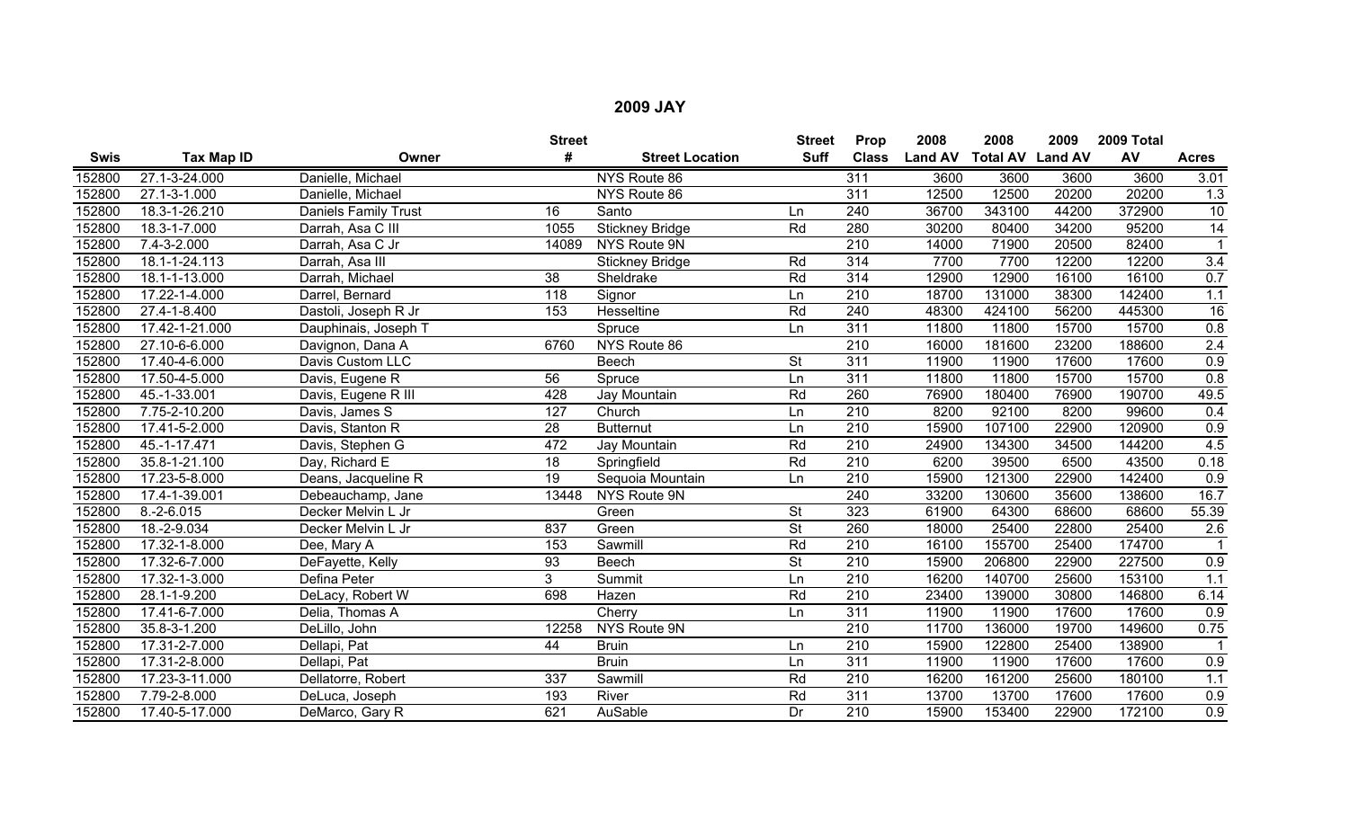## 2009 JAY

| Swis | Tax Map ID | Owner | Street # | Street Location | Street Suff | Prop Class | 2008 Land AV | 2008 Total AV | 2009 Land AV | 2009 Total AV | Acres |
|---|---|---|---|---|---|---|---|---|---|---|---|
| 152800 | 27.1-3-24.000 | Danielle, Michael | | NYS Route 86 | | 311 | 3600 | 3600 | 3600 | 3600 | 3.01 |
| 152800 | 27.1-3-1.000 | Danielle, Michael | | NYS Route 86 | | 311 | 12500 | 12500 | 20200 | 20200 | 1.3 |
| 152800 | 18.3-1-26.210 | Daniels Family Trust | 16 | Santo | Ln | 240 | 36700 | 343100 | 44200 | 372900 | 10 |
| 152800 | 18.3-1-7.000 | Darrah, Asa C III | 1055 | Stickney Bridge | Rd | 280 | 30200 | 80400 | 34200 | 95200 | 14 |
| 152800 | 7.4-3-2.000 | Darrah, Asa C Jr | 14089 | NYS Route 9N | | 210 | 14000 | 71900 | 20500 | 82400 | 1 |
| 152800 | 18.1-1-24.113 | Darrah, Asa III | | Stickney Bridge | Rd | 314 | 7700 | 7700 | 12200 | 12200 | 3.4 |
| 152800 | 18.1-1-13.000 | Darrah, Michael | 38 | Sheldrake | Rd | 314 | 12900 | 12900 | 16100 | 16100 | 0.7 |
| 152800 | 17.22-1-4.000 | Darrel, Bernard | 118 | Signor | Ln | 210 | 18700 | 131000 | 38300 | 142400 | 1.1 |
| 152800 | 27.4-1-8.400 | Dastoli, Joseph R Jr | 153 | Hesseltine | Rd | 240 | 48300 | 424100 | 56200 | 445300 | 16 |
| 152800 | 17.42-1-21.000 | Dauphinais, Joseph T | | Spruce | Ln | 311 | 11800 | 11800 | 15700 | 15700 | 0.8 |
| 152800 | 27.10-6-6.000 | Davignon, Dana A | 6760 | NYS Route 86 | | 210 | 16000 | 181600 | 23200 | 188600 | 2.4 |
| 152800 | 17.40-4-6.000 | Davis Custom LLC | | Beech | St | 311 | 11900 | 11900 | 17600 | 17600 | 0.9 |
| 152800 | 17.50-4-5.000 | Davis, Eugene R | 56 | Spruce | Ln | 311 | 11800 | 11800 | 15700 | 15700 | 0.8 |
| 152800 | 45.-1-33.001 | Davis, Eugene R III | 428 | Jay Mountain | Rd | 260 | 76900 | 180400 | 76900 | 190700 | 49.5 |
| 152800 | 7.75-2-10.200 | Davis, James S | 127 | Church | Ln | 210 | 8200 | 92100 | 8200 | 99600 | 0.4 |
| 152800 | 17.41-5-2.000 | Davis, Stanton R | 28 | Butternut | Ln | 210 | 15900 | 107100 | 22900 | 120900 | 0.9 |
| 152800 | 45.-1-17.471 | Davis, Stephen G | 472 | Jay Mountain | Rd | 210 | 24900 | 134300 | 34500 | 144200 | 4.5 |
| 152800 | 35.8-1-21.100 | Day, Richard E | 18 | Springfield | Rd | 210 | 6200 | 39500 | 6500 | 43500 | 0.18 |
| 152800 | 17.23-5-8.000 | Deans, Jacqueline R | 19 | Sequoia Mountain | Ln | 210 | 15900 | 121300 | 22900 | 142400 | 0.9 |
| 152800 | 17.4-1-39.001 | Debeauchamp, Jane | 13448 | NYS Route 9N | | 240 | 33200 | 130600 | 35600 | 138600 | 16.7 |
| 152800 | 8.-2-6.015 | Decker Melvin L Jr | | Green | St | 323 | 61900 | 64300 | 68600 | 68600 | 55.39 |
| 152800 | 18.-2-9.034 | Decker Melvin L Jr | 837 | Green | St | 260 | 18000 | 25400 | 22800 | 25400 | 2.6 |
| 152800 | 17.32-1-8.000 | Dee, Mary A | 153 | Sawmill | Rd | 210 | 16100 | 155700 | 25400 | 174700 | 1 |
| 152800 | 17.32-6-7.000 | DeFayette, Kelly | 93 | Beech | St | 210 | 15900 | 206800 | 22900 | 227500 | 0.9 |
| 152800 | 17.32-1-3.000 | Defina Peter | 3 | Summit | Ln | 210 | 16200 | 140700 | 25600 | 153100 | 1.1 |
| 152800 | 28.1-1-9.200 | DeLacy, Robert W | 698 | Hazen | Rd | 210 | 23400 | 139000 | 30800 | 146800 | 6.14 |
| 152800 | 17.41-6-7.000 | Delia, Thomas A | | Cherry | Ln | 311 | 11900 | 11900 | 17600 | 17600 | 0.9 |
| 152800 | 35.8-3-1.200 | DeLillo, John | 12258 | NYS Route 9N | | 210 | 11700 | 136000 | 19700 | 149600 | 0.75 |
| 152800 | 17.31-2-7.000 | Dellapi, Pat | 44 | Bruin | Ln | 210 | 15900 | 122800 | 25400 | 138900 | 1 |
| 152800 | 17.31-2-8.000 | Dellapi, Pat | | Bruin | Ln | 311 | 11900 | 11900 | 17600 | 17600 | 0.9 |
| 152800 | 17.23-3-11.000 | Dellatorre, Robert | 337 | Sawmill | Rd | 210 | 16200 | 161200 | 25600 | 180100 | 1.1 |
| 152800 | 7.79-2-8.000 | DeLuca, Joseph | 193 | River | Rd | 311 | 13700 | 13700 | 17600 | 17600 | 0.9 |
| 152800 | 17.40-5-17.000 | DeMarco, Gary R | 621 | AuSable | Dr | 210 | 15900 | 153400 | 22900 | 172100 | 0.9 |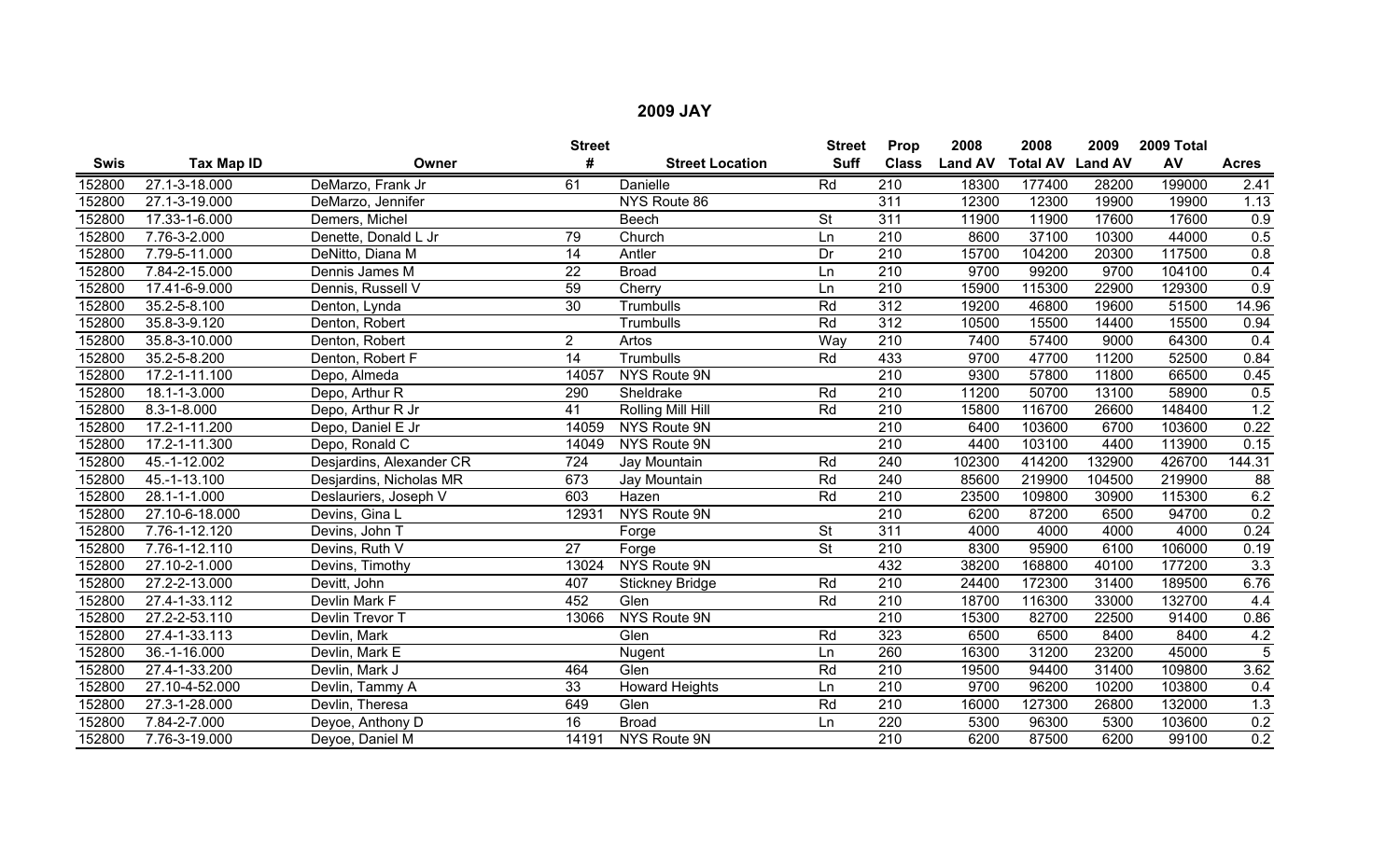# 2009 JAY

| Swis | Tax Map ID | Owner | Street # | Street Location | Street Suff | Prop Class | 2008 Land AV | 2008 Total AV | 2009 Land AV | 2009 Total AV | Acres |
|---|---|---|---|---|---|---|---|---|---|---|---|
| 152800 | 27.1-3-18.000 | DeMarzo, Frank Jr | 61 | Danielle | Rd | 210 | 18300 | 177400 | 28200 | 199000 | 2.41 |
| 152800 | 27.1-3-19.000 | DeMarzo, Jennifer | | NYS Route 86 | | 311 | 12300 | 12300 | 19900 | 19900 | 1.13 |
| 152800 | 17.33-1-6.000 | Demers, Michel | | Beech | St | 311 | 11900 | 11900 | 17600 | 17600 | 0.9 |
| 152800 | 7.76-3-2.000 | Denette, Donald L Jr | 79 | Church | Ln | 210 | 8600 | 37100 | 10300 | 44000 | 0.5 |
| 152800 | 7.79-5-11.000 | DeNitto, Diana M | 14 | Antler | Dr | 210 | 15700 | 104200 | 20300 | 117500 | 0.8 |
| 152800 | 7.84-2-15.000 | Dennis James M | 22 | Broad | Ln | 210 | 9700 | 99200 | 9700 | 104100 | 0.4 |
| 152800 | 17.41-6-9.000 | Dennis, Russell V | 59 | Cherry | Ln | 210 | 15900 | 115300 | 22900 | 129300 | 0.9 |
| 152800 | 35.2-5-8.100 | Denton, Lynda | 30 | Trumbulls | Rd | 312 | 19200 | 46800 | 19600 | 51500 | 14.96 |
| 152800 | 35.8-3-9.120 | Denton, Robert | | Trumbulls | Rd | 312 | 10500 | 15500 | 14400 | 15500 | 0.94 |
| 152800 | 35.8-3-10.000 | Denton, Robert | 2 | Artos | Way | 210 | 7400 | 57400 | 9000 | 64300 | 0.4 |
| 152800 | 35.2-5-8.200 | Denton, Robert F | 14 | Trumbulls | Rd | 433 | 9700 | 47700 | 11200 | 52500 | 0.84 |
| 152800 | 17.2-1-11.100 | Depo, Almeda | 14057 | NYS Route 9N | | 210 | 9300 | 57800 | 11800 | 66500 | 0.45 |
| 152800 | 18.1-1-3.000 | Depo, Arthur R | 290 | Sheldrake | Rd | 210 | 11200 | 50700 | 13100 | 58900 | 0.5 |
| 152800 | 8.3-1-8.000 | Depo, Arthur R Jr | 41 | Rolling Mill Hill | Rd | 210 | 15800 | 116700 | 26600 | 148400 | 1.2 |
| 152800 | 17.2-1-11.200 | Depo, Daniel E Jr | 14059 | NYS Route 9N | | 210 | 6400 | 103600 | 6700 | 103600 | 0.22 |
| 152800 | 17.2-1-11.300 | Depo, Ronald C | 14049 | NYS Route 9N | | 210 | 4400 | 103100 | 4400 | 113900 | 0.15 |
| 152800 | 45.-1-12.002 | Desjardins, Alexander CR | 724 | Jay Mountain | Rd | 240 | 102300 | 414200 | 132900 | 426700 | 144.31 |
| 152800 | 45.-1-13.100 | Desjardins, Nicholas MR | 673 | Jay Mountain | Rd | 240 | 85600 | 219900 | 104500 | 219900 | 88 |
| 152800 | 28.1-1-1.000 | Deslauriers, Joseph V | 603 | Hazen | Rd | 210 | 23500 | 109800 | 30900 | 115300 | 6.2 |
| 152800 | 27.10-6-18.000 | Devins, Gina L | 12931 | NYS Route 9N | | 210 | 6200 | 87200 | 6500 | 94700 | 0.2 |
| 152800 | 7.76-1-12.120 | Devins, John T | | Forge | St | 311 | 4000 | 4000 | 4000 | 4000 | 0.24 |
| 152800 | 7.76-1-12.110 | Devins, Ruth V | 27 | Forge | St | 210 | 8300 | 95900 | 6100 | 106000 | 0.19 |
| 152800 | 27.10-2-1.000 | Devins, Timothy | 13024 | NYS Route 9N | | 432 | 38200 | 168800 | 40100 | 177200 | 3.3 |
| 152800 | 27.2-2-13.000 | Devitt, John | 407 | Stickney Bridge | Rd | 210 | 24400 | 172300 | 31400 | 189500 | 6.76 |
| 152800 | 27.4-1-33.112 | Devlin Mark F | 452 | Glen | Rd | 210 | 18700 | 116300 | 33000 | 132700 | 4.4 |
| 152800 | 27.2-2-53.110 | Devlin Trevor T | 13066 | NYS Route 9N | | 210 | 15300 | 82700 | 22500 | 91400 | 0.86 |
| 152800 | 27.4-1-33.113 | Devlin, Mark | | Glen | Rd | 323 | 6500 | 6500 | 8400 | 8400 | 4.2 |
| 152800 | 36.-1-16.000 | Devlin, Mark E | | Nugent | Ln | 260 | 16300 | 31200 | 23200 | 45000 | 5 |
| 152800 | 27.4-1-33.200 | Devlin, Mark J | 464 | Glen | Rd | 210 | 19500 | 94400 | 31400 | 109800 | 3.62 |
| 152800 | 27.10-4-52.000 | Devlin, Tammy A | 33 | Howard Heights | Ln | 210 | 9700 | 96200 | 10200 | 103800 | 0.4 |
| 152800 | 27.3-1-28.000 | Devlin, Theresa | 649 | Glen | Rd | 210 | 16000 | 127300 | 26800 | 132000 | 1.3 |
| 152800 | 7.84-2-7.000 | Deyoe, Anthony D | 16 | Broad | Ln | 220 | 5300 | 96300 | 5300 | 103600 | 0.2 |
| 152800 | 7.76-3-19.000 | Deyoe, Daniel M | 14191 | NYS Route 9N | | 210 | 6200 | 87500 | 6200 | 99100 | 0.2 |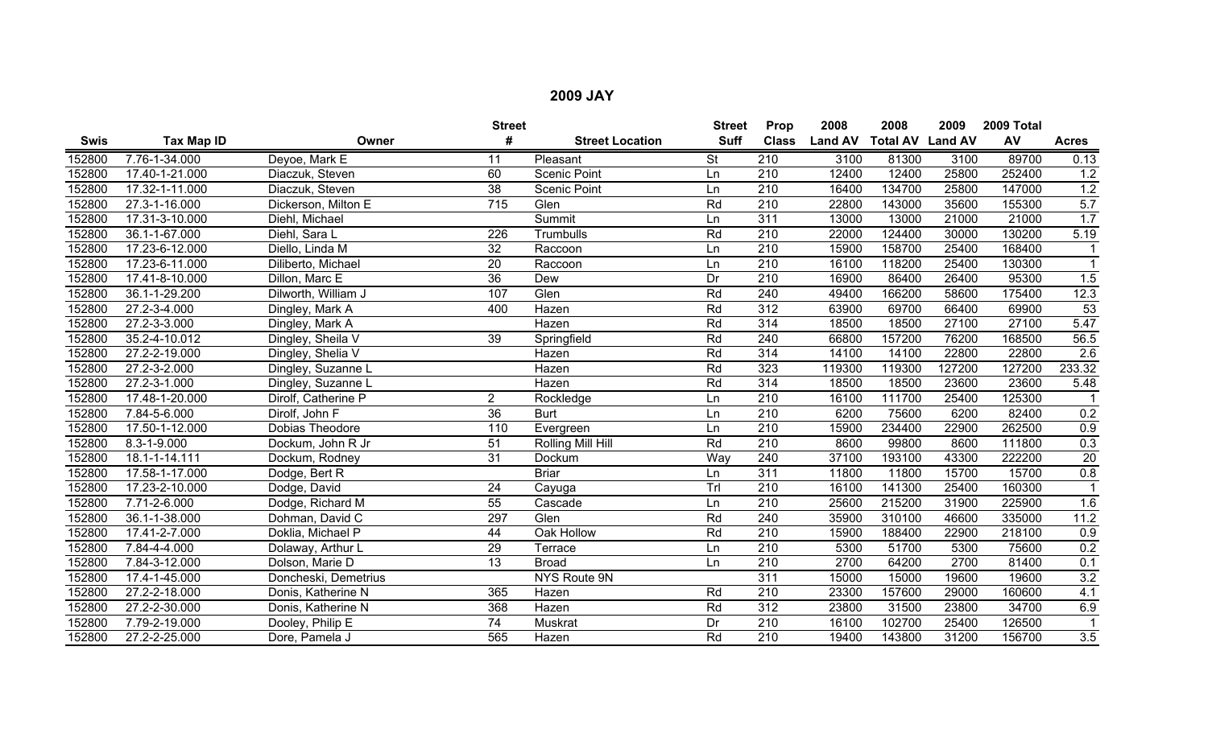## 2009 JAY

| Swis | Tax Map ID | Owner | Street # | Street Location | Street Suff | Prop Class | 2008 Land AV | 2008 Total AV | 2009 Land AV | 2009 Total AV | Acres |
|---|---|---|---|---|---|---|---|---|---|---|---|
| 152800 | 7.76-1-34.000 | Deyoe, Mark E | 11 | Pleasant | St | 210 | 3100 | 81300 | 3100 | 89700 | 0.13 |
| 152800 | 17.40-1-21.000 | Diaczuk, Steven | 60 | Scenic Point | Ln | 210 | 12400 | 12400 | 25800 | 252400 | 1.2 |
| 152800 | 17.32-1-11.000 | Diaczuk, Steven | 38 | Scenic Point | Ln | 210 | 16400 | 134700 | 25800 | 147000 | 1.2 |
| 152800 | 27.3-1-16.000 | Dickerson, Milton E | 715 | Glen | Rd | 210 | 22800 | 143000 | 35600 | 155300 | 5.7 |
| 152800 | 17.31-3-10.000 | Diehl, Michael | | Summit | Ln | 311 | 13000 | 13000 | 21000 | 21000 | 1.7 |
| 152800 | 36.1-1-67.000 | Diehl, Sara L | 226 | Trumbulls | Rd | 210 | 22000 | 124400 | 30000 | 130200 | 5.19 |
| 152800 | 17.23-6-12.000 | Diello, Linda M | 32 | Raccoon | Ln | 210 | 15900 | 158700 | 25400 | 168400 | 1 |
| 152800 | 17.23-6-11.000 | Diliberto, Michael | 20 | Raccoon | Ln | 210 | 16100 | 118200 | 25400 | 130300 | 1 |
| 152800 | 17.41-8-10.000 | Dillon, Marc E | 36 | Dew | Dr | 210 | 16900 | 86400 | 26400 | 95300 | 1.5 |
| 152800 | 36.1-1-29.200 | Dilworth, William J | 107 | Glen | Rd | 240 | 49400 | 166200 | 58600 | 175400 | 12.3 |
| 152800 | 27.2-3-4.000 | Dingley, Mark A | 400 | Hazen | Rd | 312 | 63900 | 69700 | 66400 | 69900 | 53 |
| 152800 | 27.2-3-3.000 | Dingley, Mark A | | Hazen | Rd | 314 | 18500 | 18500 | 27100 | 27100 | 5.47 |
| 152800 | 35.2-4-10.012 | Dingley, Sheila V | 39 | Springfield | Rd | 240 | 66800 | 157200 | 76200 | 168500 | 56.5 |
| 152800 | 27.2-2-19.000 | Dingley, Shelia V | | Hazen | Rd | 314 | 14100 | 14100 | 22800 | 22800 | 2.6 |
| 152800 | 27.2-3-2.000 | Dingley, Suzanne L | | Hazen | Rd | 323 | 119300 | 119300 | 127200 | 127200 | 233.32 |
| 152800 | 27.2-3-1.000 | Dingley, Suzanne L | | Hazen | Rd | 314 | 18500 | 18500 | 23600 | 23600 | 5.48 |
| 152800 | 17.48-1-20.000 | Dirolf, Catherine P | 2 | Rockledge | Ln | 210 | 16100 | 111700 | 25400 | 125300 | 1 |
| 152800 | 7.84-5-6.000 | Dirolf, John F | 36 | Burt | Ln | 210 | 6200 | 75600 | 6200 | 82400 | 0.2 |
| 152800 | 17.50-1-12.000 | Dobias Theodore | 110 | Evergreen | Ln | 210 | 15900 | 234400 | 22900 | 262500 | 0.9 |
| 152800 | 8.3-1-9.000 | Dockum, John R Jr | 51 | Rolling Mill Hill | Rd | 210 | 8600 | 99800 | 8600 | 111800 | 0.3 |
| 152800 | 18.1-1-14.111 | Dockum, Rodney | 31 | Dockum | Way | 240 | 37100 | 193100 | 43300 | 222200 | 20 |
| 152800 | 17.58-1-17.000 | Dodge, Bert R | | Briar | Ln | 311 | 11800 | 11800 | 15700 | 15700 | 0.8 |
| 152800 | 17.23-2-10.000 | Dodge, David | 24 | Cayuga | Trl | 210 | 16100 | 141300 | 25400 | 160300 | 1 |
| 152800 | 7.71-2-6.000 | Dodge, Richard M | 55 | Cascade | Ln | 210 | 25600 | 215200 | 31900 | 225900 | 1.6 |
| 152800 | 36.1-1-38.000 | Dohman, David C | 297 | Glen | Rd | 240 | 35900 | 310100 | 46600 | 335000 | 11.2 |
| 152800 | 17.41-2-7.000 | Doklia, Michael P | 44 | Oak Hollow | Rd | 210 | 15900 | 188400 | 22900 | 218100 | 0.9 |
| 152800 | 7.84-4-4.000 | Dolaway, Arthur L | 29 | Terrace | Ln | 210 | 5300 | 51700 | 5300 | 75600 | 0.2 |
| 152800 | 7.84-3-12.000 | Dolson, Marie D | 13 | Broad | Ln | 210 | 2700 | 64200 | 2700 | 81400 | 0.1 |
| 152800 | 17.4-1-45.000 | Doncheski, Demetrius | | NYS Route 9N | | 311 | 15000 | 15000 | 19600 | 19600 | 3.2 |
| 152800 | 27.2-2-18.000 | Donis, Katherine N | 365 | Hazen | Rd | 210 | 23300 | 157600 | 29000 | 160600 | 4.1 |
| 152800 | 27.2-2-30.000 | Donis, Katherine N | 368 | Hazen | Rd | 312 | 23800 | 31500 | 23800 | 34700 | 6.9 |
| 152800 | 7.79-2-19.000 | Dooley, Philip E | 74 | Muskrat | Dr | 210 | 16100 | 102700 | 25400 | 126500 | 1 |
| 152800 | 27.2-2-25.000 | Dore, Pamela J | 565 | Hazen | Rd | 210 | 19400 | 143800 | 31200 | 156700 | 3.5 |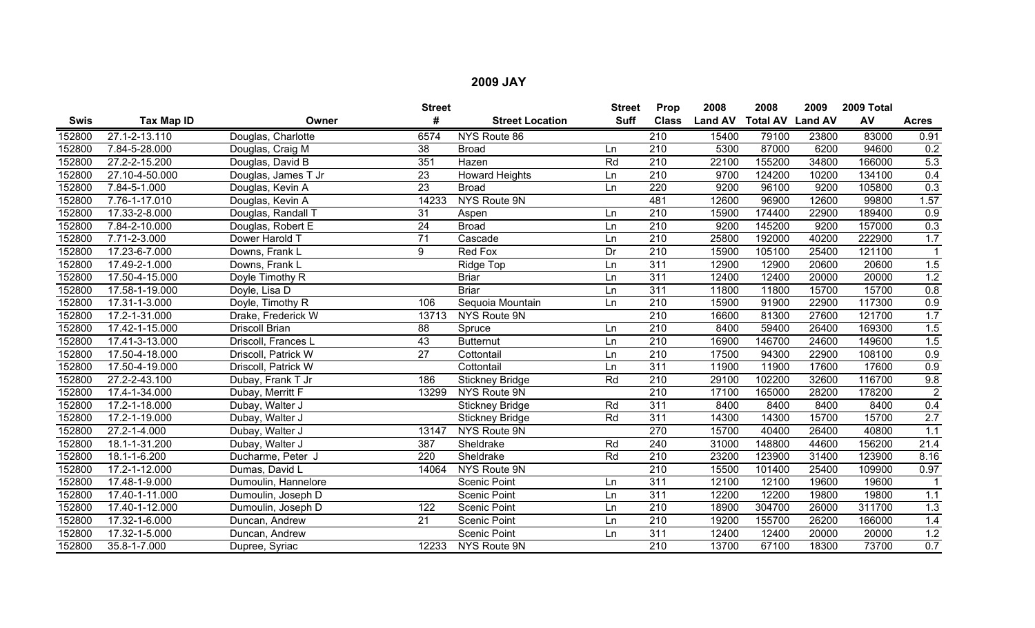# 2009 JAY

| Swis | Tax Map ID | Owner | Street # | Street Location | Street Suff | Prop Class | 2008 Land AV | 2008 Total AV | 2009 Land AV | 2009 Total AV | Acres |
|---|---|---|---|---|---|---|---|---|---|---|---|
| 152800 | 27.1-2-13.110 | Douglas, Charlotte | 6574 | NYS Route 86 | | 210 | 15400 | 79100 | 23800 | 83000 | 0.91 |
| 152800 | 7.84-5-28.000 | Douglas, Craig M | 38 | Broad | Ln | 210 | 5300 | 87000 | 6200 | 94600 | 0.2 |
| 152800 | 27.2-2-15.200 | Douglas, David B | 351 | Hazen | Rd | 210 | 22100 | 155200 | 34800 | 166000 | 5.3 |
| 152800 | 27.10-4-50.000 | Douglas, James T Jr | 23 | Howard Heights | Ln | 210 | 9700 | 124200 | 10200 | 134100 | 0.4 |
| 152800 | 7.84-5-1.000 | Douglas, Kevin A | 23 | Broad | Ln | 220 | 9200 | 96100 | 9200 | 105800 | 0.3 |
| 152800 | 7.76-1-17.010 | Douglas, Kevin A | 14233 | NYS Route 9N | | 481 | 12600 | 96900 | 12600 | 99800 | 1.57 |
| 152800 | 17.33-2-8.000 | Douglas, Randall T | 31 | Aspen | Ln | 210 | 15900 | 174400 | 22900 | 189400 | 0.9 |
| 152800 | 7.84-2-10.000 | Douglas, Robert E | 24 | Broad | Ln | 210 | 9200 | 145200 | 9200 | 157000 | 0.3 |
| 152800 | 7.71-2-3.000 | Dower Harold T | 71 | Cascade | Ln | 210 | 25800 | 192000 | 40200 | 222900 | 1.7 |
| 152800 | 17.23-6-7.000 | Downs, Frank L | 9 | Red Fox | Dr | 210 | 15900 | 105100 | 25400 | 121100 | 1 |
| 152800 | 17.49-2-1.000 | Downs, Frank L | | Ridge Top | Ln | 311 | 12900 | 12900 | 20600 | 20600 | 1.5 |
| 152800 | 17.50-4-15.000 | Doyle Timothy R | | Briar | Ln | 311 | 12400 | 12400 | 20000 | 20000 | 1.2 |
| 152800 | 17.58-1-19.000 | Doyle, Lisa D | | Briar | Ln | 311 | 11800 | 11800 | 15700 | 15700 | 0.8 |
| 152800 | 17.31-1-3.000 | Doyle, Timothy R | 106 | Sequoia Mountain | Ln | 210 | 15900 | 91900 | 22900 | 117300 | 0.9 |
| 152800 | 17.2-1-31.000 | Drake, Frederick W | 13713 | NYS Route 9N | | 210 | 16600 | 81300 | 27600 | 121700 | 1.7 |
| 152800 | 17.42-1-15.000 | Driscoll Brian | 88 | Spruce | Ln | 210 | 8400 | 59400 | 26400 | 169300 | 1.5 |
| 152800 | 17.41-3-13.000 | Driscoll, Frances L | 43 | Butternut | Ln | 210 | 16900 | 146700 | 24600 | 149600 | 1.5 |
| 152800 | 17.50-4-18.000 | Driscoll, Patrick W | 27 | Cottontail | Ln | 210 | 17500 | 94300 | 22900 | 108100 | 0.9 |
| 152800 | 17.50-4-19.000 | Driscoll, Patrick W | | Cottontail | Ln | 311 | 11900 | 11900 | 17600 | 17600 | 0.9 |
| 152800 | 27.2-2-43.100 | Dubay, Frank T Jr | 186 | Stickney Bridge | Rd | 210 | 29100 | 102200 | 32600 | 116700 | 9.8 |
| 152800 | 17.4-1-34.000 | Dubay, Merritt F | 13299 | NYS Route 9N | | 210 | 17100 | 165000 | 28200 | 178200 | 2 |
| 152800 | 17.2-1-18.000 | Dubay, Walter J | | Stickney Bridge | Rd | 311 | 8400 | 8400 | 8400 | 8400 | 0.4 |
| 152800 | 17.2-1-19.000 | Dubay, Walter J | | Stickney Bridge | Rd | 311 | 14300 | 14300 | 15700 | 15700 | 2.7 |
| 152800 | 27.2-1-4.000 | Dubay, Walter J | 13147 | NYS Route 9N | | 270 | 15700 | 40400 | 26400 | 40800 | 1.1 |
| 152800 | 18.1-1-31.200 | Dubay, Walter J | 387 | Sheldrake | Rd | 240 | 31000 | 148800 | 44600 | 156200 | 21.4 |
| 152800 | 18.1-1-6.200 | Ducharme, Peter J | 220 | Sheldrake | Rd | 210 | 23200 | 123900 | 31400 | 123900 | 8.16 |
| 152800 | 17.2-1-12.000 | Dumas, David L | 14064 | NYS Route 9N | | 210 | 15500 | 101400 | 25400 | 109900 | 0.97 |
| 152800 | 17.48-1-9.000 | Dumoulin, Hannelore | | Scenic Point | Ln | 311 | 12100 | 12100 | 19600 | 19600 | 1 |
| 152800 | 17.40-1-11.000 | Dumoulin, Joseph D | | Scenic Point | Ln | 311 | 12200 | 12200 | 19800 | 19800 | 1.1 |
| 152800 | 17.40-1-12.000 | Dumoulin, Joseph D | 122 | Scenic Point | Ln | 210 | 18900 | 304700 | 26000 | 311700 | 1.3 |
| 152800 | 17.32-1-6.000 | Duncan, Andrew | 21 | Scenic Point | Ln | 210 | 19200 | 155700 | 26200 | 166000 | 1.4 |
| 152800 | 17.32-1-5.000 | Duncan, Andrew | | Scenic Point | Ln | 311 | 12400 | 12400 | 20000 | 20000 | 1.2 |
| 152800 | 35.8-1-7.000 | Dupree, Syriac | 12233 | NYS Route 9N | | 210 | 13700 | 67100 | 18300 | 73700 | 0.7 |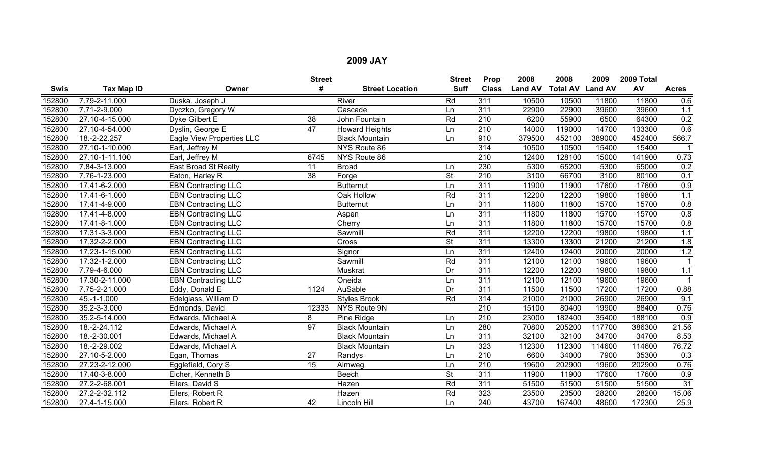## 2009 JAY

| Swis | Tax Map ID | Owner | Street # | Street Location | Street Suff | Prop Class | 2008 Land AV | 2008 Total AV | 2009 Land AV | 2009 Total AV | Acres |
|---|---|---|---|---|---|---|---|---|---|---|---|
| 152800 | 7.79-2-11.000 | Duska, Joseph J | | River | Rd | 311 | 10500 | 10500 | 11800 | 11800 | 0.6 |
| 152800 | 7.71-2-9.000 | Dyczko, Gregory W | | Cascade | Ln | 311 | 22900 | 22900 | 39600 | 39600 | 1.1 |
| 152800 | 27.10-4-15.000 | Dyke Gilbert E | 38 | John Fountain | Rd | 210 | 6200 | 55900 | 6500 | 64300 | 0.2 |
| 152800 | 27.10-4-54.000 | Dyslin, George E | 47 | Howard Heights | Ln | 210 | 14000 | 119000 | 14700 | 133300 | 0.6 |
| 152800 | 18.-2-22.257 | Eagle View Properties LLC | | Black Mountain | Ln | 910 | 379500 | 452100 | 389000 | 452400 | 566.7 |
| 152800 | 27.10-1-10.000 | Earl, Jeffrey M | | NYS Route 86 | | 314 | 10500 | 10500 | 15400 | 15400 | 1 |
| 152800 | 27.10-1-11.100 | Earl, Jeffrey M | 6745 | NYS Route 86 | | 210 | 12400 | 128100 | 15000 | 141900 | 0.73 |
| 152800 | 7.84-3-13.000 | East Broad St Realty | 11 | Broad | Ln | 230 | 5300 | 65200 | 5300 | 65000 | 0.2 |
| 152800 | 7.76-1-23.000 | Eaton, Harley R | 38 | Forge | St | 210 | 3100 | 66700 | 3100 | 80100 | 0.1 |
| 152800 | 17.41-6-2.000 | EBN Contracting LLC | | Butternut | Ln | 311 | 11900 | 11900 | 17600 | 17600 | 0.9 |
| 152800 | 17.41-6-1.000 | EBN Contracting LLC | | Oak Hollow | Rd | 311 | 12200 | 12200 | 19800 | 19800 | 1.1 |
| 152800 | 17.41-4-9.000 | EBN Contracting LLC | | Butternut | Ln | 311 | 11800 | 11800 | 15700 | 15700 | 0.8 |
| 152800 | 17.41-4-8.000 | EBN Contracting LLC | | Aspen | Ln | 311 | 11800 | 11800 | 15700 | 15700 | 0.8 |
| 152800 | 17.41-8-1.000 | EBN Contracting LLC | | Cherry | Ln | 311 | 11800 | 11800 | 15700 | 15700 | 0.8 |
| 152800 | 17.31-3-3.000 | EBN Contracting LLC | | Sawmill | Rd | 311 | 12200 | 12200 | 19800 | 19800 | 1.1 |
| 152800 | 17.32-2-2.000 | EBN Contracting LLC | | Cross | St | 311 | 13300 | 13300 | 21200 | 21200 | 1.8 |
| 152800 | 17.23-1-15.000 | EBN Contracting LLC | | Signor | Ln | 311 | 12400 | 12400 | 20000 | 20000 | 1.2 |
| 152800 | 17.32-1-2.000 | EBN Contracting LLC | | Sawmill | Rd | 311 | 12100 | 12100 | 19600 | 19600 | 1 |
| 152800 | 7.79-4-6.000 | EBN Contracting LLC | | Muskrat | Dr | 311 | 12200 | 12200 | 19800 | 19800 | 1.1 |
| 152800 | 17.30-2-11.000 | EBN Contracting LLC | | Oneida | Ln | 311 | 12100 | 12100 | 19600 | 19600 | 1 |
| 152800 | 7.75-2-21.000 | Eddy, Donald E | 1124 | AuSable | Dr | 311 | 11500 | 11500 | 17200 | 17200 | 0.88 |
| 152800 | 45.-1-1.000 | Edelglass, William D | | Styles Brook | Rd | 314 | 21000 | 21000 | 26900 | 26900 | 9.1 |
| 152800 | 35.2-3-3.000 | Edmonds, David | 12333 | NYS Route 9N | | 210 | 15100 | 80400 | 19900 | 88400 | 0.76 |
| 152800 | 35.2-5-14.000 | Edwards, Michael A | 8 | Pine Ridge | Ln | 210 | 23000 | 182400 | 35400 | 188100 | 0.9 |
| 152800 | 18.-2-24.112 | Edwards, Michael A | 97 | Black Mountain | Ln | 280 | 70800 | 205200 | 117700 | 386300 | 21.56 |
| 152800 | 18.-2-30.001 | Edwards, Michael A | | Black Mountain | Ln | 311 | 32100 | 32100 | 34700 | 34700 | 8.53 |
| 152800 | 18.-2-29.002 | Edwards, Michael A | | Black Mountain | Ln | 323 | 112300 | 112300 | 114600 | 114600 | 76.72 |
| 152800 | 27.10-5-2.000 | Egan, Thomas | 27 | Randys | Ln | 210 | 6600 | 34000 | 7900 | 35300 | 0.3 |
| 152800 | 27.23-2-12.000 | Egglefield, Cory S | 15 | Almweg | Ln | 210 | 19600 | 202900 | 19600 | 202900 | 0.76 |
| 152800 | 17.40-3-8.000 | Eicher, Kenneth B | | Beech | St | 311 | 11900 | 11900 | 17600 | 17600 | 0.9 |
| 152800 | 27.2-2-68.001 | Eilers, David S | | Hazen | Rd | 311 | 51500 | 51500 | 51500 | 51500 | 31 |
| 152800 | 27.2-2-32.112 | Eilers, Robert R | | Hazen | Rd | 323 | 23500 | 23500 | 28200 | 28200 | 15.06 |
| 152800 | 27.4-1-15.000 | Eilers, Robert R | 42 | Lincoln Hill | Ln | 240 | 43700 | 167400 | 48600 | 172300 | 25.9 |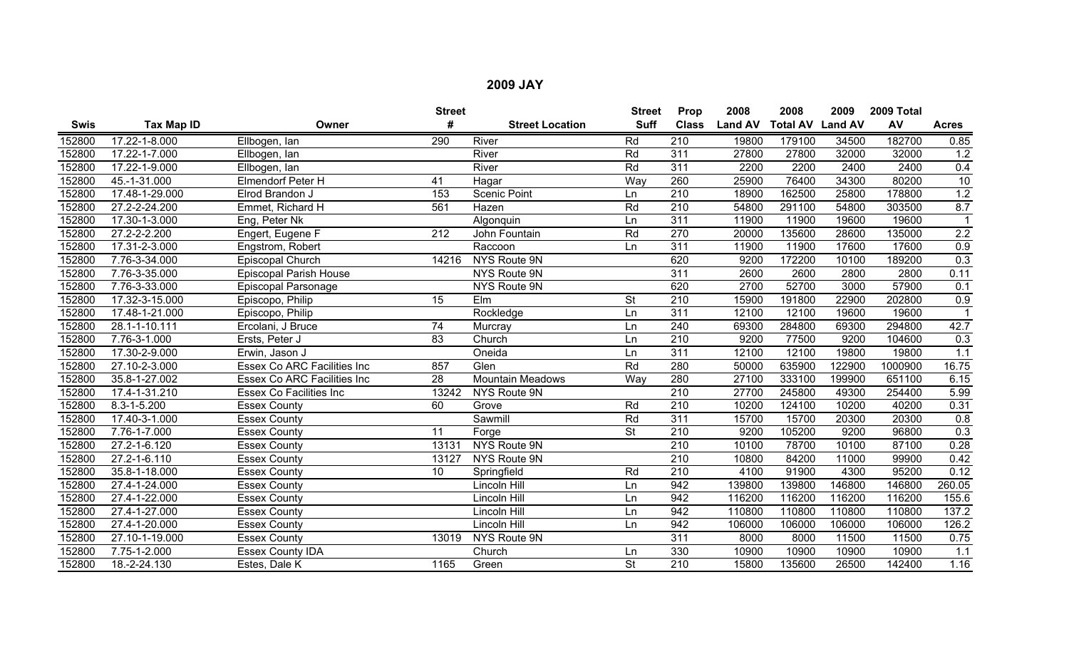## 2009 JAY

| Swis | Tax Map ID | Owner | Street # | Street Location | Street Suff | Prop Class | 2008 Land AV | 2008 Total AV | 2009 Land AV | 2009 Total AV | Acres |
|---|---|---|---|---|---|---|---|---|---|---|---|
| 152800 | 17.22-1-8.000 | Ellbogen, Ian | 290 | River | Rd | 210 | 19800 | 179100 | 34500 | 182700 | 0.85 |
| 152800 | 17.22-1-7.000 | Ellbogen, Ian | | River | Rd | 311 | 27800 | 27800 | 32000 | 32000 | 1.2 |
| 152800 | 17.22-1-9.000 | Ellbogen, Ian | | River | Rd | 311 | 2200 | 2200 | 2400 | 2400 | 0.4 |
| 152800 | 45.-1-31.000 | Elmendorf Peter H | 41 | Hagar | Way | 260 | 25900 | 76400 | 34300 | 80200 | 10 |
| 152800 | 17.48-1-29.000 | Elrod Brandon J | 153 | Scenic Point | Ln | 210 | 18900 | 162500 | 25800 | 178800 | 1.2 |
| 152800 | 27.2-2-24.200 | Emmet, Richard H | 561 | Hazen | Rd | 210 | 54800 | 291100 | 54800 | 303500 | 8.7 |
| 152800 | 17.30-1-3.000 | Eng, Peter Nk | | Algonquin | Ln | 311 | 11900 | 11900 | 19600 | 19600 | 1 |
| 152800 | 27.2-2-2.200 | Engert, Eugene F | 212 | John Fountain | Rd | 270 | 20000 | 135600 | 28600 | 135000 | 2.2 |
| 152800 | 17.31-2-3.000 | Engstrom, Robert | | Raccoon | Ln | 311 | 11900 | 11900 | 17600 | 17600 | 0.9 |
| 152800 | 7.76-3-34.000 | Episcopal Church | 14216 | NYS Route 9N | | 620 | 9200 | 172200 | 10100 | 189200 | 0.3 |
| 152800 | 7.76-3-35.000 | Episcopal Parish House | | NYS Route 9N | | 311 | 2600 | 2600 | 2800 | 2800 | 0.11 |
| 152800 | 7.76-3-33.000 | Episcopal Parsonage | | NYS Route 9N | | 620 | 2700 | 52700 | 3000 | 57900 | 0.1 |
| 152800 | 17.32-3-15.000 | Episcopo, Philip | 15 | Elm | St | 210 | 15900 | 191800 | 22900 | 202800 | 0.9 |
| 152800 | 17.48-1-21.000 | Episcopo, Philip | | Rockledge | Ln | 311 | 12100 | 12100 | 19600 | 19600 | 1 |
| 152800 | 28.1-1-10.111 | Ercolani, J Bruce | 74 | Murcray | Ln | 240 | 69300 | 284800 | 69300 | 294800 | 42.7 |
| 152800 | 7.76-3-1.000 | Ersts, Peter J | 83 | Church | Ln | 210 | 9200 | 77500 | 9200 | 104600 | 0.3 |
| 152800 | 17.30-2-9.000 | Erwin, Jason J | | Oneida | Ln | 311 | 12100 | 12100 | 19800 | 19800 | 1.1 |
| 152800 | 27.10-2-3.000 | Essex Co ARC Facilities Inc | 857 | Glen | Rd | 280 | 50000 | 635900 | 122900 | 1000900 | 16.75 |
| 152800 | 35.8-1-27.002 | Essex Co ARC Facilities Inc | 28 | Mountain Meadows | Way | 280 | 27100 | 333100 | 199900 | 651100 | 6.15 |
| 152800 | 17.4-1-31.210 | Essex Co Facilities Inc | 13242 | NYS Route 9N | | 210 | 27700 | 245800 | 49300 | 254400 | 5.99 |
| 152800 | 8.3-1-5.200 | Essex County | 60 | Grove | Rd | 210 | 10200 | 124100 | 10200 | 40200 | 0.31 |
| 152800 | 17.40-3-1.000 | Essex County | | Sawmill | Rd | 311 | 15700 | 15700 | 20300 | 20300 | 0.8 |
| 152800 | 7.76-1-7.000 | Essex County | 11 | Forge | St | 210 | 9200 | 105200 | 9200 | 96800 | 0.3 |
| 152800 | 27.2-1-6.120 | Essex County | 13131 | NYS Route 9N | | 210 | 10100 | 78700 | 10100 | 87100 | 0.28 |
| 152800 | 27.2-1-6.110 | Essex County | 13127 | NYS Route 9N | | 210 | 10800 | 84200 | 11000 | 99900 | 0.42 |
| 152800 | 35.8-1-18.000 | Essex County | 10 | Springfield | Rd | 210 | 4100 | 91900 | 4300 | 95200 | 0.12 |
| 152800 | 27.4-1-24.000 | Essex County | | Lincoln Hill | Ln | 942 | 139800 | 139800 | 146800 | 146800 | 260.05 |
| 152800 | 27.4-1-22.000 | Essex County | | Lincoln Hill | Ln | 942 | 116200 | 116200 | 116200 | 116200 | 155.6 |
| 152800 | 27.4-1-27.000 | Essex County | | Lincoln Hill | Ln | 942 | 110800 | 110800 | 110800 | 110800 | 137.2 |
| 152800 | 27.4-1-20.000 | Essex County | | Lincoln Hill | Ln | 942 | 106000 | 106000 | 106000 | 106000 | 126.2 |
| 152800 | 27.10-1-19.000 | Essex County | 13019 | NYS Route 9N | | 311 | 8000 | 8000 | 11500 | 11500 | 0.75 |
| 152800 | 7.75-1-2.000 | Essex County IDA | | Church | Ln | 330 | 10900 | 10900 | 10900 | 10900 | 1.1 |
| 152800 | 18.-2-24.130 | Estes, Dale K | 1165 | Green | St | 210 | 15800 | 135600 | 26500 | 142400 | 1.16 |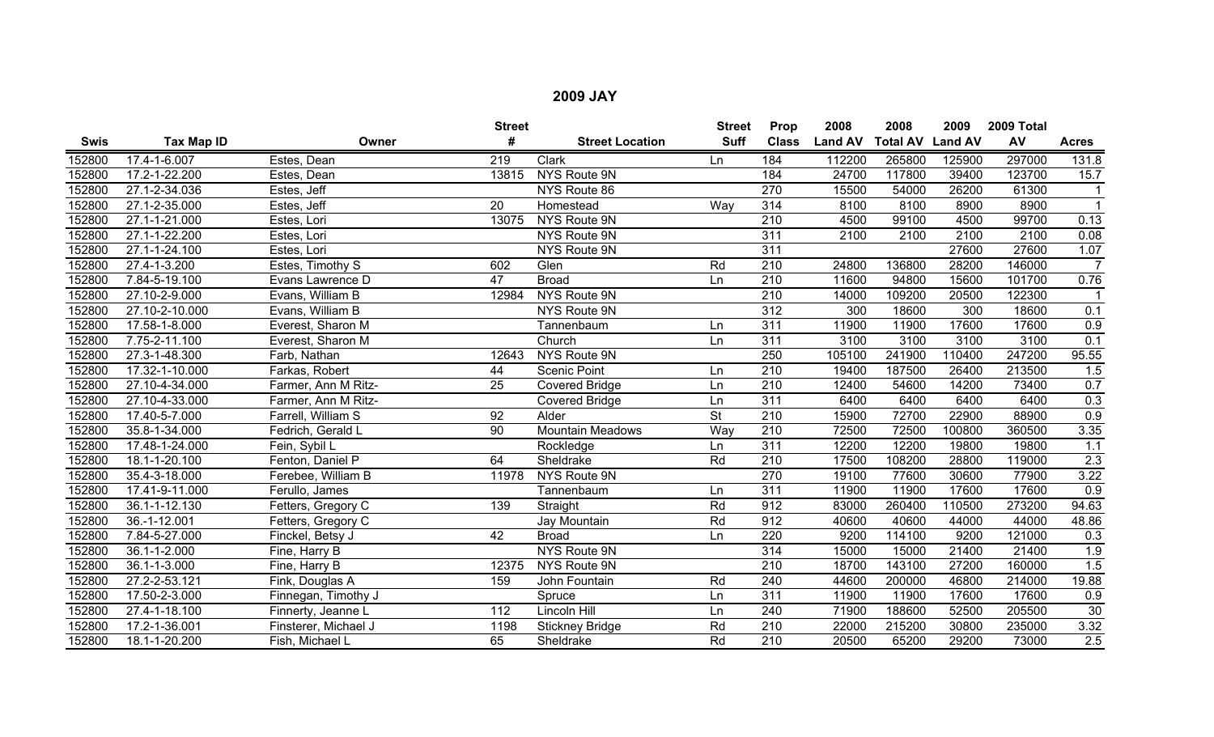# 2009 JAY

| Swis | Tax Map ID | Owner | Street # | Street Location | Street Suff | Prop Class | 2008 Land AV | 2008 Total AV | 2009 Land AV | 2009 Total AV | Acres |
|---|---|---|---|---|---|---|---|---|---|---|---|
| 152800 | 17.4-1-6.007 | Estes, Dean | 219 | Clark | Ln | 184 | 112200 | 265800 | 125900 | 297000 | 131.8 |
| 152800 | 17.2-1-22.200 | Estes, Dean | 13815 | NYS Route 9N | | 184 | 24700 | 117800 | 39400 | 123700 | 15.7 |
| 152800 | 27.1-2-34.036 | Estes, Jeff | | NYS Route 86 | | 270 | 15500 | 54000 | 26200 | 61300 | 1 |
| 152800 | 27.1-2-35.000 | Estes, Jeff | 20 | Homestead | Way | 314 | 8100 | 8100 | 8900 | 8900 | 1 |
| 152800 | 27.1-1-21.000 | Estes, Lori | 13075 | NYS Route 9N | | 210 | 4500 | 99100 | 4500 | 99700 | 0.13 |
| 152800 | 27.1-1-22.200 | Estes, Lori | | NYS Route 9N | | 311 | 2100 | 2100 | 2100 | 2100 | 0.08 |
| 152800 | 27.1-1-24.100 | Estes, Lori | | NYS Route 9N | | 311 | | | 27600 | 27600 | 1.07 |
| 152800 | 27.4-1-3.200 | Estes, Timothy S | 602 | Glen | Rd | 210 | 24800 | 136800 | 28200 | 146000 | 7 |
| 152800 | 7.84-5-19.100 | Evans Lawrence D | 47 | Broad | Ln | 210 | 11600 | 94800 | 15600 | 101700 | 0.76 |
| 152800 | 27.10-2-9.000 | Evans, William B | 12984 | NYS Route 9N | | 210 | 14000 | 109200 | 20500 | 122300 | 1 |
| 152800 | 27.10-2-10.000 | Evans, William B | | NYS Route 9N | | 312 | 300 | 18600 | 300 | 18600 | 0.1 |
| 152800 | 17.58-1-8.000 | Everest, Sharon M | | Tannenbaum | Ln | 311 | 11900 | 11900 | 17600 | 17600 | 0.9 |
| 152800 | 7.75-2-11.100 | Everest, Sharon M | | Church | Ln | 311 | 3100 | 3100 | 3100 | 3100 | 0.1 |
| 152800 | 27.3-1-48.300 | Farb, Nathan | 12643 | NYS Route 9N | | 250 | 105100 | 241900 | 110400 | 247200 | 95.55 |
| 152800 | 17.32-1-10.000 | Farkas, Robert | 44 | Scenic Point | Ln | 210 | 19400 | 187500 | 26400 | 213500 | 1.5 |
| 152800 | 27.10-4-34.000 | Farmer, Ann M Ritz- | 25 | Covered Bridge | Ln | 210 | 12400 | 54600 | 14200 | 73400 | 0.7 |
| 152800 | 27.10-4-33.000 | Farmer, Ann M Ritz- | | Covered Bridge | Ln | 311 | 6400 | 6400 | 6400 | 6400 | 0.3 |
| 152800 | 17.40-5-7.000 | Farrell, William S | 92 | Alder | St | 210 | 15900 | 72700 | 22900 | 88900 | 0.9 |
| 152800 | 35.8-1-34.000 | Fedrich, Gerald L | 90 | Mountain Meadows | Way | 210 | 72500 | 72500 | 100800 | 360500 | 3.35 |
| 152800 | 17.48-1-24.000 | Fein, Sybil L | | Rockledge | Ln | 311 | 12200 | 12200 | 19800 | 19800 | 1.1 |
| 152800 | 18.1-1-20.100 | Fenton, Daniel P | 64 | Sheldrake | Rd | 210 | 17500 | 108200 | 28800 | 119000 | 2.3 |
| 152800 | 35.4-3-18.000 | Ferebee, William B | 11978 | NYS Route 9N | | 270 | 19100 | 77600 | 30600 | 77900 | 3.22 |
| 152800 | 17.41-9-11.000 | Ferullo, James | | Tannenbaum | Ln | 311 | 11900 | 11900 | 17600 | 17600 | 0.9 |
| 152800 | 36.1-1-12.130 | Fetters, Gregory C | 139 | Straight | Rd | 912 | 83000 | 260400 | 110500 | 273200 | 94.63 |
| 152800 | 36.-1-12.001 | Fetters, Gregory C | | Jay Mountain | Rd | 912 | 40600 | 40600 | 44000 | 44000 | 48.86 |
| 152800 | 7.84-5-27.000 | Finckel, Betsy J | 42 | Broad | Ln | 220 | 9200 | 114100 | 9200 | 121000 | 0.3 |
| 152800 | 36.1-1-2.000 | Fine, Harry B | | NYS Route 9N | | 314 | 15000 | 15000 | 21400 | 21400 | 1.9 |
| 152800 | 36.1-1-3.000 | Fine, Harry B | 12375 | NYS Route 9N | | 210 | 18700 | 143100 | 27200 | 160000 | 1.5 |
| 152800 | 27.2-2-53.121 | Fink, Douglas A | 159 | John Fountain | Rd | 240 | 44600 | 200000 | 46800 | 214000 | 19.88 |
| 152800 | 17.50-2-3.000 | Finnegan, Timothy J | | Spruce | Ln | 311 | 11900 | 11900 | 17600 | 17600 | 0.9 |
| 152800 | 27.4-1-18.100 | Finnerty, Jeanne L | 112 | Lincoln Hill | Ln | 240 | 71900 | 188600 | 52500 | 205500 | 30 |
| 152800 | 17.2-1-36.001 | Finsterer, Michael J | 1198 | Stickney Bridge | Rd | 210 | 22000 | 215200 | 30800 | 235000 | 3.32 |
| 152800 | 18.1-1-20.200 | Fish, Michael L | 65 | Sheldrake | Rd | 210 | 20500 | 65200 | 29200 | 73000 | 2.5 |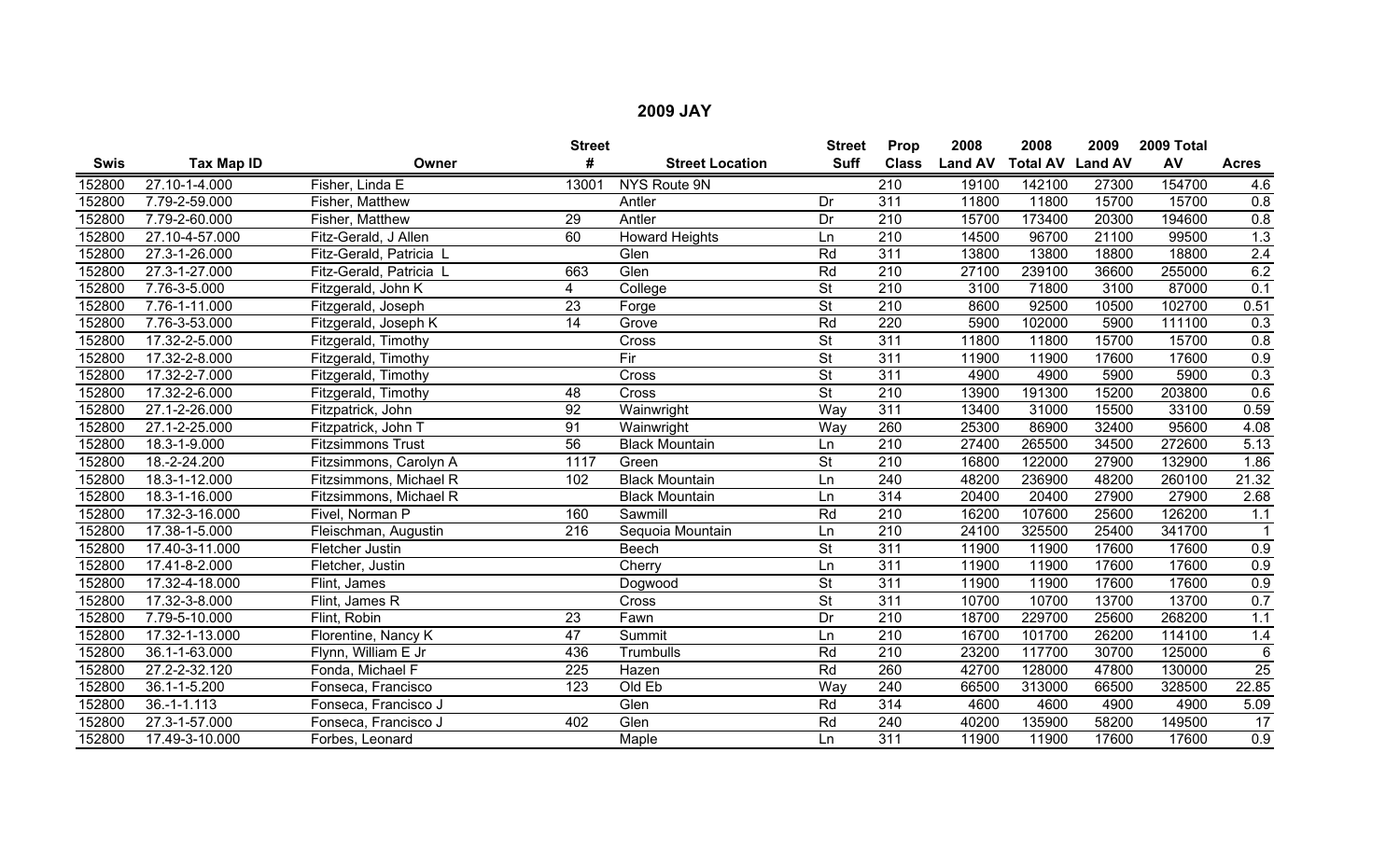## 2009 JAY

| Swis | Tax Map ID | Owner | Street # | Street Location | Street Suff | Prop Class | 2008 Land AV | 2008 Total AV | 2009 Land AV | 2009 Total AV | Acres |
|---|---|---|---|---|---|---|---|---|---|---|---|
| 152800 | 27.10-1-4.000 | Fisher, Linda E | 13001 | NYS Route 9N | | 210 | 19100 | 142100 | 27300 | 154700 | 4.6 |
| 152800 | 7.79-2-59.000 | Fisher, Matthew | | Antler | Dr | 311 | 11800 | 11800 | 15700 | 15700 | 0.8 |
| 152800 | 7.79-2-60.000 | Fisher, Matthew | 29 | Antler | Dr | 210 | 15700 | 173400 | 20300 | 194600 | 0.8 |
| 152800 | 27.10-4-57.000 | Fitz-Gerald, J Allen | 60 | Howard Heights | Ln | 210 | 14500 | 96700 | 21100 | 99500 | 1.3 |
| 152800 | 27.3-1-26.000 | Fitz-Gerald, Patricia L | | Glen | Rd | 311 | 13800 | 13800 | 18800 | 18800 | 2.4 |
| 152800 | 27.3-1-27.000 | Fitz-Gerald, Patricia L | 663 | Glen | Rd | 210 | 27100 | 239100 | 36600 | 255000 | 6.2 |
| 152800 | 7.76-3-5.000 | Fitzgerald, John K | 4 | College | St | 210 | 3100 | 71800 | 3100 | 87000 | 0.1 |
| 152800 | 7.76-1-11.000 | Fitzgerald, Joseph | 23 | Forge | St | 210 | 8600 | 92500 | 10500 | 102700 | 0.51 |
| 152800 | 7.76-3-53.000 | Fitzgerald, Joseph K | 14 | Grove | Rd | 220 | 5900 | 102000 | 5900 | 111100 | 0.3 |
| 152800 | 17.32-2-5.000 | Fitzgerald, Timothy | | Cross | St | 311 | 11800 | 11800 | 15700 | 15700 | 0.8 |
| 152800 | 17.32-2-8.000 | Fitzgerald, Timothy | | Fir | St | 311 | 11900 | 11900 | 17600 | 17600 | 0.9 |
| 152800 | 17.32-2-7.000 | Fitzgerald, Timothy | | Cross | St | 311 | 4900 | 4900 | 5900 | 5900 | 0.3 |
| 152800 | 17.32-2-6.000 | Fitzgerald, Timothy | 48 | Cross | St | 210 | 13900 | 191300 | 15200 | 203800 | 0.6 |
| 152800 | 27.1-2-26.000 | Fitzpatrick, John | 92 | Wainwright | Way | 311 | 13400 | 31000 | 15500 | 33100 | 0.59 |
| 152800 | 27.1-2-25.000 | Fitzpatrick, John T | 91 | Wainwright | Way | 260 | 25300 | 86900 | 32400 | 95600 | 4.08 |
| 152800 | 18.3-1-9.000 | Fitzsimmons Trust | 56 | Black Mountain | Ln | 210 | 27400 | 265500 | 34500 | 272600 | 5.13 |
| 152800 | 18.-2-24.200 | Fitzsimmons, Carolyn A | 1117 | Green | St | 210 | 16800 | 122000 | 27900 | 132900 | 1.86 |
| 152800 | 18.3-1-12.000 | Fitzsimmons, Michael R | 102 | Black Mountain | Ln | 240 | 48200 | 236900 | 48200 | 260100 | 21.32 |
| 152800 | 18.3-1-16.000 | Fitzsimmons, Michael R | | Black Mountain | Ln | 314 | 20400 | 20400 | 27900 | 27900 | 2.68 |
| 152800 | 17.32-3-16.000 | Fivel, Norman P | 160 | Sawmill | Rd | 210 | 16200 | 107600 | 25600 | 126200 | 1.1 |
| 152800 | 17.38-1-5.000 | Fleischman, Augustin | 216 | Sequoia Mountain | Ln | 210 | 24100 | 325500 | 25400 | 341700 | 1 |
| 152800 | 17.40-3-11.000 | Fletcher Justin | | Beech | St | 311 | 11900 | 11900 | 17600 | 17600 | 0.9 |
| 152800 | 17.41-8-2.000 | Fletcher, Justin | | Cherry | Ln | 311 | 11900 | 11900 | 17600 | 17600 | 0.9 |
| 152800 | 17.32-4-18.000 | Flint, James | | Dogwood | St | 311 | 11900 | 11900 | 17600 | 17600 | 0.9 |
| 152800 | 17.32-3-8.000 | Flint, James R | | Cross | St | 311 | 10700 | 10700 | 13700 | 13700 | 0.7 |
| 152800 | 7.79-5-10.000 | Flint, Robin | 23 | Fawn | Dr | 210 | 18700 | 229700 | 25600 | 268200 | 1.1 |
| 152800 | 17.32-1-13.000 | Florentine, Nancy K | 47 | Summit | Ln | 210 | 16700 | 101700 | 26200 | 114100 | 1.4 |
| 152800 | 36.1-1-63.000 | Flynn, William E Jr | 436 | Trumbulls | Rd | 210 | 23200 | 117700 | 30700 | 125000 | 6 |
| 152800 | 27.2-2-32.120 | Fonda, Michael F | 225 | Hazen | Rd | 260 | 42700 | 128000 | 47800 | 130000 | 25 |
| 152800 | 36.1-1-5.200 | Fonseca, Francisco | 123 | Old Eb | Way | 240 | 66500 | 313000 | 66500 | 328500 | 22.85 |
| 152800 | 36.-1-1.113 | Fonseca, Francisco J | | Glen | Rd | 314 | 4600 | 4600 | 4900 | 4900 | 5.09 |
| 152800 | 27.3-1-57.000 | Fonseca, Francisco J | 402 | Glen | Rd | 240 | 40200 | 135900 | 58200 | 149500 | 17 |
| 152800 | 17.49-3-10.000 | Forbes, Leonard | | Maple | Ln | 311 | 11900 | 11900 | 17600 | 17600 | 0.9 |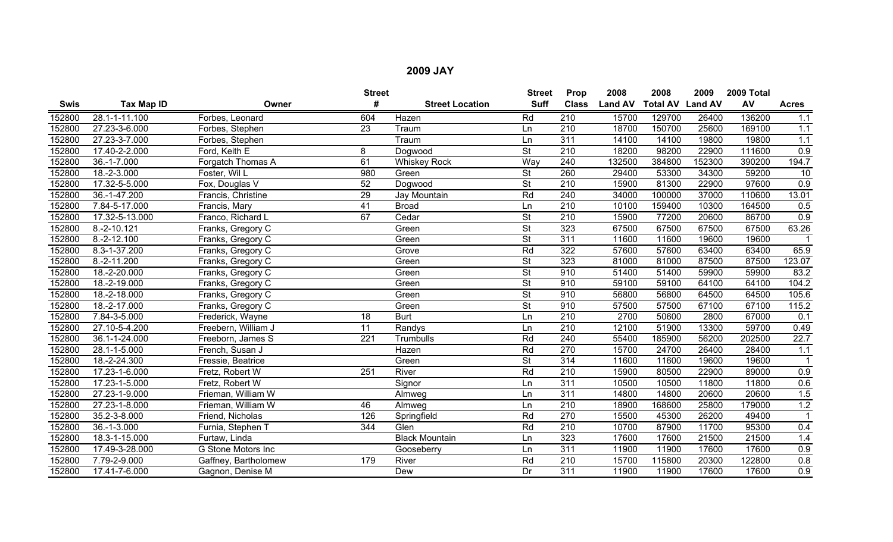## 2009 JAY

| Swis | Tax Map ID | Owner | Street # | Street Location | Street Suff | Prop Class | 2008 Land AV | 2008 Total AV | 2009 Land AV | 2009 Total AV | Acres |
|---|---|---|---|---|---|---|---|---|---|---|---|
| 152800 | 28.1-1-11.100 | Forbes, Leonard | 604 | Hazen | Rd | 210 | 15700 | 129700 | 26400 | 136200 | 1.1 |
| 152800 | 27.23-3-6.000 | Forbes, Stephen | 23 | Traum | Ln | 210 | 18700 | 150700 | 25600 | 169100 | 1.1 |
| 152800 | 27.23-3-7.000 | Forbes, Stephen | | Traum | Ln | 311 | 14100 | 14100 | 19800 | 19800 | 1.1 |
| 152800 | 17.40-2-2.000 | Ford, Keith E | 8 | Dogwood | St | 210 | 18200 | 98200 | 22900 | 111600 | 0.9 |
| 152800 | 36.-1-7.000 | Forgatch Thomas A | 61 | Whiskey Rock | Way | 240 | 132500 | 384800 | 152300 | 390200 | 194.7 |
| 152800 | 18.-2-3.000 | Foster, Wil L | 980 | Green | St | 260 | 29400 | 53300 | 34300 | 59200 | 10 |
| 152800 | 17.32-5-5.000 | Fox, Douglas V | 52 | Dogwood | St | 210 | 15900 | 81300 | 22900 | 97600 | 0.9 |
| 152800 | 36.-1-47.200 | Francis, Christine | 29 | Jay Mountain | Rd | 240 | 34000 | 100000 | 37000 | 110600 | 13.01 |
| 152800 | 7.84-5-17.000 | Francis, Mary | 41 | Broad | Ln | 210 | 10100 | 159400 | 10300 | 164500 | 0.5 |
| 152800 | 17.32-5-13.000 | Franco, Richard L | 67 | Cedar | St | 210 | 15900 | 77200 | 20600 | 86700 | 0.9 |
| 152800 | 8.-2-10.121 | Franks, Gregory C | | Green | St | 323 | 67500 | 67500 | 67500 | 67500 | 63.26 |
| 152800 | 8.-2-12.100 | Franks, Gregory C | | Green | St | 311 | 11600 | 11600 | 19600 | 19600 | 1 |
| 152800 | 8.3-1-37.200 | Franks, Gregory C | | Grove | Rd | 322 | 57600 | 57600 | 63400 | 63400 | 65.9 |
| 152800 | 8.-2-11.200 | Franks, Gregory C | | Green | St | 323 | 81000 | 81000 | 87500 | 87500 | 123.07 |
| 152800 | 18.-2-20.000 | Franks, Gregory C | | Green | St | 910 | 51400 | 51400 | 59900 | 59900 | 83.2 |
| 152800 | 18.-2-19.000 | Franks, Gregory C | | Green | St | 910 | 59100 | 59100 | 64100 | 64100 | 104.2 |
| 152800 | 18.-2-18.000 | Franks, Gregory C | | Green | St | 910 | 56800 | 56800 | 64500 | 64500 | 105.6 |
| 152800 | 18.-2-17.000 | Franks, Gregory C | | Green | St | 910 | 57500 | 57500 | 67100 | 67100 | 115.2 |
| 152800 | 7.84-3-5.000 | Frederick, Wayne | 18 | Burt | Ln | 210 | 2700 | 50600 | 2800 | 67000 | 0.1 |
| 152800 | 27.10-5-4.200 | Freebern, William J | 11 | Randys | Ln | 210 | 12100 | 51900 | 13300 | 59700 | 0.49 |
| 152800 | 36.1-1-24.000 | Freeborn, James S | 221 | Trumbulls | Rd | 240 | 55400 | 185900 | 56200 | 202500 | 22.7 |
| 152800 | 28.1-1-5.000 | French, Susan J | | Hazen | Rd | 270 | 15700 | 24700 | 26400 | 28400 | 1.1 |
| 152800 | 18.-2-24.300 | Fressie, Beatrice | | Green | St | 314 | 11600 | 11600 | 19600 | 19600 | 1 |
| 152800 | 17.23-1-6.000 | Fretz, Robert W | 251 | River | Rd | 210 | 15900 | 80500 | 22900 | 89000 | 0.9 |
| 152800 | 17.23-1-5.000 | Fretz, Robert W | | Signor | Ln | 311 | 10500 | 10500 | 11800 | 11800 | 0.6 |
| 152800 | 27.23-1-9.000 | Frieman, William W | | Almweg | Ln | 311 | 14800 | 14800 | 20600 | 20600 | 1.5 |
| 152800 | 27.23-1-8.000 | Frieman, William W | 46 | Almweg | Ln | 210 | 18900 | 168600 | 25800 | 179000 | 1.2 |
| 152800 | 35.2-3-8.000 | Friend, Nicholas | 126 | Springfield | Rd | 270 | 15500 | 45300 | 26200 | 49400 | 1 |
| 152800 | 36.-1-3.000 | Furnia, Stephen T | 344 | Glen | Rd | 210 | 10700 | 87900 | 11700 | 95300 | 0.4 |
| 152800 | 18.3-1-15.000 | Furtaw, Linda | | Black Mountain | Ln | 323 | 17600 | 17600 | 21500 | 21500 | 1.4 |
| 152800 | 17.49-3-28.000 | G Stone Motors Inc | | Gooseberry | Ln | 311 | 11900 | 11900 | 17600 | 17600 | 0.9 |
| 152800 | 7.79-2-9.000 | Gaffney, Bartholomew | 179 | River | Rd | 210 | 15700 | 115800 | 20300 | 122800 | 0.8 |
| 152800 | 17.41-7-6.000 | Gagnon, Denise M | | Dew | Dr | 311 | 11900 | 11900 | 17600 | 17600 | 0.9 |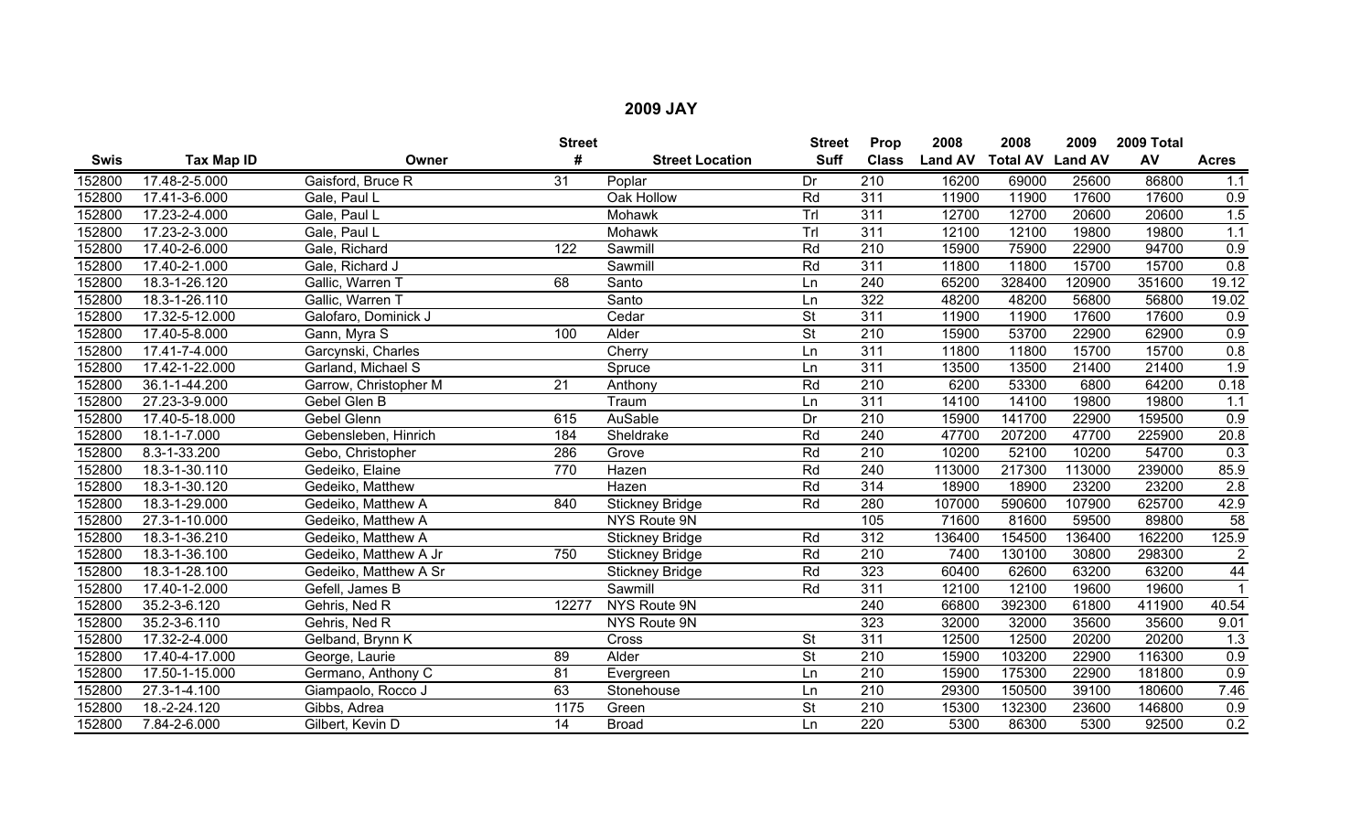# 2009 JAY

| Swis | Tax Map ID | Owner | Street # | Street Location | Street Suff | Prop Class | 2008 Land AV | 2008 Total AV | 2009 Land AV | 2009 Total AV | Acres |
|---|---|---|---|---|---|---|---|---|---|---|---|
| 152800 | 17.48-2-5.000 | Gaisford, Bruce R | 31 | Poplar | Dr | 210 | 16200 | 69000 | 25600 | 86800 | 1.1 |
| 152800 | 17.41-3-6.000 | Gale, Paul L | | Oak Hollow | Rd | 311 | 11900 | 11900 | 17600 | 17600 | 0.9 |
| 152800 | 17.23-2-4.000 | Gale, Paul L | | Mohawk | Trl | 311 | 12700 | 12700 | 20600 | 20600 | 1.5 |
| 152800 | 17.23-2-3.000 | Gale, Paul L | | Mohawk | Trl | 311 | 12100 | 12100 | 19800 | 19800 | 1.1 |
| 152800 | 17.40-2-6.000 | Gale, Richard | 122 | Sawmill | Rd | 210 | 15900 | 75900 | 22900 | 94700 | 0.9 |
| 152800 | 17.40-2-1.000 | Gale, Richard J | | Sawmill | Rd | 311 | 11800 | 11800 | 15700 | 15700 | 0.8 |
| 152800 | 18.3-1-26.120 | Gallic, Warren T | 68 | Santo | Ln | 240 | 65200 | 328400 | 120900 | 351600 | 19.12 |
| 152800 | 18.3-1-26.110 | Gallic, Warren T | | Santo | Ln | 322 | 48200 | 48200 | 56800 | 56800 | 19.02 |
| 152800 | 17.32-5-12.000 | Galofaro, Dominick J | | Cedar | St | 311 | 11900 | 11900 | 17600 | 17600 | 0.9 |
| 152800 | 17.40-5-8.000 | Gann, Myra S | 100 | Alder | St | 210 | 15900 | 53700 | 22900 | 62900 | 0.9 |
| 152800 | 17.41-7-4.000 | Garcynski, Charles | | Cherry | Ln | 311 | 11800 | 11800 | 15700 | 15700 | 0.8 |
| 152800 | 17.42-1-22.000 | Garland, Michael S | | Spruce | Ln | 311 | 13500 | 13500 | 21400 | 21400 | 1.9 |
| 152800 | 36.1-1-44.200 | Garrow, Christopher M | 21 | Anthony | Rd | 210 | 6200 | 53300 | 6800 | 64200 | 0.18 |
| 152800 | 27.23-3-9.000 | Gebel Glen B | | Traum | Ln | 311 | 14100 | 14100 | 19800 | 19800 | 1.1 |
| 152800 | 17.40-5-18.000 | Gebel Glenn | 615 | AuSable | Dr | 210 | 15900 | 141700 | 22900 | 159500 | 0.9 |
| 152800 | 18.1-1-7.000 | Gebensleben, Hinrich | 184 | Sheldrake | Rd | 240 | 47700 | 207200 | 47700 | 225900 | 20.8 |
| 152800 | 8.3-1-33.200 | Gebo, Christopher | 286 | Grove | Rd | 210 | 10200 | 52100 | 10200 | 54700 | 0.3 |
| 152800 | 18.3-1-30.110 | Gedeiko, Elaine | 770 | Hazen | Rd | 240 | 113000 | 217300 | 113000 | 239000 | 85.9 |
| 152800 | 18.3-1-30.120 | Gedeiko, Matthew | | Hazen | Rd | 314 | 18900 | 18900 | 23200 | 23200 | 2.8 |
| 152800 | 18.3-1-29.000 | Gedeiko, Matthew A | 840 | Stickney Bridge | Rd | 280 | 107000 | 590600 | 107900 | 625700 | 42.9 |
| 152800 | 27.3-1-10.000 | Gedeiko, Matthew A | | NYS Route 9N | | 105 | 71600 | 81600 | 59500 | 89800 | 58 |
| 152800 | 18.3-1-36.210 | Gedeiko, Matthew A | | Stickney Bridge | Rd | 312 | 136400 | 154500 | 136400 | 162200 | 125.9 |
| 152800 | 18.3-1-36.100 | Gedeiko, Matthew A Jr | 750 | Stickney Bridge | Rd | 210 | 7400 | 130100 | 30800 | 298300 | 2 |
| 152800 | 18.3-1-28.100 | Gedeiko, Matthew A Sr | | Stickney Bridge | Rd | 323 | 60400 | 62600 | 63200 | 63200 | 44 |
| 152800 | 17.40-1-2.000 | Gefell, James B | | Sawmill | Rd | 311 | 12100 | 12100 | 19600 | 19600 | 1 |
| 152800 | 35.2-3-6.120 | Gehris, Ned R | 12277 | NYS Route 9N | | 240 | 66800 | 392300 | 61800 | 411900 | 40.54 |
| 152800 | 35.2-3-6.110 | Gehris, Ned R | | NYS Route 9N | | 323 | 32000 | 32000 | 35600 | 35600 | 9.01 |
| 152800 | 17.32-2-4.000 | Gelband, Brynn K | | Cross | St | 311 | 12500 | 12500 | 20200 | 20200 | 1.3 |
| 152800 | 17.40-4-17.000 | George, Laurie | 89 | Alder | St | 210 | 15900 | 103200 | 22900 | 116300 | 0.9 |
| 152800 | 17.50-1-15.000 | Germano, Anthony C | 81 | Evergreen | Ln | 210 | 15900 | 175300 | 22900 | 181800 | 0.9 |
| 152800 | 27.3-1-4.100 | Giampaolo, Rocco J | 63 | Stonehouse | Ln | 210 | 29300 | 150500 | 39100 | 180600 | 7.46 |
| 152800 | 18.-2-24.120 | Gibbs, Adrea | 1175 | Green | St | 210 | 15300 | 132300 | 23600 | 146800 | 0.9 |
| 152800 | 7.84-2-6.000 | Gilbert, Kevin D | 14 | Broad | Ln | 220 | 5300 | 86300 | 5300 | 92500 | 0.2 |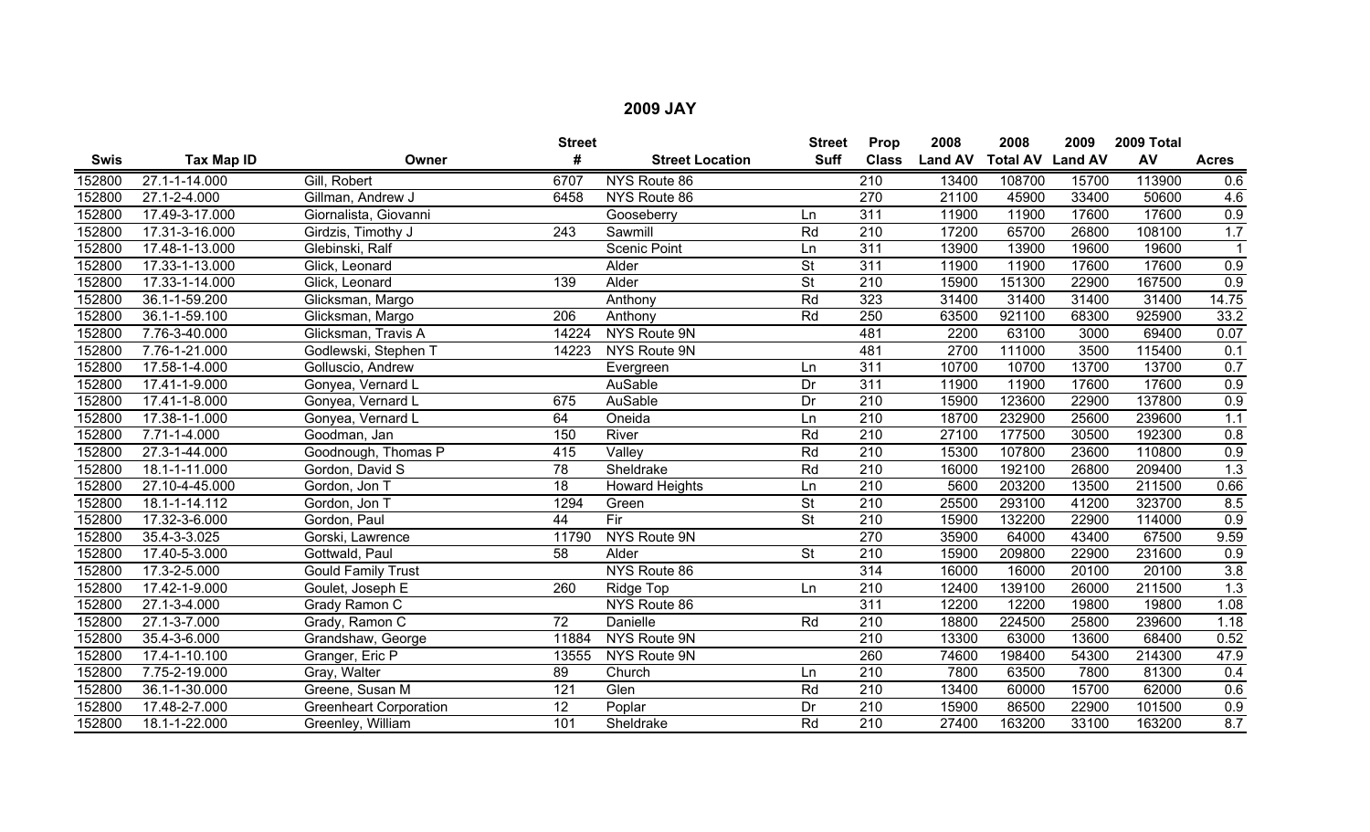## 2009 JAY

| Swis | Tax Map ID | Owner | Street # | Street Location | Street Suff | Prop Class | 2008 Land AV | 2008 Total AV | 2009 Land AV | 2009 Total AV | Acres |
|---|---|---|---|---|---|---|---|---|---|---|---|
| 152800 | 27.1-1-14.000 | Gill, Robert | 6707 | NYS Route 86 | | 210 | 13400 | 108700 | 15700 | 113900 | 0.6 |
| 152800 | 27.1-2-4.000 | Gillman, Andrew J | 6458 | NYS Route 86 | | 270 | 21100 | 45900 | 33400 | 50600 | 4.6 |
| 152800 | 17.49-3-17.000 | Giornalista, Giovanni | | Gooseberry | Ln | 311 | 11900 | 11900 | 17600 | 17600 | 0.9 |
| 152800 | 17.31-3-16.000 | Girdzis, Timothy J | 243 | Sawmill | Rd | 210 | 17200 | 65700 | 26800 | 108100 | 1.7 |
| 152800 | 17.48-1-13.000 | Glebinski, Ralf | | Scenic Point | Ln | 311 | 13900 | 13900 | 19600 | 19600 | 1 |
| 152800 | 17.33-1-13.000 | Glick, Leonard | | Alder | St | 311 | 11900 | 11900 | 17600 | 17600 | 0.9 |
| 152800 | 17.33-1-14.000 | Glick, Leonard | 139 | Alder | St | 210 | 15900 | 151300 | 22900 | 167500 | 0.9 |
| 152800 | 36.1-1-59.200 | Glicksman, Margo | | Anthony | Rd | 323 | 31400 | 31400 | 31400 | 31400 | 14.75 |
| 152800 | 36.1-1-59.100 | Glicksman, Margo | 206 | Anthony | Rd | 250 | 63500 | 921100 | 68300 | 925900 | 33.2 |
| 152800 | 7.76-3-40.000 | Glicksman, Travis A | 14224 | NYS Route 9N | | 481 | 2200 | 63100 | 3000 | 69400 | 0.07 |
| 152800 | 7.76-1-21.000 | Godlewski, Stephen T | 14223 | NYS Route 9N | | 481 | 2700 | 111000 | 3500 | 115400 | 0.1 |
| 152800 | 17.58-1-4.000 | Golluscio, Andrew | | Evergreen | Ln | 311 | 10700 | 10700 | 13700 | 13700 | 0.7 |
| 152800 | 17.41-1-9.000 | Gonyea, Vernard L | | AuSable | Dr | 311 | 11900 | 11900 | 17600 | 17600 | 0.9 |
| 152800 | 17.41-1-8.000 | Gonyea, Vernard L | 675 | AuSable | Dr | 210 | 15900 | 123600 | 22900 | 137800 | 0.9 |
| 152800 | 17.38-1-1.000 | Gonyea, Vernard L | 64 | Oneida | Ln | 210 | 18700 | 232900 | 25600 | 239600 | 1.1 |
| 152800 | 7.71-1-4.000 | Goodman, Jan | 150 | River | Rd | 210 | 27100 | 177500 | 30500 | 192300 | 0.8 |
| 152800 | 27.3-1-44.000 | Goodnough, Thomas P | 415 | Valley | Rd | 210 | 15300 | 107800 | 23600 | 110800 | 0.9 |
| 152800 | 18.1-1-11.000 | Gordon, David S | 78 | Sheldrake | Rd | 210 | 16000 | 192100 | 26800 | 209400 | 1.3 |
| 152800 | 27.10-4-45.000 | Gordon, Jon T | 18 | Howard Heights | Ln | 210 | 5600 | 203200 | 13500 | 211500 | 0.66 |
| 152800 | 18.1-1-14.112 | Gordon, Jon T | 1294 | Green | St | 210 | 25500 | 293100 | 41200 | 323700 | 8.5 |
| 152800 | 17.32-3-6.000 | Gordon, Paul | 44 | Fir | St | 210 | 15900 | 132200 | 22900 | 114000 | 0.9 |
| 152800 | 35.4-3-3.025 | Gorski, Lawrence | 11790 | NYS Route 9N | | 270 | 35900 | 64000 | 43400 | 67500 | 9.59 |
| 152800 | 17.40-5-3.000 | Gottwald, Paul | 58 | Alder | St | 210 | 15900 | 209800 | 22900 | 231600 | 0.9 |
| 152800 | 17.3-2-5.000 | Gould Family Trust | | NYS Route 86 | | 314 | 16000 | 16000 | 20100 | 20100 | 3.8 |
| 152800 | 17.42-1-9.000 | Goulet, Joseph E | 260 | Ridge Top | Ln | 210 | 12400 | 139100 | 26000 | 211500 | 1.3 |
| 152800 | 27.1-3-4.000 | Grady Ramon C | | NYS Route 86 | | 311 | 12200 | 12200 | 19800 | 19800 | 1.08 |
| 152800 | 27.1-3-7.000 | Grady, Ramon C | 72 | Danielle | Rd | 210 | 18800 | 224500 | 25800 | 239600 | 1.18 |
| 152800 | 35.4-3-6.000 | Grandshaw, George | 11884 | NYS Route 9N | | 210 | 13300 | 63000 | 13600 | 68400 | 0.52 |
| 152800 | 17.4-1-10.100 | Granger, Eric P | 13555 | NYS Route 9N | | 260 | 74600 | 198400 | 54300 | 214300 | 47.9 |
| 152800 | 7.75-2-19.000 | Gray, Walter | 89 | Church | Ln | 210 | 7800 | 63500 | 7800 | 81300 | 0.4 |
| 152800 | 36.1-1-30.000 | Greene, Susan M | 121 | Glen | Rd | 210 | 13400 | 60000 | 15700 | 62000 | 0.6 |
| 152800 | 17.48-2-7.000 | Greenheart Corporation | 12 | Poplar | Dr | 210 | 15900 | 86500 | 22900 | 101500 | 0.9 |
| 152800 | 18.1-1-22.000 | Greenley, William | 101 | Sheldrake | Rd | 210 | 27400 | 163200 | 33100 | 163200 | 8.7 |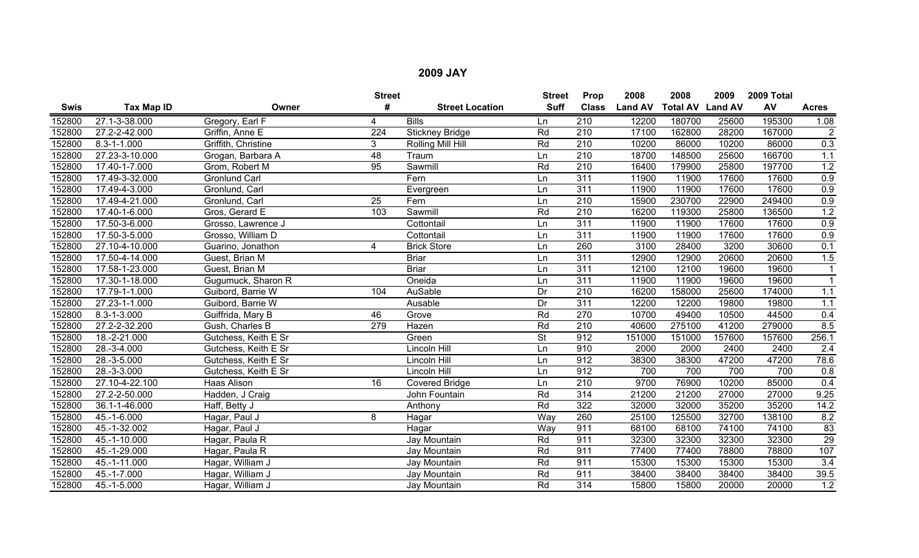## 2009 JAY

| Swis | Tax Map ID | Owner | Street # | Street Location | Street Suff | Prop Class | 2008 Land AV | 2008 Total AV | 2009 Land AV | 2009 Total AV | Acres |
|---|---|---|---|---|---|---|---|---|---|---|---|
| 152800 | 27.1-3-38.000 | Gregory, Earl F | 4 | Bills | Ln | 210 | 12200 | 180700 | 25600 | 195300 | 1.08 |
| 152800 | 27.2-2-42.000 | Griffin, Anne E | 224 | Stickney Bridge | Rd | 210 | 17100 | 162800 | 28200 | 167000 | 2 |
| 152800 | 8.3-1-1.000 | Griffith, Christine | 3 | Rolling Mill Hill | Rd | 210 | 10200 | 86000 | 10200 | 86000 | 0.3 |
| 152800 | 27.23-3-10.000 | Grogan, Barbara A | 48 | Traum | Ln | 210 | 18700 | 148500 | 25600 | 166700 | 1.1 |
| 152800 | 17.40-1-7.000 | Grom, Robert M | 95 | Sawmill | Rd | 210 | 16400 | 179900 | 25800 | 197700 | 1.2 |
| 152800 | 17.49-3-32.000 | Gronlund Carl | | Fern | Ln | 311 | 11900 | 11900 | 17600 | 17600 | 0.9 |
| 152800 | 17.49-4-3.000 | Gronlund, Carl | | Evergreen | Ln | 311 | 11900 | 11900 | 17600 | 17600 | 0.9 |
| 152800 | 17.49-4-21.000 | Gronlund, Carl | 25 | Fern | Ln | 210 | 15900 | 230700 | 22900 | 249400 | 0.9 |
| 152800 | 17.40-1-6.000 | Gros, Gerard E | 103 | Sawmill | Rd | 210 | 16200 | 119300 | 25800 | 136500 | 1.2 |
| 152800 | 17.50-3-6.000 | Grosso, Lawrence J | | Cottontail | Ln | 311 | 11900 | 11900 | 17600 | 17600 | 0.9 |
| 152800 | 17.50-3-5.000 | Grosso, William D | | Cottontail | Ln | 311 | 11900 | 11900 | 17600 | 17600 | 0.9 |
| 152800 | 27.10-4-10.000 | Guarino, Jonathon | 4 | Brick Store | Ln | 260 | 3100 | 28400 | 3200 | 30600 | 0.1 |
| 152800 | 17.50-4-14.000 | Guest, Brian M | | Briar | Ln | 311 | 12900 | 12900 | 20600 | 20600 | 1.5 |
| 152800 | 17.58-1-23.000 | Guest, Brian M | | Briar | Ln | 311 | 12100 | 12100 | 19600 | 19600 | 1 |
| 152800 | 17.30-1-18.000 | Gugumuck, Sharon R | | Oneida | Ln | 311 | 11900 | 11900 | 19600 | 19600 | 1 |
| 152800 | 17.79-1-1.000 | Guibord, Barrie W | 104 | AuSable | Dr | 210 | 16200 | 158000 | 25600 | 174000 | 1.1 |
| 152800 | 27.23-1-1.000 | Guibord, Barrie W | | Ausable | Dr | 311 | 12200 | 12200 | 19800 | 19800 | 1.1 |
| 152800 | 8.3-1-3.000 | Guiffrida, Mary B | 46 | Grove | Rd | 270 | 10700 | 49400 | 10500 | 44500 | 0.4 |
| 152800 | 27.2-2-32.200 | Gush, Charles B | 279 | Hazen | Rd | 210 | 40600 | 275100 | 41200 | 279000 | 8.5 |
| 152800 | 18.-2-21.000 | Gutchess, Keith E Sr | | Green | St | 912 | 151000 | 151000 | 157600 | 157600 | 256.1 |
| 152800 | 28.-3-4.000 | Gutchess, Keith E Sr | | Lincoln Hill | Ln | 910 | 2000 | 2000 | 2400 | 2400 | 2.4 |
| 152800 | 28.-3-5.000 | Gutchess, Keith E Sr | | Lincoln Hill | Ln | 912 | 38300 | 38300 | 47200 | 47200 | 78.6 |
| 152800 | 28.-3-3.000 | Gutchess, Keith E Sr | | Lincoln Hill | Ln | 912 | 700 | 700 | 700 | 700 | 0.8 |
| 152800 | 27.10-4-22.100 | Haas Alison | 16 | Covered Bridge | Ln | 210 | 9700 | 76900 | 10200 | 85000 | 0.4 |
| 152800 | 27.2-2-50.000 | Hadden, J Craig | | John Fountain | Rd | 314 | 21200 | 21200 | 27000 | 27000 | 9.25 |
| 152800 | 36.1-1-46.000 | Haff, Betty J | | Anthony | Rd | 322 | 32000 | 32000 | 35200 | 35200 | 14.2 |
| 152800 | 45.-1-6.000 | Hagar, Paul J | 8 | Hagar | Way | 260 | 25100 | 125500 | 32700 | 138100 | 8.2 |
| 152800 | 45.-1-32.002 | Hagar, Paul J | | Hagar | Way | 911 | 68100 | 68100 | 74100 | 74100 | 83 |
| 152800 | 45.-1-10.000 | Hagar, Paula R | | Jay Mountain | Rd | 911 | 32300 | 32300 | 32300 | 32300 | 29 |
| 152800 | 45.-1-29.000 | Hagar, Paula R | | Jay Mountain | Rd | 911 | 77400 | 77400 | 78800 | 78800 | 107 |
| 152800 | 45.-1-11.000 | Hagar, William J | | Jay Mountain | Rd | 911 | 15300 | 15300 | 15300 | 15300 | 3.4 |
| 152800 | 45.-1-7.000 | Hagar, William J | | Jay Mountain | Rd | 911 | 38400 | 38400 | 38400 | 38400 | 39.5 |
| 152800 | 45.-1-5.000 | Hagar, William J | | Jay Mountain | Rd | 314 | 15800 | 15800 | 20000 | 20000 | 1.2 |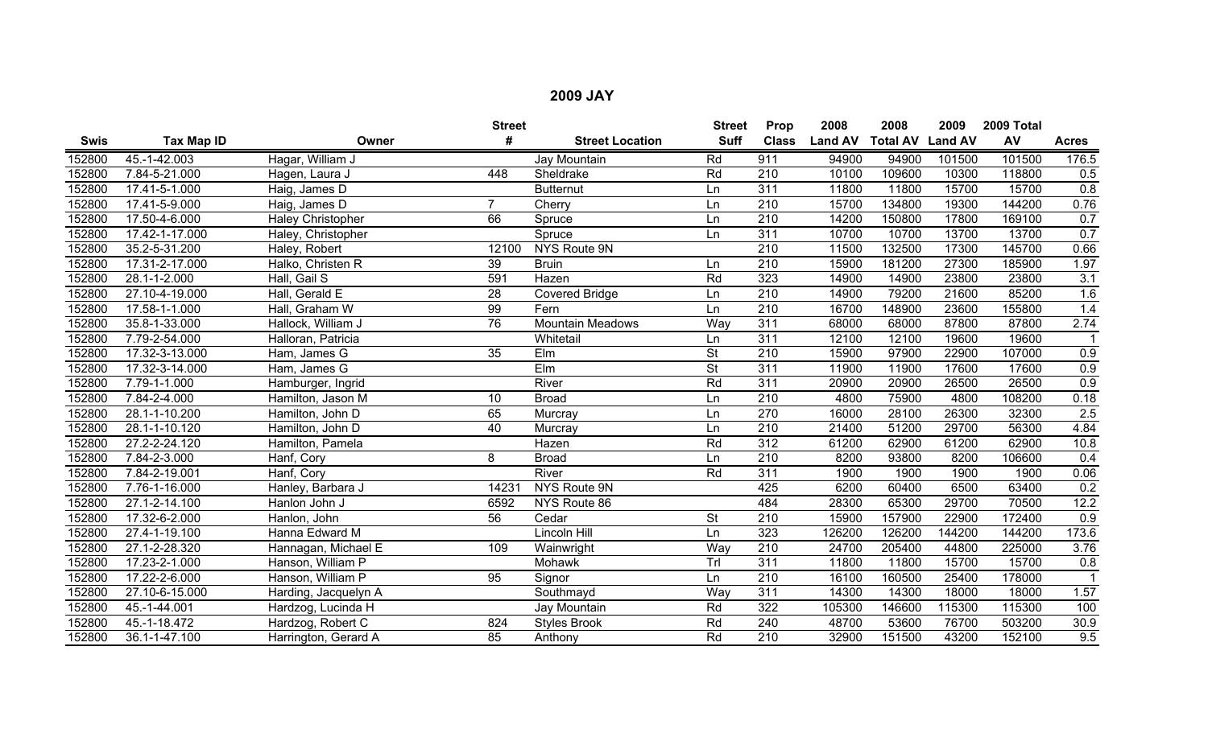## 2009 JAY

| Swis | Tax Map ID | Owner | Street # | Street Location | Street Suff | Prop Class | 2008 Land AV | 2008 Total AV | 2009 Land AV | 2009 Total AV | Acres |
|---|---|---|---|---|---|---|---|---|---|---|---|
| 152800 | 45.-1-42.003 | Hagar, William J | | Jay Mountain | Rd | 911 | 94900 | 94900 | 101500 | 101500 | 176.5 |
| 152800 | 7.84-5-21.000 | Hagen, Laura J | 448 | Sheldrake | Rd | 210 | 10100 | 109600 | 10300 | 118800 | 0.5 |
| 152800 | 17.41-5-1.000 | Haig, James D | | Butternut | Ln | 311 | 11800 | 11800 | 15700 | 15700 | 0.8 |
| 152800 | 17.41-5-9.000 | Haig, James D | 7 | Cherry | Ln | 210 | 15700 | 134800 | 19300 | 144200 | 0.76 |
| 152800 | 17.50-4-6.000 | Haley Christopher | 66 | Spruce | Ln | 210 | 14200 | 150800 | 17800 | 169100 | 0.7 |
| 152800 | 17.42-1-17.000 | Haley, Christopher | | Spruce | Ln | 311 | 10700 | 10700 | 13700 | 13700 | 0.7 |
| 152800 | 35.2-5-31.200 | Haley, Robert | 12100 | NYS Route 9N | | 210 | 11500 | 132500 | 17300 | 145700 | 0.66 |
| 152800 | 17.31-2-17.000 | Halko, Christen R | 39 | Bruin | Ln | 210 | 15900 | 181200 | 27300 | 185900 | 1.97 |
| 152800 | 28.1-1-2.000 | Hall, Gail S | 591 | Hazen | Rd | 323 | 14900 | 14900 | 23800 | 23800 | 3.1 |
| 152800 | 27.10-4-19.000 | Hall, Gerald E | 28 | Covered Bridge | Ln | 210 | 14900 | 79200 | 21600 | 85200 | 1.6 |
| 152800 | 17.58-1-1.000 | Hall, Graham W | 99 | Fern | Ln | 210 | 16700 | 148900 | 23600 | 155800 | 1.4 |
| 152800 | 35.8-1-33.000 | Hallock, William J | 76 | Mountain Meadows | Way | 311 | 68000 | 68000 | 87800 | 87800 | 2.74 |
| 152800 | 7.79-2-54.000 | Halloran, Patricia | | Whitetail | Ln | 311 | 12100 | 12100 | 19600 | 19600 | 1 |
| 152800 | 17.32-3-13.000 | Ham, James G | 35 | Elm | St | 210 | 15900 | 97900 | 22900 | 107000 | 0.9 |
| 152800 | 17.32-3-14.000 | Ham, James G | | Elm | St | 311 | 11900 | 11900 | 17600 | 17600 | 0.9 |
| 152800 | 7.79-1-1.000 | Hamburger, Ingrid | | River | Rd | 311 | 20900 | 20900 | 26500 | 26500 | 0.9 |
| 152800 | 7.84-2-4.000 | Hamilton, Jason M | 10 | Broad | Ln | 210 | 4800 | 75900 | 4800 | 108200 | 0.18 |
| 152800 | 28.1-1-10.200 | Hamilton, John D | 65 | Murcray | Ln | 270 | 16000 | 28100 | 26300 | 32300 | 2.5 |
| 152800 | 28.1-1-10.120 | Hamilton, John D | 40 | Murcray | Ln | 210 | 21400 | 51200 | 29700 | 56300 | 4.84 |
| 152800 | 27.2-2-24.120 | Hamilton, Pamela | | Hazen | Rd | 312 | 61200 | 62900 | 61200 | 62900 | 10.8 |
| 152800 | 7.84-2-3.000 | Hanf, Cory | 8 | Broad | Ln | 210 | 8200 | 93800 | 8200 | 106600 | 0.4 |
| 152800 | 7.84-2-19.001 | Hanf, Cory | | River | Rd | 311 | 1900 | 1900 | 1900 | 1900 | 0.06 |
| 152800 | 7.76-1-16.000 | Hanley, Barbara J | 14231 | NYS Route 9N | | 425 | 6200 | 60400 | 6500 | 63400 | 0.2 |
| 152800 | 27.1-2-14.100 | Hanlon John J | 6592 | NYS Route 86 | | 484 | 28300 | 65300 | 29700 | 70500 | 12.2 |
| 152800 | 17.32-6-2.000 | Hanlon, John | 56 | Cedar | St | 210 | 15900 | 157900 | 22900 | 172400 | 0.9 |
| 152800 | 27.4-1-19.100 | Hanna Edward M | | Lincoln Hill | Ln | 323 | 126200 | 126200 | 144200 | 144200 | 173.6 |
| 152800 | 27.1-2-28.320 | Hannagan, Michael E | 109 | Wainwright | Way | 210 | 24700 | 205400 | 44800 | 225000 | 3.76 |
| 152800 | 17.23-2-1.000 | Hanson, William P | | Mohawk | Trl | 311 | 11800 | 11800 | 15700 | 15700 | 0.8 |
| 152800 | 17.22-2-6.000 | Hanson, William P | 95 | Signor | Ln | 210 | 16100 | 160500 | 25400 | 178000 | 1 |
| 152800 | 27.10-6-15.000 | Harding, Jacquelyn A | | Southmayd | Way | 311 | 14300 | 14300 | 18000 | 18000 | 1.57 |
| 152800 | 45.-1-44.001 | Hardzog, Lucinda H | | Jay Mountain | Rd | 322 | 105300 | 146600 | 115300 | 115300 | 100 |
| 152800 | 45.-1-18.472 | Hardzog, Robert C | 824 | Styles Brook | Rd | 240 | 48700 | 53600 | 76700 | 503200 | 30.9 |
| 152800 | 36.1-1-47.100 | Harrington, Gerard A | 85 | Anthony | Rd | 210 | 32900 | 151500 | 43200 | 152100 | 9.5 |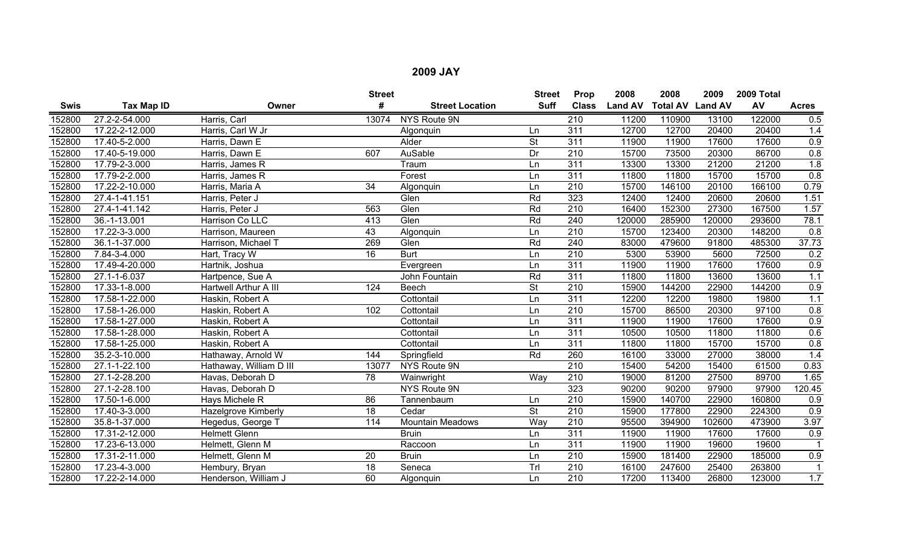# 2009 JAY

| Swis | Tax Map ID | Owner | Street # | Street Location | Street Suff | Prop Class | 2008 Land AV | 2008 Total AV | 2009 Land AV | 2009 Total AV | Acres |
|---|---|---|---|---|---|---|---|---|---|---|---|
| 152800 | 27.2-2-54.000 | Harris, Carl | 13074 | NYS Route 9N | | 210 | 11200 | 110900 | 13100 | 122000 | 0.5 |
| 152800 | 17.22-2-12.000 | Harris, Carl W Jr | | Algonquin | Ln | 311 | 12700 | 12700 | 20400 | 20400 | 1.4 |
| 152800 | 17.40-5-2.000 | Harris, Dawn E | | Alder | St | 311 | 11900 | 11900 | 17600 | 17600 | 0.9 |
| 152800 | 17.40-5-19.000 | Harris, Dawn E | 607 | AuSable | Dr | 210 | 15700 | 73500 | 20300 | 86700 | 0.8 |
| 152800 | 17.79-2-3.000 | Harris, James R | | Traum | Ln | 311 | 13300 | 13300 | 21200 | 21200 | 1.8 |
| 152800 | 17.79-2-2.000 | Harris, James R | | Forest | Ln | 311 | 11800 | 11800 | 15700 | 15700 | 0.8 |
| 152800 | 17.22-2-10.000 | Harris, Maria A | 34 | Algonquin | Ln | 210 | 15700 | 146100 | 20100 | 166100 | 0.79 |
| 152800 | 27.4-1-41.151 | Harris, Peter J | | Glen | Rd | 323 | 12400 | 12400 | 20600 | 20600 | 1.51 |
| 152800 | 27.4-1-41.142 | Harris, Peter J | 563 | Glen | Rd | 210 | 16400 | 152300 | 27300 | 167500 | 1.57 |
| 152800 | 36.-1-13.001 | Harrison Co LLC | 413 | Glen | Rd | 240 | 120000 | 285900 | 120000 | 293600 | 78.1 |
| 152800 | 17.22-3-3.000 | Harrison, Maureen | 43 | Algonquin | Ln | 210 | 15700 | 123400 | 20300 | 148200 | 0.8 |
| 152800 | 36.1-1-37.000 | Harrison, Michael T | 269 | Glen | Rd | 240 | 83000 | 479600 | 91800 | 485300 | 37.73 |
| 152800 | 7.84-3-4.000 | Hart, Tracy W | 16 | Burt | Ln | 210 | 5300 | 53900 | 5600 | 72500 | 0.2 |
| 152800 | 17.49-4-20.000 | Hartnik, Joshua | | Evergreen | Ln | 311 | 11900 | 11900 | 17600 | 17600 | 0.9 |
| 152800 | 27.1-1-6.037 | Hartpence, Sue A | | John Fountain | Rd | 311 | 11800 | 11800 | 13600 | 13600 | 1.1 |
| 152800 | 17.33-1-8.000 | Hartwell Arthur A III | 124 | Beech | St | 210 | 15900 | 144200 | 22900 | 144200 | 0.9 |
| 152800 | 17.58-1-22.000 | Haskin, Robert A | | Cottontail | Ln | 311 | 12200 | 12200 | 19800 | 19800 | 1.1 |
| 152800 | 17.58-1-26.000 | Haskin, Robert A | 102 | Cottontail | Ln | 210 | 15700 | 86500 | 20300 | 97100 | 0.8 |
| 152800 | 17.58-1-27.000 | Haskin, Robert A | | Cottontail | Ln | 311 | 11900 | 11900 | 17600 | 17600 | 0.9 |
| 152800 | 17.58-1-28.000 | Haskin, Robert A | | Cottontail | Ln | 311 | 10500 | 10500 | 11800 | 11800 | 0.6 |
| 152800 | 17.58-1-25.000 | Haskin, Robert A | | Cottontail | Ln | 311 | 11800 | 11800 | 15700 | 15700 | 0.8 |
| 152800 | 35.2-3-10.000 | Hathaway, Arnold W | 144 | Springfield | Rd | 260 | 16100 | 33000 | 27000 | 38000 | 1.4 |
| 152800 | 27.1-1-22.100 | Hathaway, William D III | 13077 | NYS Route 9N | | 210 | 15400 | 54200 | 15400 | 61500 | 0.83 |
| 152800 | 27.1-2-28.200 | Havas, Deborah D | 78 | Wainwright | Way | 210 | 19000 | 81200 | 27500 | 89700 | 1.65 |
| 152800 | 27.1-2-28.100 | Havas, Deborah D | | NYS Route 9N | | 323 | 90200 | 90200 | 97900 | 97900 | 120.45 |
| 152800 | 17.50-1-6.000 | Hays Michele R | 86 | Tannenbaum | Ln | 210 | 15900 | 140700 | 22900 | 160800 | 0.9 |
| 152800 | 17.40-3-3.000 | Hazelgrove Kimberly | 18 | Cedar | St | 210 | 15900 | 177800 | 22900 | 224300 | 0.9 |
| 152800 | 35.8-1-37.000 | Hegedus, George T | 114 | Mountain Meadows | Way | 210 | 95500 | 394900 | 102600 | 473900 | 3.97 |
| 152800 | 17.31-2-12.000 | Helmett Glenn | | Bruin | Ln | 311 | 11900 | 11900 | 17600 | 17600 | 0.9 |
| 152800 | 17.23-6-13.000 | Helmett, Glenn M | | Raccoon | Ln | 311 | 11900 | 11900 | 19600 | 19600 | 1 |
| 152800 | 17.31-2-11.000 | Helmett, Glenn M | 20 | Bruin | Ln | 210 | 15900 | 181400 | 22900 | 185000 | 0.9 |
| 152800 | 17.23-4-3.000 | Hembury, Bryan | 18 | Seneca | Trl | 210 | 16100 | 247600 | 25400 | 263800 | 1 |
| 152800 | 17.22-2-14.000 | Henderson, William J | 60 | Algonquin | Ln | 210 | 17200 | 113400 | 26800 | 123000 | 1.7 |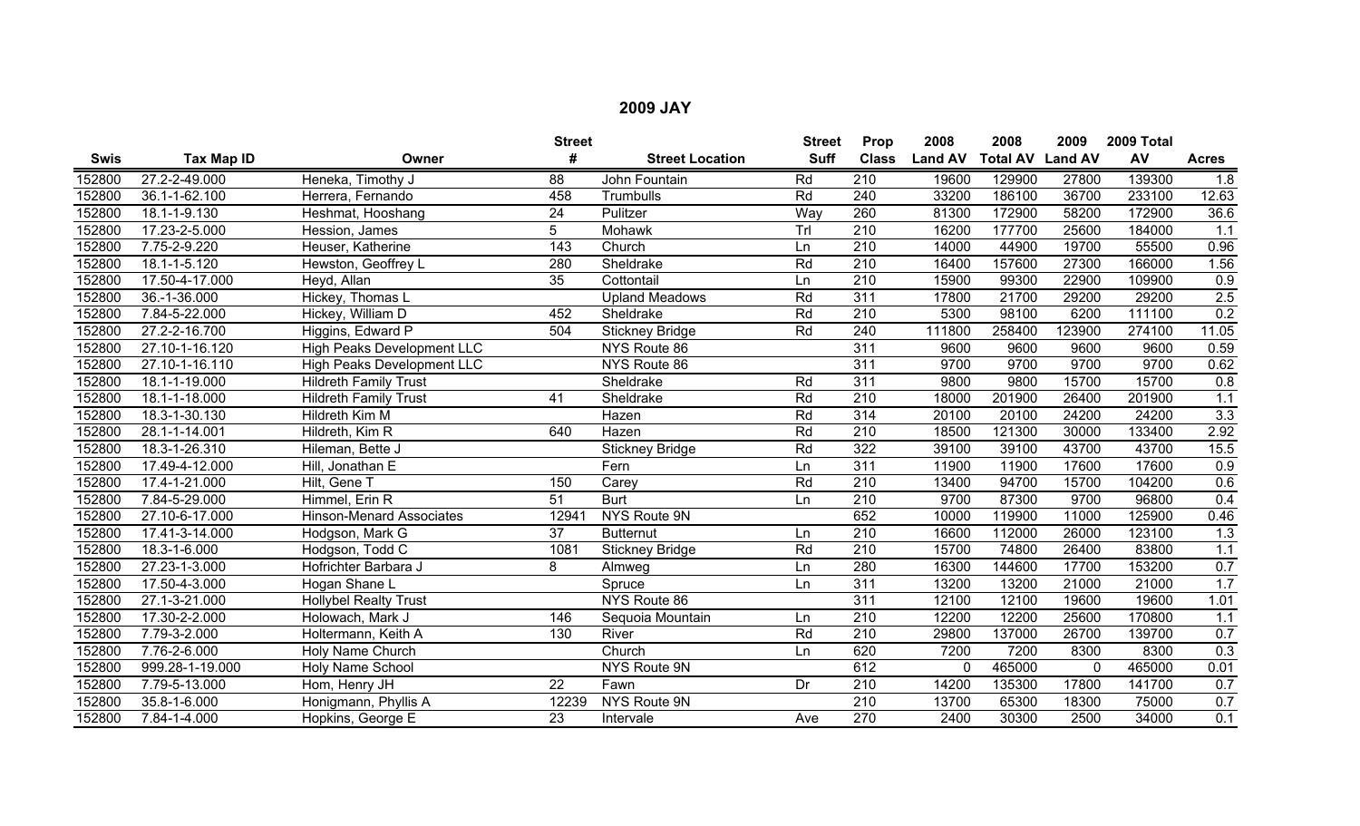# 2009 JAY

| Swis | Tax Map ID | Owner | Street # | Street Location | Street Suff | Prop Class | 2008 Land AV | 2008 Total AV | 2009 Land AV | 2009 Total AV | Acres |
|---|---|---|---|---|---|---|---|---|---|---|---|
| 152800 | 27.2-2-49.000 | Heneka, Timothy J | 88 | John Fountain | Rd | 210 | 19600 | 129900 | 27800 | 139300 | 1.8 |
| 152800 | 36.1-1-62.100 | Herrera, Fernando | 458 | Trumbulls | Rd | 240 | 33200 | 186100 | 36700 | 233100 | 12.63 |
| 152800 | 18.1-1-9.130 | Heshmat, Hooshang | 24 | Pulitzer | Way | 260 | 81300 | 172900 | 58200 | 172900 | 36.6 |
| 152800 | 17.23-2-5.000 | Hession, James | 5 | Mohawk | Trl | 210 | 16200 | 177700 | 25600 | 184000 | 1.1 |
| 152800 | 7.75-2-9.220 | Heuser, Katherine | 143 | Church | Ln | 210 | 14000 | 44900 | 19700 | 55500 | 0.96 |
| 152800 | 18.1-1-5.120 | Hewston, Geoffrey L | 280 | Sheldrake | Rd | 210 | 16400 | 157600 | 27300 | 166000 | 1.56 |
| 152800 | 17.50-4-17.000 | Heyd, Allan | 35 | Cottontail | Ln | 210 | 15900 | 99300 | 22900 | 109900 | 0.9 |
| 152800 | 36.-1-36.000 | Hickey, Thomas L | | Upland Meadows | Rd | 311 | 17800 | 21700 | 29200 | 29200 | 2.5 |
| 152800 | 7.84-5-22.000 | Hickey, William D | 452 | Sheldrake | Rd | 210 | 5300 | 98100 | 6200 | 111100 | 0.2 |
| 152800 | 27.2-2-16.700 | Higgins, Edward P | 504 | Stickney Bridge | Rd | 240 | 111800 | 258400 | 123900 | 274100 | 11.05 |
| 152800 | 27.10-1-16.120 | High Peaks Development LLC | | NYS Route 86 | | 311 | 9600 | 9600 | 9600 | 9600 | 0.59 |
| 152800 | 27.10-1-16.110 | High Peaks Development LLC | | NYS Route 86 | | 311 | 9700 | 9700 | 9700 | 9700 | 0.62 |
| 152800 | 18.1-1-19.000 | Hildreth Family Trust | | Sheldrake | Rd | 311 | 9800 | 9800 | 15700 | 15700 | 0.8 |
| 152800 | 18.1-1-18.000 | Hildreth Family Trust | 41 | Sheldrake | Rd | 210 | 18000 | 201900 | 26400 | 201900 | 1.1 |
| 152800 | 18.3-1-30.130 | Hildreth Kim M | | Hazen | Rd | 314 | 20100 | 20100 | 24200 | 24200 | 3.3 |
| 152800 | 28.1-1-14.001 | Hildreth, Kim R | 640 | Hazen | Rd | 210 | 18500 | 121300 | 30000 | 133400 | 2.92 |
| 152800 | 18.3-1-26.310 | Hileman, Bette J | | Stickney Bridge | Rd | 322 | 39100 | 39100 | 43700 | 43700 | 15.5 |
| 152800 | 17.49-4-12.000 | Hill, Jonathan E | | Fern | Ln | 311 | 11900 | 11900 | 17600 | 17600 | 0.9 |
| 152800 | 17.4-1-21.000 | Hilt, Gene T | 150 | Carey | Rd | 210 | 13400 | 94700 | 15700 | 104200 | 0.6 |
| 152800 | 7.84-5-29.000 | Himmel, Erin R | 51 | Burt | Ln | 210 | 9700 | 87300 | 9700 | 96800 | 0.4 |
| 152800 | 27.10-6-17.000 | Hinson-Menard Associates | 12941 | NYS Route 9N | | 652 | 10000 | 119900 | 11000 | 125900 | 0.46 |
| 152800 | 17.41-3-14.000 | Hodgson, Mark G | 37 | Butternut | Ln | 210 | 16600 | 112000 | 26000 | 123100 | 1.3 |
| 152800 | 18.3-1-6.000 | Hodgson, Todd C | 1081 | Stickney Bridge | Rd | 210 | 15700 | 74800 | 26400 | 83800 | 1.1 |
| 152800 | 27.23-1-3.000 | Hofrichter Barbara J | 8 | Almweg | Ln | 280 | 16300 | 144600 | 17700 | 153200 | 0.7 |
| 152800 | 17.50-4-3.000 | Hogan Shane L | | Spruce | Ln | 311 | 13200 | 13200 | 21000 | 21000 | 1.7 |
| 152800 | 27.1-3-21.000 | Hollybel Realty Trust | | NYS Route 86 | | 311 | 12100 | 12100 | 19600 | 19600 | 1.01 |
| 152800 | 17.30-2-2.000 | Holowach, Mark J | 146 | Sequoia Mountain | Ln | 210 | 12200 | 12200 | 25600 | 170800 | 1.1 |
| 152800 | 7.79-3-2.000 | Holtermann, Keith A | 130 | River | Rd | 210 | 29800 | 137000 | 26700 | 139700 | 0.7 |
| 152800 | 7.76-2-6.000 | Holy Name Church | | Church | Ln | 620 | 7200 | 7200 | 8300 | 8300 | 0.3 |
| 152800 | 999.28-1-19.000 | Holy Name School | | NYS Route 9N | | 612 | 0 | 465000 | 0 | 465000 | 0.01 |
| 152800 | 7.79-5-13.000 | Hom, Henry JH | 22 | Fawn | Dr | 210 | 14200 | 135300 | 17800 | 141700 | 0.7 |
| 152800 | 35.8-1-6.000 | Honigmann, Phyllis A | 12239 | NYS Route 9N | | 210 | 13700 | 65300 | 18300 | 75000 | 0.7 |
| 152800 | 7.84-1-4.000 | Hopkins, George E | 23 | Intervale | Ave | 270 | 2400 | 30300 | 2500 | 34000 | 0.1 |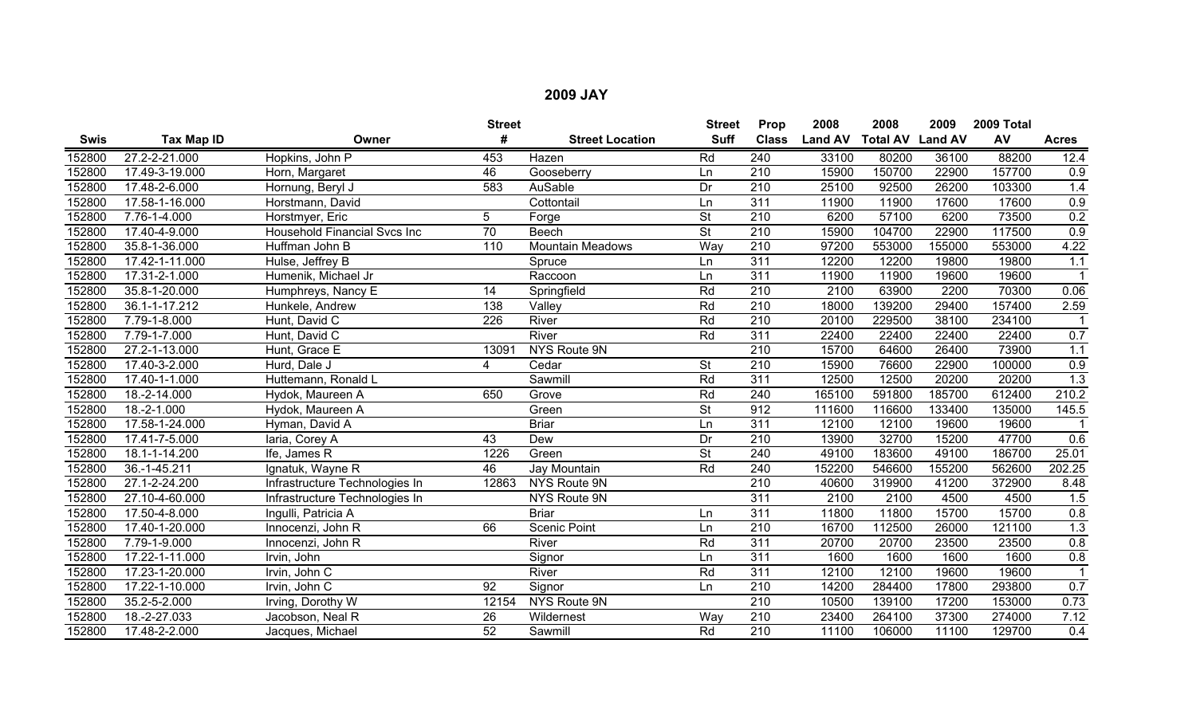# 2009 JAY

| Swis | Tax Map ID | Owner | Street # | Street Location | Street Suff | Prop Class | 2008 Land AV | 2008 Total AV | 2009 Land AV | 2009 Total AV | Acres |
|---|---|---|---|---|---|---|---|---|---|---|---|
| 152800 | 27.2-2-21.000 | Hopkins, John P | 453 | Hazen | Rd | 240 | 33100 | 80200 | 36100 | 88200 | 12.4 |
| 152800 | 17.49-3-19.000 | Horn, Margaret | 46 | Gooseberry | Ln | 210 | 15900 | 150700 | 22900 | 157700 | 0.9 |
| 152800 | 17.48-2-6.000 | Hornung, Beryl J | 583 | AuSable | Dr | 210 | 25100 | 92500 | 26200 | 103300 | 1.4 |
| 152800 | 17.58-1-16.000 | Horstmann, David | | Cottontail | Ln | 311 | 11900 | 11900 | 17600 | 17600 | 0.9 |
| 152800 | 7.76-1-4.000 | Horstmyer, Eric | 5 | Forge | St | 210 | 6200 | 57100 | 6200 | 73500 | 0.2 |
| 152800 | 17.40-4-9.000 | Household Financial Svcs Inc | 70 | Beech | St | 210 | 15900 | 104700 | 22900 | 117500 | 0.9 |
| 152800 | 35.8-1-36.000 | Huffman John B | 110 | Mountain Meadows | Way | 210 | 97200 | 553000 | 155000 | 553000 | 4.22 |
| 152800 | 17.42-1-11.000 | Hulse, Jeffrey B | | Spruce | Ln | 311 | 12200 | 12200 | 19800 | 19800 | 1.1 |
| 152800 | 17.31-2-1.000 | Humenik, Michael Jr | | Raccoon | Ln | 311 | 11900 | 11900 | 19600 | 19600 | 1 |
| 152800 | 35.8-1-20.000 | Humphreys, Nancy E | 14 | Springfield | Rd | 210 | 2100 | 63900 | 2200 | 70300 | 0.06 |
| 152800 | 36.1-1-17.212 | Hunkele, Andrew | 138 | Valley | Rd | 210 | 18000 | 139200 | 29400 | 157400 | 2.59 |
| 152800 | 7.79-1-8.000 | Hunt, David C | 226 | River | Rd | 210 | 20100 | 229500 | 38100 | 234100 | 1 |
| 152800 | 7.79-1-7.000 | Hunt, David C | | River | Rd | 311 | 22400 | 22400 | 22400 | 22400 | 0.7 |
| 152800 | 27.2-1-13.000 | Hunt, Grace E | 13091 | NYS Route 9N | | 210 | 15700 | 64600 | 26400 | 73900 | 1.1 |
| 152800 | 17.40-3-2.000 | Hurd, Dale J | 4 | Cedar | St | 210 | 15900 | 76600 | 22900 | 100000 | 0.9 |
| 152800 | 17.40-1-1.000 | Huttemann, Ronald L | | Sawmill | Rd | 311 | 12500 | 12500 | 20200 | 20200 | 1.3 |
| 152800 | 18.-2-14.000 | Hydok, Maureen A | 650 | Grove | Rd | 240 | 165100 | 591800 | 185700 | 612400 | 210.2 |
| 152800 | 18.-2-1.000 | Hydok, Maureen A | | Green | St | 912 | 111600 | 116600 | 133400 | 135000 | 145.5 |
| 152800 | 17.58-1-24.000 | Hyman, David A | | Briar | Ln | 311 | 12100 | 12100 | 19600 | 19600 | 1 |
| 152800 | 17.41-7-5.000 | Iaria, Corey A | 43 | Dew | Dr | 210 | 13900 | 32700 | 15200 | 47700 | 0.6 |
| 152800 | 18.1-1-14.200 | Ife, James R | 1226 | Green | St | 240 | 49100 | 183600 | 49100 | 186700 | 25.01 |
| 152800 | 36.-1-45.211 | Ignatuk, Wayne R | 46 | Jay Mountain | Rd | 240 | 152200 | 546600 | 155200 | 562600 | 202.25 |
| 152800 | 27.1-2-24.200 | Infrastructure Technologies In | 12863 | NYS Route 9N | | 210 | 40600 | 319900 | 41200 | 372900 | 8.48 |
| 152800 | 27.10-4-60.000 | Infrastructure Technologies In | | NYS Route 9N | | 311 | 2100 | 2100 | 4500 | 4500 | 1.5 |
| 152800 | 17.50-4-8.000 | Ingulli, Patricia A | | Briar | Ln | 311 | 11800 | 11800 | 15700 | 15700 | 0.8 |
| 152800 | 17.40-1-20.000 | Innocenzi, John R | 66 | Scenic Point | Ln | 210 | 16700 | 112500 | 26000 | 121100 | 1.3 |
| 152800 | 7.79-1-9.000 | Innocenzi, John R | | River | Rd | 311 | 20700 | 20700 | 23500 | 23500 | 0.8 |
| 152800 | 17.22-1-11.000 | Irvin, John | | Signor | Ln | 311 | 1600 | 1600 | 1600 | 1600 | 0.8 |
| 152800 | 17.23-1-20.000 | Irvin, John C | | River | Rd | 311 | 12100 | 12100 | 19600 | 19600 | 1 |
| 152800 | 17.22-1-10.000 | Irvin, John C | 92 | Signor | Ln | 210 | 14200 | 284400 | 17800 | 293800 | 0.7 |
| 152800 | 35.2-5-2.000 | Irving, Dorothy W | 12154 | NYS Route 9N | | 210 | 10500 | 139100 | 17200 | 153000 | 0.73 |
| 152800 | 18.-2-27.033 | Jacobson, Neal R | 26 | Wildernest | Way | 210 | 23400 | 264100 | 37300 | 274000 | 7.12 |
| 152800 | 17.48-2-2.000 | Jacques, Michael | 52 | Sawmill | Rd | 210 | 11100 | 106000 | 11100 | 129700 | 0.4 |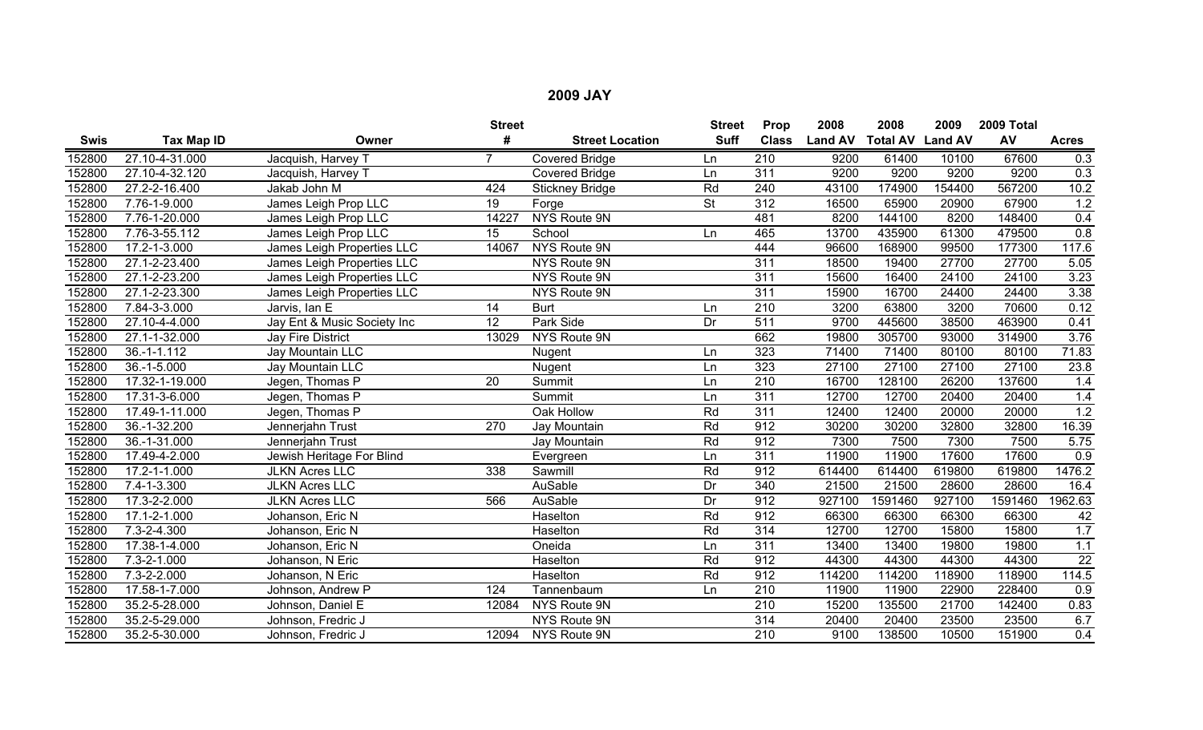# 2009 JAY

| Swis | Tax Map ID | Owner | Street # | Street Location | Street Suff | Prop Class | 2008 Land AV | 2008 Total AV | 2009 Land AV | 2009 Total AV | Acres |
|---|---|---|---|---|---|---|---|---|---|---|---|
| 152800 | 27.10-4-31.000 | Jacquish, Harvey T | 7 | Covered Bridge | Ln | 210 | 9200 | 61400 | 10100 | 67600 | 0.3 |
| 152800 | 27.10-4-32.120 | Jacquish, Harvey T | | Covered Bridge | Ln | 311 | 9200 | 9200 | 9200 | 9200 | 0.3 |
| 152800 | 27.2-2-16.400 | Jakab John M | 424 | Stickney Bridge | Rd | 240 | 43100 | 174900 | 154400 | 567200 | 10.2 |
| 152800 | 7.76-1-9.000 | James Leigh Prop LLC | 19 | Forge | St | 312 | 16500 | 65900 | 20900 | 67900 | 1.2 |
| 152800 | 7.76-1-20.000 | James Leigh Prop LLC | 14227 | NYS Route 9N | | 481 | 8200 | 144100 | 8200 | 148400 | 0.4 |
| 152800 | 7.76-3-55.112 | James Leigh Prop LLC | 15 | School | Ln | 465 | 13700 | 435900 | 61300 | 479500 | 0.8 |
| 152800 | 17.2-1-3.000 | James Leigh Properties LLC | 14067 | NYS Route 9N | | 444 | 96600 | 168900 | 99500 | 177300 | 117.6 |
| 152800 | 27.1-2-23.400 | James Leigh Properties LLC | | NYS Route 9N | | 311 | 18500 | 19400 | 27700 | 27700 | 5.05 |
| 152800 | 27.1-2-23.200 | James Leigh Properties LLC | | NYS Route 9N | | 311 | 15600 | 16400 | 24100 | 24100 | 3.23 |
| 152800 | 27.1-2-23.300 | James Leigh Properties LLC | | NYS Route 9N | | 311 | 15900 | 16700 | 24400 | 24400 | 3.38 |
| 152800 | 7.84-3-3.000 | Jarvis, Ian E | 14 | Burt | Ln | 210 | 3200 | 63800 | 3200 | 70600 | 0.12 |
| 152800 | 27.10-4-4.000 | Jay Ent & Music Society Inc | 12 | Park Side | Dr | 511 | 9700 | 445600 | 38500 | 463900 | 0.41 |
| 152800 | 27.1-1-32.000 | Jay Fire District | 13029 | NYS Route 9N | | 662 | 19800 | 305700 | 93000 | 314900 | 3.76 |
| 152800 | 36.-1-1.112 | Jay Mountain LLC | | Nugent | Ln | 323 | 71400 | 71400 | 80100 | 80100 | 71.83 |
| 152800 | 36.-1-5.000 | Jay Mountain LLC | | Nugent | Ln | 323 | 27100 | 27100 | 27100 | 27100 | 23.8 |
| 152800 | 17.32-1-19.000 | Jegen, Thomas P | 20 | Summit | Ln | 210 | 16700 | 128100 | 26200 | 137600 | 1.4 |
| 152800 | 17.31-3-6.000 | Jegen, Thomas P | | Summit | Ln | 311 | 12700 | 12700 | 20400 | 20400 | 1.4 |
| 152800 | 17.49-1-11.000 | Jegen, Thomas P | | Oak Hollow | Rd | 311 | 12400 | 12400 | 20000 | 20000 | 1.2 |
| 152800 | 36.-1-32.200 | Jennerjahn Trust | 270 | Jay Mountain | Rd | 912 | 30200 | 30200 | 32800 | 32800 | 16.39 |
| 152800 | 36.-1-31.000 | Jennerjahn Trust | | Jay Mountain | Rd | 912 | 7300 | 7500 | 7300 | 7500 | 5.75 |
| 152800 | 17.49-4-2.000 | Jewish Heritage For Blind | | Evergreen | Ln | 311 | 11900 | 11900 | 17600 | 17600 | 0.9 |
| 152800 | 17.2-1-1.000 | JLKN Acres LLC | 338 | Sawmill | Rd | 912 | 614400 | 614400 | 619800 | 619800 | 1476.2 |
| 152800 | 7.4-1-3.300 | JLKN Acres LLC | | AuSable | Dr | 340 | 21500 | 21500 | 28600 | 28600 | 16.4 |
| 152800 | 17.3-2-2.000 | JLKN Acres LLC | 566 | AuSable | Dr | 912 | 927100 | 1591460 | 927100 | 1591460 | 1962.63 |
| 152800 | 17.1-2-1.000 | Johanson, Eric N | | Haselton | Rd | 912 | 66300 | 66300 | 66300 | 66300 | 42 |
| 152800 | 7.3-2-4.300 | Johanson, Eric N | | Haselton | Rd | 314 | 12700 | 12700 | 15800 | 15800 | 1.7 |
| 152800 | 17.38-1-4.000 | Johanson, Eric N | | Oneida | Ln | 311 | 13400 | 13400 | 19800 | 19800 | 1.1 |
| 152800 | 7.3-2-1.000 | Johanson, N Eric | | Haselton | Rd | 912 | 44300 | 44300 | 44300 | 44300 | 22 |
| 152800 | 7.3-2-2.000 | Johanson, N Eric | | Haselton | Rd | 912 | 114200 | 114200 | 118900 | 118900 | 114.5 |
| 152800 | 17.58-1-7.000 | Johnson, Andrew P | 124 | Tannenbaum | Ln | 210 | 11900 | 11900 | 22900 | 228400 | 0.9 |
| 152800 | 35.2-5-28.000 | Johnson, Daniel E | 12084 | NYS Route 9N | | 210 | 15200 | 135500 | 21700 | 142400 | 0.83 |
| 152800 | 35.2-5-29.000 | Johnson, Fredric J | | NYS Route 9N | | 314 | 20400 | 20400 | 23500 | 23500 | 6.7 |
| 152800 | 35.2-5-30.000 | Johnson, Fredric J | 12094 | NYS Route 9N | | 210 | 9100 | 138500 | 10500 | 151900 | 0.4 |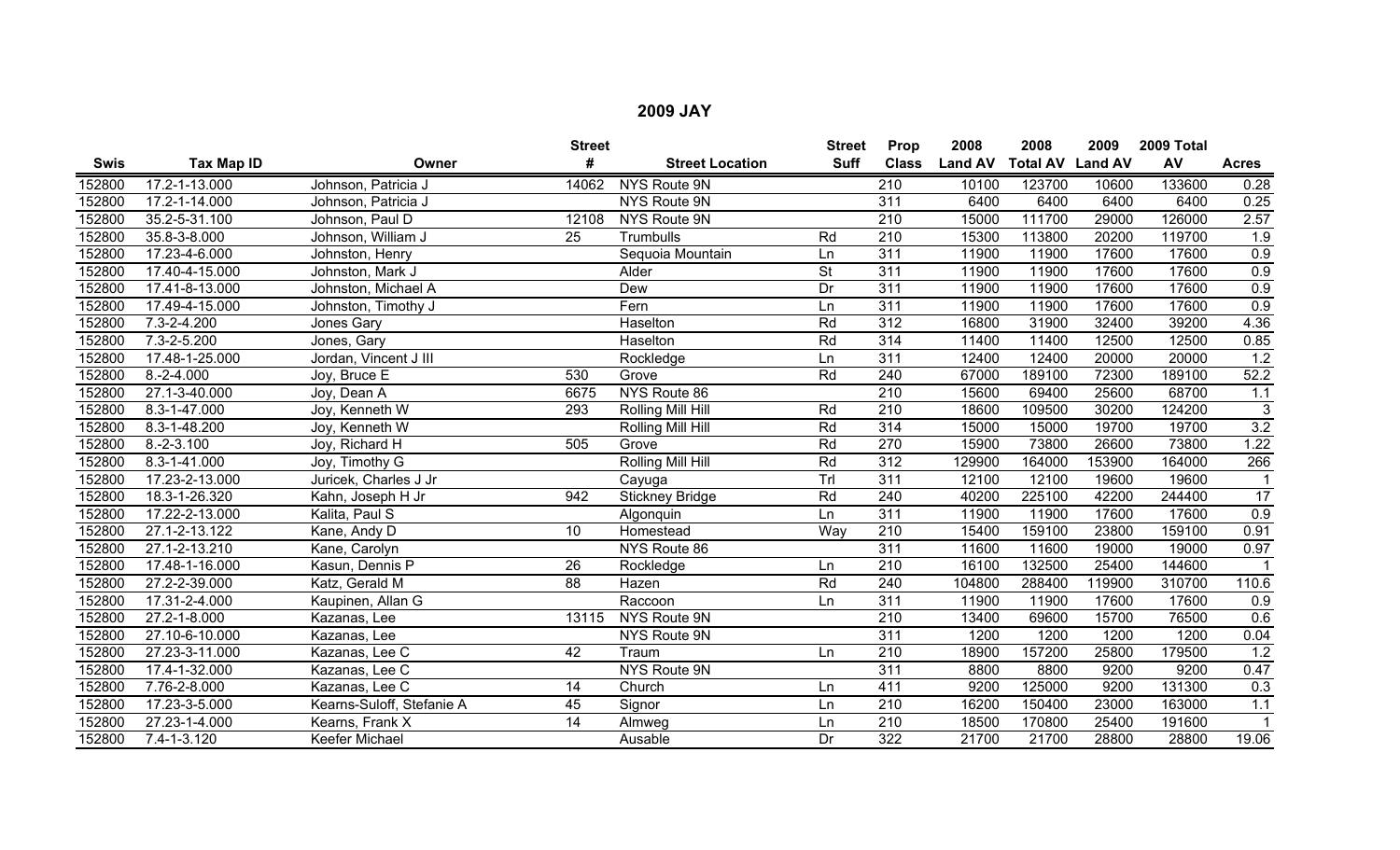## 2009 JAY

| Swis | Tax Map ID | Owner | Street # | Street Location | Street Suff | Prop Class | 2008 Land AV | 2008 Total AV | 2009 Land AV | 2009 Total AV | Acres |
|---|---|---|---|---|---|---|---|---|---|---|---|
| 152800 | 17.2-1-13.000 | Johnson, Patricia J | 14062 | NYS Route 9N | | 210 | 10100 | 123700 | 10600 | 133600 | 0.28 |
| 152800 | 17.2-1-14.000 | Johnson, Patricia J | | NYS Route 9N | | 311 | 6400 | 6400 | 6400 | 6400 | 0.25 |
| 152800 | 35.2-5-31.100 | Johnson, Paul D | 12108 | NYS Route 9N | | 210 | 15000 | 111700 | 29000 | 126000 | 2.57 |
| 152800 | 35.8-3-8.000 | Johnson, William J | 25 | Trumbulls | Rd | 210 | 15300 | 113800 | 20200 | 119700 | 1.9 |
| 152800 | 17.23-4-6.000 | Johnston, Henry | | Sequoia Mountain | Ln | 311 | 11900 | 11900 | 17600 | 17600 | 0.9 |
| 152800 | 17.40-4-15.000 | Johnston, Mark J | | Alder | St | 311 | 11900 | 11900 | 17600 | 17600 | 0.9 |
| 152800 | 17.41-8-13.000 | Johnston, Michael A | | Dew | Dr | 311 | 11900 | 11900 | 17600 | 17600 | 0.9 |
| 152800 | 17.49-4-15.000 | Johnston, Timothy J | | Fern | Ln | 311 | 11900 | 11900 | 17600 | 17600 | 0.9 |
| 152800 | 7.3-2-4.200 | Jones Gary | | Haselton | Rd | 312 | 16800 | 31900 | 32400 | 39200 | 4.36 |
| 152800 | 7.3-2-5.200 | Jones, Gary | | Haselton | Rd | 314 | 11400 | 11400 | 12500 | 12500 | 0.85 |
| 152800 | 17.48-1-25.000 | Jordan, Vincent J III | | Rockledge | Ln | 311 | 12400 | 12400 | 20000 | 20000 | 1.2 |
| 152800 | 8.-2-4.000 | Joy, Bruce E | 530 | Grove | Rd | 240 | 67000 | 189100 | 72300 | 189100 | 52.2 |
| 152800 | 27.1-3-40.000 | Joy, Dean A | 6675 | NYS Route 86 | | 210 | 15600 | 69400 | 25600 | 68700 | 1.1 |
| 152800 | 8.3-1-47.000 | Joy, Kenneth W | 293 | Rolling Mill Hill | Rd | 210 | 18600 | 109500 | 30200 | 124200 | 3 |
| 152800 | 8.3-1-48.200 | Joy, Kenneth W | | Rolling Mill Hill | Rd | 314 | 15000 | 15000 | 19700 | 19700 | 3.2 |
| 152800 | 8.-2-3.100 | Joy, Richard H | 505 | Grove | Rd | 270 | 15900 | 73800 | 26600 | 73800 | 1.22 |
| 152800 | 8.3-1-41.000 | Joy, Timothy G | | Rolling Mill Hill | Rd | 312 | 129900 | 164000 | 153900 | 164000 | 266 |
| 152800 | 17.23-2-13.000 | Juricek, Charles J Jr | | Cayuga | Trl | 311 | 12100 | 12100 | 19600 | 19600 | 1 |
| 152800 | 18.3-1-26.320 | Kahn, Joseph H Jr | 942 | Stickney Bridge | Rd | 240 | 40200 | 225100 | 42200 | 244400 | 17 |
| 152800 | 17.22-2-13.000 | Kalita, Paul S | | Algonquin | Ln | 311 | 11900 | 11900 | 17600 | 17600 | 0.9 |
| 152800 | 27.1-2-13.122 | Kane, Andy D | 10 | Homestead | Way | 210 | 15400 | 159100 | 23800 | 159100 | 0.91 |
| 152800 | 27.1-2-13.210 | Kane, Carolyn | | NYS Route 86 | | 311 | 11600 | 11600 | 19000 | 19000 | 0.97 |
| 152800 | 17.48-1-16.000 | Kasun, Dennis P | 26 | Rockledge | Ln | 210 | 16100 | 132500 | 25400 | 144600 | 1 |
| 152800 | 27.2-2-39.000 | Katz, Gerald M | 88 | Hazen | Rd | 240 | 104800 | 288400 | 119900 | 310700 | 110.6 |
| 152800 | 17.31-2-4.000 | Kaupinen, Allan G | | Raccoon | Ln | 311 | 11900 | 11900 | 17600 | 17600 | 0.9 |
| 152800 | 27.2-1-8.000 | Kazanas, Lee | 13115 | NYS Route 9N | | 210 | 13400 | 69600 | 15700 | 76500 | 0.6 |
| 152800 | 27.10-6-10.000 | Kazanas, Lee | | NYS Route 9N | | 311 | 1200 | 1200 | 1200 | 1200 | 0.04 |
| 152800 | 27.23-3-11.000 | Kazanas, Lee C | 42 | Traum | Ln | 210 | 18900 | 157200 | 25800 | 179500 | 1.2 |
| 152800 | 17.4-1-32.000 | Kazanas, Lee C | | NYS Route 9N | | 311 | 8800 | 8800 | 9200 | 9200 | 0.47 |
| 152800 | 7.76-2-8.000 | Kazanas, Lee C | 14 | Church | Ln | 411 | 9200 | 125000 | 9200 | 131300 | 0.3 |
| 152800 | 17.23-3-5.000 | Kearns-Suloff, Stefanie A | 45 | Signor | Ln | 210 | 16200 | 150400 | 23000 | 163000 | 1.1 |
| 152800 | 27.23-1-4.000 | Kearns, Frank X | 14 | Almweg | Ln | 210 | 18500 | 170800 | 25400 | 191600 | 1 |
| 152800 | 7.4-1-3.120 | Keefer Michael | | Ausable | Dr | 322 | 21700 | 21700 | 28800 | 28800 | 19.06 |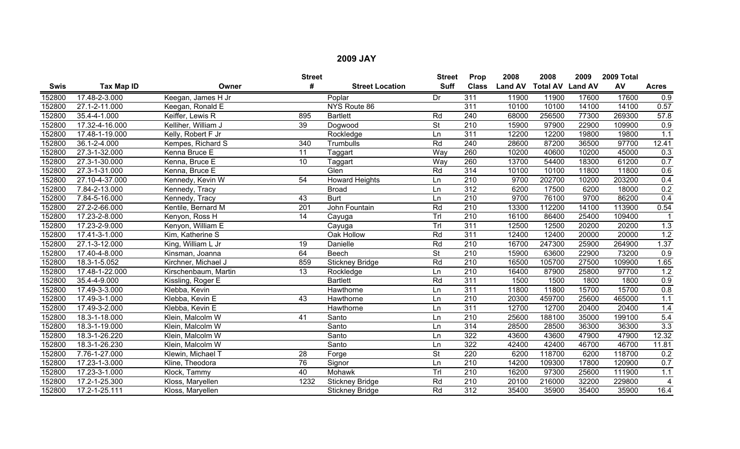# 2009 JAY

| Swis | Tax Map ID | Owner | Street # | Street Location | Street Suff | Prop Class | 2008 Land AV | 2008 Total AV | 2009 Land AV | 2009 Total AV | Acres |
|---|---|---|---|---|---|---|---|---|---|---|---|
| 152800 | 17.48-2-3.000 | Keegan, James H Jr | | Poplar | Dr | 311 | 11900 | 11900 | 17600 | 17600 | 0.9 |
| 152800 | 27.1-2-11.000 | Keegan, Ronald E | | NYS Route 86 | | 311 | 10100 | 10100 | 14100 | 14100 | 0.57 |
| 152800 | 35.4-4-1.000 | Keiffer, Lewis R | 895 | Bartlett | Rd | 240 | 68000 | 256500 | 77300 | 269300 | 57.8 |
| 152800 | 17.32-4-16.000 | Kelliher, William J | 39 | Dogwood | St | 210 | 15900 | 97900 | 22900 | 109900 | 0.9 |
| 152800 | 17.48-1-19.000 | Kelly, Robert F Jr | | Rockledge | Ln | 311 | 12200 | 12200 | 19800 | 19800 | 1.1 |
| 152800 | 36.1-2-4.000 | Kempes, Richard S | 340 | Trumbulls | Rd | 240 | 28600 | 87200 | 36500 | 97700 | 12.41 |
| 152800 | 27.3-1-32.000 | Kenna Bruce E | 11 | Taggart | Way | 260 | 10200 | 40600 | 10200 | 45000 | 0.3 |
| 152800 | 27.3-1-30.000 | Kenna, Bruce E | 10 | Taggart | Way | 260 | 13700 | 54400 | 18300 | 61200 | 0.7 |
| 152800 | 27.3-1-31.000 | Kenna, Bruce E | | Glen | Rd | 314 | 10100 | 10100 | 11800 | 11800 | 0.6 |
| 152800 | 27.10-4-37.000 | Kennedy, Kevin W | 54 | Howard Heights | Ln | 210 | 9700 | 202700 | 10200 | 203200 | 0.4 |
| 152800 | 7.84-2-13.000 | Kennedy, Tracy | | Broad | Ln | 312 | 6200 | 17500 | 6200 | 18000 | 0.2 |
| 152800 | 7.84-5-16.000 | Kennedy, Tracy | 43 | Burt | Ln | 210 | 9700 | 76100 | 9700 | 86200 | 0.4 |
| 152800 | 27.2-2-66.000 | Kentile, Bernard M | 201 | John Fountain | Rd | 210 | 13300 | 112200 | 14100 | 113900 | 0.54 |
| 152800 | 17.23-2-8.000 | Kenyon, Ross H | 14 | Cayuga | Trl | 210 | 16100 | 86400 | 25400 | 109400 | 1 |
| 152800 | 17.23-2-9.000 | Kenyon, William E | | Cayuga | Trl | 311 | 12500 | 12500 | 20200 | 20200 | 1.3 |
| 152800 | 17.41-3-1.000 | Kim, Katherine S | | Oak Hollow | Rd | 311 | 12400 | 12400 | 20000 | 20000 | 1.2 |
| 152800 | 27.1-3-12.000 | King, William L Jr | 19 | Danielle | Rd | 210 | 16700 | 247300 | 25900 | 264900 | 1.37 |
| 152800 | 17.40-4-8.000 | Kinsman, Joanna | 64 | Beech | St | 210 | 15900 | 63600 | 22900 | 73200 | 0.9 |
| 152800 | 18.3-1-5.052 | Kirchner, Michael J | 859 | Stickney Bridge | Rd | 210 | 16500 | 105700 | 27500 | 109900 | 1.65 |
| 152800 | 17.48-1-22.000 | Kirschenbaum, Martin | 13 | Rockledge | Ln | 210 | 16400 | 87900 | 25800 | 97700 | 1.2 |
| 152800 | 35.4-4-9.000 | Kissling, Roger E | | Bartlett | Rd | 311 | 1500 | 1500 | 1800 | 1800 | 0.9 |
| 152800 | 17.49-3-3.000 | Klebba, Kevin | | Hawthorne | Ln | 311 | 11800 | 11800 | 15700 | 15700 | 0.8 |
| 152800 | 17.49-3-1.000 | Klebba, Kevin E | 43 | Hawthorne | Ln | 210 | 20300 | 459700 | 25600 | 465000 | 1.1 |
| 152800 | 17.49-3-2.000 | Klebba, Kevin E | | Hawthorne | Ln | 311 | 12700 | 12700 | 20400 | 20400 | 1.4 |
| 152800 | 18.3-1-18.000 | Klein, Malcolm W | 41 | Santo | Ln | 210 | 25600 | 188100 | 35000 | 199100 | 5.4 |
| 152800 | 18.3-1-19.000 | Klein, Malcolm W | | Santo | Ln | 314 | 28500 | 28500 | 36300 | 36300 | 3.3 |
| 152800 | 18.3-1-26.220 | Klein, Malcolm W | | Santo | Ln | 322 | 43600 | 43600 | 47900 | 47900 | 12.32 |
| 152800 | 18.3-1-26.230 | Klein, Malcolm W | | Santo | Ln | 322 | 42400 | 42400 | 46700 | 46700 | 11.81 |
| 152800 | 7.76-1-27.000 | Klewin, Michael T | 28 | Forge | St | 220 | 6200 | 118700 | 6200 | 118700 | 0.2 |
| 152800 | 17.23-1-3.000 | Kline, Theodora | 76 | Signor | Ln | 210 | 14200 | 109300 | 17800 | 120900 | 0.7 |
| 152800 | 17.23-3-1.000 | Klock, Tammy | 40 | Mohawk | Trl | 210 | 16200 | 97300 | 25600 | 111900 | 1.1 |
| 152800 | 17.2-1-25.300 | Kloss, Maryellen | 1232 | Stickney Bridge | Rd | 210 | 20100 | 216000 | 32200 | 229800 | 4 |
| 152800 | 17.2-1-25.111 | Kloss, Maryellen | | Stickney Bridge | Rd | 312 | 35400 | 35900 | 35400 | 35900 | 16.4 |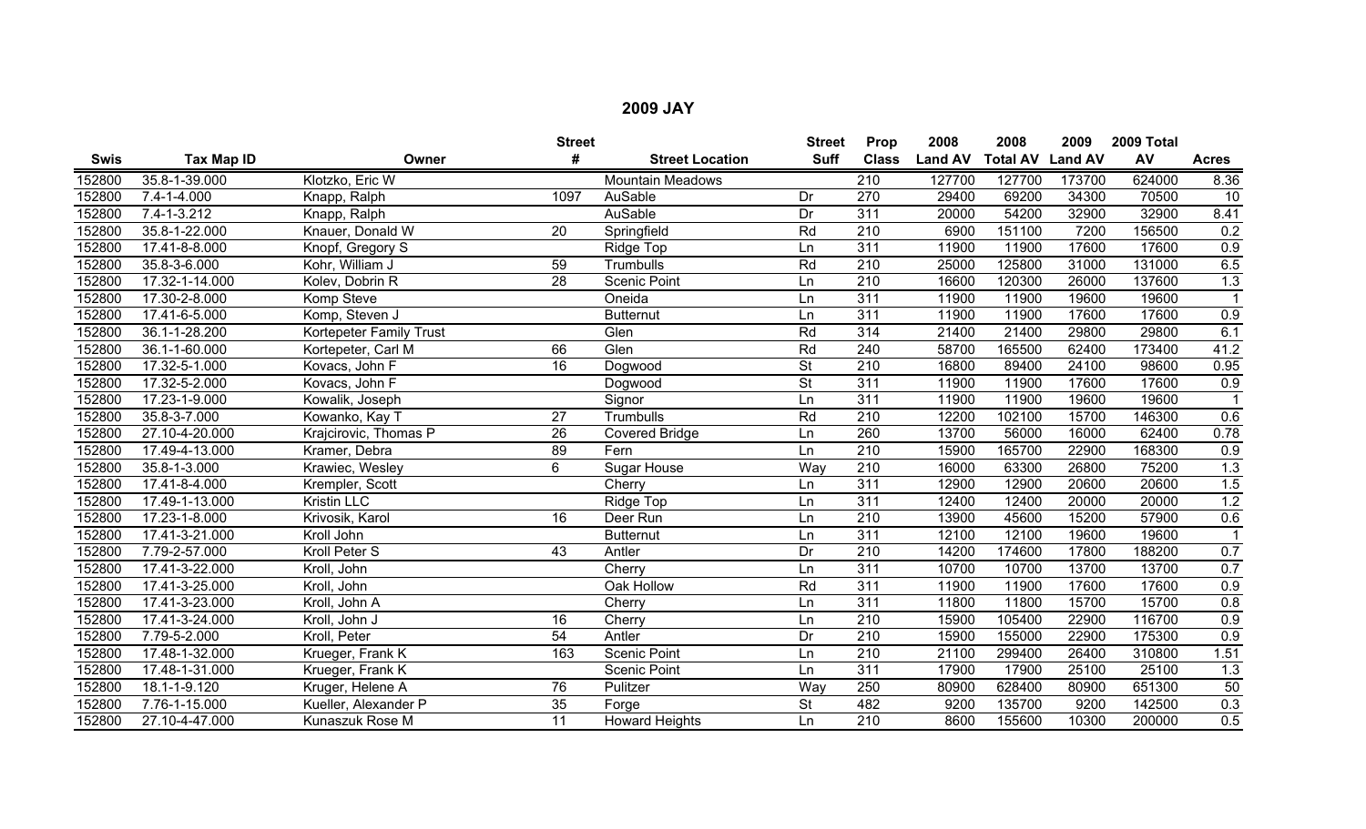# 2009 JAY

| Swis | Tax Map ID | Owner | Street # | Street Location | Street Suff | Prop Class | 2008 Land AV | 2008 Total AV | 2009 Land AV | 2009 Total AV | Acres |
|---|---|---|---|---|---|---|---|---|---|---|---|
| 152800 | 35.8-1-39.000 | Klotzko, Eric W | | Mountain Meadows | | 210 | 127700 | 127700 | 173700 | 624000 | 8.36 |
| 152800 | 7.4-1-4.000 | Knapp, Ralph | 1097 | AuSable | Dr | 270 | 29400 | 69200 | 34300 | 70500 | 10 |
| 152800 | 7.4-1-3.212 | Knapp, Ralph | | AuSable | Dr | 311 | 20000 | 54200 | 32900 | 32900 | 8.41 |
| 152800 | 35.8-1-22.000 | Knauer, Donald W | 20 | Springfield | Rd | 210 | 6900 | 151100 | 7200 | 156500 | 0.2 |
| 152800 | 17.41-8-8.000 | Knopf, Gregory S | | Ridge Top | Ln | 311 | 11900 | 11900 | 17600 | 17600 | 0.9 |
| 152800 | 35.8-3-6.000 | Kohr, William J | 59 | Trumbulls | Rd | 210 | 25000 | 125800 | 31000 | 131000 | 6.5 |
| 152800 | 17.32-1-14.000 | Kolev, Dobrin R | 28 | Scenic Point | Ln | 210 | 16600 | 120300 | 26000 | 137600 | 1.3 |
| 152800 | 17.30-2-8.000 | Komp Steve | | Oneida | Ln | 311 | 11900 | 11900 | 19600 | 19600 | 1 |
| 152800 | 17.41-6-5.000 | Komp, Steven J | | Butternut | Ln | 311 | 11900 | 11900 | 17600 | 17600 | 0.9 |
| 152800 | 36.1-1-28.200 | Kortepeter Family Trust | | Glen | Rd | 314 | 21400 | 21400 | 29800 | 29800 | 6.1 |
| 152800 | 36.1-1-60.000 | Kortepeter, Carl M | 66 | Glen | Rd | 240 | 58700 | 165500 | 62400 | 173400 | 41.2 |
| 152800 | 17.32-5-1.000 | Kovacs, John F | 16 | Dogwood | St | 210 | 16800 | 89400 | 24100 | 98600 | 0.95 |
| 152800 | 17.32-5-2.000 | Kovacs, John F | | Dogwood | St | 311 | 11900 | 11900 | 17600 | 17600 | 0.9 |
| 152800 | 17.23-1-9.000 | Kowalik, Joseph | | Signor | Ln | 311 | 11900 | 11900 | 19600 | 19600 | 1 |
| 152800 | 35.8-3-7.000 | Kowanko, Kay T | 27 | Trumbulls | Rd | 210 | 12200 | 102100 | 15700 | 146300 | 0.6 |
| 152800 | 27.10-4-20.000 | Krajcirovic, Thomas P | 26 | Covered Bridge | Ln | 260 | 13700 | 56000 | 16000 | 62400 | 0.78 |
| 152800 | 17.49-4-13.000 | Kramer, Debra | 89 | Fern | Ln | 210 | 15900 | 165700 | 22900 | 168300 | 0.9 |
| 152800 | 35.8-1-3.000 | Krawiec, Wesley | 6 | Sugar House | Way | 210 | 16000 | 63300 | 26800 | 75200 | 1.3 |
| 152800 | 17.41-8-4.000 | Krempler, Scott | | Cherry | Ln | 311 | 12900 | 12900 | 20600 | 20600 | 1.5 |
| 152800 | 17.49-1-13.000 | Kristin LLC | | Ridge Top | Ln | 311 | 12400 | 12400 | 20000 | 20000 | 1.2 |
| 152800 | 17.23-1-8.000 | Krivosik, Karol | 16 | Deer Run | Ln | 210 | 13900 | 45600 | 15200 | 57900 | 0.6 |
| 152800 | 17.41-3-21.000 | Kroll John | | Butternut | Ln | 311 | 12100 | 12100 | 19600 | 19600 | 1 |
| 152800 | 7.79-2-57.000 | Kroll Peter S | 43 | Antler | Dr | 210 | 14200 | 174600 | 17800 | 188200 | 0.7 |
| 152800 | 17.41-3-22.000 | Kroll, John | | Cherry | Ln | 311 | 10700 | 10700 | 13700 | 13700 | 0.7 |
| 152800 | 17.41-3-25.000 | Kroll, John | | Oak Hollow | Rd | 311 | 11900 | 11900 | 17600 | 17600 | 0.9 |
| 152800 | 17.41-3-23.000 | Kroll, John A | | Cherry | Ln | 311 | 11800 | 11800 | 15700 | 15700 | 0.8 |
| 152800 | 17.41-3-24.000 | Kroll, John J | 16 | Cherry | Ln | 210 | 15900 | 105400 | 22900 | 116700 | 0.9 |
| 152800 | 7.79-5-2.000 | Kroll, Peter | 54 | Antler | Dr | 210 | 15900 | 155000 | 22900 | 175300 | 0.9 |
| 152800 | 17.48-1-32.000 | Krueger, Frank K | 163 | Scenic Point | Ln | 210 | 21100 | 299400 | 26400 | 310800 | 1.51 |
| 152800 | 17.48-1-31.000 | Krueger, Frank K | | Scenic Point | Ln | 311 | 17900 | 17900 | 25100 | 25100 | 1.3 |
| 152800 | 18.1-1-9.120 | Kruger, Helene A | 76 | Pulitzer | Way | 250 | 80900 | 628400 | 80900 | 651300 | 50 |
| 152800 | 7.76-1-15.000 | Kueller, Alexander P | 35 | Forge | St | 482 | 9200 | 135700 | 9200 | 142500 | 0.3 |
| 152800 | 27.10-4-47.000 | Kunaszuk Rose M | 11 | Howard Heights | Ln | 210 | 8600 | 155600 | 10300 | 200000 | 0.5 |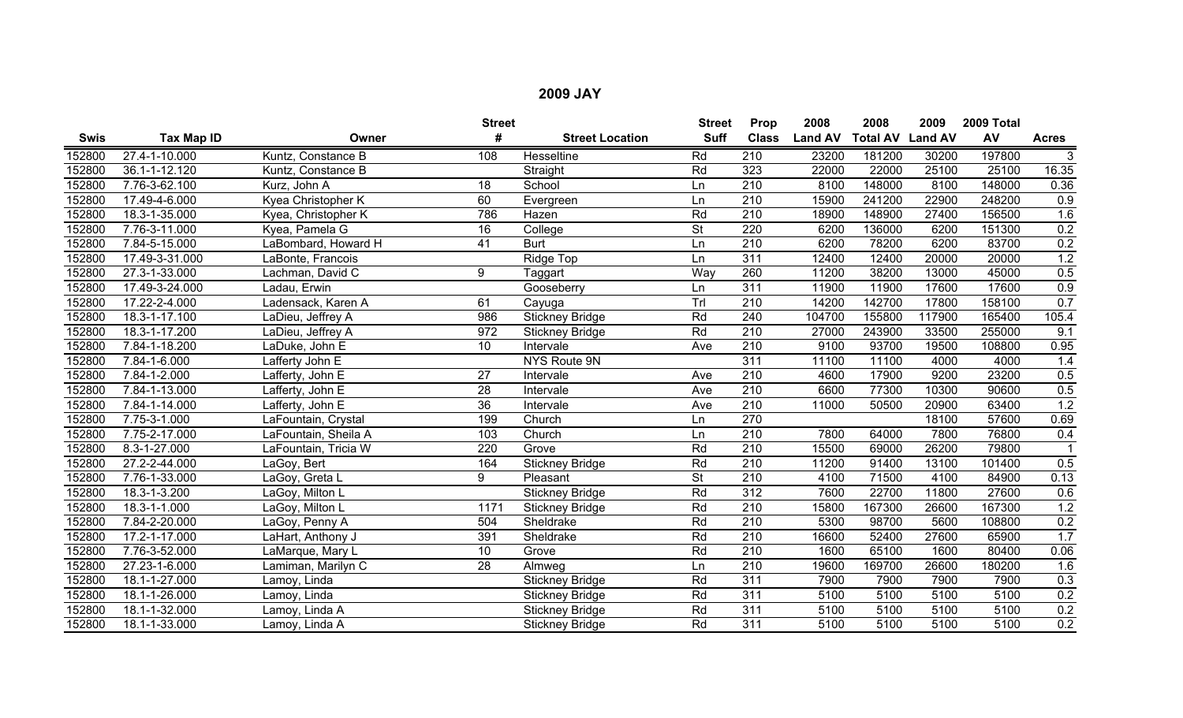# 2009 JAY

| Swis | Tax Map ID | Owner | Street # | Street Location | Street Suff | Prop Class | 2008 Land AV | 2008 Total AV | 2009 Land AV | 2009 Total AV | Acres |
|---|---|---|---|---|---|---|---|---|---|---|---|
| 152800 | 27.4-1-10.000 | Kuntz, Constance B | 108 | Hesseltine | Rd | 210 | 23200 | 181200 | 30200 | 197800 | 3 |
| 152800 | 36.1-1-12.120 | Kuntz, Constance B | | Straight | Rd | 323 | 22000 | 22000 | 25100 | 25100 | 16.35 |
| 152800 | 7.76-3-62.100 | Kurz, John A | 18 | School | Ln | 210 | 8100 | 148000 | 8100 | 148000 | 0.36 |
| 152800 | 17.49-4-6.000 | Kyea Christopher K | 60 | Evergreen | Ln | 210 | 15900 | 241200 | 22900 | 248200 | 0.9 |
| 152800 | 18.3-1-35.000 | Kyea, Christopher K | 786 | Hazen | Rd | 210 | 18900 | 148900 | 27400 | 156500 | 1.6 |
| 152800 | 7.76-3-11.000 | Kyea, Pamela G | 16 | College | St | 220 | 6200 | 136000 | 6200 | 151300 | 0.2 |
| 152800 | 7.84-5-15.000 | LaBombard, Howard H | 41 | Burt | Ln | 210 | 6200 | 78200 | 6200 | 83700 | 0.2 |
| 152800 | 17.49-3-31.000 | LaBonte, Francois | | Ridge Top | Ln | 311 | 12400 | 12400 | 20000 | 20000 | 1.2 |
| 152800 | 27.3-1-33.000 | Lachman, David C | 9 | Taggart | Way | 260 | 11200 | 38200 | 13000 | 45000 | 0.5 |
| 152800 | 17.49-3-24.000 | Ladau, Erwin | | Gooseberry | Ln | 311 | 11900 | 11900 | 17600 | 17600 | 0.9 |
| 152800 | 17.22-2-4.000 | Ladensack, Karen A | 61 | Cayuga | Trl | 210 | 14200 | 142700 | 17800 | 158100 | 0.7 |
| 152800 | 18.3-1-17.100 | LaDieu, Jeffrey A | 986 | Stickney Bridge | Rd | 240 | 104700 | 155800 | 117900 | 165400 | 105.4 |
| 152800 | 18.3-1-17.200 | LaDieu, Jeffrey A | 972 | Stickney Bridge | Rd | 210 | 27000 | 243900 | 33500 | 255000 | 9.1 |
| 152800 | 7.84-1-18.200 | LaDuke, John E | 10 | Intervale | Ave | 210 | 9100 | 93700 | 19500 | 108800 | 0.95 |
| 152800 | 7.84-1-6.000 | Lafferty John E | | NYS Route 9N | | 311 | 11100 | 11100 | 4000 | 4000 | 1.4 |
| 152800 | 7.84-1-2.000 | Lafferty, John E | 27 | Intervale | Ave | 210 | 4600 | 17900 | 9200 | 23200 | 0.5 |
| 152800 | 7.84-1-13.000 | Lafferty, John E | 28 | Intervale | Ave | 210 | 6600 | 77300 | 10300 | 90600 | 0.5 |
| 152800 | 7.84-1-14.000 | Lafferty, John E | 36 | Intervale | Ave | 210 | 11000 | 50500 | 20900 | 63400 | 1.2 |
| 152800 | 7.75-3-1.000 | LaFountain, Crystal | 199 | Church | Ln | 270 | | | 18100 | 57600 | 0.69 |
| 152800 | 7.75-2-17.000 | LaFountain, Sheila A | 103 | Church | Ln | 210 | 7800 | 64000 | 7800 | 76800 | 0.4 |
| 152800 | 8.3-1-27.000 | LaFountain, Tricia W | 220 | Grove | Rd | 210 | 15500 | 69000 | 26200 | 79800 | 1 |
| 152800 | 27.2-2-44.000 | LaGoy, Bert | 164 | Stickney Bridge | Rd | 210 | 11200 | 91400 | 13100 | 101400 | 0.5 |
| 152800 | 7.76-1-33.000 | LaGoy, Greta L | 9 | Pleasant | St | 210 | 4100 | 71500 | 4100 | 84900 | 0.13 |
| 152800 | 18.3-1-3.200 | LaGoy, Milton L | | Stickney Bridge | Rd | 312 | 7600 | 22700 | 11800 | 27600 | 0.6 |
| 152800 | 18.3-1-1.000 | LaGoy, Milton L | 1171 | Stickney Bridge | Rd | 210 | 15800 | 167300 | 26600 | 167300 | 1.2 |
| 152800 | 7.84-2-20.000 | LaGoy, Penny A | 504 | Sheldrake | Rd | 210 | 5300 | 98700 | 5600 | 108800 | 0.2 |
| 152800 | 17.2-1-17.000 | LaHart, Anthony J | 391 | Sheldrake | Rd | 210 | 16600 | 52400 | 27600 | 65900 | 1.7 |
| 152800 | 7.76-3-52.000 | LaMarque, Mary L | 10 | Grove | Rd | 210 | 1600 | 65100 | 1600 | 80400 | 0.06 |
| 152800 | 27.23-1-6.000 | Lamiman, Marilyn C | 28 | Almweg | Ln | 210 | 19600 | 169700 | 26600 | 180200 | 1.6 |
| 152800 | 18.1-1-27.000 | Lamoy, Linda | | Stickney Bridge | Rd | 311 | 7900 | 7900 | 7900 | 7900 | 0.3 |
| 152800 | 18.1-1-26.000 | Lamoy, Linda | | Stickney Bridge | Rd | 311 | 5100 | 5100 | 5100 | 5100 | 0.2 |
| 152800 | 18.1-1-32.000 | Lamoy, Linda A | | Stickney Bridge | Rd | 311 | 5100 | 5100 | 5100 | 5100 | 0.2 |
| 152800 | 18.1-1-33.000 | Lamoy, Linda A | | Stickney Bridge | Rd | 311 | 5100 | 5100 | 5100 | 5100 | 0.2 |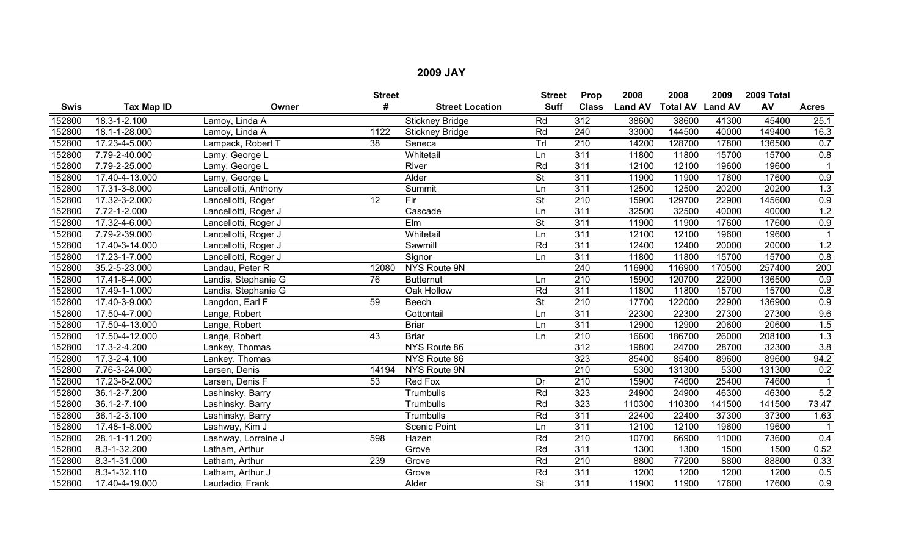## 2009 JAY

| Swis | Tax Map ID | Owner | Street # | Street Location | Street Suff | Prop Class | 2008 Land AV | 2008 Total AV | 2009 Land AV | 2009 Total AV | Acres |
|---|---|---|---|---|---|---|---|---|---|---|---|
| 152800 | 18.3-1-2.100 | Lamoy, Linda A | | Stickney Bridge | Rd | 312 | 38600 | 38600 | 41300 | 45400 | 25.1 |
| 152800 | 18.1-1-28.000 | Lamoy, Linda A | 1122 | Stickney Bridge | Rd | 240 | 33000 | 144500 | 40000 | 149400 | 16.3 |
| 152800 | 17.23-4-5.000 | Lampack, Robert T | 38 | Seneca | Trl | 210 | 14200 | 128700 | 17800 | 136500 | 0.7 |
| 152800 | 7.79-2-40.000 | Lamy, George L | | Whitetail | Ln | 311 | 11800 | 11800 | 15700 | 15700 | 0.8 |
| 152800 | 7.79-2-25.000 | Lamy, George L | | River | Rd | 311 | 12100 | 12100 | 19600 | 19600 | 1 |
| 152800 | 17.40-4-13.000 | Lamy, George L | | Alder | St | 311 | 11900 | 11900 | 17600 | 17600 | 0.9 |
| 152800 | 17.31-3-8.000 | Lancellotti, Anthony | | Summit | Ln | 311 | 12500 | 12500 | 20200 | 20200 | 1.3 |
| 152800 | 17.32-3-2.000 | Lancellotti, Roger | 12 | Fir | St | 210 | 15900 | 129700 | 22900 | 145600 | 0.9 |
| 152800 | 7.72-1-2.000 | Lancellotti, Roger J | | Cascade | Ln | 311 | 32500 | 32500 | 40000 | 40000 | 1.2 |
| 152800 | 17.32-4-6.000 | Lancellotti, Roger J | | Elm | St | 311 | 11900 | 11900 | 17600 | 17600 | 0.9 |
| 152800 | 7.79-2-39.000 | Lancellotti, Roger J | | Whitetail | Ln | 311 | 12100 | 12100 | 19600 | 19600 | 1 |
| 152800 | 17.40-3-14.000 | Lancellotti, Roger J | | Sawmill | Rd | 311 | 12400 | 12400 | 20000 | 20000 | 1.2 |
| 152800 | 17.23-1-7.000 | Lancellotti, Roger J | | Signor | Ln | 311 | 11800 | 11800 | 15700 | 15700 | 0.8 |
| 152800 | 35.2-5-23.000 | Landau, Peter R | 12080 | NYS Route 9N | | 240 | 116900 | 116900 | 170500 | 257400 | 200 |
| 152800 | 17.41-6-4.000 | Landis, Stephanie G | 76 | Butternut | Ln | 210 | 15900 | 120700 | 22900 | 136500 | 0.9 |
| 152800 | 17.49-1-1.000 | Landis, Stephanie G | | Oak Hollow | Rd | 311 | 11800 | 11800 | 15700 | 15700 | 0.8 |
| 152800 | 17.40-3-9.000 | Langdon, Earl F | 59 | Beech | St | 210 | 17700 | 122000 | 22900 | 136900 | 0.9 |
| 152800 | 17.50-4-7.000 | Lange, Robert | | Cottontail | Ln | 311 | 22300 | 22300 | 27300 | 27300 | 9.6 |
| 152800 | 17.50-4-13.000 | Lange, Robert | | Briar | Ln | 311 | 12900 | 12900 | 20600 | 20600 | 1.5 |
| 152800 | 17.50-4-12.000 | Lange, Robert | 43 | Briar | Ln | 210 | 16600 | 186700 | 26000 | 208100 | 1.3 |
| 152800 | 17.3-2-4.200 | Lankey, Thomas | | NYS Route 86 | | 312 | 19800 | 24700 | 28700 | 32300 | 3.8 |
| 152800 | 17.3-2-4.100 | Lankey, Thomas | | NYS Route 86 | | 323 | 85400 | 85400 | 89600 | 89600 | 94.2 |
| 152800 | 7.76-3-24.000 | Larsen, Denis | 14194 | NYS Route 9N | | 210 | 5300 | 131300 | 5300 | 131300 | 0.2 |
| 152800 | 17.23-6-2.000 | Larsen, Denis F | 53 | Red Fox | Dr | 210 | 15900 | 74600 | 25400 | 74600 | 1 |
| 152800 | 36.1-2-7.200 | Lashinsky, Barry | | Trumbulls | Rd | 323 | 24900 | 24900 | 46300 | 46300 | 5.2 |
| 152800 | 36.1-2-7.100 | Lashinsky, Barry | | Trumbulls | Rd | 323 | 110300 | 110300 | 141500 | 141500 | 73.47 |
| 152800 | 36.1-2-3.100 | Lashinsky, Barry | | Trumbulls | Rd | 311 | 22400 | 22400 | 37300 | 37300 | 1.63 |
| 152800 | 17.48-1-8.000 | Lashway, Kim J | | Scenic Point | Ln | 311 | 12100 | 12100 | 19600 | 19600 | 1 |
| 152800 | 28.1-1-11.200 | Lashway, Lorraine J | 598 | Hazen | Rd | 210 | 10700 | 66900 | 11000 | 73600 | 0.4 |
| 152800 | 8.3-1-32.200 | Latham, Arthur | | Grove | Rd | 311 | 1300 | 1300 | 1500 | 1500 | 0.52 |
| 152800 | 8.3-1-31.000 | Latham, Arthur | 239 | Grove | Rd | 210 | 8800 | 77200 | 8800 | 88800 | 0.33 |
| 152800 | 8.3-1-32.110 | Latham, Arthur J | | Grove | Rd | 311 | 1200 | 1200 | 1200 | 1200 | 0.5 |
| 152800 | 17.40-4-19.000 | Laudadio, Frank | | Alder | St | 311 | 11900 | 11900 | 17600 | 17600 | 0.9 |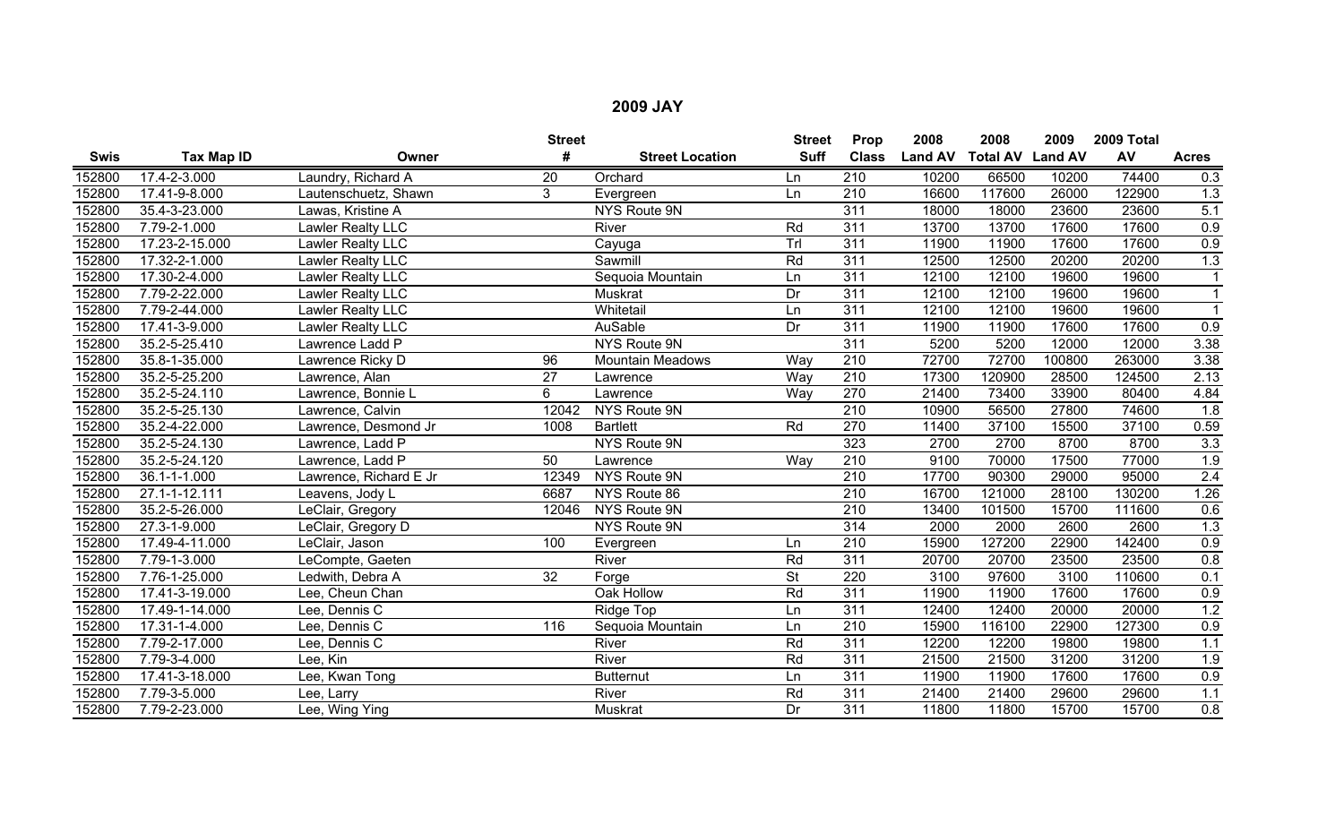## 2009 JAY

| Swis | Tax Map ID | Owner | Street # | Street Location | Street Suff | Prop Class | 2008 Land AV | 2008 Total AV | 2009 Land AV | 2009 Total AV | Acres |
|---|---|---|---|---|---|---|---|---|---|---|---|
| 152800 | 17.4-2-3.000 | Laundry, Richard A | 20 | Orchard | Ln | 210 | 10200 | 66500 | 10200 | 74400 | 0.3 |
| 152800 | 17.41-9-8.000 | Lautenschuetz, Shawn | 3 | Evergreen | Ln | 210 | 16600 | 117600 | 26000 | 122900 | 1.3 |
| 152800 | 35.4-3-23.000 | Lawas, Kristine A | | NYS Route 9N | | 311 | 18000 | 18000 | 23600 | 23600 | 5.1 |
| 152800 | 7.79-2-1.000 | Lawler Realty LLC | | River | Rd | 311 | 13700 | 13700 | 17600 | 17600 | 0.9 |
| 152800 | 17.23-2-15.000 | Lawler Realty LLC | | Cayuga | Trl | 311 | 11900 | 11900 | 17600 | 17600 | 0.9 |
| 152800 | 17.32-2-1.000 | Lawler Realty LLC | | Sawmill | Rd | 311 | 12500 | 12500 | 20200 | 20200 | 1.3 |
| 152800 | 17.30-2-4.000 | Lawler Realty LLC | | Sequoia Mountain | Ln | 311 | 12100 | 12100 | 19600 | 19600 | 1 |
| 152800 | 7.79-2-22.000 | Lawler Realty LLC | | Muskrat | Dr | 311 | 12100 | 12100 | 19600 | 19600 | 1 |
| 152800 | 7.79-2-44.000 | Lawler Realty LLC | | Whitetail | Ln | 311 | 12100 | 12100 | 19600 | 19600 | 1 |
| 152800 | 17.41-3-9.000 | Lawler Realty LLC | | AuSable | Dr | 311 | 11900 | 11900 | 17600 | 17600 | 0.9 |
| 152800 | 35.2-5-25.410 | Lawrence Ladd P | | NYS Route 9N | | 311 | 5200 | 5200 | 12000 | 12000 | 3.38 |
| 152800 | 35.8-1-35.000 | Lawrence Ricky D | 96 | Mountain Meadows | Way | 210 | 72700 | 72700 | 100800 | 263000 | 3.38 |
| 152800 | 35.2-5-25.200 | Lawrence, Alan | 27 | Lawrence | Way | 210 | 17300 | 120900 | 28500 | 124500 | 2.13 |
| 152800 | 35.2-5-24.110 | Lawrence, Bonnie L | 6 | Lawrence | Way | 270 | 21400 | 73400 | 33900 | 80400 | 4.84 |
| 152800 | 35.2-5-25.130 | Lawrence, Calvin | 12042 | NYS Route 9N | | 210 | 10900 | 56500 | 27800 | 74600 | 1.8 |
| 152800 | 35.2-4-22.000 | Lawrence, Desmond Jr | 1008 | Bartlett | Rd | 270 | 11400 | 37100 | 15500 | 37100 | 0.59 |
| 152800 | 35.2-5-24.130 | Lawrence, Ladd P | | NYS Route 9N | | 323 | 2700 | 2700 | 8700 | 8700 | 3.3 |
| 152800 | 35.2-5-24.120 | Lawrence, Ladd P | 50 | Lawrence | Way | 210 | 9100 | 70000 | 17500 | 77000 | 1.9 |
| 152800 | 36.1-1-1.000 | Lawrence, Richard E Jr | 12349 | NYS Route 9N | | 210 | 17700 | 90300 | 29000 | 95000 | 2.4 |
| 152800 | 27.1-1-12.111 | Leavens, Jody L | 6687 | NYS Route 86 | | 210 | 16700 | 121000 | 28100 | 130200 | 1.26 |
| 152800 | 35.2-5-26.000 | LeClair, Gregory | 12046 | NYS Route 9N | | 210 | 13400 | 101500 | 15700 | 111600 | 0.6 |
| 152800 | 27.3-1-9.000 | LeClair, Gregory D | | NYS Route 9N | | 314 | 2000 | 2000 | 2600 | 2600 | 1.3 |
| 152800 | 17.49-4-11.000 | LeClair, Jason | 100 | Evergreen | Ln | 210 | 15900 | 127200 | 22900 | 142400 | 0.9 |
| 152800 | 7.79-1-3.000 | LeCompte, Gaeten | | River | Rd | 311 | 20700 | 20700 | 23500 | 23500 | 0.8 |
| 152800 | 7.76-1-25.000 | Ledwith, Debra A | 32 | Forge | St | 220 | 3100 | 97600 | 3100 | 110600 | 0.1 |
| 152800 | 17.41-3-19.000 | Lee, Cheun Chan | | Oak Hollow | Rd | 311 | 11900 | 11900 | 17600 | 17600 | 0.9 |
| 152800 | 17.49-1-14.000 | Lee, Dennis C | | Ridge Top | Ln | 311 | 12400 | 12400 | 20000 | 20000 | 1.2 |
| 152800 | 17.31-1-4.000 | Lee, Dennis C | 116 | Sequoia Mountain | Ln | 210 | 15900 | 116100 | 22900 | 127300 | 0.9 |
| 152800 | 7.79-2-17.000 | Lee, Dennis C | | River | Rd | 311 | 12200 | 12200 | 19800 | 19800 | 1.1 |
| 152800 | 7.79-3-4.000 | Lee, Kin | | River | Rd | 311 | 21500 | 21500 | 31200 | 31200 | 1.9 |
| 152800 | 17.41-3-18.000 | Lee, Kwan Tong | | Butternut | Ln | 311 | 11900 | 11900 | 17600 | 17600 | 0.9 |
| 152800 | 7.79-3-5.000 | Lee, Larry | | River | Rd | 311 | 21400 | 21400 | 29600 | 29600 | 1.1 |
| 152800 | 7.79-2-23.000 | Lee, Wing Ying | | Muskrat | Dr | 311 | 11800 | 11800 | 15700 | 15700 | 0.8 |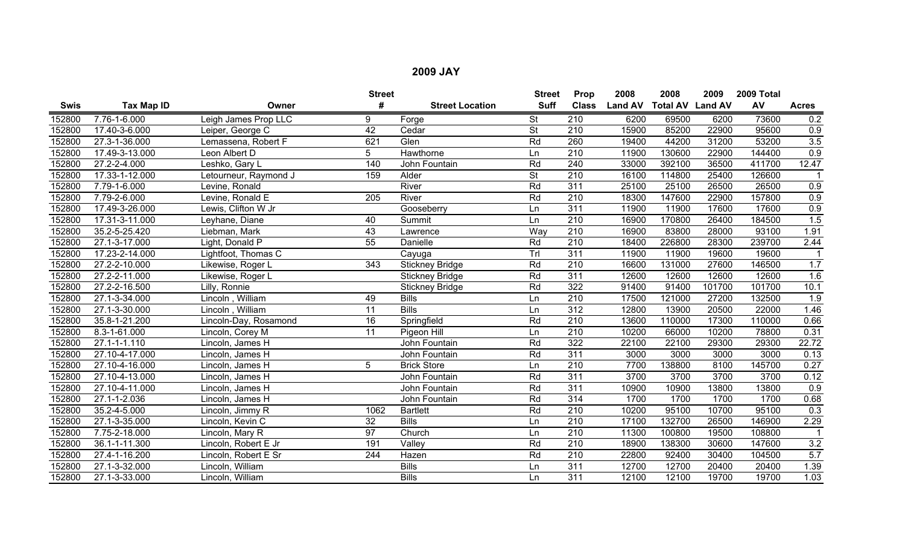**2009 JAY**

| Swis | Tax Map ID | Owner | Street # | Street Location | Street Suff | Prop Class | 2008 Land AV | 2008 Total AV | 2009 Land AV | 2009 Total AV | Acres |
|---|---|---|---|---|---|---|---|---|---|---|---|
| 152800 | 7.76-1-6.000 | Leigh James Prop LLC | 9 | Forge | St | 210 | 6200 | 69500 | 6200 | 73600 | 0.2 |
| 152800 | 17.40-3-6.000 | Leiper, George C | 42 | Cedar | St | 210 | 15900 | 85200 | 22900 | 95600 | 0.9 |
| 152800 | 27.3-1-36.000 | Lemassena, Robert F | 621 | Glen | Rd | 260 | 19400 | 44200 | 31200 | 53200 | 3.5 |
| 152800 | 17.49-3-13.000 | Leon Albert D | 5 | Hawthorne | Ln | 210 | 11900 | 130600 | 22900 | 144400 | 0.9 |
| 152800 | 27.2-2-4.000 | Leshko, Gary L | 140 | John Fountain | Rd | 240 | 33000 | 392100 | 36500 | 411700 | 12.47 |
| 152800 | 17.33-1-12.000 | Letourneur, Raymond J | 159 | Alder | St | 210 | 16100 | 114800 | 25400 | 126600 | 1 |
| 152800 | 7.79-1-6.000 | Levine, Ronald | | River | Rd | 311 | 25100 | 25100 | 26500 | 26500 | 0.9 |
| 152800 | 7.79-2-6.000 | Levine, Ronald E | 205 | River | Rd | 210 | 18300 | 147600 | 22900 | 157800 | 0.9 |
| 152800 | 17.49-3-26.000 | Lewis, Clifton W Jr | | Gooseberry | Ln | 311 | 11900 | 11900 | 17600 | 17600 | 0.9 |
| 152800 | 17.31-3-11.000 | Leyhane, Diane | 40 | Summit | Ln | 210 | 16900 | 170800 | 26400 | 184500 | 1.5 |
| 152800 | 35.2-5-25.420 | Liebman, Mark | 43 | Lawrence | Way | 210 | 16900 | 83800 | 28000 | 93100 | 1.91 |
| 152800 | 27.1-3-17.000 | Light, Donald P | 55 | Danielle | Rd | 210 | 18400 | 226800 | 28300 | 239700 | 2.44 |
| 152800 | 17.23-2-14.000 | Lightfoot, Thomas C | | Cayuga | Trl | 311 | 11900 | 11900 | 19600 | 19600 | 1 |
| 152800 | 27.2-2-10.000 | Likewise, Roger L | 343 | Stickney Bridge | Rd | 210 | 16600 | 131000 | 27600 | 146500 | 1.7 |
| 152800 | 27.2-2-11.000 | Likewise, Roger L | | Stickney Bridge | Rd | 311 | 12600 | 12600 | 12600 | 12600 | 1.6 |
| 152800 | 27.2-2-16.500 | Lilly, Ronnie | | Stickney Bridge | Rd | 322 | 91400 | 91400 | 101700 | 101700 | 10.1 |
| 152800 | 27.1-3-34.000 | Lincoln , William | 49 | Bills | Ln | 210 | 17500 | 121000 | 27200 | 132500 | 1.9 |
| 152800 | 27.1-3-30.000 | Lincoln , William | 11 | Bills | Ln | 312 | 12800 | 13900 | 20500 | 22000 | 1.46 |
| 152800 | 35.8-1-21.200 | Lincoln-Day, Rosamond | 16 | Springfield | Rd | 210 | 13600 | 110000 | 17300 | 110000 | 0.66 |
| 152800 | 8.3-1-61.000 | Lincoln, Corey M | 11 | Pigeon Hill | Ln | 210 | 10200 | 66000 | 10200 | 78800 | 0.31 |
| 152800 | 27.1-1-1.110 | Lincoln, James H | | John Fountain | Rd | 322 | 22100 | 22100 | 29300 | 29300 | 22.72 |
| 152800 | 27.10-4-17.000 | Lincoln, James H | | John Fountain | Rd | 311 | 3000 | 3000 | 3000 | 3000 | 0.13 |
| 152800 | 27.10-4-16.000 | Lincoln, James H | 5 | Brick Store | Ln | 210 | 7700 | 138800 | 8100 | 145700 | 0.27 |
| 152800 | 27.10-4-13.000 | Lincoln, James H | | John Fountain | Rd | 311 | 3700 | 3700 | 3700 | 3700 | 0.12 |
| 152800 | 27.10-4-11.000 | Lincoln, James H | | John Fountain | Rd | 311 | 10900 | 10900 | 13800 | 13800 | 0.9 |
| 152800 | 27.1-1-2.036 | Lincoln, James H | | John Fountain | Rd | 314 | 1700 | 1700 | 1700 | 1700 | 0.68 |
| 152800 | 35.2-4-5.000 | Lincoln, Jimmy R | 1062 | Bartlett | Rd | 210 | 10200 | 95100 | 10700 | 95100 | 0.3 |
| 152800 | 27.1-3-35.000 | Lincoln, Kevin C | 32 | Bills | Ln | 210 | 17100 | 132700 | 26500 | 146900 | 2.29 |
| 152800 | 7.75-2-18.000 | Lincoln, Mary R | 97 | Church | Ln | 210 | 11300 | 100800 | 19500 | 108800 | 1 |
| 152800 | 36.1-1-11.300 | Lincoln, Robert E Jr | 191 | Valley | Rd | 210 | 18900 | 138300 | 30600 | 147600 | 3.2 |
| 152800 | 27.4-1-16.200 | Lincoln, Robert E Sr | 244 | Hazen | Rd | 210 | 22800 | 92400 | 30400 | 104500 | 5.7 |
| 152800 | 27.1-3-32.000 | Lincoln, William | | Bills | Ln | 311 | 12700 | 12700 | 20400 | 20400 | 1.39 |
| 152800 | 27.1-3-33.000 | Lincoln, William | | Bills | Ln | 311 | 12100 | 12100 | 19700 | 19700 | 1.03 |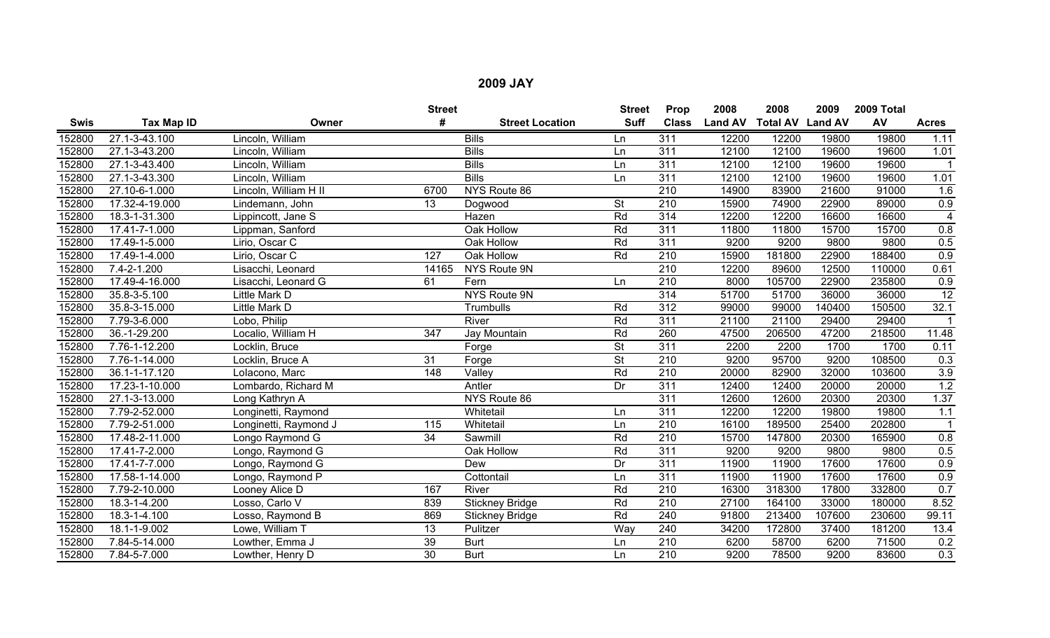# 2009 JAY

| Swis | Tax Map ID | Owner | Street # | Street Location | Street Suff | Prop Class | 2008 Land AV | 2008 Total AV | 2009 Land AV | 2009 Total AV | Acres |
|---|---|---|---|---|---|---|---|---|---|---|---|
| 152800 | 27.1-3-43.100 | Lincoln, William | | Bills | Ln | 311 | 12200 | 12200 | 19800 | 19800 | 1.11 |
| 152800 | 27.1-3-43.200 | Lincoln, William | | Bills | Ln | 311 | 12100 | 12100 | 19600 | 19600 | 1.01 |
| 152800 | 27.1-3-43.400 | Lincoln, William | | Bills | Ln | 311 | 12100 | 12100 | 19600 | 19600 | 1 |
| 152800 | 27.1-3-43.300 | Lincoln, William | | Bills | Ln | 311 | 12100 | 12100 | 19600 | 19600 | 1.01 |
| 152800 | 27.10-6-1.000 | Lincoln, William H II | 6700 | NYS Route 86 | | 210 | 14900 | 83900 | 21600 | 91000 | 1.6 |
| 152800 | 17.32-4-19.000 | Lindemann, John | 13 | Dogwood | St | 210 | 15900 | 74900 | 22900 | 89000 | 0.9 |
| 152800 | 18.3-1-31.300 | Lippincott, Jane S | | Hazen | Rd | 314 | 12200 | 12200 | 16600 | 16600 | 4 |
| 152800 | 17.41-7-1.000 | Lippman, Sanford | | Oak Hollow | Rd | 311 | 11800 | 11800 | 15700 | 15700 | 0.8 |
| 152800 | 17.49-1-5.000 | Lirio, Oscar C | | Oak Hollow | Rd | 311 | 9200 | 9200 | 9800 | 9800 | 0.5 |
| 152800 | 17.49-1-4.000 | Lirio, Oscar C | 127 | Oak Hollow | Rd | 210 | 15900 | 181800 | 22900 | 188400 | 0.9 |
| 152800 | 7.4-2-1.200 | Lisacchi, Leonard | 14165 | NYS Route 9N | | 210 | 12200 | 89600 | 12500 | 110000 | 0.61 |
| 152800 | 17.49-4-16.000 | Lisacchi, Leonard G | 61 | Fern | Ln | 210 | 8000 | 105700 | 22900 | 235800 | 0.9 |
| 152800 | 35.8-3-5.100 | Little Mark D | | NYS Route 9N | | 314 | 51700 | 51700 | 36000 | 36000 | 12 |
| 152800 | 35.8-3-15.000 | Little Mark D | | Trumbulls | Rd | 312 | 99000 | 99000 | 140400 | 150500 | 32.1 |
| 152800 | 7.79-3-6.000 | Lobo, Philip | | River | Rd | 311 | 21100 | 21100 | 29400 | 29400 | 1 |
| 152800 | 36.-1-29.200 | Localio, William H | 347 | Jay Mountain | Rd | 260 | 47500 | 206500 | 47200 | 218500 | 11.48 |
| 152800 | 7.76-1-12.200 | Locklin, Bruce | | Forge | St | 311 | 2200 | 2200 | 1700 | 1700 | 0.11 |
| 152800 | 7.76-1-14.000 | Locklin, Bruce A | 31 | Forge | St | 210 | 9200 | 95700 | 9200 | 108500 | 0.3 |
| 152800 | 36.1-1-17.120 | Lolacono, Marc | 148 | Valley | Rd | 210 | 20000 | 82900 | 32000 | 103600 | 3.9 |
| 152800 | 17.23-1-10.000 | Lombardo, Richard M | | Antler | Dr | 311 | 12400 | 12400 | 20000 | 20000 | 1.2 |
| 152800 | 27.1-3-13.000 | Long Kathryn A | | NYS Route 86 | | 311 | 12600 | 12600 | 20300 | 20300 | 1.37 |
| 152800 | 7.79-2-52.000 | Longinetti, Raymond | | Whitetail | Ln | 311 | 12200 | 12200 | 19800 | 19800 | 1.1 |
| 152800 | 7.79-2-51.000 | Longinetti, Raymond J | 115 | Whitetail | Ln | 210 | 16100 | 189500 | 25400 | 202800 | 1 |
| 152800 | 17.48-2-11.000 | Longo Raymond G | 34 | Sawmill | Rd | 210 | 15700 | 147800 | 20300 | 165900 | 0.8 |
| 152800 | 17.41-7-2.000 | Longo, Raymond G | | Oak Hollow | Rd | 311 | 9200 | 9200 | 9800 | 9800 | 0.5 |
| 152800 | 17.41-7-7.000 | Longo, Raymond G | | Dew | Dr | 311 | 11900 | 11900 | 17600 | 17600 | 0.9 |
| 152800 | 17.58-1-14.000 | Longo, Raymond P | | Cottontail | Ln | 311 | 11900 | 11900 | 17600 | 17600 | 0.9 |
| 152800 | 7.79-2-10.000 | Looney Alice D | 167 | River | Rd | 210 | 16300 | 318300 | 17800 | 332800 | 0.7 |
| 152800 | 18.3-1-4.200 | Losso, Carlo V | 839 | Stickney Bridge | Rd | 210 | 27100 | 164100 | 33000 | 180000 | 8.52 |
| 152800 | 18.3-1-4.100 | Losso, Raymond B | 869 | Stickney Bridge | Rd | 240 | 91800 | 213400 | 107600 | 230600 | 99.11 |
| 152800 | 18.1-1-9.002 | Lowe, William T | 13 | Pulitzer | Way | 240 | 34200 | 172800 | 37400 | 181200 | 13.4 |
| 152800 | 7.84-5-14.000 | Lowther, Emma J | 39 | Burt | Ln | 210 | 6200 | 58700 | 6200 | 71500 | 0.2 |
| 152800 | 7.84-5-7.000 | Lowther, Henry D | 30 | Burt | Ln | 210 | 9200 | 78500 | 9200 | 83600 | 0.3 |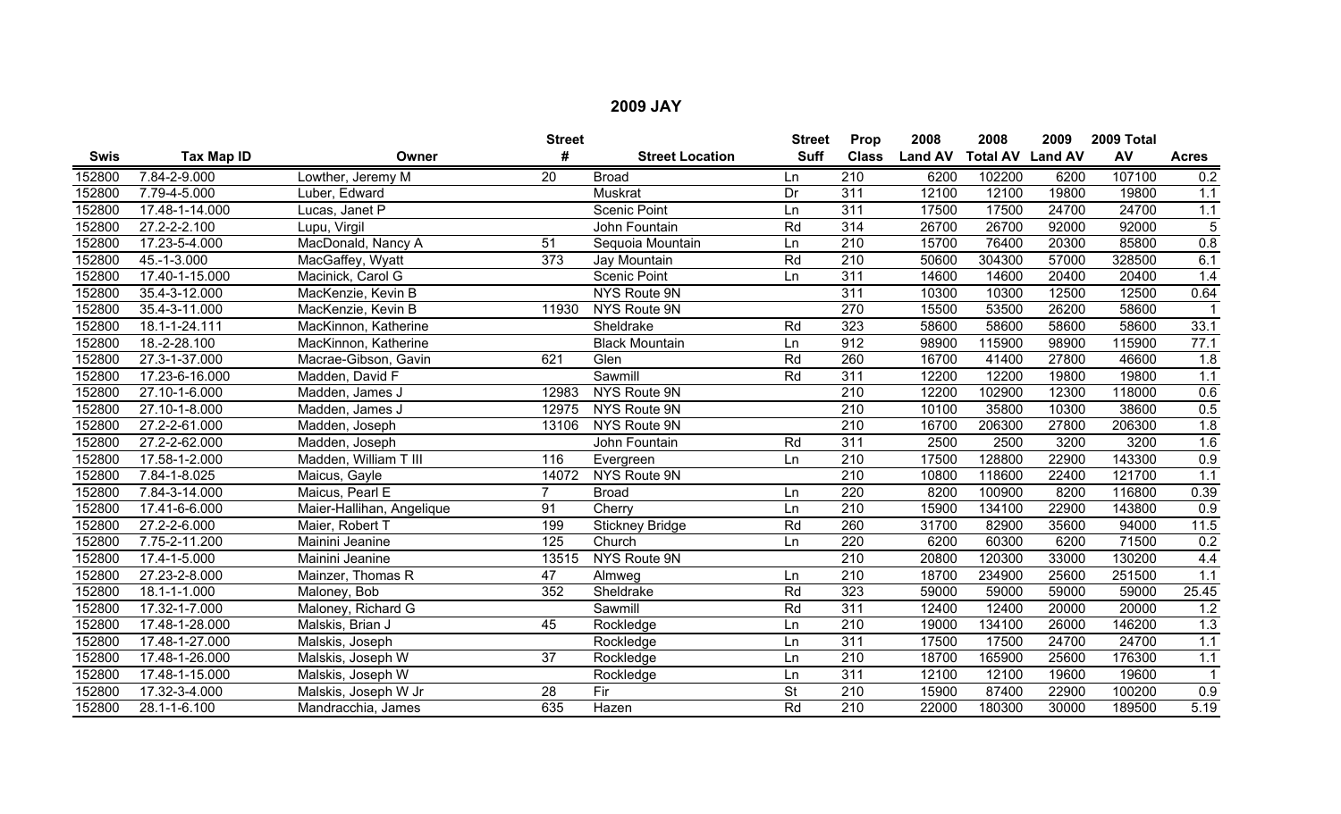## 2009 JAY

| Swis | Tax Map ID | Owner | Street # | Street Location | Street Suff | Prop Class | 2008 Land AV | 2008 Total AV | 2009 Land AV | 2009 Total AV | Acres |
|---|---|---|---|---|---|---|---|---|---|---|---|
| 152800 | 7.84-2-9.000 | Lowther, Jeremy M | 20 | Broad | Ln | 210 | 6200 | 102200 | 6200 | 107100 | 0.2 |
| 152800 | 7.79-4-5.000 | Luber, Edward | | Muskrat | Dr | 311 | 12100 | 12100 | 19800 | 19800 | 1.1 |
| 152800 | 17.48-1-14.000 | Lucas, Janet P | | Scenic Point | Ln | 311 | 17500 | 17500 | 24700 | 24700 | 1.1 |
| 152800 | 27.2-2-2.100 | Lupu, Virgil | | John Fountain | Rd | 314 | 26700 | 26700 | 92000 | 92000 | 5 |
| 152800 | 17.23-5-4.000 | MacDonald, Nancy A | 51 | Sequoia Mountain | Ln | 210 | 15700 | 76400 | 20300 | 85800 | 0.8 |
| 152800 | 45.-1-3.000 | MacGaffey, Wyatt | 373 | Jay Mountain | Rd | 210 | 50600 | 304300 | 57000 | 328500 | 6.1 |
| 152800 | 17.40-1-15.000 | Macinick, Carol G | | Scenic Point | Ln | 311 | 14600 | 14600 | 20400 | 20400 | 1.4 |
| 152800 | 35.4-3-12.000 | MacKenzie, Kevin B | | NYS Route 9N | | 311 | 10300 | 10300 | 12500 | 12500 | 0.64 |
| 152800 | 35.4-3-11.000 | MacKenzie, Kevin B | 11930 | NYS Route 9N | | 270 | 15500 | 53500 | 26200 | 58600 | 1 |
| 152800 | 18.1-1-24.111 | MacKinnon, Katherine | | Sheldrake | Rd | 323 | 58600 | 58600 | 58600 | 58600 | 33.1 |
| 152800 | 18.-2-28.100 | MacKinnon, Katherine | | Black Mountain | Ln | 912 | 98900 | 115900 | 98900 | 115900 | 77.1 |
| 152800 | 27.3-1-37.000 | Macrae-Gibson, Gavin | 621 | Glen | Rd | 260 | 16700 | 41400 | 27800 | 46600 | 1.8 |
| 152800 | 17.23-6-16.000 | Madden, David F | | Sawmill | Rd | 311 | 12200 | 12200 | 19800 | 19800 | 1.1 |
| 152800 | 27.10-1-6.000 | Madden, James J | 12983 | NYS Route 9N | | 210 | 12200 | 102900 | 12300 | 118000 | 0.6 |
| 152800 | 27.10-1-8.000 | Madden, James J | 12975 | NYS Route 9N | | 210 | 10100 | 35800 | 10300 | 38600 | 0.5 |
| 152800 | 27.2-2-61.000 | Madden, Joseph | 13106 | NYS Route 9N | | 210 | 16700 | 206300 | 27800 | 206300 | 1.8 |
| 152800 | 27.2-2-62.000 | Madden, Joseph | | John Fountain | Rd | 311 | 2500 | 2500 | 3200 | 3200 | 1.6 |
| 152800 | 17.58-1-2.000 | Madden, William T III | 116 | Evergreen | Ln | 210 | 17500 | 128800 | 22900 | 143300 | 0.9 |
| 152800 | 7.84-1-8.025 | Maicus, Gayle | 14072 | NYS Route 9N | | 210 | 10800 | 118600 | 22400 | 121700 | 1.1 |
| 152800 | 7.84-3-14.000 | Maicus, Pearl E | 7 | Broad | Ln | 220 | 8200 | 100900 | 8200 | 116800 | 0.39 |
| 152800 | 17.41-6-6.000 | Maier-Hallihan, Angelique | 91 | Cherry | Ln | 210 | 15900 | 134100 | 22900 | 143800 | 0.9 |
| 152800 | 27.2-2-6.000 | Maier, Robert T | 199 | Stickney Bridge | Rd | 260 | 31700 | 82900 | 35600 | 94000 | 11.5 |
| 152800 | 7.75-2-11.200 | Mainini Jeanine | 125 | Church | Ln | 220 | 6200 | 60300 | 6200 | 71500 | 0.2 |
| 152800 | 17.4-1-5.000 | Mainini Jeanine | 13515 | NYS Route 9N | | 210 | 20800 | 120300 | 33000 | 130200 | 4.4 |
| 152800 | 27.23-2-8.000 | Mainzer, Thomas R | 47 | Almweg | Ln | 210 | 18700 | 234900 | 25600 | 251500 | 1.1 |
| 152800 | 18.1-1-1.000 | Maloney, Bob | 352 | Sheldrake | Rd | 323 | 59000 | 59000 | 59000 | 59000 | 25.45 |
| 152800 | 17.32-1-7.000 | Maloney, Richard G | | Sawmill | Rd | 311 | 12400 | 12400 | 20000 | 20000 | 1.2 |
| 152800 | 17.48-1-28.000 | Malskis, Brian J | 45 | Rockledge | Ln | 210 | 19000 | 134100 | 26000 | 146200 | 1.3 |
| 152800 | 17.48-1-27.000 | Malskis, Joseph | | Rockledge | Ln | 311 | 17500 | 17500 | 24700 | 24700 | 1.1 |
| 152800 | 17.48-1-26.000 | Malskis, Joseph W | 37 | Rockledge | Ln | 210 | 18700 | 165900 | 25600 | 176300 | 1.1 |
| 152800 | 17.48-1-15.000 | Malskis, Joseph W | | Rockledge | Ln | 311 | 12100 | 12100 | 19600 | 19600 | 1 |
| 152800 | 17.32-3-4.000 | Malskis, Joseph W Jr | 28 | Fir | St | 210 | 15900 | 87400 | 22900 | 100200 | 0.9 |
| 152800 | 28.1-1-6.100 | Mandracchia, James | 635 | Hazen | Rd | 210 | 22000 | 180300 | 30000 | 189500 | 5.19 |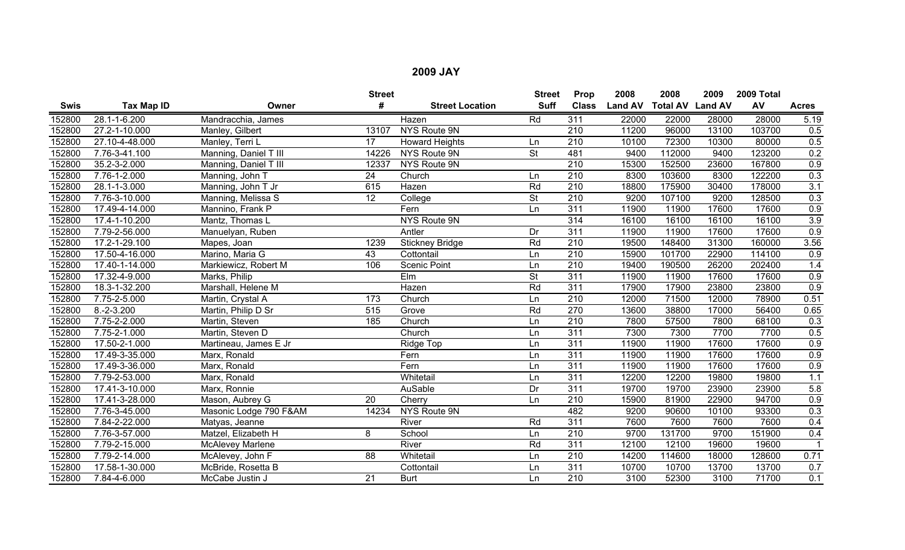# 2009 JAY

| Swis | Tax Map ID | Owner | Street # | Street Location | Street Suff | Prop Class | 2008 Land AV | 2008 Total AV | 2009 Land AV | 2009 Total AV | Acres |
|---|---|---|---|---|---|---|---|---|---|---|---|
| 152800 | 28.1-1-6.200 | Mandracchia, James | | Hazen | Rd | 311 | 22000 | 22000 | 28000 | 28000 | 5.19 |
| 152800 | 27.2-1-10.000 | Manley, Gilbert | 13107 | NYS Route 9N | | 210 | 11200 | 96000 | 13100 | 103700 | 0.5 |
| 152800 | 27.10-4-48.000 | Manley, Terri L | 17 | Howard Heights | Ln | 210 | 10100 | 72300 | 10300 | 80000 | 0.5 |
| 152800 | 7.76-3-41.100 | Manning, Daniel T III | 14226 | NYS Route 9N | St | 481 | 9400 | 112000 | 9400 | 123200 | 0.2 |
| 152800 | 35.2-3-2.000 | Manning, Daniel T III | 12337 | NYS Route 9N | | 210 | 15300 | 152500 | 23600 | 167800 | 0.9 |
| 152800 | 7.76-1-2.000 | Manning, John T | 24 | Church | Ln | 210 | 8300 | 103600 | 8300 | 122200 | 0.3 |
| 152800 | 28.1-1-3.000 | Manning, John T Jr | 615 | Hazen | Rd | 210 | 18800 | 175900 | 30400 | 178000 | 3.1 |
| 152800 | 7.76-3-10.000 | Manning, Melissa S | 12 | College | St | 210 | 9200 | 107100 | 9200 | 128500 | 0.3 |
| 152800 | 17.49-4-14.000 | Mannino, Frank P | | Fern | Ln | 311 | 11900 | 11900 | 17600 | 17600 | 0.9 |
| 152800 | 17.4-1-10.200 | Mantz, Thomas L | | NYS Route 9N | | 314 | 16100 | 16100 | 16100 | 16100 | 3.9 |
| 152800 | 7.79-2-56.000 | Manuelyan, Ruben | | Antler | Dr | 311 | 11900 | 11900 | 17600 | 17600 | 0.9 |
| 152800 | 17.2-1-29.100 | Mapes, Joan | 1239 | Stickney Bridge | Rd | 210 | 19500 | 148400 | 31300 | 160000 | 3.56 |
| 152800 | 17.50-4-16.000 | Marino, Maria G | 43 | Cottontail | Ln | 210 | 15900 | 101700 | 22900 | 114100 | 0.9 |
| 152800 | 17.40-1-14.000 | Markiewicz, Robert M | 106 | Scenic Point | Ln | 210 | 19400 | 190500 | 26200 | 202400 | 1.4 |
| 152800 | 17.32-4-9.000 | Marks, Philip | | Elm | St | 311 | 11900 | 11900 | 17600 | 17600 | 0.9 |
| 152800 | 18.3-1-32.200 | Marshall, Helene M | | Hazen | Rd | 311 | 17900 | 17900 | 23800 | 23800 | 0.9 |
| 152800 | 7.75-2-5.000 | Martin, Crystal A | 173 | Church | Ln | 210 | 12000 | 71500 | 12000 | 78900 | 0.51 |
| 152800 | 8.-2-3.200 | Martin, Philip D Sr | 515 | Grove | Rd | 270 | 13600 | 38800 | 17000 | 56400 | 0.65 |
| 152800 | 7.75-2-2.000 | Martin, Steven | 185 | Church | Ln | 210 | 7800 | 57500 | 7800 | 68100 | 0.3 |
| 152800 | 7.75-2-1.000 | Martin, Steven D | | Church | Ln | 311 | 7300 | 7300 | 7700 | 7700 | 0.5 |
| 152800 | 17.50-2-1.000 | Martineau, James E Jr | | Ridge Top | Ln | 311 | 11900 | 11900 | 17600 | 17600 | 0.9 |
| 152800 | 17.49-3-35.000 | Marx, Ronald | | Fern | Ln | 311 | 11900 | 11900 | 17600 | 17600 | 0.9 |
| 152800 | 17.49-3-36.000 | Marx, Ronald | | Fern | Ln | 311 | 11900 | 11900 | 17600 | 17600 | 0.9 |
| 152800 | 7.79-2-53.000 | Marx, Ronald | | Whitetail | Ln | 311 | 12200 | 12200 | 19800 | 19800 | 1.1 |
| 152800 | 17.41-3-10.000 | Marx, Ronnie | | AuSable | Dr | 311 | 19700 | 19700 | 23900 | 23900 | 5.8 |
| 152800 | 17.41-3-28.000 | Mason, Aubrey G | 20 | Cherry | Ln | 210 | 15900 | 81900 | 22900 | 94700 | 0.9 |
| 152800 | 7.76-3-45.000 | Masonic Lodge 790 F&AM | 14234 | NYS Route 9N | | 482 | 9200 | 90600 | 10100 | 93300 | 0.3 |
| 152800 | 7.84-2-22.000 | Matyas, Jeanne | | River | Rd | 311 | 7600 | 7600 | 7600 | 7600 | 0.4 |
| 152800 | 7.76-3-57.000 | Matzel, Elizabeth H | 8 | School | Ln | 210 | 9700 | 131700 | 9700 | 151900 | 0.4 |
| 152800 | 7.79-2-15.000 | McAlevey Marlene | | River | Rd | 311 | 12100 | 12100 | 19600 | 19600 | 1 |
| 152800 | 7.79-2-14.000 | McAlevey, John F | 88 | Whitetail | Ln | 210 | 14200 | 114600 | 18000 | 128600 | 0.71 |
| 152800 | 17.58-1-30.000 | McBride, Rosetta B | | Cottontail | Ln | 311 | 10700 | 10700 | 13700 | 13700 | 0.7 |
| 152800 | 7.84-4-6.000 | McCabe Justin J | 21 | Burt | Ln | 210 | 3100 | 52300 | 3100 | 71700 | 0.1 |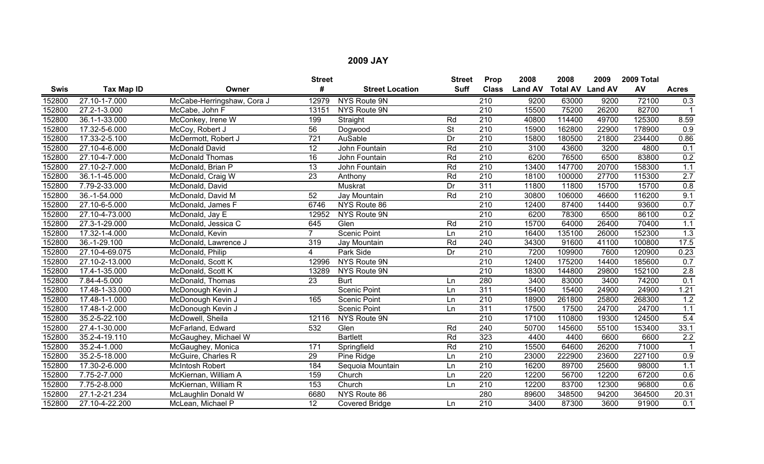## 2009 JAY

| Swis | Tax Map ID | Owner | Street # | Street Location | Street Suff | Prop Class | 2008 Land AV | 2008 Total AV | 2009 Land AV | 2009 Total AV | Acres |
|---|---|---|---|---|---|---|---|---|---|---|---|
| 152800 | 27.10-1-7.000 | McCabe-Herringshaw, Cora J | 12979 | NYS Route 9N | | 210 | 9200 | 63000 | 9200 | 72100 | 0.3 |
| 152800 | 27.2-1-3.000 | McCabe, John F | 13151 | NYS Route 9N | | 210 | 15500 | 75200 | 26200 | 82700 | 1 |
| 152800 | 36.1-1-33.000 | McConkey, Irene W | 199 | Straight | Rd | 210 | 40800 | 114400 | 49700 | 125300 | 8.59 |
| 152800 | 17.32-5-6.000 | McCoy, Robert J | 56 | Dogwood | St | 210 | 15900 | 162800 | 22900 | 178900 | 0.9 |
| 152800 | 17.33-2-5.100 | McDermott, Robert J | 721 | AuSable | Dr | 210 | 15800 | 180500 | 21800 | 234400 | 0.86 |
| 152800 | 27.10-4-6.000 | McDonald David | 12 | John Fountain | Rd | 210 | 3100 | 43600 | 3200 | 4800 | 0.1 |
| 152800 | 27.10-4-7.000 | McDonald Thomas | 16 | John Fountain | Rd | 210 | 6200 | 76500 | 6500 | 83800 | 0.2 |
| 152800 | 27.10-2-7.000 | McDonald, Brian P | 13 | John Fountain | Rd | 210 | 13400 | 147700 | 20700 | 158300 | 1.1 |
| 152800 | 36.1-1-45.000 | McDonald, Craig W | 23 | Anthony | Rd | 210 | 18100 | 100000 | 27700 | 115300 | 2.7 |
| 152800 | 7.79-2-33.000 | McDonald, David | | Muskrat | Dr | 311 | 11800 | 11800 | 15700 | 15700 | 0.8 |
| 152800 | 36.-1-54.000 | McDonald, David M | 52 | Jay Mountain | Rd | 210 | 30800 | 106000 | 46600 | 116200 | 9.1 |
| 152800 | 27.10-6-5.000 | McDonald, James F | 6746 | NYS Route 86 | | 210 | 12400 | 87400 | 14400 | 93600 | 0.7 |
| 152800 | 27.10-4-73.000 | McDonald, Jay E | 12952 | NYS Route 9N | | 210 | 6200 | 78300 | 6500 | 86100 | 0.2 |
| 152800 | 27.3-1-29.000 | McDonald, Jessica C | 645 | Glen | Rd | 210 | 15700 | 64000 | 26400 | 70400 | 1.1 |
| 152800 | 17.32-1-4.000 | McDonald, Kevin | 7 | Scenic Point | Ln | 210 | 16400 | 135100 | 26000 | 152300 | 1.3 |
| 152800 | 36.-1-29.100 | McDonald, Lawrence J | 319 | Jay Mountain | Rd | 240 | 34300 | 91600 | 41100 | 100800 | 17.5 |
| 152800 | 27.10-4-69.075 | McDonald, Philip | 4 | Park Side | Dr | 210 | 7200 | 109900 | 7600 | 120900 | 0.23 |
| 152800 | 27.10-2-13.000 | McDonald, Scott K | 12996 | NYS Route 9N | | 210 | 12400 | 175200 | 14400 | 185600 | 0.7 |
| 152800 | 17.4-1-35.000 | McDonald, Scott K | 13289 | NYS Route 9N | | 210 | 18300 | 144800 | 29800 | 152100 | 2.8 |
| 152800 | 7.84-4-5.000 | McDonald, Thomas | 23 | Burt | Ln | 280 | 3400 | 83000 | 3400 | 74200 | 0.1 |
| 152800 | 17.48-1-33.000 | McDonough Kevin J | | Scenic Point | Ln | 311 | 15400 | 15400 | 24900 | 24900 | 1.21 |
| 152800 | 17.48-1-1.000 | McDonough Kevin J | 165 | Scenic Point | Ln | 210 | 18900 | 261800 | 25800 | 268300 | 1.2 |
| 152800 | 17.48-1-2.000 | McDonough Kevin J | | Scenic Point | Ln | 311 | 17500 | 17500 | 24700 | 24700 | 1.1 |
| 152800 | 35.2-5-22.100 | McDowell, Sheila | 12116 | NYS Route 9N | | 210 | 17100 | 110800 | 19300 | 124500 | 5.4 |
| 152800 | 27.4-1-30.000 | McFarland, Edward | 532 | Glen | Rd | 240 | 50700 | 145600 | 55100 | 153400 | 33.1 |
| 152800 | 35.2-4-19.110 | McGaughey, Michael W | | Bartlett | Rd | 323 | 4400 | 4400 | 6600 | 6600 | 2.2 |
| 152800 | 35.2-4-1.000 | McGaughey, Monica | 171 | Springfield | Rd | 210 | 15500 | 64600 | 26200 | 71000 | 1 |
| 152800 | 35.2-5-18.000 | McGuire, Charles R | 29 | Pine Ridge | Ln | 210 | 23000 | 222900 | 23600 | 227100 | 0.9 |
| 152800 | 17.30-2-6.000 | McIntosh Robert | 184 | Sequoia Mountain | Ln | 210 | 16200 | 89700 | 25600 | 98000 | 1.1 |
| 152800 | 7.75-2-7.000 | McKiernan, William A | 159 | Church | Ln | 220 | 12200 | 56700 | 12200 | 67200 | 0.6 |
| 152800 | 7.75-2-8.000 | McKiernan, William R | 153 | Church | Ln | 210 | 12200 | 83700 | 12300 | 96800 | 0.6 |
| 152800 | 27.1-2-21.234 | McLaughlin Donald W | 6680 | NYS Route 86 | | 280 | 89600 | 348500 | 94200 | 364500 | 20.31 |
| 152800 | 27.10-4-22.200 | McLean, Michael P | 12 | Covered Bridge | Ln | 210 | 3400 | 87300 | 3600 | 91900 | 0.1 |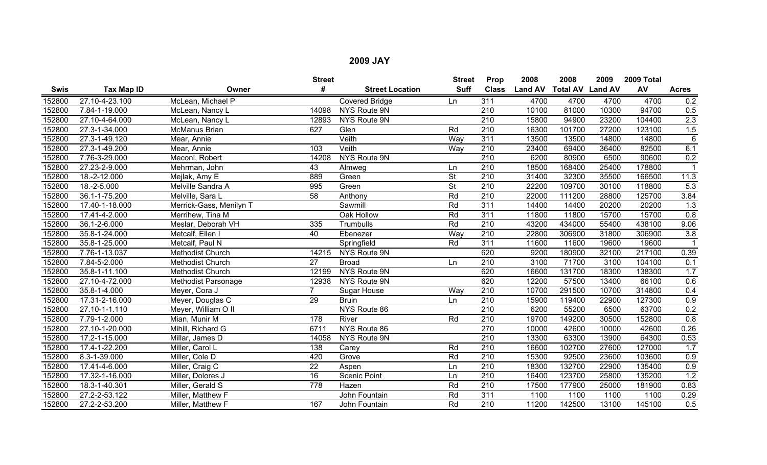## 2009 JAY

| Swis | Tax Map ID | Owner | Street # | Street Location | Street Suff | Prop Class | 2008 Land AV | 2008 Total AV | 2009 Land AV | 2009 Total AV | Acres |
|---|---|---|---|---|---|---|---|---|---|---|---|
| 152800 | 27.10-4-23.100 | McLean, Michael P | | Covered Bridge | Ln | 311 | 4700 | 4700 | 4700 | 4700 | 0.2 |
| 152800 | 7.84-1-19.000 | McLean, Nancy L | 14098 | NYS Route 9N | | 210 | 10100 | 81000 | 10300 | 94700 | 0.5 |
| 152800 | 27.10-4-64.000 | McLean, Nancy L | 12893 | NYS Route 9N | | 210 | 15800 | 94900 | 23200 | 104400 | 2.3 |
| 152800 | 27.3-1-34.000 | McManus Brian | 627 | Glen | Rd | 210 | 16300 | 101700 | 27200 | 123100 | 1.5 |
| 152800 | 27.3-1-49.120 | Mear, Annie | | Veith | Way | 311 | 13500 | 13500 | 14800 | 14800 | 6 |
| 152800 | 27.3-1-49.200 | Mear, Annie | 103 | Veith | Way | 210 | 23400 | 69400 | 36400 | 82500 | 6.1 |
| 152800 | 7.76-3-29.000 | Meconi, Robert | 14208 | NYS Route 9N | | 210 | 6200 | 80900 | 6500 | 90600 | 0.2 |
| 152800 | 27.23-2-9.000 | Mehrman, John | 43 | Almweg | Ln | 210 | 18500 | 168400 | 25400 | 178800 | 1 |
| 152800 | 18.-2-12.000 | Mejlak, Amy E | 889 | Green | St | 210 | 31400 | 32300 | 35500 | 166500 | 11.3 |
| 152800 | 18.-2-5.000 | Melville Sandra A | 995 | Green | St | 210 | 22200 | 109700 | 30100 | 118800 | 5.3 |
| 152800 | 36.1-1-75.200 | Melville, Sara L | 58 | Anthony | Rd | 210 | 22000 | 111200 | 28800 | 125700 | 3.84 |
| 152800 | 17.40-1-18.000 | Merrick-Gass, Menilyn T | | Sawmill | Rd | 311 | 14400 | 14400 | 20200 | 20200 | 1.3 |
| 152800 | 17.41-4-2.000 | Merrihew, Tina M | | Oak Hollow | Rd | 311 | 11800 | 11800 | 15700 | 15700 | 0.8 |
| 152800 | 36.1-2-6.000 | Meslar, Deborah VH | 335 | Trumbulls | Rd | 210 | 43200 | 434000 | 55400 | 438100 | 9.06 |
| 152800 | 35.8-1-24.000 | Metcalf, Ellen I | 40 | Ebenezer | Way | 210 | 22800 | 306900 | 31800 | 306900 | 3.8 |
| 152800 | 35.8-1-25.000 | Metcalf, Paul N | | Springfield | Rd | 311 | 11600 | 11600 | 19600 | 19600 | 1 |
| 152800 | 7.76-1-13.037 | Methodist Church | 14215 | NYS Route 9N | | 620 | 9200 | 180900 | 32100 | 217100 | 0.39 |
| 152800 | 7.84-5-2.000 | Methodist Church | 27 | Broad | Ln | 210 | 3100 | 71700 | 3100 | 104100 | 0.1 |
| 152800 | 35.8-1-11.100 | Methodist Church | 12199 | NYS Route 9N | | 620 | 16600 | 131700 | 18300 | 138300 | 1.7 |
| 152800 | 27.10-4-72.000 | Methodist Parsonage | 12938 | NYS Route 9N | | 620 | 12200 | 57500 | 13400 | 66100 | 0.6 |
| 152800 | 35.8-1-4.000 | Meyer, Cora J | 7 | Sugar House | Way | 210 | 10700 | 291500 | 10700 | 314800 | 0.4 |
| 152800 | 17.31-2-16.000 | Meyer, Douglas C | 29 | Bruin | Ln | 210 | 15900 | 119400 | 22900 | 127300 | 0.9 |
| 152800 | 27.10-1-1.110 | Meyer, William O II | | NYS Route 86 | | 210 | 6200 | 55200 | 6500 | 63700 | 0.2 |
| 152800 | 7.79-1-2.000 | Mian, Munir M | 178 | River | Rd | 210 | 19700 | 149200 | 30500 | 152800 | 0.8 |
| 152800 | 27.10-1-20.000 | Mihill, Richard G | 6711 | NYS Route 86 | | 270 | 10000 | 42600 | 10000 | 42600 | 0.26 |
| 152800 | 17.2-1-15.000 | Millar, James D | 14058 | NYS Route 9N | | 210 | 13300 | 63300 | 13900 | 64300 | 0.53 |
| 152800 | 17.4-1-22.200 | Miller, Carol L | 138 | Carey | Rd | 210 | 16600 | 102700 | 27600 | 127000 | 1.7 |
| 152800 | 8.3-1-39.000 | Miller, Cole D | 420 | Grove | Rd | 210 | 15300 | 92500 | 23600 | 103600 | 0.9 |
| 152800 | 17.41-4-6.000 | Miller, Craig C | 22 | Aspen | Ln | 210 | 18300 | 132700 | 22900 | 135400 | 0.9 |
| 152800 | 17.32-1-16.000 | Miller, Dolores J | 16 | Scenic Point | Ln | 210 | 16400 | 123700 | 25800 | 135200 | 1.2 |
| 152800 | 18.3-1-40.301 | Miller, Gerald S | 778 | Hazen | Rd | 210 | 17500 | 177900 | 25000 | 181900 | 0.83 |
| 152800 | 27.2-2-53.122 | Miller, Matthew F | | John Fountain | Rd | 311 | 1100 | 1100 | 1100 | 1100 | 0.29 |
| 152800 | 27.2-2-53.200 | Miller, Matthew F | 167 | John Fountain | Rd | 210 | 11200 | 142500 | 13100 | 145100 | 0.5 |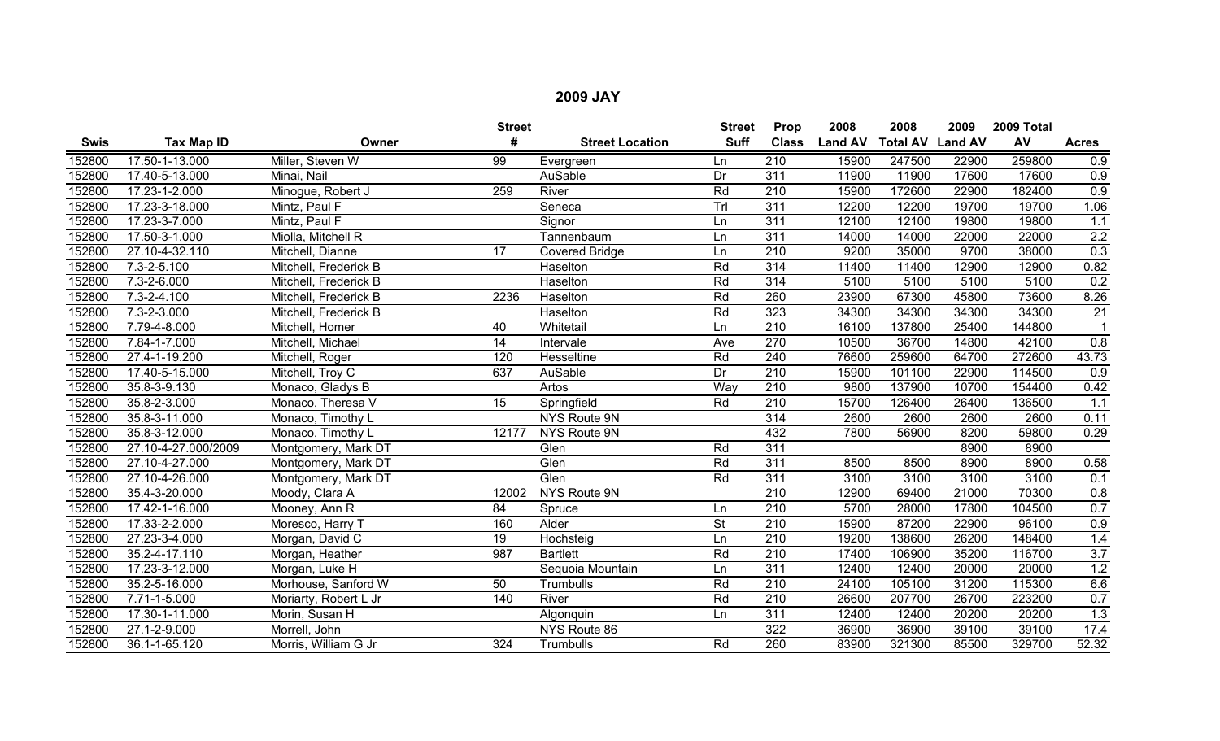## 2009 JAY

| Swis | Tax Map ID | Owner | Street # | Street Location | Street Suff | Prop Class | 2008 Land AV | 2008 Total AV | 2009 Land AV | 2009 Total AV | Acres |
|---|---|---|---|---|---|---|---|---|---|---|---|
| 152800 | 17.50-1-13.000 | Miller, Steven W | 99 | Evergreen | Ln | 210 | 15900 | 247500 | 22900 | 259800 | 0.9 |
| 152800 | 17.40-5-13.000 | Minai, Nail | | AuSable | Dr | 311 | 11900 | 11900 | 17600 | 17600 | 0.9 |
| 152800 | 17.23-1-2.000 | Minogue, Robert J | 259 | River | Rd | 210 | 15900 | 172600 | 22900 | 182400 | 0.9 |
| 152800 | 17.23-3-18.000 | Mintz, Paul F | | Seneca | Trl | 311 | 12200 | 12200 | 19700 | 19700 | 1.06 |
| 152800 | 17.23-3-7.000 | Mintz, Paul F | | Signor | Ln | 311 | 12100 | 12100 | 19800 | 19800 | 1.1 |
| 152800 | 17.50-3-1.000 | Miolla, Mitchell R | | Tannenbaum | Ln | 311 | 14000 | 14000 | 22000 | 22000 | 2.2 |
| 152800 | 27.10-4-32.110 | Mitchell, Dianne | 17 | Covered Bridge | Ln | 210 | 9200 | 35000 | 9700 | 38000 | 0.3 |
| 152800 | 7.3-2-5.100 | Mitchell, Frederick B | | Haselton | Rd | 314 | 11400 | 11400 | 12900 | 12900 | 0.82 |
| 152800 | 7.3-2-6.000 | Mitchell, Frederick B | | Haselton | Rd | 314 | 5100 | 5100 | 5100 | 5100 | 0.2 |
| 152800 | 7.3-2-4.100 | Mitchell, Frederick B | 2236 | Haselton | Rd | 260 | 23900 | 67300 | 45800 | 73600 | 8.26 |
| 152800 | 7.3-2-3.000 | Mitchell, Frederick B | | Haselton | Rd | 323 | 34300 | 34300 | 34300 | 34300 | 21 |
| 152800 | 7.79-4-8.000 | Mitchell, Homer | 40 | Whitetail | Ln | 210 | 16100 | 137800 | 25400 | 144800 | 1 |
| 152800 | 7.84-1-7.000 | Mitchell, Michael | 14 | Intervale | Ave | 270 | 10500 | 36700 | 14800 | 42100 | 0.8 |
| 152800 | 27.4-1-19.200 | Mitchell, Roger | 120 | Hesseltine | Rd | 240 | 76600 | 259600 | 64700 | 272600 | 43.73 |
| 152800 | 17.40-5-15.000 | Mitchell, Troy C | 637 | AuSable | Dr | 210 | 15900 | 101100 | 22900 | 114500 | 0.9 |
| 152800 | 35.8-3-9.130 | Monaco, Gladys B | | Artos | Way | 210 | 9800 | 137900 | 10700 | 154400 | 0.42 |
| 152800 | 35.8-2-3.000 | Monaco, Theresa V | 15 | Springfield | Rd | 210 | 15700 | 126400 | 26400 | 136500 | 1.1 |
| 152800 | 35.8-3-11.000 | Monaco, Timothy L | | NYS Route 9N | | 314 | 2600 | 2600 | 2600 | 2600 | 0.11 |
| 152800 | 35.8-3-12.000 | Monaco, Timothy L | 12177 | NYS Route 9N | | 432 | 7800 | 56900 | 8200 | 59800 | 0.29 |
| 152800 | 27.10-4-27.000/2009 | Montgomery, Mark DT | | Glen | Rd | 311 | | | 8900 | 8900 | |
| 152800 | 27.10-4-27.000 | Montgomery, Mark DT | | Glen | Rd | 311 | 8500 | 8500 | 8900 | 8900 | 0.58 |
| 152800 | 27.10-4-26.000 | Montgomery, Mark DT | | Glen | Rd | 311 | 3100 | 3100 | 3100 | 3100 | 0.1 |
| 152800 | 35.4-3-20.000 | Moody, Clara A | 12002 | NYS Route 9N | | 210 | 12900 | 69400 | 21000 | 70300 | 0.8 |
| 152800 | 17.42-1-16.000 | Mooney, Ann R | 84 | Spruce | Ln | 210 | 5700 | 28000 | 17800 | 104500 | 0.7 |
| 152800 | 17.33-2-2.000 | Moresco, Harry T | 160 | Alder | St | 210 | 15900 | 87200 | 22900 | 96100 | 0.9 |
| 152800 | 27.23-3-4.000 | Morgan, David C | 19 | Hochsteig | Ln | 210 | 19200 | 138600 | 26200 | 148400 | 1.4 |
| 152800 | 35.2-4-17.110 | Morgan, Heather | 987 | Bartlett | Rd | 210 | 17400 | 106900 | 35200 | 116700 | 3.7 |
| 152800 | 17.23-3-12.000 | Morgan, Luke H | | Sequoia Mountain | Ln | 311 | 12400 | 12400 | 20000 | 20000 | 1.2 |
| 152800 | 35.2-5-16.000 | Morhouse, Sanford W | 50 | Trumbulls | Rd | 210 | 24100 | 105100 | 31200 | 115300 | 6.6 |
| 152800 | 7.71-1-5.000 | Moriarty, Robert L Jr | 140 | River | Rd | 210 | 26600 | 207700 | 26700 | 223200 | 0.7 |
| 152800 | 17.30-1-11.000 | Morin, Susan H | | Algonquin | Ln | 311 | 12400 | 12400 | 20200 | 20200 | 1.3 |
| 152800 | 27.1-2-9.000 | Morrell, John | | NYS Route 86 | | 322 | 36900 | 36900 | 39100 | 39100 | 17.4 |
| 152800 | 36.1-1-65.120 | Morris, William G Jr | 324 | Trumbulls | Rd | 260 | 83900 | 321300 | 85500 | 329700 | 52.32 |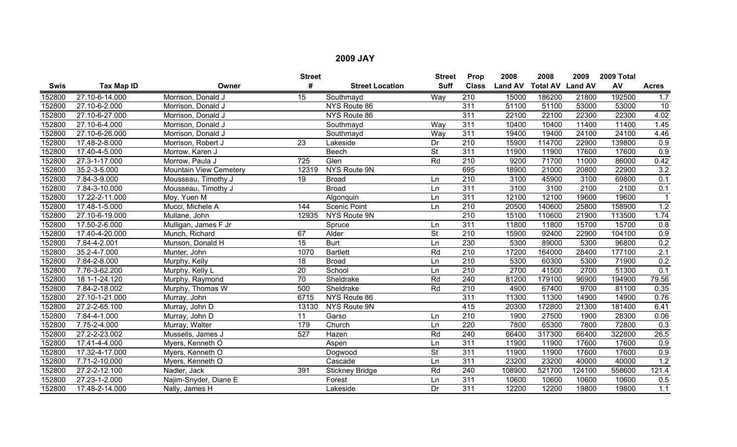# 2009 JAY

| Swis | Tax Map ID | Owner | Street # | Street Location | Street Suff | Prop Class | 2008 Land AV | 2008 Total AV | 2009 Land AV | 2009 Total AV | Acres |
|---|---|---|---|---|---|---|---|---|---|---|---|
| 152800 | 27.10-6-14.000 | Morrison, Donald J | 15 | Southmayd | Way | 210 | 15000 | 186200 | 21800 | 192500 | 1.7 |
| 152800 | 27.10-6-2.000 | Morrison, Donald J | | NYS Route 86 | | 311 | 51100 | 51100 | 53000 | 53000 | 10 |
| 152800 | 27.10-6-27.000 | Morrison, Donald J | | NYS Route 86 | | 311 | 22100 | 22100 | 22300 | 22300 | 4.02 |
| 152800 | 27.10-6-4.000 | Morrison, Donald J | | Southmayd | Way | 311 | 10400 | 10400 | 11400 | 11400 | 1.45 |
| 152800 | 27.10-6-26.000 | Morrison, Donald J | | Southmayd | Way | 311 | 19400 | 19400 | 24100 | 24100 | 4.46 |
| 152800 | 17.48-2-8.000 | Morrison, Robert J | 23 | Lakeside | Dr | 210 | 15900 | 114700 | 22900 | 139800 | 0.9 |
| 152800 | 17.40-4-5.000 | Morrow, Karen J | | Beech | St | 311 | 11900 | 11900 | 17600 | 17600 | 0.9 |
| 152800 | 27.3-1-17.000 | Morrow, Paula J | 725 | Glen | Rd | 210 | 9200 | 71700 | 11000 | 86000 | 0.42 |
| 152800 | 35.2-3-5.000 | Mountain View Cemetery | 12319 | NYS Route 9N | | 695 | 18900 | 21000 | 20800 | 22900 | 3.2 |
| 152800 | 7.84-3-9.000 | Mousseau, Timothy J | 19 | Broad | Ln | 210 | 3100 | 45900 | 3100 | 69800 | 0.1 |
| 152800 | 7.84-3-10.000 | Mousseau, Timothy J | | Broad | Ln | 311 | 3100 | 3100 | 2100 | 2100 | 0.1 |
| 152800 | 17.22-2-11.000 | Moy, Yuen M | | Algonquin | Ln | 311 | 12100 | 12100 | 19600 | 19600 | 1 |
| 152800 | 17.48-1-5.000 | Mucci, Michele A | 144 | Scenic Point | Ln | 210 | 20500 | 140600 | 25800 | 158900 | 1.2 |
| 152800 | 27.10-6-19.000 | Mullane, John | 12935 | NYS Route 9N | | 210 | 15100 | 110600 | 21900 | 113500 | 1.74 |
| 152800 | 17.50-2-6.000 | Mulligan, James F Jr | | Spruce | Ln | 311 | 11800 | 11800 | 15700 | 15700 | 0.8 |
| 152800 | 17.40-4-20.000 | Munch, Richard | 67 | Alder | St | 210 | 15900 | 92400 | 22900 | 104100 | 0.9 |
| 152800 | 7.84-4-2.001 | Munson, Donald H | 15 | Burt | Ln | 230 | 5300 | 89000 | 5300 | 96800 | 0.2 |
| 152800 | 35.2-4-7.000 | Munter, John | 1070 | Bartlett | Rd | 210 | 17200 | 164000 | 28400 | 177100 | 2.1 |
| 152800 | 7.84-2-8.000 | Murphy, Kelly | 18 | Broad | Ln | 210 | 5300 | 60300 | 5300 | 71900 | 0.2 |
| 152800 | 7.76-3-62.200 | Murphy, Kelly L | 20 | School | Ln | 210 | 2700 | 41500 | 2700 | 51300 | 0.1 |
| 152800 | 18.1-1-24.120 | Murphy, Raymond | 70 | Sheldrake | Rd | 240 | 81200 | 179100 | 96900 | 194900 | 79.56 |
| 152800 | 7.84-2-18.002 | Murphy, Thomas W | 500 | Sheldrake | Rd | 210 | 4900 | 67400 | 9700 | 81100 | 0.35 |
| 152800 | 27.10-1-21.000 | Murray, John | 6715 | NYS Route 86 | | 311 | 11300 | 11300 | 14900 | 14900 | 0.76 |
| 152800 | 27.2-2-65.100 | Murray, John D | 13130 | NYS Route 9N | | 415 | 20300 | 172800 | 21300 | 181400 | 6.41 |
| 152800 | 7.84-4-1.000 | Murray, John D | 11 | Garso | Ln | 210 | 1900 | 27500 | 1900 | 28300 | 0.06 |
| 152800 | 7.75-2-4.000 | Murray, Walter | 179 | Church | Ln | 220 | 7800 | 65300 | 7800 | 72800 | 0.3 |
| 152800 | 27.2-2-23.002 | Mussells, James J | 527 | Hazen | Rd | 240 | 66400 | 317300 | 66400 | 322800 | 26.5 |
| 152800 | 17.41-4-4.000 | Myers, Kenneth O | | Aspen | Ln | 311 | 11900 | 11900 | 17600 | 17600 | 0.9 |
| 152800 | 17.32-4-17.000 | Myers, Kenneth O | | Dogwood | St | 311 | 11900 | 11900 | 17600 | 17600 | 0.9 |
| 152800 | 7.71-2-10.000 | Myers, Kenneth O | | Cascade | Ln | 311 | 23200 | 23200 | 40000 | 40000 | 1.2 |
| 152800 | 27.2-2-12.100 | Nadler, Jack | 391 | Stickney Bridge | Rd | 240 | 108900 | 521700 | 124100 | 558600 | 121.4 |
| 152800 | 27.23-1-2.000 | Najim-Snyder, Diane E | | Forest | Ln | 311 | 10600 | 10600 | 10600 | 10600 | 0.5 |
| 152800 | 17.48-2-14.000 | Nally, James H | | Lakeside | Dr | 311 | 12200 | 12200 | 19800 | 19800 | 1.1 |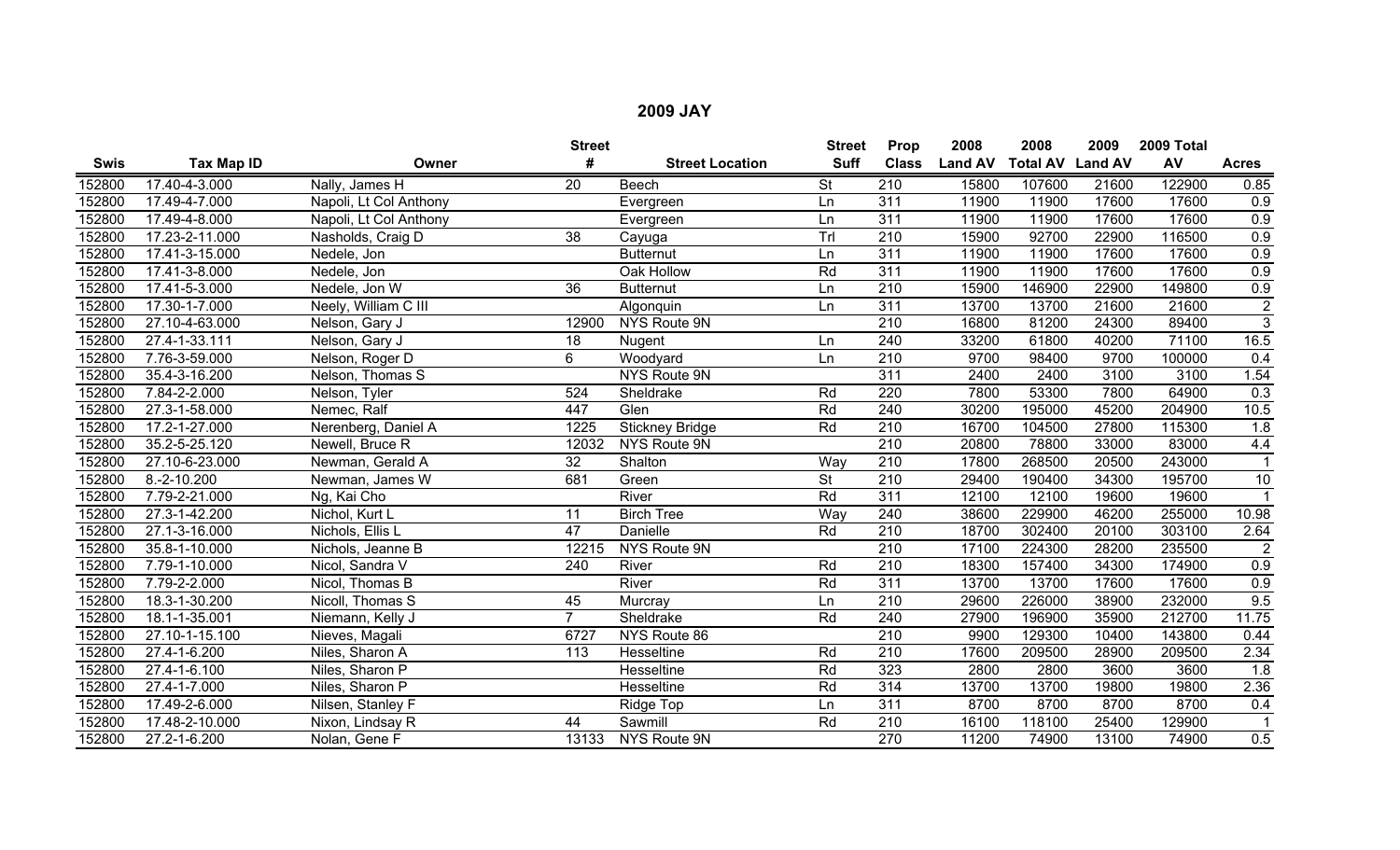## 2009 JAY

| Swis | Tax Map ID | Owner | Street # | Street Location | Street Suff | Prop Class | 2008 Land AV | 2008 Total AV | 2009 Land AV | 2009 Total AV | Acres |
|---|---|---|---|---|---|---|---|---|---|---|---|
| 152800 | 17.40-4-3.000 | Nally, James H | 20 | Beech | St | 210 | 15800 | 107600 | 21600 | 122900 | 0.85 |
| 152800 | 17.49-4-7.000 | Napoli, Lt Col Anthony | | Evergreen | Ln | 311 | 11900 | 11900 | 17600 | 17600 | 0.9 |
| 152800 | 17.49-4-8.000 | Napoli, Lt Col Anthony | | Evergreen | Ln | 311 | 11900 | 11900 | 17600 | 17600 | 0.9 |
| 152800 | 17.23-2-11.000 | Nasholds, Craig D | 38 | Cayuga | Trl | 210 | 15900 | 92700 | 22900 | 116500 | 0.9 |
| 152800 | 17.41-3-15.000 | Nedele, Jon | | Butternut | Ln | 311 | 11900 | 11900 | 17600 | 17600 | 0.9 |
| 152800 | 17.41-3-8.000 | Nedele, Jon | | Oak Hollow | Rd | 311 | 11900 | 11900 | 17600 | 17600 | 0.9 |
| 152800 | 17.41-5-3.000 | Nedele, Jon W | 36 | Butternut | Ln | 210 | 15900 | 146900 | 22900 | 149800 | 0.9 |
| 152800 | 17.30-1-7.000 | Neely, William C III | | Algonquin | Ln | 311 | 13700 | 13700 | 21600 | 21600 | 2 |
| 152800 | 27.10-4-63.000 | Nelson, Gary J | 12900 | NYS Route 9N | | 210 | 16800 | 81200 | 24300 | 89400 | 3 |
| 152800 | 27.4-1-33.111 | Nelson, Gary J | 18 | Nugent | Ln | 240 | 33200 | 61800 | 40200 | 71100 | 16.5 |
| 152800 | 7.76-3-59.000 | Nelson, Roger D | 6 | Woodyard | Ln | 210 | 9700 | 98400 | 9700 | 100000 | 0.4 |
| 152800 | 35.4-3-16.200 | Nelson, Thomas S | | NYS Route 9N | | 311 | 2400 | 2400 | 3100 | 3100 | 1.54 |
| 152800 | 7.84-2-2.000 | Nelson, Tyler | 524 | Sheldrake | Rd | 220 | 7800 | 53300 | 7800 | 64900 | 0.3 |
| 152800 | 27.3-1-58.000 | Nemec, Ralf | 447 | Glen | Rd | 240 | 30200 | 195000 | 45200 | 204900 | 10.5 |
| 152800 | 17.2-1-27.000 | Nerenberg, Daniel A | 1225 | Stickney Bridge | Rd | 210 | 16700 | 104500 | 27800 | 115300 | 1.8 |
| 152800 | 35.2-5-25.120 | Newell, Bruce R | 12032 | NYS Route 9N | | 210 | 20800 | 78800 | 33000 | 83000 | 4.4 |
| 152800 | 27.10-6-23.000 | Newman, Gerald A | 32 | Shalton | Way | 210 | 17800 | 268500 | 20500 | 243000 | 1 |
| 152800 | 8.-2-10.200 | Newman, James W | 681 | Green | St | 210 | 29400 | 190400 | 34300 | 195700 | 10 |
| 152800 | 7.79-2-21.000 | Ng, Kai Cho | | River | Rd | 311 | 12100 | 12100 | 19600 | 19600 | 1 |
| 152800 | 27.3-1-42.200 | Nichol, Kurt L | 11 | Birch Tree | Way | 240 | 38600 | 229900 | 46200 | 255000 | 10.98 |
| 152800 | 27.1-3-16.000 | Nichols, Ellis L | 47 | Danielle | Rd | 210 | 18700 | 302400 | 20100 | 303100 | 2.64 |
| 152800 | 35.8-1-10.000 | Nichols, Jeanne B | 12215 | NYS Route 9N | | 210 | 17100 | 224300 | 28200 | 235500 | 2 |
| 152800 | 7.79-1-10.000 | Nicol, Sandra V | 240 | River | Rd | 210 | 18300 | 157400 | 34300 | 174900 | 0.9 |
| 152800 | 7.79-2-2.000 | Nicol, Thomas B | | River | Rd | 311 | 13700 | 13700 | 17600 | 17600 | 0.9 |
| 152800 | 18.3-1-30.200 | Nicoll, Thomas S | 45 | Murcray | Ln | 210 | 29600 | 226000 | 38900 | 232000 | 9.5 |
| 152800 | 18.1-1-35.001 | Niemann, Kelly J | 7 | Sheldrake | Rd | 240 | 27900 | 196900 | 35900 | 212700 | 11.75 |
| 152800 | 27.10-1-15.100 | Nieves, Magali | 6727 | NYS Route 86 | | 210 | 9900 | 129300 | 10400 | 143800 | 0.44 |
| 152800 | 27.4-1-6.200 | Niles, Sharon A | 113 | Hesseltine | Rd | 210 | 17600 | 209500 | 28900 | 209500 | 2.34 |
| 152800 | 27.4-1-6.100 | Niles, Sharon P | | Hesseltine | Rd | 323 | 2800 | 2800 | 3600 | 3600 | 1.8 |
| 152800 | 27.4-1-7.000 | Niles, Sharon P | | Hesseltine | Rd | 314 | 13700 | 13700 | 19800 | 19800 | 2.36 |
| 152800 | 17.49-2-6.000 | Nilsen, Stanley F | | Ridge Top | Ln | 311 | 8700 | 8700 | 8700 | 8700 | 0.4 |
| 152800 | 17.48-2-10.000 | Nixon, Lindsay R | 44 | Sawmill | Rd | 210 | 16100 | 118100 | 25400 | 129900 | 1 |
| 152800 | 27.2-1-6.200 | Nolan, Gene F | 13133 | NYS Route 9N | | 270 | 11200 | 74900 | 13100 | 74900 | 0.5 |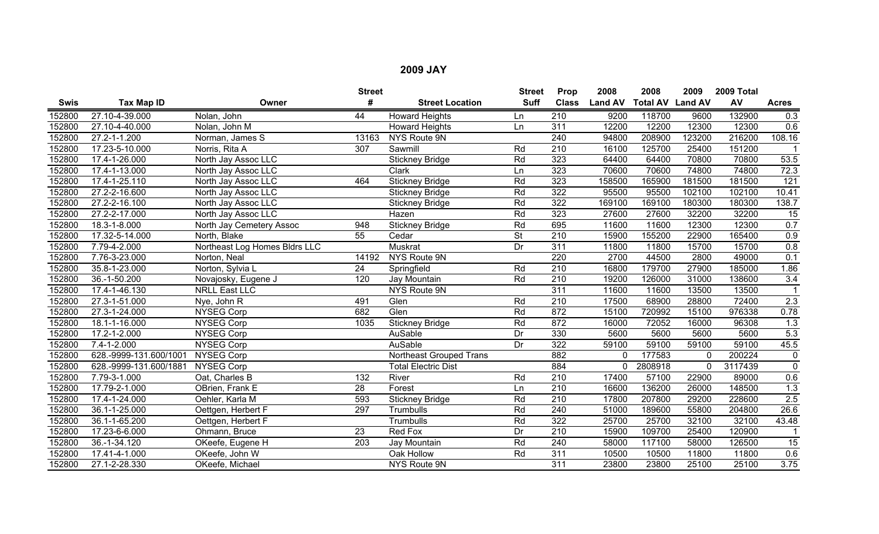# 2009 JAY

| Swis | Tax Map ID | Owner | Street # | Street Location | Street Suff | Prop Class | 2008 Land AV | 2008 Total AV | 2009 Land AV | 2009 Total AV | Acres |
|---|---|---|---|---|---|---|---|---|---|---|---|
| 152800 | 27.10-4-39.000 | Nolan, John | 44 | Howard Heights | Ln | 210 | 9200 | 118700 | 9600 | 132900 | 0.3 |
| 152800 | 27.10-4-40.000 | Nolan, John M | | Howard Heights | Ln | 311 | 12200 | 12200 | 12300 | 12300 | 0.6 |
| 152800 | 27.2-1-1.200 | Norman, James S | 13163 | NYS Route 9N | | 240 | 94800 | 208900 | 123200 | 216200 | 108.16 |
| 152800 | 17.23-5-10.000 | Norris, Rita A | 307 | Sawmill | Rd | 210 | 16100 | 125700 | 25400 | 151200 | 1 |
| 152800 | 17.4-1-26.000 | North Jay Assoc LLC | | Stickney Bridge | Rd | 323 | 64400 | 64400 | 70800 | 70800 | 53.5 |
| 152800 | 17.4-1-13.000 | North Jay Assoc LLC | | Clark | Ln | 323 | 70600 | 70600 | 74800 | 74800 | 72.3 |
| 152800 | 17.4-1-25.110 | North Jay Assoc LLC | 464 | Stickney Bridge | Rd | 323 | 158500 | 165900 | 181500 | 181500 | 121 |
| 152800 | 27.2-2-16.600 | North Jay Assoc LLC | | Stickney Bridge | Rd | 322 | 95500 | 95500 | 102100 | 102100 | 10.41 |
| 152800 | 27.2-2-16.100 | North Jay Assoc LLC | | Stickney Bridge | Rd | 322 | 169100 | 169100 | 180300 | 180300 | 138.7 |
| 152800 | 27.2-2-17.000 | North Jay Assoc LLC | | Hazen | Rd | 323 | 27600 | 27600 | 32200 | 32200 | 15 |
| 152800 | 18.3-1-8.000 | North Jay Cemetery Assoc | 948 | Stickney Bridge | Rd | 695 | 11600 | 11600 | 12300 | 12300 | 0.7 |
| 152800 | 17.32-5-14.000 | North, Blake | 55 | Cedar | St | 210 | 15900 | 155200 | 22900 | 165400 | 0.9 |
| 152800 | 7.79-4-2.000 | Northeast Log Homes Bldrs LLC | | Muskrat | Dr | 311 | 11800 | 11800 | 15700 | 15700 | 0.8 |
| 152800 | 7.76-3-23.000 | Norton, Neal | 14192 | NYS Route 9N | | 220 | 2700 | 44500 | 2800 | 49000 | 0.1 |
| 152800 | 35.8-1-23.000 | Norton, Sylvia L | 24 | Springfield | Rd | 210 | 16800 | 179700 | 27900 | 185000 | 1.86 |
| 152800 | 36.-1-50.200 | Novajosky, Eugene J | 120 | Jay Mountain | Rd | 210 | 19200 | 126000 | 31000 | 138600 | 3.4 |
| 152800 | 17.4-1-46.130 | NRLL East LLC | | NYS Route 9N | | 311 | 11600 | 11600 | 13500 | 13500 | 1 |
| 152800 | 27.3-1-51.000 | Nye, John R | 491 | Glen | Rd | 210 | 17500 | 68900 | 28800 | 72400 | 2.3 |
| 152800 | 27.3-1-24.000 | NYSEG Corp | 682 | Glen | Rd | 872 | 15100 | 720992 | 15100 | 976338 | 0.78 |
| 152800 | 18.1-1-16.000 | NYSEG Corp | 1035 | Stickney Bridge | Rd | 872 | 16000 | 72052 | 16000 | 96308 | 1.3 |
| 152800 | 17.2-1-2.000 | NYSEG Corp | | AuSable | Dr | 330 | 5600 | 5600 | 5600 | 5600 | 5.3 |
| 152800 | 7.4-1-2.000 | NYSEG Corp | | AuSable | Dr | 322 | 59100 | 59100 | 59100 | 59100 | 45.5 |
| 152800 | 628.-9999-131.600/1001 | NYSEG Corp | | Northeast Grouped Trans | | 882 | 0 | 177583 | 0 | 200224 | 0 |
| 152800 | 628.-9999-131.600/1881 | NYSEG Corp | | Total Electric Dist | | 884 | 0 | 2808918 | 0 | 3117439 | 0 |
| 152800 | 7.79-3-1.000 | Oat, Charles B | 132 | River | Rd | 210 | 17400 | 57100 | 22900 | 89000 | 0.6 |
| 152800 | 17.79-2-1.000 | OBrien, Frank E | 28 | Forest | Ln | 210 | 16600 | 136200 | 26000 | 148500 | 1.3 |
| 152800 | 17.4-1-24.000 | Oehler, Karla M | 593 | Stickney Bridge | Rd | 210 | 17800 | 207800 | 29200 | 228600 | 2.5 |
| 152800 | 36.1-1-25.000 | Oettgen, Herbert F | 297 | Trumbulls | Rd | 240 | 51000 | 189600 | 55800 | 204800 | 26.6 |
| 152800 | 36.1-1-65.200 | Oettgen, Herbert F | | Trumbulls | Rd | 322 | 25700 | 25700 | 32100 | 32100 | 43.48 |
| 152800 | 17.23-6-6.000 | Ohmann, Bruce | 23 | Red Fox | Dr | 210 | 15900 | 109700 | 25400 | 120900 | 1 |
| 152800 | 36.-1-34.120 | OKeefe, Eugene H | 203 | Jay Mountain | Rd | 240 | 58000 | 117100 | 58000 | 126500 | 15 |
| 152800 | 17.41-4-1.000 | OKeefe, John W | | Oak Hollow | Rd | 311 | 10500 | 10500 | 11800 | 11800 | 0.6 |
| 152800 | 27.1-2-28.330 | OKeefe, Michael | | NYS Route 9N | | 311 | 23800 | 23800 | 25100 | 25100 | 3.75 |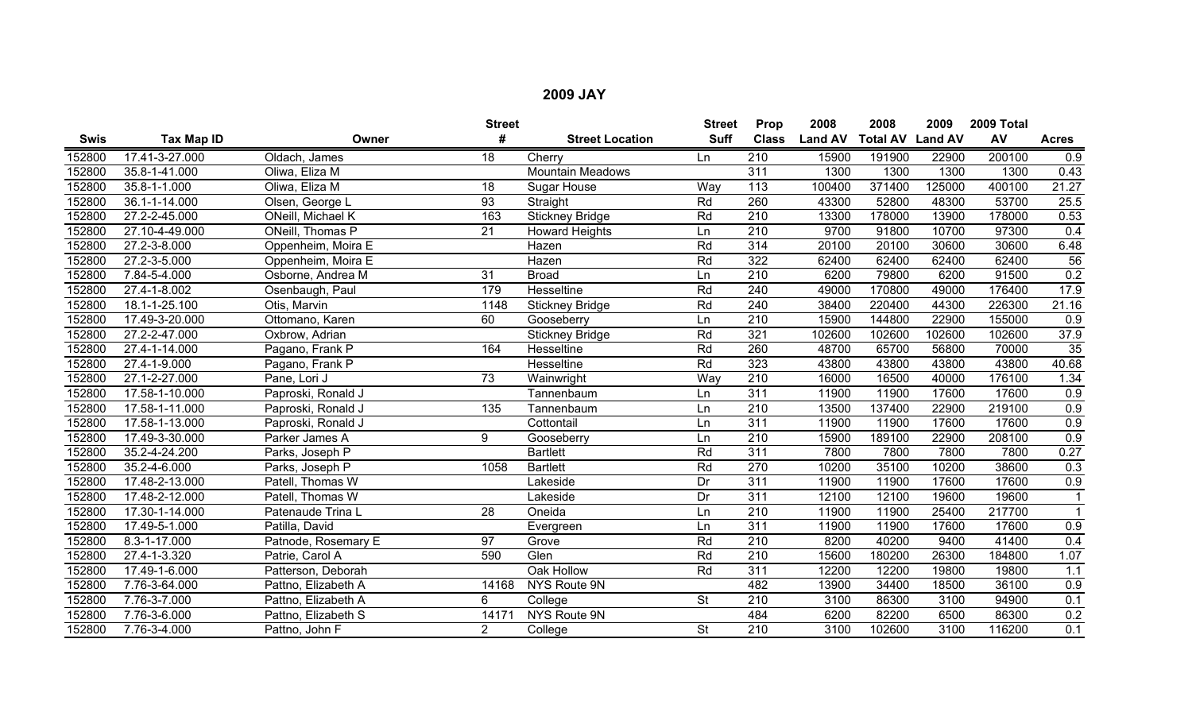## 2009 JAY

| Swis | Tax Map ID | Owner | Street # | Street Location | Street Suff | Prop Class | 2008 Land AV | 2008 Total AV | 2009 Land AV | 2009 Total AV | Acres |
|---|---|---|---|---|---|---|---|---|---|---|---|
| 152800 | 17.41-3-27.000 | Oldach, James | 18 | Cherry | Ln | 210 | 15900 | 191900 | 22900 | 200100 | 0.9 |
| 152800 | 35.8-1-41.000 | Oliwa, Eliza M | | Mountain Meadows | | 311 | 1300 | 1300 | 1300 | 1300 | 0.43 |
| 152800 | 35.8-1-1.000 | Oliwa, Eliza M | 18 | Sugar House | Way | 113 | 100400 | 371400 | 125000 | 400100 | 21.27 |
| 152800 | 36.1-1-14.000 | Olsen, George L | 93 | Straight | Rd | 260 | 43300 | 52800 | 48300 | 53700 | 25.5 |
| 152800 | 27.2-2-45.000 | ONeill, Michael K | 163 | Stickney Bridge | Rd | 210 | 13300 | 178000 | 13900 | 178000 | 0.53 |
| 152800 | 27.10-4-49.000 | ONeill, Thomas P | 21 | Howard Heights | Ln | 210 | 9700 | 91800 | 10700 | 97300 | 0.4 |
| 152800 | 27.2-3-8.000 | Oppenheim, Moira E | | Hazen | Rd | 314 | 20100 | 20100 | 30600 | 30600 | 6.48 |
| 152800 | 27.2-3-5.000 | Oppenheim, Moira E | | Hazen | Rd | 322 | 62400 | 62400 | 62400 | 62400 | 56 |
| 152800 | 7.84-5-4.000 | Osborne, Andrea M | 31 | Broad | Ln | 210 | 6200 | 79800 | 6200 | 91500 | 0.2 |
| 152800 | 27.4-1-8.002 | Osenbaugh, Paul | 179 | Hesseltine | Rd | 240 | 49000 | 170800 | 49000 | 176400 | 17.9 |
| 152800 | 18.1-1-25.100 | Otis, Marvin | 1148 | Stickney Bridge | Rd | 240 | 38400 | 220400 | 44300 | 226300 | 21.16 |
| 152800 | 17.49-3-20.000 | Ottomano, Karen | 60 | Gooseberry | Ln | 210 | 15900 | 144800 | 22900 | 155000 | 0.9 |
| 152800 | 27.2-2-47.000 | Oxbrow, Adrian | | Stickney Bridge | Rd | 321 | 102600 | 102600 | 102600 | 102600 | 37.9 |
| 152800 | 27.4-1-14.000 | Pagano, Frank P | 164 | Hesseltine | Rd | 260 | 48700 | 65700 | 56800 | 70000 | 35 |
| 152800 | 27.4-1-9.000 | Pagano, Frank P | | Hesseltine | Rd | 323 | 43800 | 43800 | 43800 | 43800 | 40.68 |
| 152800 | 27.1-2-27.000 | Pane, Lori J | 73 | Wainwright | Way | 210 | 16000 | 16500 | 40000 | 176100 | 1.34 |
| 152800 | 17.58-1-10.000 | Paproski, Ronald J | | Tannenbaum | Ln | 311 | 11900 | 11900 | 17600 | 17600 | 0.9 |
| 152800 | 17.58-1-11.000 | Paproski, Ronald J | 135 | Tannenbaum | Ln | 210 | 13500 | 137400 | 22900 | 219100 | 0.9 |
| 152800 | 17.58-1-13.000 | Paproski, Ronald J | | Cottontail | Ln | 311 | 11900 | 11900 | 17600 | 17600 | 0.9 |
| 152800 | 17.49-3-30.000 | Parker James A | 9 | Gooseberry | Ln | 210 | 15900 | 189100 | 22900 | 208100 | 0.9 |
| 152800 | 35.2-4-24.200 | Parks, Joseph P | | Bartlett | Rd | 311 | 7800 | 7800 | 7800 | 7800 | 0.27 |
| 152800 | 35.2-4-6.000 | Parks, Joseph P | 1058 | Bartlett | Rd | 270 | 10200 | 35100 | 10200 | 38600 | 0.3 |
| 152800 | 17.48-2-13.000 | Patell, Thomas W | | Lakeside | Dr | 311 | 11900 | 11900 | 17600 | 17600 | 0.9 |
| 152800 | 17.48-2-12.000 | Patell, Thomas W | | Lakeside | Dr | 311 | 12100 | 12100 | 19600 | 19600 | 1 |
| 152800 | 17.30-1-14.000 | Patenaude Trina L | 28 | Oneida | Ln | 210 | 11900 | 11900 | 25400 | 217700 | 1 |
| 152800 | 17.49-5-1.000 | Patilla, David | | Evergreen | Ln | 311 | 11900 | 11900 | 17600 | 17600 | 0.9 |
| 152800 | 8.3-1-17.000 | Patnode, Rosemary E | 97 | Grove | Rd | 210 | 8200 | 40200 | 9400 | 41400 | 0.4 |
| 152800 | 27.4-1-3.320 | Patrie, Carol A | 590 | Glen | Rd | 210 | 15600 | 180200 | 26300 | 184800 | 1.07 |
| 152800 | 17.49-1-6.000 | Patterson, Deborah | | Oak Hollow | Rd | 311 | 12200 | 12200 | 19800 | 19800 | 1.1 |
| 152800 | 7.76-3-64.000 | Pattno, Elizabeth A | 14168 | NYS Route 9N | | 482 | 13900 | 34400 | 18500 | 36100 | 0.9 |
| 152800 | 7.76-3-7.000 | Pattno, Elizabeth A | 6 | College | St | 210 | 3100 | 86300 | 3100 | 94900 | 0.1 |
| 152800 | 7.76-3-6.000 | Pattno, Elizabeth S | 14171 | NYS Route 9N | | 484 | 6200 | 82200 | 6500 | 86300 | 0.2 |
| 152800 | 7.76-3-4.000 | Pattno, John F | 2 | College | St | 210 | 3100 | 102600 | 3100 | 116200 | 0.1 |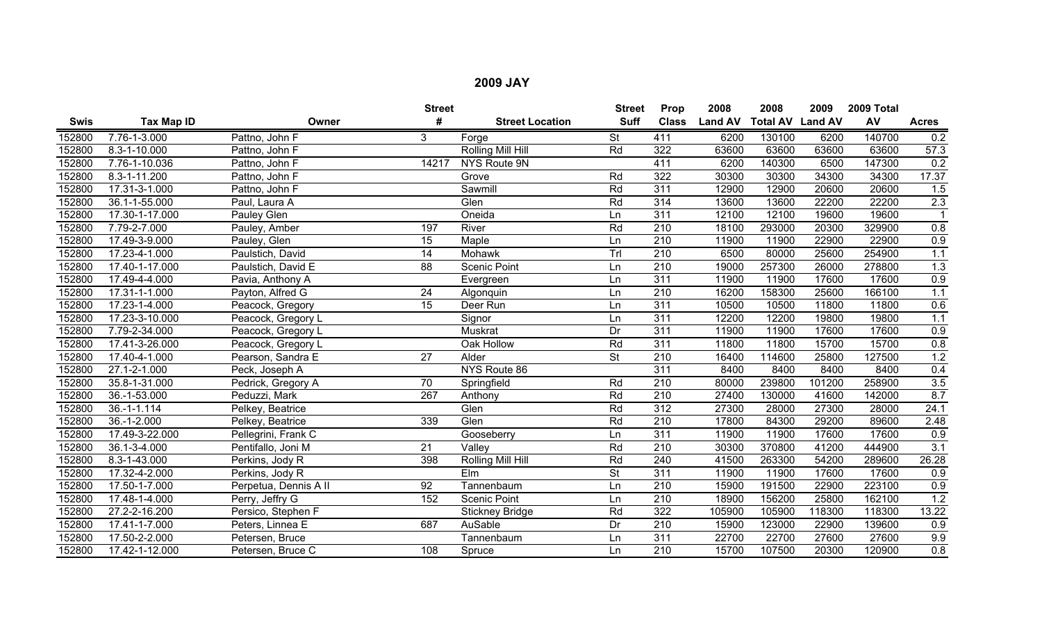## 2009 JAY

| Swis | Tax Map ID | Owner | Street # | Street Location | Street Suff | Prop Class | 2008 Land AV | 2008 Total AV | 2009 Land AV | 2009 Total AV | Acres |
|---|---|---|---|---|---|---|---|---|---|---|---|
| 152800 | 7.76-1-3.000 | Pattno, John F | 3 | Forge | St | 411 | 6200 | 130100 | 6200 | 140700 | 0.2 |
| 152800 | 8.3-1-10.000 | Pattno, John F | | Rolling Mill Hill | Rd | 322 | 63600 | 63600 | 63600 | 63600 | 57.3 |
| 152800 | 7.76-1-10.036 | Pattno, John F | 14217 | NYS Route 9N | | 411 | 6200 | 140300 | 6500 | 147300 | 0.2 |
| 152800 | 8.3-1-11.200 | Pattno, John F | | Grove | Rd | 322 | 30300 | 30300 | 34300 | 34300 | 17.37 |
| 152800 | 17.31-3-1.000 | Pattno, John F | | Sawmill | Rd | 311 | 12900 | 12900 | 20600 | 20600 | 1.5 |
| 152800 | 36.1-1-55.000 | Paul, Laura A | | Glen | Rd | 314 | 13600 | 13600 | 22200 | 22200 | 2.3 |
| 152800 | 17.30-1-17.000 | Pauley Glen | | Oneida | Ln | 311 | 12100 | 12100 | 19600 | 19600 | 1 |
| 152800 | 7.79-2-7.000 | Pauley, Amber | 197 | River | Rd | 210 | 18100 | 293000 | 20300 | 329900 | 0.8 |
| 152800 | 17.49-3-9.000 | Pauley, Glen | 15 | Maple | Ln | 210 | 11900 | 11900 | 22900 | 22900 | 0.9 |
| 152800 | 17.23-4-1.000 | Paulstich, David | 14 | Mohawk | Trl | 210 | 6500 | 80000 | 25600 | 254900 | 1.1 |
| 152800 | 17.40-1-17.000 | Paulstich, David E | 88 | Scenic Point | Ln | 210 | 19000 | 257300 | 26000 | 278800 | 1.3 |
| 152800 | 17.49-4-4.000 | Pavia, Anthony A | | Evergreen | Ln | 311 | 11900 | 11900 | 17600 | 17600 | 0.9 |
| 152800 | 17.31-1-1.000 | Payton, Alfred G | 24 | Algonquin | Ln | 210 | 16200 | 158300 | 25600 | 166100 | 1.1 |
| 152800 | 17.23-1-4.000 | Peacock, Gregory | 15 | Deer Run | Ln | 311 | 10500 | 10500 | 11800 | 11800 | 0.6 |
| 152800 | 17.23-3-10.000 | Peacock, Gregory L | | Signor | Ln | 311 | 12200 | 12200 | 19800 | 19800 | 1.1 |
| 152800 | 7.79-2-34.000 | Peacock, Gregory L | | Muskrat | Dr | 311 | 11900 | 11900 | 17600 | 17600 | 0.9 |
| 152800 | 17.41-3-26.000 | Peacock, Gregory L | | Oak Hollow | Rd | 311 | 11800 | 11800 | 15700 | 15700 | 0.8 |
| 152800 | 17.40-4-1.000 | Pearson, Sandra E | 27 | Alder | St | 210 | 16400 | 114600 | 25800 | 127500 | 1.2 |
| 152800 | 27.1-2-1.000 | Peck, Joseph A | | NYS Route 86 | | 311 | 8400 | 8400 | 8400 | 8400 | 0.4 |
| 152800 | 35.8-1-31.000 | Pedrick, Gregory A | 70 | Springfield | Rd | 210 | 80000 | 239800 | 101200 | 258900 | 3.5 |
| 152800 | 36.-1-53.000 | Peduzzi, Mark | 267 | Anthony | Rd | 210 | 27400 | 130000 | 41600 | 142000 | 8.7 |
| 152800 | 36.-1-1.114 | Pelkey, Beatrice | | Glen | Rd | 312 | 27300 | 28000 | 27300 | 28000 | 24.1 |
| 152800 | 36.-1-2.000 | Pelkey, Beatrice | 339 | Glen | Rd | 210 | 17800 | 84300 | 29200 | 89600 | 2.48 |
| 152800 | 17.49-3-22.000 | Pellegrini, Frank C | | Gooseberry | Ln | 311 | 11900 | 11900 | 17600 | 17600 | 0.9 |
| 152800 | 36.1-3-4.000 | Pentifallo, Joni M | 21 | Valley | Rd | 210 | 30300 | 370800 | 41200 | 444900 | 3.1 |
| 152800 | 8.3-1-43.000 | Perkins, Jody R | 398 | Rolling Mill Hill | Rd | 240 | 41500 | 263300 | 54200 | 289600 | 26.28 |
| 152800 | 17.32-4-2.000 | Perkins, Jody R | | Elm | St | 311 | 11900 | 11900 | 17600 | 17600 | 0.9 |
| 152800 | 17.50-1-7.000 | Perpetua, Dennis A II | 92 | Tannenbaum | Ln | 210 | 15900 | 191500 | 22900 | 223100 | 0.9 |
| 152800 | 17.48-1-4.000 | Perry, Jeffry G | 152 | Scenic Point | Ln | 210 | 18900 | 156200 | 25800 | 162100 | 1.2 |
| 152800 | 27.2-2-16.200 | Persico, Stephen F | | Stickney Bridge | Rd | 322 | 105900 | 105900 | 118300 | 118300 | 13.22 |
| 152800 | 17.41-1-7.000 | Peters, Linnea E | 687 | AuSable | Dr | 210 | 15900 | 123000 | 22900 | 139600 | 0.9 |
| 152800 | 17.50-2-2.000 | Petersen, Bruce | | Tannenbaum | Ln | 311 | 22700 | 22700 | 27600 | 27600 | 9.9 |
| 152800 | 17.42-1-12.000 | Petersen, Bruce C | 108 | Spruce | Ln | 210 | 15700 | 107500 | 20300 | 120900 | 0.8 |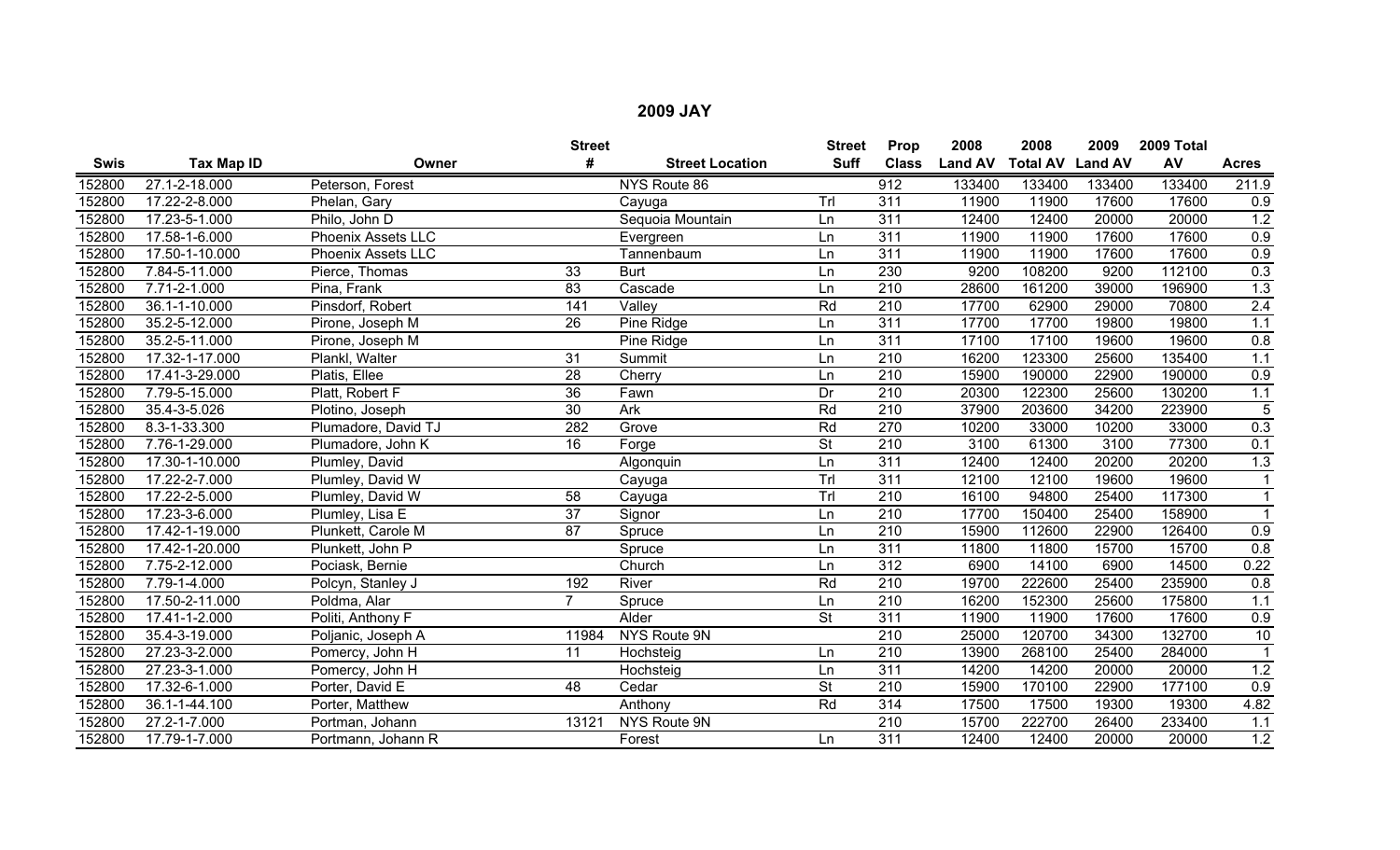## 2009 JAY

| Swis | Tax Map ID | Owner | Street # | Street Location | Street Suff | Prop Class | 2008 Land AV | 2008 Total AV | 2009 Land AV | 2009 Total AV | Acres |
|---|---|---|---|---|---|---|---|---|---|---|---|
| 152800 | 27.1-2-18.000 | Peterson, Forest | | NYS Route 86 | | 912 | 133400 | 133400 | 133400 | 133400 | 211.9 |
| 152800 | 17.22-2-8.000 | Phelan, Gary | | Cayuga | Trl | 311 | 11900 | 11900 | 17600 | 17600 | 0.9 |
| 152800 | 17.23-5-1.000 | Philo, John D | | Sequoia Mountain | Ln | 311 | 12400 | 12400 | 20000 | 20000 | 1.2 |
| 152800 | 17.58-1-6.000 | Phoenix Assets LLC | | Evergreen | Ln | 311 | 11900 | 11900 | 17600 | 17600 | 0.9 |
| 152800 | 17.50-1-10.000 | Phoenix Assets LLC | | Tannenbaum | Ln | 311 | 11900 | 11900 | 17600 | 17600 | 0.9 |
| 152800 | 7.84-5-11.000 | Pierce, Thomas | 33 | Burt | Ln | 230 | 9200 | 108200 | 9200 | 112100 | 0.3 |
| 152800 | 7.71-2-1.000 | Pina, Frank | 83 | Cascade | Ln | 210 | 28600 | 161200 | 39000 | 196900 | 1.3 |
| 152800 | 36.1-1-10.000 | Pinsdorf, Robert | 141 | Valley | Rd | 210 | 17700 | 62900 | 29000 | 70800 | 2.4 |
| 152800 | 35.2-5-12.000 | Pirone, Joseph M | 26 | Pine Ridge | Ln | 311 | 17700 | 17700 | 19800 | 19800 | 1.1 |
| 152800 | 35.2-5-11.000 | Pirone, Joseph M | | Pine Ridge | Ln | 311 | 17100 | 17100 | 19600 | 19600 | 0.8 |
| 152800 | 17.32-1-17.000 | Plankl, Walter | 31 | Summit | Ln | 210 | 16200 | 123300 | 25600 | 135400 | 1.1 |
| 152800 | 17.41-3-29.000 | Platis, Ellee | 28 | Cherry | Ln | 210 | 15900 | 190000 | 22900 | 190000 | 0.9 |
| 152800 | 7.79-5-15.000 | Platt, Robert F | 36 | Fawn | Dr | 210 | 20300 | 122300 | 25600 | 130200 | 1.1 |
| 152800 | 35.4-3-5.026 | Plotino, Joseph | 30 | Ark | Rd | 210 | 37900 | 203600 | 34200 | 223900 | 5 |
| 152800 | 8.3-1-33.300 | Plumadore, David TJ | 282 | Grove | Rd | 270 | 10200 | 33000 | 10200 | 33000 | 0.3 |
| 152800 | 7.76-1-29.000 | Plumadore, John K | 16 | Forge | St | 210 | 3100 | 61300 | 3100 | 77300 | 0.1 |
| 152800 | 17.30-1-10.000 | Plumley, David | | Algonquin | Ln | 311 | 12400 | 12400 | 20200 | 20200 | 1.3 |
| 152800 | 17.22-2-7.000 | Plumley, David W | | Cayuga | Trl | 311 | 12100 | 12100 | 19600 | 19600 | 1 |
| 152800 | 17.22-2-5.000 | Plumley, David W | 58 | Cayuga | Trl | 210 | 16100 | 94800 | 25400 | 117300 | 1 |
| 152800 | 17.23-3-6.000 | Plumley, Lisa E | 37 | Signor | Ln | 210 | 17700 | 150400 | 25400 | 158900 | 1 |
| 152800 | 17.42-1-19.000 | Plunkett, Carole M | 87 | Spruce | Ln | 210 | 15900 | 112600 | 22900 | 126400 | 0.9 |
| 152800 | 17.42-1-20.000 | Plunkett, John P | | Spruce | Ln | 311 | 11800 | 11800 | 15700 | 15700 | 0.8 |
| 152800 | 7.75-2-12.000 | Pociask, Bernie | | Church | Ln | 312 | 6900 | 14100 | 6900 | 14500 | 0.22 |
| 152800 | 7.79-1-4.000 | Polcyn, Stanley J | 192 | River | Rd | 210 | 19700 | 222600 | 25400 | 235900 | 0.8 |
| 152800 | 17.50-2-11.000 | Poldma, Alar | 7 | Spruce | Ln | 210 | 16200 | 152300 | 25600 | 175800 | 1.1 |
| 152800 | 17.41-1-2.000 | Politi, Anthony F | | Alder | St | 311 | 11900 | 11900 | 17600 | 17600 | 0.9 |
| 152800 | 35.4-3-19.000 | Poljanic, Joseph A | 11984 | NYS Route 9N | | 210 | 25000 | 120700 | 34300 | 132700 | 10 |
| 152800 | 27.23-3-2.000 | Pomercy, John H | 11 | Hochsteig | Ln | 210 | 13900 | 268100 | 25400 | 284000 | 1 |
| 152800 | 27.23-3-1.000 | Pomercy, John H | | Hochsteig | Ln | 311 | 14200 | 14200 | 20000 | 20000 | 1.2 |
| 152800 | 17.32-6-1.000 | Porter, David E | 48 | Cedar | St | 210 | 15900 | 170100 | 22900 | 177100 | 0.9 |
| 152800 | 36.1-1-44.100 | Porter, Matthew | | Anthony | Rd | 314 | 17500 | 17500 | 19300 | 19300 | 4.82 |
| 152800 | 27.2-1-7.000 | Portman, Johann | 13121 | NYS Route 9N | | 210 | 15700 | 222700 | 26400 | 233400 | 1.1 |
| 152800 | 17.79-1-7.000 | Portmann, Johann R | | Forest | Ln | 311 | 12400 | 12400 | 20000 | 20000 | 1.2 |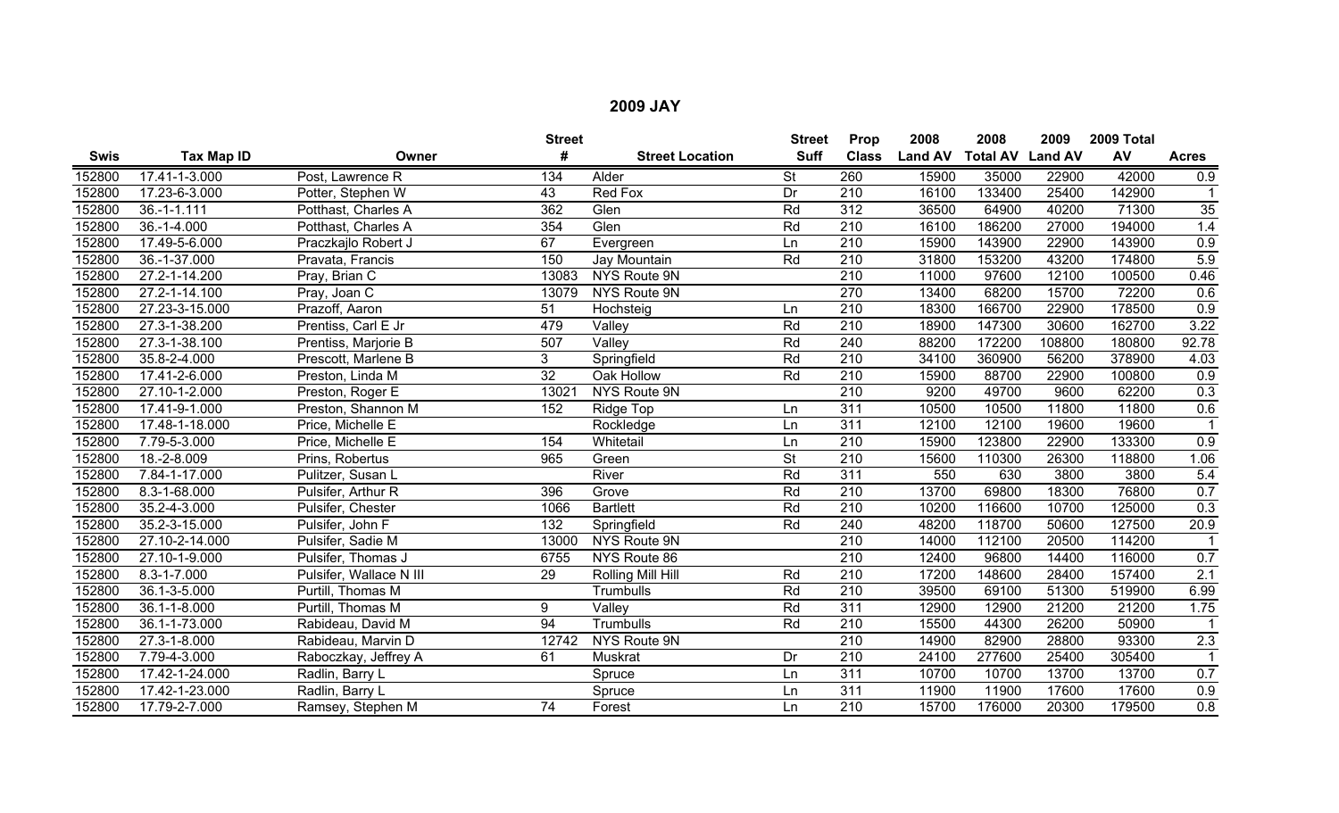# 2009 JAY

| Swis | Tax Map ID | Owner | Street # | Street Location | Street Suff | Prop Class | 2008 Land AV | 2008 Total AV | 2009 Land AV | 2009 Total AV | Acres |
|---|---|---|---|---|---|---|---|---|---|---|---|
| 152800 | 17.41-1-3.000 | Post, Lawrence R | 134 | Alder | St | 260 | 15900 | 35000 | 22900 | 42000 | 0.9 |
| 152800 | 17.23-6-3.000 | Potter, Stephen W | 43 | Red Fox | Dr | 210 | 16100 | 133400 | 25400 | 142900 | 1 |
| 152800 | 36.-1-1.111 | Potthast, Charles A | 362 | Glen | Rd | 312 | 36500 | 64900 | 40200 | 71300 | 35 |
| 152800 | 36.-1-4.000 | Potthast, Charles A | 354 | Glen | Rd | 210 | 16100 | 186200 | 27000 | 194000 | 1.4 |
| 152800 | 17.49-5-6.000 | Praczkajlo Robert J | 67 | Evergreen | Ln | 210 | 15900 | 143900 | 22900 | 143900 | 0.9 |
| 152800 | 36.-1-37.000 | Pravata, Francis | 150 | Jay Mountain | Rd | 210 | 31800 | 153200 | 43200 | 174800 | 5.9 |
| 152800 | 27.2-1-14.200 | Pray, Brian C | 13083 | NYS Route 9N | | 210 | 11000 | 97600 | 12100 | 100500 | 0.46 |
| 152800 | 27.2-1-14.100 | Pray, Joan C | 13079 | NYS Route 9N | | 270 | 13400 | 68200 | 15700 | 72200 | 0.6 |
| 152800 | 27.23-3-15.000 | Prazoff, Aaron | 51 | Hochsteig | Ln | 210 | 18300 | 166700 | 22900 | 178500 | 0.9 |
| 152800 | 27.3-1-38.200 | Prentiss, Carl E Jr | 479 | Valley | Rd | 210 | 18900 | 147300 | 30600 | 162700 | 3.22 |
| 152800 | 27.3-1-38.100 | Prentiss, Marjorie B | 507 | Valley | Rd | 240 | 88200 | 172200 | 108800 | 180800 | 92.78 |
| 152800 | 35.8-2-4.000 | Prescott, Marlene B | 3 | Springfield | Rd | 210 | 34100 | 360900 | 56200 | 378900 | 4.03 |
| 152800 | 17.41-2-6.000 | Preston, Linda M | 32 | Oak Hollow | Rd | 210 | 15900 | 88700 | 22900 | 100800 | 0.9 |
| 152800 | 27.10-1-2.000 | Preston, Roger E | 13021 | NYS Route 9N | | 210 | 9200 | 49700 | 9600 | 62200 | 0.3 |
| 152800 | 17.41-9-1.000 | Preston, Shannon M | 152 | Ridge Top | Ln | 311 | 10500 | 10500 | 11800 | 11800 | 0.6 |
| 152800 | 17.48-1-18.000 | Price, Michelle E | | Rockledge | Ln | 311 | 12100 | 12100 | 19600 | 19600 | 1 |
| 152800 | 7.79-5-3.000 | Price, Michelle E | 154 | Whitetail | Ln | 210 | 15900 | 123800 | 22900 | 133300 | 0.9 |
| 152800 | 18.-2-8.009 | Prins, Robertus | 965 | Green | St | 210 | 15600 | 110300 | 26300 | 118800 | 1.06 |
| 152800 | 7.84-1-17.000 | Pulitzer, Susan L | | River | Rd | 311 | 550 | 630 | 3800 | 3800 | 5.4 |
| 152800 | 8.3-1-68.000 | Pulsifer, Arthur R | 396 | Grove | Rd | 210 | 13700 | 69800 | 18300 | 76800 | 0.7 |
| 152800 | 35.2-4-3.000 | Pulsifer, Chester | 1066 | Bartlett | Rd | 210 | 10200 | 116600 | 10700 | 125000 | 0.3 |
| 152800 | 35.2-3-15.000 | Pulsifer, John F | 132 | Springfield | Rd | 240 | 48200 | 118700 | 50600 | 127500 | 20.9 |
| 152800 | 27.10-2-14.000 | Pulsifer, Sadie M | 13000 | NYS Route 9N | | 210 | 14000 | 112100 | 20500 | 114200 | 1 |
| 152800 | 27.10-1-9.000 | Pulsifer, Thomas J | 6755 | NYS Route 86 | | 210 | 12400 | 96800 | 14400 | 116000 | 0.7 |
| 152800 | 8.3-1-7.000 | Pulsifer, Wallace N III | 29 | Rolling Mill Hill | Rd | 210 | 17200 | 148600 | 28400 | 157400 | 2.1 |
| 152800 | 36.1-3-5.000 | Purtill, Thomas M | | Trumbulls | Rd | 210 | 39500 | 69100 | 51300 | 519900 | 6.99 |
| 152800 | 36.1-1-8.000 | Purtill, Thomas M | 9 | Valley | Rd | 311 | 12900 | 12900 | 21200 | 21200 | 1.75 |
| 152800 | 36.1-1-73.000 | Rabideau, David M | 94 | Trumbulls | Rd | 210 | 15500 | 44300 | 26200 | 50900 | 1 |
| 152800 | 27.3-1-8.000 | Rabideau, Marvin D | 12742 | NYS Route 9N | | 210 | 14900 | 82900 | 28800 | 93300 | 2.3 |
| 152800 | 7.79-4-3.000 | Raboczkay, Jeffrey A | 61 | Muskrat | Dr | 210 | 24100 | 277600 | 25400 | 305400 | 1 |
| 152800 | 17.42-1-24.000 | Radlin, Barry L | | Spruce | Ln | 311 | 10700 | 10700 | 13700 | 13700 | 0.7 |
| 152800 | 17.42-1-23.000 | Radlin, Barry L | | Spruce | Ln | 311 | 11900 | 11900 | 17600 | 17600 | 0.9 |
| 152800 | 17.79-2-7.000 | Ramsey, Stephen M | 74 | Forest | Ln | 210 | 15700 | 176000 | 20300 | 179500 | 0.8 |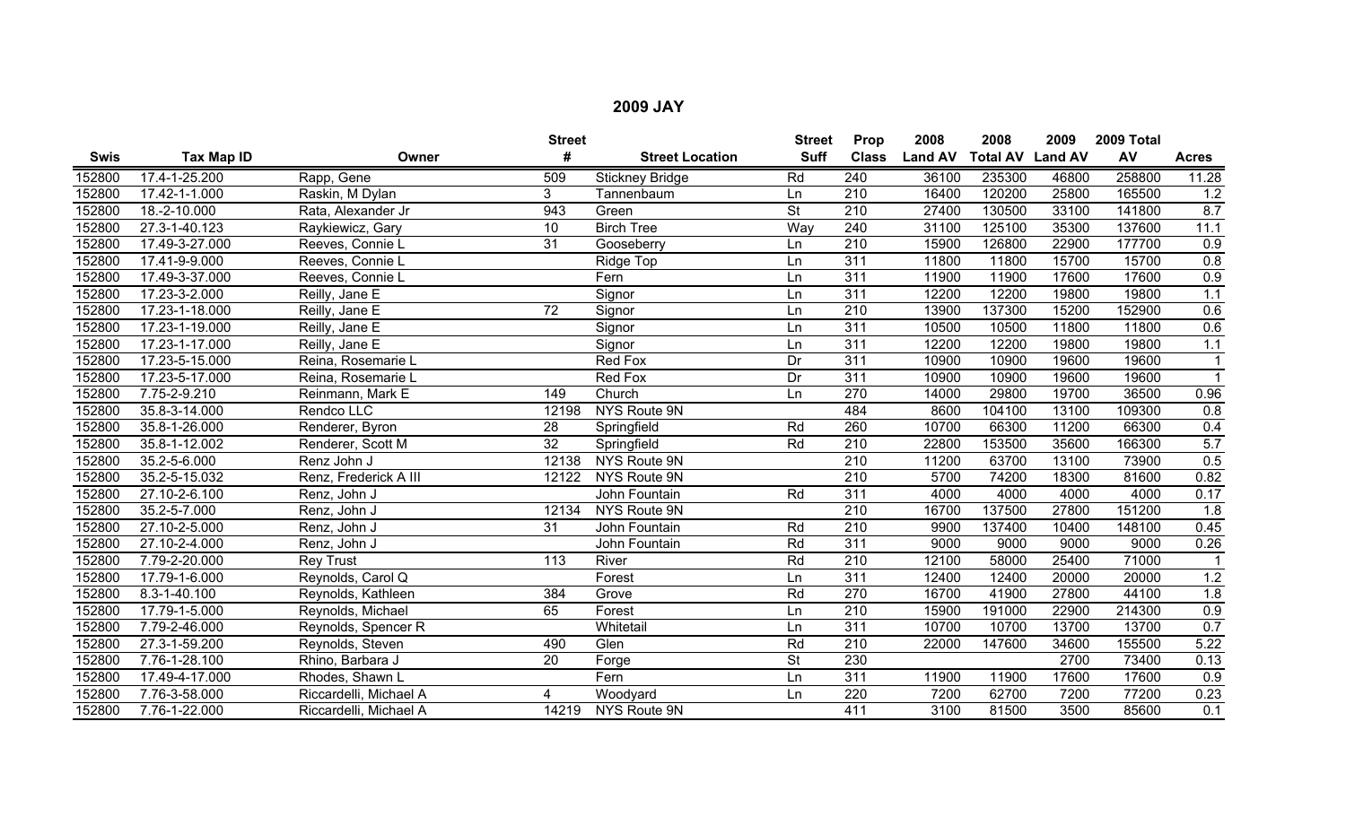## 2009 JAY

| Swis | Tax Map ID | Owner | Street # | Street Location | Street Suff | Prop Class | 2008 Land AV | 2008 Total AV | 2009 Land AV | 2009 Total AV | Acres |
|---|---|---|---|---|---|---|---|---|---|---|---|
| 152800 | 17.4-1-25.200 | Rapp, Gene | 509 | Stickney Bridge | Rd | 240 | 36100 | 235300 | 46800 | 258800 | 11.28 |
| 152800 | 17.42-1-1.000 | Raskin, M Dylan | 3 | Tannenbaum | Ln | 210 | 16400 | 120200 | 25800 | 165500 | 1.2 |
| 152800 | 18.-2-10.000 | Rata, Alexander Jr | 943 | Green | St | 210 | 27400 | 130500 | 33100 | 141800 | 8.7 |
| 152800 | 27.3-1-40.123 | Raykiewicz, Gary | 10 | Birch Tree | Way | 240 | 31100 | 125100 | 35300 | 137600 | 11.1 |
| 152800 | 17.49-3-27.000 | Reeves, Connie L | 31 | Gooseberry | Ln | 210 | 15900 | 126800 | 22900 | 177700 | 0.9 |
| 152800 | 17.41-9-9.000 | Reeves, Connie L | | Ridge Top | Ln | 311 | 11800 | 11800 | 15700 | 15700 | 0.8 |
| 152800 | 17.49-3-37.000 | Reeves, Connie L | | Fern | Ln | 311 | 11900 | 11900 | 17600 | 17600 | 0.9 |
| 152800 | 17.23-3-2.000 | Reilly, Jane E | | Signor | Ln | 311 | 12200 | 12200 | 19800 | 19800 | 1.1 |
| 152800 | 17.23-1-18.000 | Reilly, Jane E | 72 | Signor | Ln | 210 | 13900 | 137300 | 15200 | 152900 | 0.6 |
| 152800 | 17.23-1-19.000 | Reilly, Jane E | | Signor | Ln | 311 | 10500 | 10500 | 11800 | 11800 | 0.6 |
| 152800 | 17.23-1-17.000 | Reilly, Jane E | | Signor | Ln | 311 | 12200 | 12200 | 19800 | 19800 | 1.1 |
| 152800 | 17.23-5-15.000 | Reina, Rosemarie L | | Red Fox | Dr | 311 | 10900 | 10900 | 19600 | 19600 | 1 |
| 152800 | 17.23-5-17.000 | Reina, Rosemarie L | | Red Fox | Dr | 311 | 10900 | 10900 | 19600 | 19600 | 1 |
| 152800 | 7.75-2-9.210 | Reinmann, Mark E | 149 | Church | Ln | 270 | 14000 | 29800 | 19700 | 36500 | 0.96 |
| 152800 | 35.8-3-14.000 | Rendco LLC | 12198 | NYS Route 9N | | 484 | 8600 | 104100 | 13100 | 109300 | 0.8 |
| 152800 | 35.8-1-26.000 | Renderer, Byron | 28 | Springfield | Rd | 260 | 10700 | 66300 | 11200 | 66300 | 0.4 |
| 152800 | 35.8-1-12.002 | Renderer, Scott M | 32 | Springfield | Rd | 210 | 22800 | 153500 | 35600 | 166300 | 5.7 |
| 152800 | 35.2-5-6.000 | Renz John J | 12138 | NYS Route 9N | | 210 | 11200 | 63700 | 13100 | 73900 | 0.5 |
| 152800 | 35.2-5-15.032 | Renz, Frederick A III | 12122 | NYS Route 9N | | 210 | 5700 | 74200 | 18300 | 81600 | 0.82 |
| 152800 | 27.10-2-6.100 | Renz, John J | | John Fountain | Rd | 311 | 4000 | 4000 | 4000 | 4000 | 0.17 |
| 152800 | 35.2-5-7.000 | Renz, John J | 12134 | NYS Route 9N | | 210 | 16700 | 137500 | 27800 | 151200 | 1.8 |
| 152800 | 27.10-2-5.000 | Renz, John J | 31 | John Fountain | Rd | 210 | 9900 | 137400 | 10400 | 148100 | 0.45 |
| 152800 | 27.10-2-4.000 | Renz, John J | | John Fountain | Rd | 311 | 9000 | 9000 | 9000 | 9000 | 0.26 |
| 152800 | 7.79-2-20.000 | Rey Trust | 113 | River | Rd | 210 | 12100 | 58000 | 25400 | 71000 | 1 |
| 152800 | 17.79-1-6.000 | Reynolds, Carol Q | | Forest | Ln | 311 | 12400 | 12400 | 20000 | 20000 | 1.2 |
| 152800 | 8.3-1-40.100 | Reynolds, Kathleen | 384 | Grove | Rd | 270 | 16700 | 41900 | 27800 | 44100 | 1.8 |
| 152800 | 17.79-1-5.000 | Reynolds, Michael | 65 | Forest | Ln | 210 | 15900 | 191000 | 22900 | 214300 | 0.9 |
| 152800 | 7.79-2-46.000 | Reynolds, Spencer R | | Whitetail | Ln | 311 | 10700 | 10700 | 13700 | 13700 | 0.7 |
| 152800 | 27.3-1-59.200 | Reynolds, Steven | 490 | Glen | Rd | 210 | 22000 | 147600 | 34600 | 155500 | 5.22 |
| 152800 | 7.76-1-28.100 | Rhino, Barbara J | 20 | Forge | St | 230 | | | 2700 | 73400 | 0.13 |
| 152800 | 17.49-4-17.000 | Rhodes, Shawn L | | Fern | Ln | 311 | 11900 | 11900 | 17600 | 17600 | 0.9 |
| 152800 | 7.76-3-58.000 | Riccardelli, Michael A | 4 | Woodyard | Ln | 220 | 7200 | 62700 | 7200 | 77200 | 0.23 |
| 152800 | 7.76-1-22.000 | Riccardelli, Michael A | 14219 | NYS Route 9N | | 411 | 3100 | 81500 | 3500 | 85600 | 0.1 |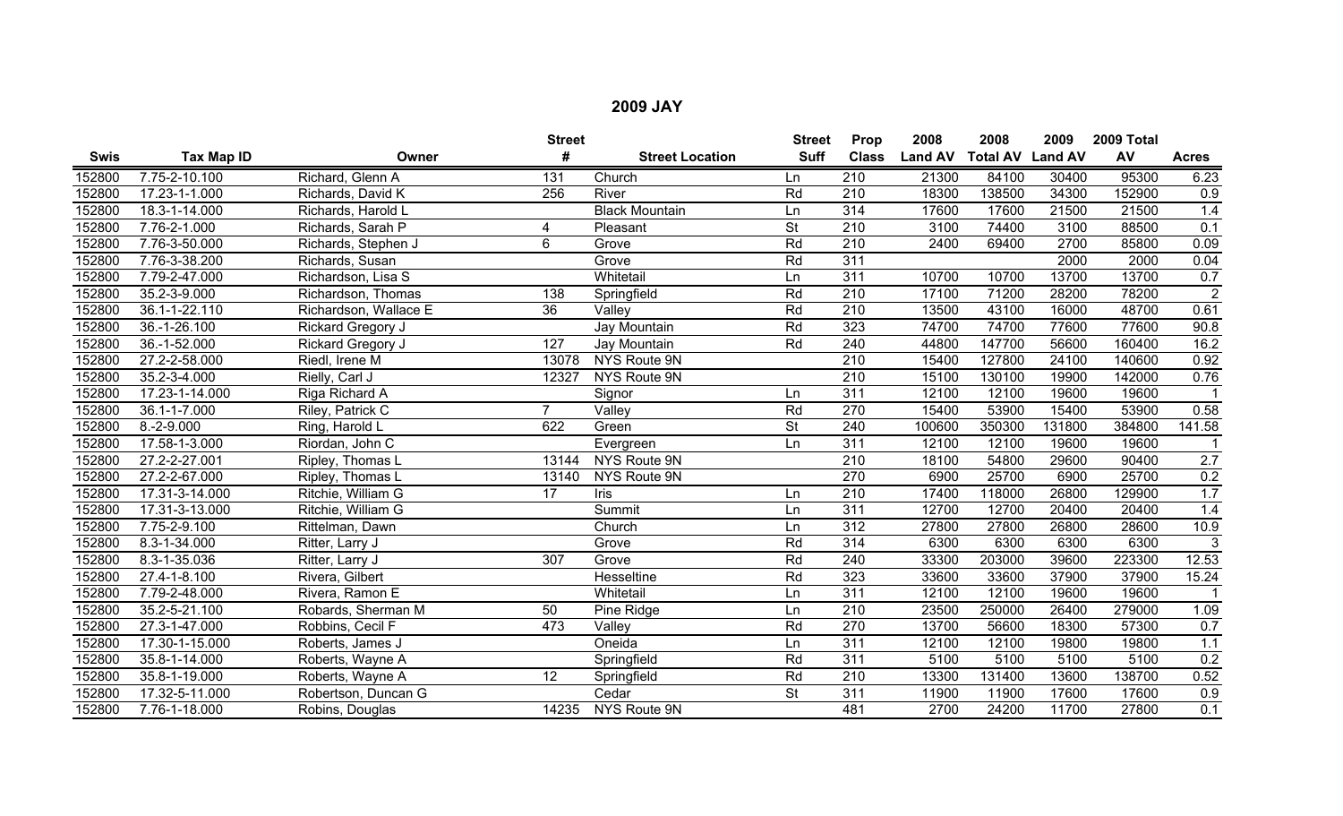## 2009 JAY

| Swis | Tax Map ID | Owner | Street # | Street Location | Street Suff | Prop Class | 2008 Land AV | 2008 Total AV | 2009 Land AV | 2009 Total AV | Acres |
|---|---|---|---|---|---|---|---|---|---|---|---|
| 152800 | 7.75-2-10.100 | Richard, Glenn A | 131 | Church | Ln | 210 | 21300 | 84100 | 30400 | 95300 | 6.23 |
| 152800 | 17.23-1-1.000 | Richards, David K | 256 | River | Rd | 210 | 18300 | 138500 | 34300 | 152900 | 0.9 |
| 152800 | 18.3-1-14.000 | Richards, Harold L | | Black Mountain | Ln | 314 | 17600 | 17600 | 21500 | 21500 | 1.4 |
| 152800 | 7.76-2-1.000 | Richards, Sarah P | 4 | Pleasant | St | 210 | 3100 | 74400 | 3100 | 88500 | 0.1 |
| 152800 | 7.76-3-50.000 | Richards, Stephen J | 6 | Grove | Rd | 210 | 2400 | 69400 | 2700 | 85800 | 0.09 |
| 152800 | 7.76-3-38.200 | Richards, Susan | | Grove | Rd | 311 | | | 2000 | 2000 | 0.04 |
| 152800 | 7.79-2-47.000 | Richardson, Lisa S | | Whitetail | Ln | 311 | 10700 | 10700 | 13700 | 13700 | 0.7 |
| 152800 | 35.2-3-9.000 | Richardson, Thomas | 138 | Springfield | Rd | 210 | 17100 | 71200 | 28200 | 78200 | 2 |
| 152800 | 36.1-1-22.110 | Richardson, Wallace E | 36 | Valley | Rd | 210 | 13500 | 43100 | 16000 | 48700 | 0.61 |
| 152800 | 36.-1-26.100 | Rickard Gregory J | | Jay Mountain | Rd | 323 | 74700 | 74700 | 77600 | 77600 | 90.8 |
| 152800 | 36.-1-52.000 | Rickard Gregory J | 127 | Jay Mountain | Rd | 240 | 44800 | 147700 | 56600 | 160400 | 16.2 |
| 152800 | 27.2-2-58.000 | Riedl, Irene M | 13078 | NYS Route 9N | | 210 | 15400 | 127800 | 24100 | 140600 | 0.92 |
| 152800 | 35.2-3-4.000 | Rielly, Carl J | 12327 | NYS Route 9N | | 210 | 15100 | 130100 | 19900 | 142000 | 0.76 |
| 152800 | 17.23-1-14.000 | Riga Richard A | | Signor | Ln | 311 | 12100 | 12100 | 19600 | 19600 | 1 |
| 152800 | 36.1-1-7.000 | Riley, Patrick C | 7 | Valley | Rd | 270 | 15400 | 53900 | 15400 | 53900 | 0.58 |
| 152800 | 8.-2-9.000 | Ring, Harold L | 622 | Green | St | 240 | 100600 | 350300 | 131800 | 384800 | 141.58 |
| 152800 | 17.58-1-3.000 | Riordan, John C | | Evergreen | Ln | 311 | 12100 | 12100 | 19600 | 19600 | 1 |
| 152800 | 27.2-2-27.001 | Ripley, Thomas L | 13144 | NYS Route 9N | | 210 | 18100 | 54800 | 29600 | 90400 | 2.7 |
| 152800 | 27.2-2-67.000 | Ripley, Thomas L | 13140 | NYS Route 9N | | 270 | 6900 | 25700 | 6900 | 25700 | 0.2 |
| 152800 | 17.31-3-14.000 | Ritchie, William G | 17 | Iris | Ln | 210 | 17400 | 118000 | 26800 | 129900 | 1.7 |
| 152800 | 17.31-3-13.000 | Ritchie, William G | | Summit | Ln | 311 | 12700 | 12700 | 20400 | 20400 | 1.4 |
| 152800 | 7.75-2-9.100 | Rittelman, Dawn | | Church | Ln | 312 | 27800 | 27800 | 26800 | 28600 | 10.9 |
| 152800 | 8.3-1-34.000 | Ritter, Larry J | | Grove | Rd | 314 | 6300 | 6300 | 6300 | 6300 | 3 |
| 152800 | 8.3-1-35.036 | Ritter, Larry J | 307 | Grove | Rd | 240 | 33300 | 203000 | 39600 | 223300 | 12.53 |
| 152800 | 27.4-1-8.100 | Rivera, Gilbert | | Hesseltine | Rd | 323 | 33600 | 33600 | 37900 | 37900 | 15.24 |
| 152800 | 7.79-2-48.000 | Rivera, Ramon E | | Whitetail | Ln | 311 | 12100 | 12100 | 19600 | 19600 | 1 |
| 152800 | 35.2-5-21.100 | Robards, Sherman M | 50 | Pine Ridge | Ln | 210 | 23500 | 250000 | 26400 | 279000 | 1.09 |
| 152800 | 27.3-1-47.000 | Robbins, Cecil F | 473 | Valley | Rd | 270 | 13700 | 56600 | 18300 | 57300 | 0.7 |
| 152800 | 17.30-1-15.000 | Roberts, James J | | Oneida | Ln | 311 | 12100 | 12100 | 19800 | 19800 | 1.1 |
| 152800 | 35.8-1-14.000 | Roberts, Wayne A | | Springfield | Rd | 311 | 5100 | 5100 | 5100 | 5100 | 0.2 |
| 152800 | 35.8-1-19.000 | Roberts, Wayne A | 12 | Springfield | Rd | 210 | 13300 | 131400 | 13600 | 138700 | 0.52 |
| 152800 | 17.32-5-11.000 | Robertson, Duncan G | | Cedar | St | 311 | 11900 | 11900 | 17600 | 17600 | 0.9 |
| 152800 | 7.76-1-18.000 | Robins, Douglas | 14235 | NYS Route 9N | | 481 | 2700 | 24200 | 11700 | 27800 | 0.1 |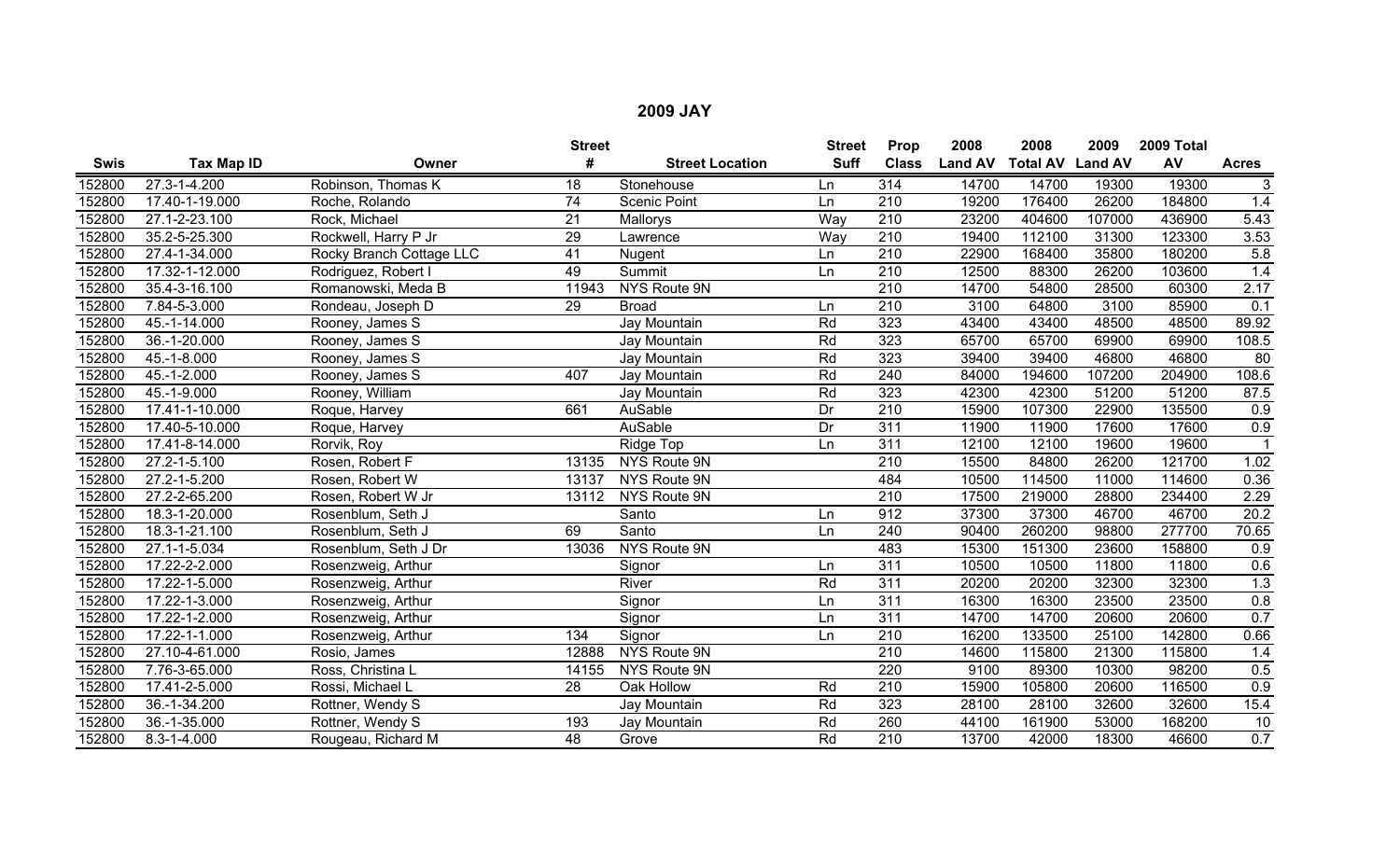## 2009 JAY

| Swis | Tax Map ID | Owner | Street # | Street Location | Street Suff | Prop Class | 2008 Land AV | 2008 Total AV | 2009 Land AV | 2009 Total AV | Acres |
|---|---|---|---|---|---|---|---|---|---|---|---|
| 152800 | 27.3-1-4.200 | Robinson, Thomas K | 18 | Stonehouse | Ln | 314 | 14700 | 14700 | 19300 | 19300 | 3 |
| 152800 | 17.40-1-19.000 | Roche, Rolando | 74 | Scenic Point | Ln | 210 | 19200 | 176400 | 26200 | 184800 | 1.4 |
| 152800 | 27.1-2-23.100 | Rock, Michael | 21 | Mallorys | Way | 210 | 23200 | 404600 | 107000 | 436900 | 5.43 |
| 152800 | 35.2-5-25.300 | Rockwell, Harry P Jr | 29 | Lawrence | Way | 210 | 19400 | 112100 | 31300 | 123300 | 3.53 |
| 152800 | 27.4-1-34.000 | Rocky Branch Cottage LLC | 41 | Nugent | Ln | 210 | 22900 | 168400 | 35800 | 180200 | 5.8 |
| 152800 | 17.32-1-12.000 | Rodriguez, Robert I | 49 | Summit | Ln | 210 | 12500 | 88300 | 26200 | 103600 | 1.4 |
| 152800 | 35.4-3-16.100 | Romanowski, Meda B | 11943 | NYS Route 9N | | 210 | 14700 | 54800 | 28500 | 60300 | 2.17 |
| 152800 | 7.84-5-3.000 | Rondeau, Joseph D | 29 | Broad | Ln | 210 | 3100 | 64800 | 3100 | 85900 | 0.1 |
| 152800 | 45.-1-14.000 | Rooney, James S | | Jay Mountain | Rd | 323 | 43400 | 43400 | 48500 | 48500 | 89.92 |
| 152800 | 36.-1-20.000 | Rooney, James S | | Jay Mountain | Rd | 323 | 65700 | 65700 | 69900 | 69900 | 108.5 |
| 152800 | 45.-1-8.000 | Rooney, James S | | Jay Mountain | Rd | 323 | 39400 | 39400 | 46800 | 46800 | 80 |
| 152800 | 45.-1-2.000 | Rooney, James S | 407 | Jay Mountain | Rd | 240 | 84000 | 194600 | 107200 | 204900 | 108.6 |
| 152800 | 45.-1-9.000 | Rooney, William | | Jay Mountain | Rd | 323 | 42300 | 42300 | 51200 | 51200 | 87.5 |
| 152800 | 17.41-1-10.000 | Roque, Harvey | 661 | AuSable | Dr | 210 | 15900 | 107300 | 22900 | 135500 | 0.9 |
| 152800 | 17.40-5-10.000 | Roque, Harvey | | AuSable | Dr | 311 | 11900 | 11900 | 17600 | 17600 | 0.9 |
| 152800 | 17.41-8-14.000 | Rorvik, Roy | | Ridge Top | Ln | 311 | 12100 | 12100 | 19600 | 19600 | 1 |
| 152800 | 27.2-1-5.100 | Rosen, Robert F | 13135 | NYS Route 9N | | 210 | 15500 | 84800 | 26200 | 121700 | 1.02 |
| 152800 | 27.2-1-5.200 | Rosen, Robert W | 13137 | NYS Route 9N | | 484 | 10500 | 114500 | 11000 | 114600 | 0.36 |
| 152800 | 27.2-2-65.200 | Rosen, Robert W Jr | 13112 | NYS Route 9N | | 210 | 17500 | 219000 | 28800 | 234400 | 2.29 |
| 152800 | 18.3-1-20.000 | Rosenblum, Seth J | | Santo | Ln | 912 | 37300 | 37300 | 46700 | 46700 | 20.2 |
| 152800 | 18.3-1-21.100 | Rosenblum, Seth J | 69 | Santo | Ln | 240 | 90400 | 260200 | 98800 | 277700 | 70.65 |
| 152800 | 27.1-1-5.034 | Rosenblum, Seth J Dr | 13036 | NYS Route 9N | | 483 | 15300 | 151300 | 23600 | 158800 | 0.9 |
| 152800 | 17.22-2-2.000 | Rosenzweig, Arthur | | Signor | Ln | 311 | 10500 | 10500 | 11800 | 11800 | 0.6 |
| 152800 | 17.22-1-5.000 | Rosenzweig, Arthur | | River | Rd | 311 | 20200 | 20200 | 32300 | 32300 | 1.3 |
| 152800 | 17.22-1-3.000 | Rosenzweig, Arthur | | Signor | Ln | 311 | 16300 | 16300 | 23500 | 23500 | 0.8 |
| 152800 | 17.22-1-2.000 | Rosenzweig, Arthur | | Signor | Ln | 311 | 14700 | 14700 | 20600 | 20600 | 0.7 |
| 152800 | 17.22-1-1.000 | Rosenzweig, Arthur | 134 | Signor | Ln | 210 | 16200 | 133500 | 25100 | 142800 | 0.66 |
| 152800 | 27.10-4-61.000 | Rosio, James | 12888 | NYS Route 9N | | 210 | 14600 | 115800 | 21300 | 115800 | 1.4 |
| 152800 | 7.76-3-65.000 | Ross, Christina L | 14155 | NYS Route 9N | | 220 | 9100 | 89300 | 10300 | 98200 | 0.5 |
| 152800 | 17.41-2-5.000 | Rossi, Michael L | 28 | Oak Hollow | Rd | 210 | 15900 | 105800 | 20600 | 116500 | 0.9 |
| 152800 | 36.-1-34.200 | Rottner, Wendy S | | Jay Mountain | Rd | 323 | 28100 | 28100 | 32600 | 32600 | 15.4 |
| 152800 | 36.-1-35.000 | Rottner, Wendy S | 193 | Jay Mountain | Rd | 260 | 44100 | 161900 | 53000 | 168200 | 10 |
| 152800 | 8.3-1-4.000 | Rougeau, Richard M | 48 | Grove | Rd | 210 | 13700 | 42000 | 18300 | 46600 | 0.7 |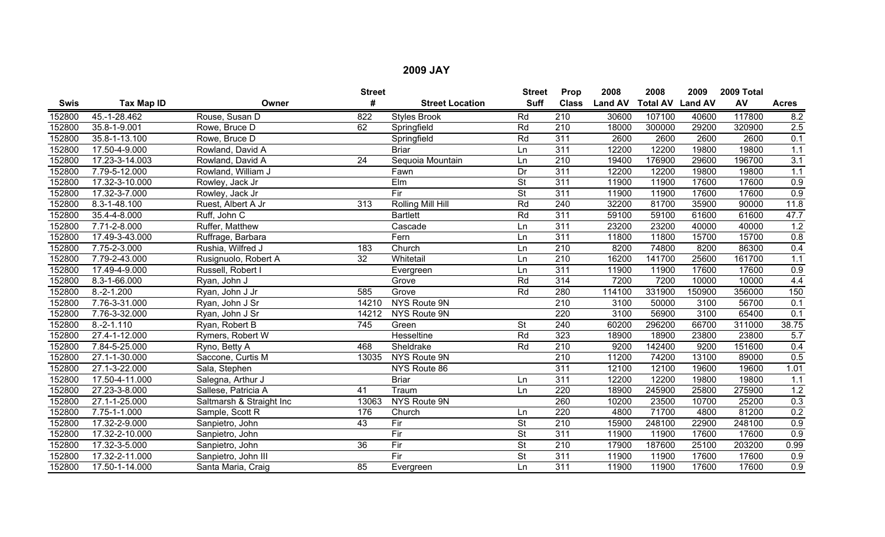# 2009 JAY

| Swis | Tax Map ID | Owner | Street # | Street Location | Street Suff | Prop Class | 2008 Land AV | 2008 Total AV | 2009 Land AV | 2009 Total AV | Acres |
|---|---|---|---|---|---|---|---|---|---|---|---|
| 152800 | 45.-1-28.462 | Rouse, Susan D | 822 | Styles Brook | Rd | 210 | 30600 | 107100 | 40600 | 117800 | 8.2 |
| 152800 | 35.8-1-9.001 | Rowe, Bruce D | 62 | Springfield | Rd | 210 | 18000 | 300000 | 29200 | 320900 | 2.5 |
| 152800 | 35.8-1-13.100 | Rowe, Bruce D | | Springfield | Rd | 311 | 2600 | 2600 | 2600 | 2600 | 0.1 |
| 152800 | 17.50-4-9.000 | Rowland, David A | | Briar | Ln | 311 | 12200 | 12200 | 19800 | 19800 | 1.1 |
| 152800 | 17.23-3-14.003 | Rowland, David A | 24 | Sequoia Mountain | Ln | 210 | 19400 | 176900 | 29600 | 196700 | 3.1 |
| 152800 | 7.79-5-12.000 | Rowland, William J | | Fawn | Dr | 311 | 12200 | 12200 | 19800 | 19800 | 1.1 |
| 152800 | 17.32-3-10.000 | Rowley, Jack Jr | | Elm | St | 311 | 11900 | 11900 | 17600 | 17600 | 0.9 |
| 152800 | 17.32-3-7.000 | Rowley, Jack Jr | | Fir | St | 311 | 11900 | 11900 | 17600 | 17600 | 0.9 |
| 152800 | 8.3-1-48.100 | Ruest, Albert A Jr | 313 | Rolling Mill Hill | Rd | 240 | 32200 | 81700 | 35900 | 90000 | 11.8 |
| 152800 | 35.4-4-8.000 | Ruff, John C | | Bartlett | Rd | 311 | 59100 | 59100 | 61600 | 61600 | 47.7 |
| 152800 | 7.71-2-8.000 | Ruffer, Matthew | | Cascade | Ln | 311 | 23200 | 23200 | 40000 | 40000 | 1.2 |
| 152800 | 17.49-3-43.000 | Ruffrage, Barbara | | Fern | Ln | 311 | 11800 | 11800 | 15700 | 15700 | 0.8 |
| 152800 | 7.75-2-3.000 | Rushia, Wilfred J | 183 | Church | Ln | 210 | 8200 | 74800 | 8200 | 86300 | 0.4 |
| 152800 | 7.79-2-43.000 | Rusignuolo, Robert A | 32 | Whitetail | Ln | 210 | 16200 | 141700 | 25600 | 161700 | 1.1 |
| 152800 | 17.49-4-9.000 | Russell, Robert I | | Evergreen | Ln | 311 | 11900 | 11900 | 17600 | 17600 | 0.9 |
| 152800 | 8.3-1-66.000 | Ryan, John J | | Grove | Rd | 314 | 7200 | 7200 | 10000 | 10000 | 4.4 |
| 152800 | 8.-2-1.200 | Ryan, John J Jr | 585 | Grove | Rd | 280 | 114100 | 331900 | 150900 | 356000 | 150 |
| 152800 | 7.76-3-31.000 | Ryan, John J Sr | 14210 | NYS Route 9N | | 210 | 3100 | 50000 | 3100 | 56700 | 0.1 |
| 152800 | 7.76-3-32.000 | Ryan, John J Sr | 14212 | NYS Route 9N | | 220 | 3100 | 56900 | 3100 | 65400 | 0.1 |
| 152800 | 8.-2-1.110 | Ryan, Robert B | 745 | Green | St | 240 | 60200 | 296200 | 66700 | 311000 | 38.75 |
| 152800 | 27.4-1-12.000 | Rymers, Robert W | | Hesseltine | Rd | 323 | 18900 | 18900 | 23800 | 23800 | 5.7 |
| 152800 | 7.84-5-25.000 | Ryno, Betty A | 468 | Sheldrake | Rd | 210 | 9200 | 142400 | 9200 | 151600 | 0.4 |
| 152800 | 27.1-1-30.000 | Saccone, Curtis M | 13035 | NYS Route 9N | | 210 | 11200 | 74200 | 13100 | 89000 | 0.5 |
| 152800 | 27.1-3-22.000 | Sala, Stephen | | NYS Route 86 | | 311 | 12100 | 12100 | 19600 | 19600 | 1.01 |
| 152800 | 17.50-4-11.000 | Salegna, Arthur J | | Briar | Ln | 311 | 12200 | 12200 | 19800 | 19800 | 1.1 |
| 152800 | 27.23-3-8.000 | Sallese, Patricia A | 41 | Traum | Ln | 220 | 18900 | 245900 | 25800 | 275900 | 1.2 |
| 152800 | 27.1-1-25.000 | Saltmarsh & Straight Inc | 13063 | NYS Route 9N | | 260 | 10200 | 23500 | 10700 | 25200 | 0.3 |
| 152800 | 7.75-1-1.000 | Sample, Scott R | 176 | Church | Ln | 220 | 4800 | 71700 | 4800 | 81200 | 0.2 |
| 152800 | 17.32-2-9.000 | Sanpietro, John | 43 | Fir | St | 210 | 15900 | 248100 | 22900 | 248100 | 0.9 |
| 152800 | 17.32-2-10.000 | Sanpietro, John | | Fir | St | 311 | 11900 | 11900 | 17600 | 17600 | 0.9 |
| 152800 | 17.32-3-5.000 | Sanpietro, John | 36 | Fir | St | 210 | 17900 | 187600 | 25100 | 203200 | 0.99 |
| 152800 | 17.32-2-11.000 | Sanpietro, John III | | Fir | St | 311 | 11900 | 11900 | 17600 | 17600 | 0.9 |
| 152800 | 17.50-1-14.000 | Santa Maria, Craig | 85 | Evergreen | Ln | 311 | 11900 | 11900 | 17600 | 17600 | 0.9 |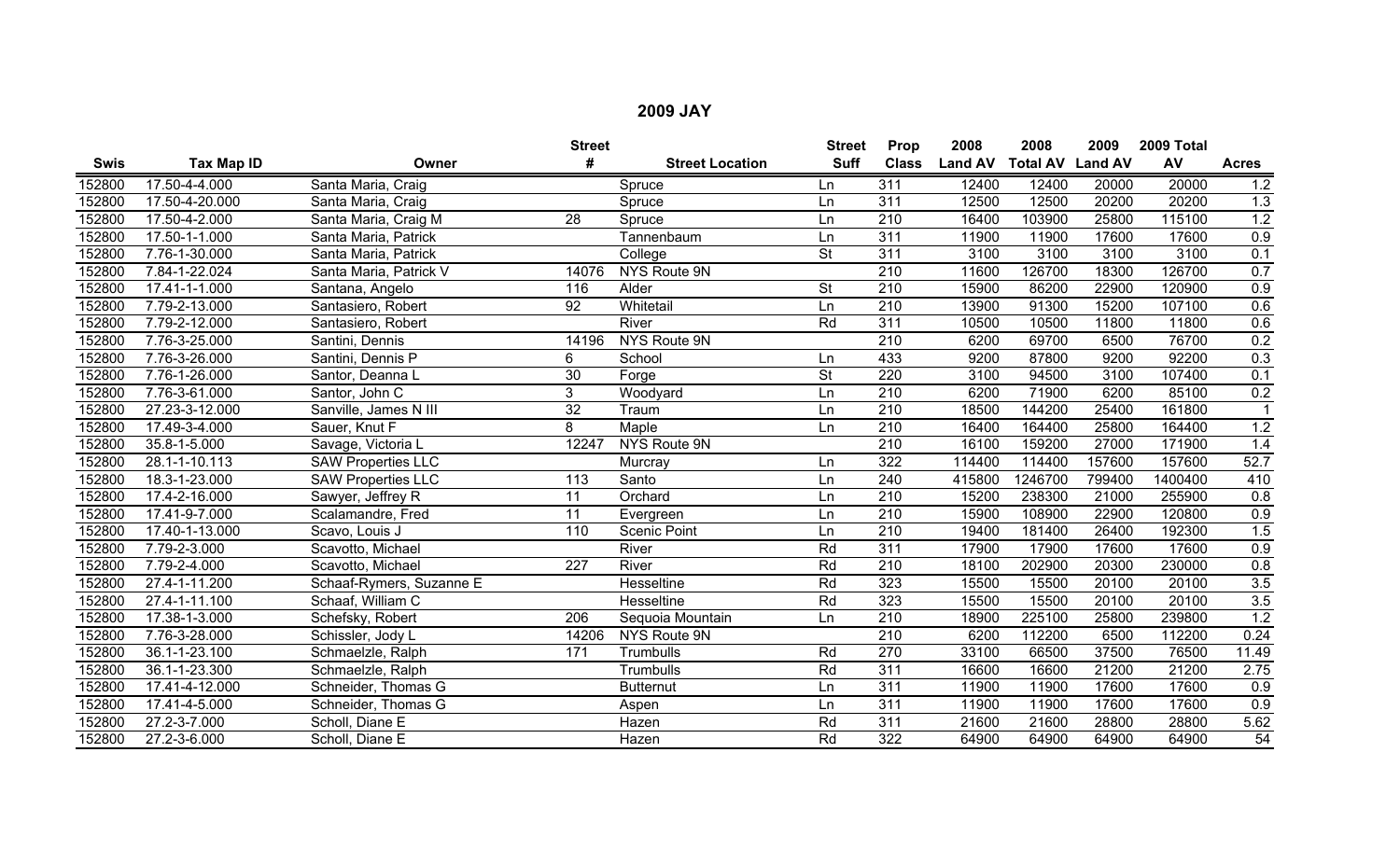# 2009 JAY

| Swis | Tax Map ID | Owner | Street # | Street Location | Street Suff | Prop Class | 2008 Land AV | 2008 Total AV | 2009 Land AV | 2009 Total AV | Acres |
|---|---|---|---|---|---|---|---|---|---|---|---|
| 152800 | 17.50-4-4.000 | Santa Maria, Craig | | Spruce | Ln | 311 | 12400 | 12400 | 20000 | 20000 | 1.2 |
| 152800 | 17.50-4-20.000 | Santa Maria, Craig | | Spruce | Ln | 311 | 12500 | 12500 | 20200 | 20200 | 1.3 |
| 152800 | 17.50-4-2.000 | Santa Maria, Craig M | 28 | Spruce | Ln | 210 | 16400 | 103900 | 25800 | 115100 | 1.2 |
| 152800 | 17.50-1-1.000 | Santa Maria, Patrick | | Tannenbaum | Ln | 311 | 11900 | 11900 | 17600 | 17600 | 0.9 |
| 152800 | 7.76-1-30.000 | Santa Maria, Patrick | | College | St | 311 | 3100 | 3100 | 3100 | 3100 | 0.1 |
| 152800 | 7.84-1-22.024 | Santa Maria, Patrick V | 14076 | NYS Route 9N | | 210 | 11600 | 126700 | 18300 | 126700 | 0.7 |
| 152800 | 17.41-1-1.000 | Santana, Angelo | 116 | Alder | St | 210 | 15900 | 86200 | 22900 | 120900 | 0.9 |
| 152800 | 7.79-2-13.000 | Santasiero, Robert | 92 | Whitetail | Ln | 210 | 13900 | 91300 | 15200 | 107100 | 0.6 |
| 152800 | 7.79-2-12.000 | Santasiero, Robert | | River | Rd | 311 | 10500 | 10500 | 11800 | 11800 | 0.6 |
| 152800 | 7.76-3-25.000 | Santini, Dennis | 14196 | NYS Route 9N | | 210 | 6200 | 69700 | 6500 | 76700 | 0.2 |
| 152800 | 7.76-3-26.000 | Santini, Dennis P | 6 | School | Ln | 433 | 9200 | 87800 | 9200 | 92200 | 0.3 |
| 152800 | 7.76-1-26.000 | Santor, Deanna L | 30 | Forge | St | 220 | 3100 | 94500 | 3100 | 107400 | 0.1 |
| 152800 | 7.76-3-61.000 | Santor, John C | 3 | Woodyard | Ln | 210 | 6200 | 71900 | 6200 | 85100 | 0.2 |
| 152800 | 27.23-3-12.000 | Sanville, James N III | 32 | Traum | Ln | 210 | 18500 | 144200 | 25400 | 161800 | 1 |
| 152800 | 17.49-3-4.000 | Sauer, Knut F | 8 | Maple | Ln | 210 | 16400 | 164400 | 25800 | 164400 | 1.2 |
| 152800 | 35.8-1-5.000 | Savage, Victoria L | 12247 | NYS Route 9N | | 210 | 16100 | 159200 | 27000 | 171900 | 1.4 |
| 152800 | 28.1-1-10.113 | SAW Properties LLC | | Murcray | Ln | 322 | 114400 | 114400 | 157600 | 157600 | 52.7 |
| 152800 | 18.3-1-23.000 | SAW Properties LLC | 113 | Santo | Ln | 240 | 415800 | 1246700 | 799400 | 1400400 | 410 |
| 152800 | 17.4-2-16.000 | Sawyer, Jeffrey R | 11 | Orchard | Ln | 210 | 15200 | 238300 | 21000 | 255900 | 0.8 |
| 152800 | 17.41-9-7.000 | Scalamandre, Fred | 11 | Evergreen | Ln | 210 | 15900 | 108900 | 22900 | 120800 | 0.9 |
| 152800 | 17.40-1-13.000 | Scavo, Louis J | 110 | Scenic Point | Ln | 210 | 19400 | 181400 | 26400 | 192300 | 1.5 |
| 152800 | 7.79-2-3.000 | Scavotto, Michael | | River | Rd | 311 | 17900 | 17900 | 17600 | 17600 | 0.9 |
| 152800 | 7.79-2-4.000 | Scavotto, Michael | 227 | River | Rd | 210 | 18100 | 202900 | 20300 | 230000 | 0.8 |
| 152800 | 27.4-1-11.200 | Schaaf-Rymers, Suzanne E | | Hesseltine | Rd | 323 | 15500 | 15500 | 20100 | 20100 | 3.5 |
| 152800 | 27.4-1-11.100 | Schaaf, William C | | Hesseltine | Rd | 323 | 15500 | 15500 | 20100 | 20100 | 3.5 |
| 152800 | 17.38-1-3.000 | Schefsky, Robert | 206 | Sequoia Mountain | Ln | 210 | 18900 | 225100 | 25800 | 239800 | 1.2 |
| 152800 | 7.76-3-28.000 | Schissler, Jody L | 14206 | NYS Route 9N | | 210 | 6200 | 112200 | 6500 | 112200 | 0.24 |
| 152800 | 36.1-1-23.100 | Schmaelzle, Ralph | 171 | Trumbulls | Rd | 270 | 33100 | 66500 | 37500 | 76500 | 11.49 |
| 152800 | 36.1-1-23.300 | Schmaelzle, Ralph | | Trumbulls | Rd | 311 | 16600 | 16600 | 21200 | 21200 | 2.75 |
| 152800 | 17.41-4-12.000 | Schneider, Thomas G | | Butternut | Ln | 311 | 11900 | 11900 | 17600 | 17600 | 0.9 |
| 152800 | 17.41-4-5.000 | Schneider, Thomas G | | Aspen | Ln | 311 | 11900 | 11900 | 17600 | 17600 | 0.9 |
| 152800 | 27.2-3-7.000 | Scholl, Diane E | | Hazen | Rd | 311 | 21600 | 21600 | 28800 | 28800 | 5.62 |
| 152800 | 27.2-3-6.000 | Scholl, Diane E | | Hazen | Rd | 322 | 64900 | 64900 | 64900 | 64900 | 54 |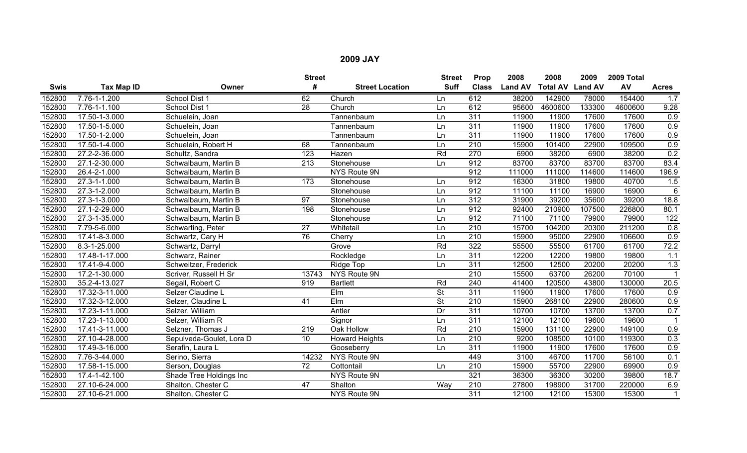## 2009 JAY

| Swis | Tax Map ID | Owner | Street # | Street Location | Street Suff | Prop Class | 2008 Land AV | 2008 Total AV | 2009 Land AV | 2009 Total AV | Acres |
|---|---|---|---|---|---|---|---|---|---|---|---|
| 152800 | 7.76-1-1.200 | School Dist 1 | 62 | Church | Ln | 612 | 38200 | 142900 | 78000 | 154400 | 1.7 |
| 152800 | 7.76-1-1.100 | School Dist 1 | 28 | Church | Ln | 612 | 95600 | 4600600 | 133300 | 4600600 | 9.28 |
| 152800 | 17.50-1-3.000 | Schuelein, Joan | | Tannenbaum | Ln | 311 | 11900 | 11900 | 17600 | 17600 | 0.9 |
| 152800 | 17.50-1-5.000 | Schuelein, Joan | | Tannenbaum | Ln | 311 | 11900 | 11900 | 17600 | 17600 | 0.9 |
| 152800 | 17.50-1-2.000 | Schuelein, Joan | | Tannenbaum | Ln | 311 | 11900 | 11900 | 17600 | 17600 | 0.9 |
| 152800 | 17.50-1-4.000 | Schuelein, Robert H | 68 | Tannenbaum | Ln | 210 | 15900 | 101400 | 22900 | 109500 | 0.9 |
| 152800 | 27.2-2-36.000 | Schultz, Sandra | 123 | Hazen | Rd | 270 | 6900 | 38200 | 6900 | 38200 | 0.2 |
| 152800 | 27.1-2-30.000 | Schwalbaum, Martin B | 213 | Stonehouse | Ln | 912 | 83700 | 83700 | 83700 | 83700 | 83.4 |
| 152800 | 26.4-2-1.000 | Schwalbaum, Martin B | | NYS Route 9N | | 912 | 111000 | 111000 | 114600 | 114600 | 196.9 |
| 152800 | 27.3-1-1.000 | Schwalbaum, Martin B | 173 | Stonehouse | Ln | 912 | 16300 | 31800 | 19800 | 40700 | 1.5 |
| 152800 | 27.3-1-2.000 | Schwalbaum, Martin B | | Stonehouse | Ln | 912 | 11100 | 11100 | 16900 | 16900 | 6 |
| 152800 | 27.3-1-3.000 | Schwalbaum, Martin B | 97 | Stonehouse | Ln | 312 | 31900 | 39200 | 35600 | 39200 | 18.8 |
| 152800 | 27.1-2-29.000 | Schwalbaum, Martin B | 198 | Stonehouse | Ln | 912 | 92400 | 210900 | 107500 | 226800 | 80.1 |
| 152800 | 27.3-1-35.000 | Schwalbaum, Martin B | | Stonehouse | Ln | 912 | 71100 | 71100 | 79900 | 79900 | 122 |
| 152800 | 7.79-5-6.000 | Schwarting, Peter | 27 | Whitetail | Ln | 210 | 15700 | 104200 | 20300 | 211200 | 0.8 |
| 152800 | 17.41-8-3.000 | Schwartz, Cary H | 76 | Cherry | Ln | 210 | 15900 | 95000 | 22900 | 106600 | 0.9 |
| 152800 | 8.3-1-25.000 | Schwartz, Darryl | | Grove | Rd | 322 | 55500 | 55500 | 61700 | 61700 | 72.2 |
| 152800 | 17.48-1-17.000 | Schwarz, Rainer | | Rockledge | Ln | 311 | 12200 | 12200 | 19800 | 19800 | 1.1 |
| 152800 | 17.41-9-4.000 | Schweitzer, Frederick | | Ridge Top | Ln | 311 | 12500 | 12500 | 20200 | 20200 | 1.3 |
| 152800 | 17.2-1-30.000 | Scriver, Russell H Sr | 13743 | NYS Route 9N | | 210 | 15500 | 63700 | 26200 | 70100 | 1 |
| 152800 | 35.2-4-13.027 | Segall, Robert C | 919 | Bartlett | Rd | 240 | 41400 | 120500 | 43800 | 130000 | 20.5 |
| 152800 | 17.32-3-11.000 | Selzer Claudine L | | Elm | St | 311 | 11900 | 11900 | 17600 | 17600 | 0.9 |
| 152800 | 17.32-3-12.000 | Selzer, Claudine L | 41 | Elm | St | 210 | 15900 | 268100 | 22900 | 280600 | 0.9 |
| 152800 | 17.23-1-11.000 | Selzer, William | | Antler | Dr | 311 | 10700 | 10700 | 13700 | 13700 | 0.7 |
| 152800 | 17.23-1-13.000 | Selzer, William R | | Signor | Ln | 311 | 12100 | 12100 | 19600 | 19600 | 1 |
| 152800 | 17.41-3-11.000 | Selzner, Thomas J | 219 | Oak Hollow | Rd | 210 | 15900 | 131100 | 22900 | 149100 | 0.9 |
| 152800 | 27.10-4-28.000 | Sepulveda-Goulet, Lora D | 10 | Howard Heights | Ln | 210 | 9200 | 108500 | 10100 | 119300 | 0.3 |
| 152800 | 17.49-3-16.000 | Serafin, Laura L | | Gooseberry | Ln | 311 | 11900 | 11900 | 17600 | 17600 | 0.9 |
| 152800 | 7.76-3-44.000 | Serino, Sierra | 14232 | NYS Route 9N | | 449 | 3100 | 46700 | 11700 | 56100 | 0.1 |
| 152800 | 17.58-1-15.000 | Serson, Douglas | 72 | Cottontail | Ln | 210 | 15900 | 55700 | 22900 | 69900 | 0.9 |
| 152800 | 17.4-1-42.100 | Shade Tree Holdings Inc | | NYS Route 9N | | 321 | 36300 | 36300 | 30200 | 39800 | 18.7 |
| 152800 | 27.10-6-24.000 | Shalton, Chester C | 47 | Shalton | Way | 210 | 27800 | 198900 | 31700 | 220000 | 6.9 |
| 152800 | 27.10-6-21.000 | Shalton, Chester C | | NYS Route 9N | | 311 | 12100 | 12100 | 15300 | 15300 | 1 |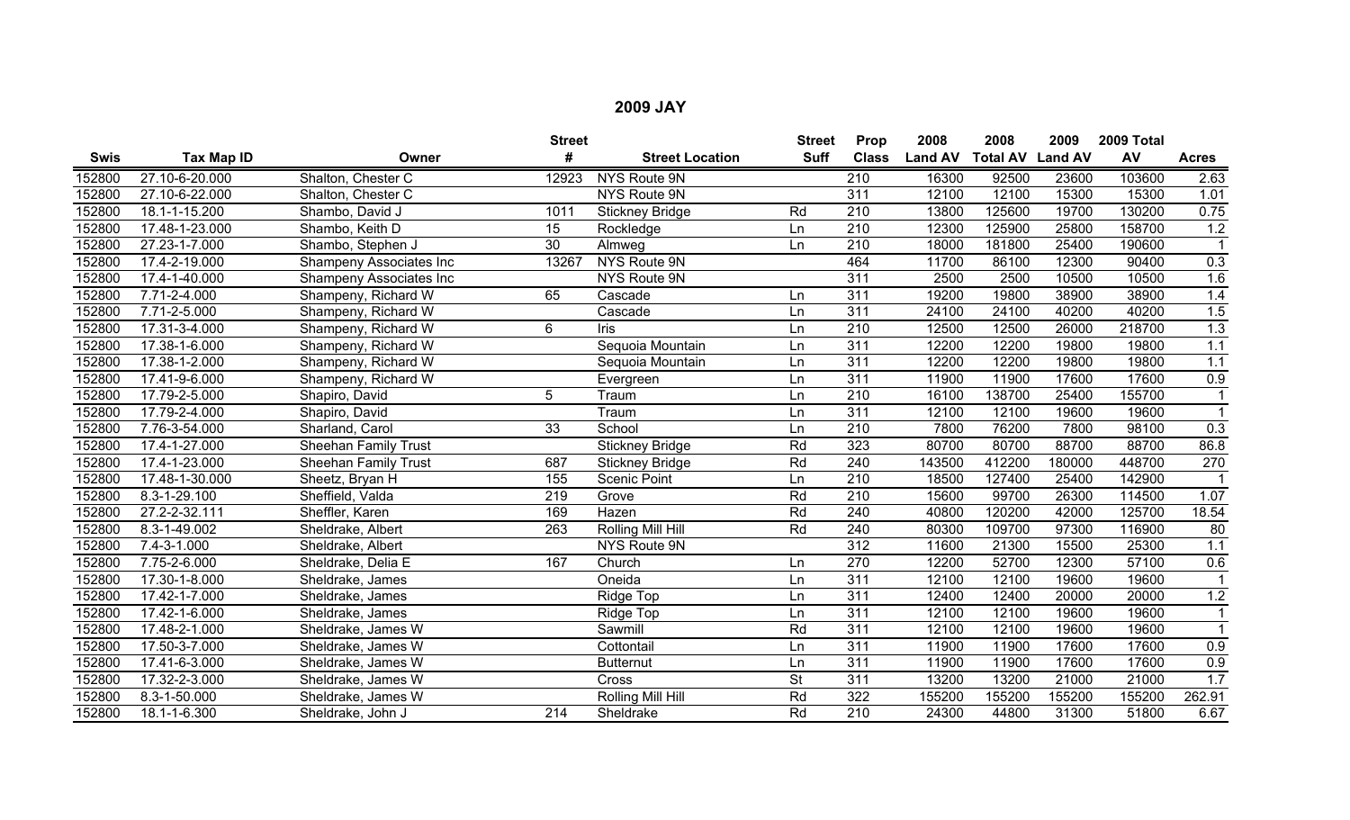## 2009 JAY

| Swis | Tax Map ID | Owner | Street # | Street Location | Street Suff | Prop Class | 2008 Land AV | 2008 Total AV | 2009 Land AV | 2009 Total AV | Acres |
|---|---|---|---|---|---|---|---|---|---|---|---|
| 152800 | 27.10-6-20.000 | Shalton, Chester C | 12923 | NYS Route 9N | | 210 | 16300 | 92500 | 23600 | 103600 | 2.63 |
| 152800 | 27.10-6-22.000 | Shalton, Chester C | | NYS Route 9N | | 311 | 12100 | 12100 | 15300 | 15300 | 1.01 |
| 152800 | 18.1-1-15.200 | Shambo, David J | 1011 | Stickney Bridge | Rd | 210 | 13800 | 125600 | 19700 | 130200 | 0.75 |
| 152800 | 17.48-1-23.000 | Shambo, Keith D | 15 | Rockledge | Ln | 210 | 12300 | 125900 | 25800 | 158700 | 1.2 |
| 152800 | 27.23-1-7.000 | Shambo, Stephen J | 30 | Almweg | Ln | 210 | 18000 | 181800 | 25400 | 190600 | 1 |
| 152800 | 17.4-2-19.000 | Shampeny Associates Inc | 13267 | NYS Route 9N | | 464 | 11700 | 86100 | 12300 | 90400 | 0.3 |
| 152800 | 17.4-1-40.000 | Shampeny Associates Inc | | NYS Route 9N | | 311 | 2500 | 2500 | 10500 | 10500 | 1.6 |
| 152800 | 7.71-2-4.000 | Shampeny, Richard W | 65 | Cascade | Ln | 311 | 19200 | 19800 | 38900 | 38900 | 1.4 |
| 152800 | 7.71-2-5.000 | Shampeny, Richard W | | Cascade | Ln | 311 | 24100 | 24100 | 40200 | 40200 | 1.5 |
| 152800 | 17.31-3-4.000 | Shampeny, Richard W | 6 | Iris | Ln | 210 | 12500 | 12500 | 26000 | 218700 | 1.3 |
| 152800 | 17.38-1-6.000 | Shampeny, Richard W | | Sequoia Mountain | Ln | 311 | 12200 | 12200 | 19800 | 19800 | 1.1 |
| 152800 | 17.38-1-2.000 | Shampeny, Richard W | | Sequoia Mountain | Ln | 311 | 12200 | 12200 | 19800 | 19800 | 1.1 |
| 152800 | 17.41-9-6.000 | Shampeny, Richard W | | Evergreen | Ln | 311 | 11900 | 11900 | 17600 | 17600 | 0.9 |
| 152800 | 17.79-2-5.000 | Shapiro, David | 5 | Traum | Ln | 210 | 16100 | 138700 | 25400 | 155700 | 1 |
| 152800 | 17.79-2-4.000 | Shapiro, David | | Traum | Ln | 311 | 12100 | 12100 | 19600 | 19600 | 1 |
| 152800 | 7.76-3-54.000 | Sharland, Carol | 33 | School | Ln | 210 | 7800 | 76200 | 7800 | 98100 | 0.3 |
| 152800 | 17.4-1-27.000 | Sheehan Family Trust | | Stickney Bridge | Rd | 323 | 80700 | 80700 | 88700 | 88700 | 86.8 |
| 152800 | 17.4-1-23.000 | Sheehan Family Trust | 687 | Stickney Bridge | Rd | 240 | 143500 | 412200 | 180000 | 448700 | 270 |
| 152800 | 17.48-1-30.000 | Sheetz, Bryan H | 155 | Scenic Point | Ln | 210 | 18500 | 127400 | 25400 | 142900 | 1 |
| 152800 | 8.3-1-29.100 | Sheffield, Valda | 219 | Grove | Rd | 210 | 15600 | 99700 | 26300 | 114500 | 1.07 |
| 152800 | 27.2-2-32.111 | Sheffler, Karen | 169 | Hazen | Rd | 240 | 40800 | 120200 | 42000 | 125700 | 18.54 |
| 152800 | 8.3-1-49.002 | Sheldrake, Albert | 263 | Rolling Mill Hill | Rd | 240 | 80300 | 109700 | 97300 | 116900 | 80 |
| 152800 | 7.4-3-1.000 | Sheldrake, Albert | | NYS Route 9N | | 312 | 11600 | 21300 | 15500 | 25300 | 1.1 |
| 152800 | 7.75-2-6.000 | Sheldrake, Delia E | 167 | Church | Ln | 270 | 12200 | 52700 | 12300 | 57100 | 0.6 |
| 152800 | 17.30-1-8.000 | Sheldrake, James | | Oneida | Ln | 311 | 12100 | 12100 | 19600 | 19600 | 1 |
| 152800 | 17.42-1-7.000 | Sheldrake, James | | Ridge Top | Ln | 311 | 12400 | 12400 | 20000 | 20000 | 1.2 |
| 152800 | 17.42-1-6.000 | Sheldrake, James | | Ridge Top | Ln | 311 | 12100 | 12100 | 19600 | 19600 | 1 |
| 152800 | 17.48-2-1.000 | Sheldrake, James W | | Sawmill | Rd | 311 | 12100 | 12100 | 19600 | 19600 | 1 |
| 152800 | 17.50-3-7.000 | Sheldrake, James W | | Cottontail | Ln | 311 | 11900 | 11900 | 17600 | 17600 | 0.9 |
| 152800 | 17.41-6-3.000 | Sheldrake, James W | | Butternut | Ln | 311 | 11900 | 11900 | 17600 | 17600 | 0.9 |
| 152800 | 17.32-2-3.000 | Sheldrake, James W | | Cross | St | 311 | 13200 | 13200 | 21000 | 21000 | 1.7 |
| 152800 | 8.3-1-50.000 | Sheldrake, James W | | Rolling Mill Hill | Rd | 322 | 155200 | 155200 | 155200 | 155200 | 262.91 |
| 152800 | 18.1-1-6.300 | Sheldrake, John J | 214 | Sheldrake | Rd | 210 | 24300 | 44800 | 31300 | 51800 | 6.67 |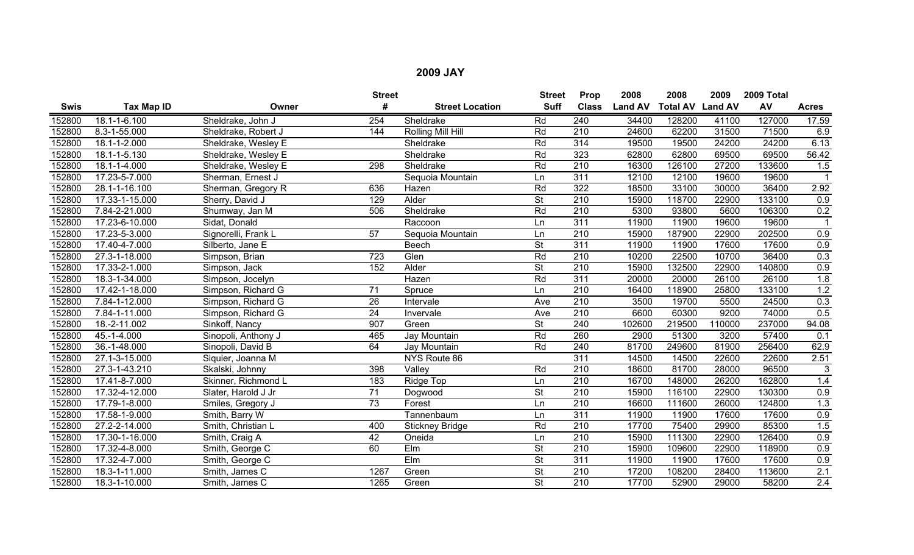## 2009 JAY

| Swis | Tax Map ID | Owner | Street # | Street Location | Street Suff | Prop Class | 2008 Land AV | 2008 Total AV | 2009 Land AV | 2009 Total AV | Acres |
|---|---|---|---|---|---|---|---|---|---|---|---|
| 152800 | 18.1-1-6.100 | Sheldrake, John J | 254 | Sheldrake | Rd | 240 | 34400 | 128200 | 41100 | 127000 | 17.59 |
| 152800 | 8.3-1-55.000 | Sheldrake, Robert J | 144 | Rolling Mill Hill | Rd | 210 | 24600 | 62200 | 31500 | 71500 | 6.9 |
| 152800 | 18.1-1-2.000 | Sheldrake, Wesley E | | Sheldrake | Rd | 314 | 19500 | 19500 | 24200 | 24200 | 6.13 |
| 152800 | 18.1-1-5.130 | Sheldrake, Wesley E | | Sheldrake | Rd | 323 | 62800 | 62800 | 69500 | 69500 | 56.42 |
| 152800 | 18.1-1-4.000 | Sheldrake, Wesley E | 298 | Sheldrake | Rd | 210 | 16300 | 126100 | 27200 | 133600 | 1.5 |
| 152800 | 17.23-5-7.000 | Sherman, Ernest J | | Sequoia Mountain | Ln | 311 | 12100 | 12100 | 19600 | 19600 | 1 |
| 152800 | 28.1-1-16.100 | Sherman, Gregory R | 636 | Hazen | Rd | 322 | 18500 | 33100 | 30000 | 36400 | 2.92 |
| 152800 | 17.33-1-15.000 | Sherry, David J | 129 | Alder | St | 210 | 15900 | 118700 | 22900 | 133100 | 0.9 |
| 152800 | 7.84-2-21.000 | Shumway, Jan M | 506 | Sheldrake | Rd | 210 | 5300 | 93800 | 5600 | 106300 | 0.2 |
| 152800 | 17.23-6-10.000 | Sidat, Donald | | Raccoon | Ln | 311 | 11900 | 11900 | 19600 | 19600 | 1 |
| 152800 | 17.23-5-3.000 | Signorelli, Frank L | 57 | Sequoia Mountain | Ln | 210 | 15900 | 187900 | 22900 | 202500 | 0.9 |
| 152800 | 17.40-4-7.000 | Silberto, Jane E | | Beech | St | 311 | 11900 | 11900 | 17600 | 17600 | 0.9 |
| 152800 | 27.3-1-18.000 | Simpson, Brian | 723 | Glen | Rd | 210 | 10200 | 22500 | 10700 | 36400 | 0.3 |
| 152800 | 17.33-2-1.000 | Simpson, Jack | 152 | Alder | St | 210 | 15900 | 132500 | 22900 | 140800 | 0.9 |
| 152800 | 18.3-1-34.000 | Simpson, Jocelyn | | Hazen | Rd | 311 | 20000 | 20000 | 26100 | 26100 | 1.8 |
| 152800 | 17.42-1-18.000 | Simpson, Richard G | 71 | Spruce | Ln | 210 | 16400 | 118900 | 25800 | 133100 | 1.2 |
| 152800 | 7.84-1-12.000 | Simpson, Richard G | 26 | Intervale | Ave | 210 | 3500 | 19700 | 5500 | 24500 | 0.3 |
| 152800 | 7.84-1-11.000 | Simpson, Richard G | 24 | Invervale | Ave | 210 | 6600 | 60300 | 9200 | 74000 | 0.5 |
| 152800 | 18.-2-11.002 | Sinkoff, Nancy | 907 | Green | St | 240 | 102600 | 219500 | 110000 | 237000 | 94.08 |
| 152800 | 45.-1-4.000 | Sinopoli, Anthony J | 465 | Jay Mountain | Rd | 260 | 2900 | 51300 | 3200 | 57400 | 0.1 |
| 152800 | 36.-1-48.000 | Sinopoli, David B | 64 | Jay Mountain | Rd | 240 | 81700 | 249600 | 81900 | 256400 | 62.9 |
| 152800 | 27.1-3-15.000 | Siquier, Joanna M | | NYS Route 86 | | 311 | 14500 | 14500 | 22600 | 22600 | 2.51 |
| 152800 | 27.3-1-43.210 | Skalski, Johnny | 398 | Valley | Rd | 210 | 18600 | 81700 | 28000 | 96500 | 3 |
| 152800 | 17.41-8-7.000 | Skinner, Richmond L | 183 | Ridge Top | Ln | 210 | 16700 | 148000 | 26200 | 162800 | 1.4 |
| 152800 | 17.32-4-12.000 | Slater, Harold J Jr | 71 | Dogwood | St | 210 | 15900 | 116100 | 22900 | 130300 | 0.9 |
| 152800 | 17.79-1-8.000 | Smiles, Gregory J | 73 | Forest | Ln | 210 | 16600 | 111600 | 26000 | 124800 | 1.3 |
| 152800 | 17.58-1-9.000 | Smith, Barry W | | Tannenbaum | Ln | 311 | 11900 | 11900 | 17600 | 17600 | 0.9 |
| 152800 | 27.2-2-14.000 | Smith, Christian L | 400 | Stickney Bridge | Rd | 210 | 17700 | 75400 | 29900 | 85300 | 1.5 |
| 152800 | 17.30-1-16.000 | Smith, Craig A | 42 | Oneida | Ln | 210 | 15900 | 111300 | 22900 | 126400 | 0.9 |
| 152800 | 17.32-4-8.000 | Smith, George C | 60 | Elm | St | 210 | 15900 | 109600 | 22900 | 118900 | 0.9 |
| 152800 | 17.32-4-7.000 | Smith, George C | | Elm | St | 311 | 11900 | 11900 | 17600 | 17600 | 0.9 |
| 152800 | 18.3-1-11.000 | Smith, James C | 1267 | Green | St | 210 | 17200 | 108200 | 28400 | 113600 | 2.1 |
| 152800 | 18.3-1-10.000 | Smith, James C | 1265 | Green | St | 210 | 17700 | 52900 | 29000 | 58200 | 2.4 |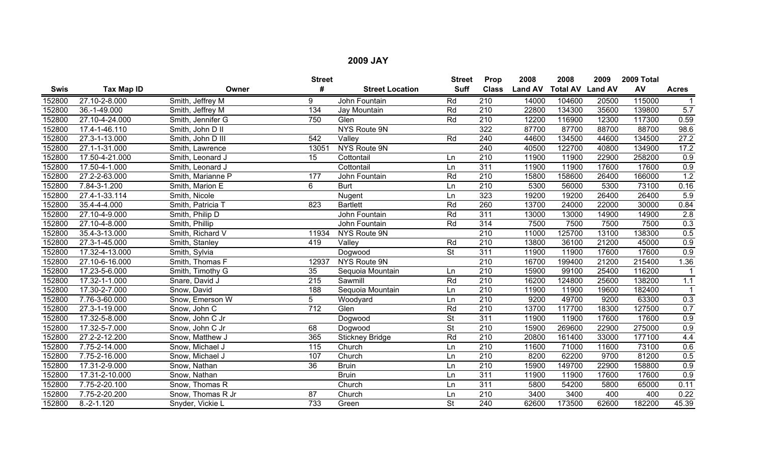# 2009 JAY

| Swis | Tax Map ID | Owner | Street # | Street Location | Street Suff | Prop Class | 2008 Land AV | 2008 Total AV | 2009 Land AV | 2009 Total AV | Acres |
|---|---|---|---|---|---|---|---|---|---|---|---|
| 152800 | 27.10-2-8.000 | Smith, Jeffrey M | 9 | John Fountain | Rd | 210 | 14000 | 104600 | 20500 | 115000 | 1 |
| 152800 | 36.-1-49.000 | Smith, Jeffrey M | 134 | Jay Mountain | Rd | 210 | 22800 | 134300 | 35600 | 139800 | 5.7 |
| 152800 | 27.10-4-24.000 | Smith, Jennifer G | 750 | Glen | Rd | 210 | 12200 | 116900 | 12300 | 117300 | 0.59 |
| 152800 | 17.4-1-46.110 | Smith, John D II | | NYS Route 9N | | 322 | 87700 | 87700 | 88700 | 88700 | 98.6 |
| 152800 | 27.3-1-13.000 | Smith, John D III | 542 | Valley | Rd | 240 | 44600 | 134500 | 44600 | 134500 | 27.2 |
| 152800 | 27.1-1-31.000 | Smith, Lawrence | 13051 | NYS Route 9N | | 240 | 40500 | 122700 | 40800 | 134900 | 17.2 |
| 152800 | 17.50-4-21.000 | Smith, Leonard J | 15 | Cottontail | Ln | 210 | 11900 | 11900 | 22900 | 258200 | 0.9 |
| 152800 | 17.50-4-1.000 | Smith, Leonard J | | Cottontail | Ln | 311 | 11900 | 11900 | 17600 | 17600 | 0.9 |
| 152800 | 27.2-2-63.000 | Smith, Marianne P | 177 | John Fountain | Rd | 210 | 15800 | 158600 | 26400 | 166000 | 1.2 |
| 152800 | 7.84-3-1.200 | Smith, Marion E | 6 | Burt | Ln | 210 | 5300 | 56000 | 5300 | 73100 | 0.16 |
| 152800 | 27.4-1-33.114 | Smith, Nicole | | Nugent | Ln | 323 | 19200 | 19200 | 26400 | 26400 | 5.9 |
| 152800 | 35.4-4-4.000 | Smith, Patricia T | 823 | Bartlett | Rd | 260 | 13700 | 24000 | 22000 | 30000 | 0.84 |
| 152800 | 27.10-4-9.000 | Smith, Philip D | | John Fountain | Rd | 311 | 13000 | 13000 | 14900 | 14900 | 2.8 |
| 152800 | 27.10-4-8.000 | Smith, Phillip | | John Fountain | Rd | 314 | 7500 | 7500 | 7500 | 7500 | 0.3 |
| 152800 | 35.4-3-13.000 | Smith, Richard V | 11934 | NYS Route 9N | | 210 | 11000 | 125700 | 13100 | 138300 | 0.5 |
| 152800 | 27.3-1-45.000 | Smith, Stanley | 419 | Valley | Rd | 210 | 13800 | 36100 | 21200 | 45000 | 0.9 |
| 152800 | 17.32-4-13.000 | Smith, Sylvia | | Dogwood | St | 311 | 11900 | 11900 | 17600 | 17600 | 0.9 |
| 152800 | 27.10-6-16.000 | Smith, Thomas F | 12937 | NYS Route 9N | | 210 | 16700 | 199400 | 21200 | 215400 | 1.36 |
| 152800 | 17.23-5-6.000 | Smith, Timothy G | 35 | Sequoia Mountain | Ln | 210 | 15900 | 99100 | 25400 | 116200 | 1 |
| 152800 | 17.32-1-1.000 | Snare, David J | 215 | Sawmill | Rd | 210 | 16200 | 124800 | 25600 | 138200 | 1.1 |
| 152800 | 17.30-2-7.000 | Snow, David | 188 | Sequoia Mountain | Ln | 210 | 11900 | 11900 | 19600 | 182400 | 1 |
| 152800 | 7.76-3-60.000 | Snow, Emerson W | 5 | Woodyard | Ln | 210 | 9200 | 49700 | 9200 | 63300 | 0.3 |
| 152800 | 27.3-1-19.000 | Snow, John C | 712 | Glen | Rd | 210 | 13700 | 117700 | 18300 | 127500 | 0.7 |
| 152800 | 17.32-5-8.000 | Snow, John C Jr | | Dogwood | St | 311 | 11900 | 11900 | 17600 | 17600 | 0.9 |
| 152800 | 17.32-5-7.000 | Snow, John C Jr | 68 | Dogwood | St | 210 | 15900 | 269600 | 22900 | 275000 | 0.9 |
| 152800 | 27.2-2-12.200 | Snow, Matthew J | 365 | Stickney Bridge | Rd | 210 | 20800 | 161400 | 33000 | 177100 | 4.4 |
| 152800 | 7.75-2-14.000 | Snow, Michael J | 115 | Church | Ln | 210 | 11600 | 71000 | 11600 | 73100 | 0.6 |
| 152800 | 7.75-2-16.000 | Snow, Michael J | 107 | Church | Ln | 210 | 8200 | 62200 | 9700 | 81200 | 0.5 |
| 152800 | 17.31-2-9.000 | Snow, Nathan | 36 | Bruin | Ln | 210 | 15900 | 149700 | 22900 | 158800 | 0.9 |
| 152800 | 17.31-2-10.000 | Snow, Nathan | | Bruin | Ln | 311 | 11900 | 11900 | 17600 | 17600 | 0.9 |
| 152800 | 7.75-2-20.100 | Snow, Thomas R | | Church | Ln | 311 | 5800 | 54200 | 5800 | 65000 | 0.11 |
| 152800 | 7.75-2-20.200 | Snow, Thomas R Jr | 87 | Church | Ln | 210 | 3400 | 3400 | 400 | 400 | 0.22 |
| 152800 | 8.-2-1.120 | Snyder, Vickie L | 733 | Green | St | 240 | 62600 | 173500 | 62600 | 182200 | 45.39 |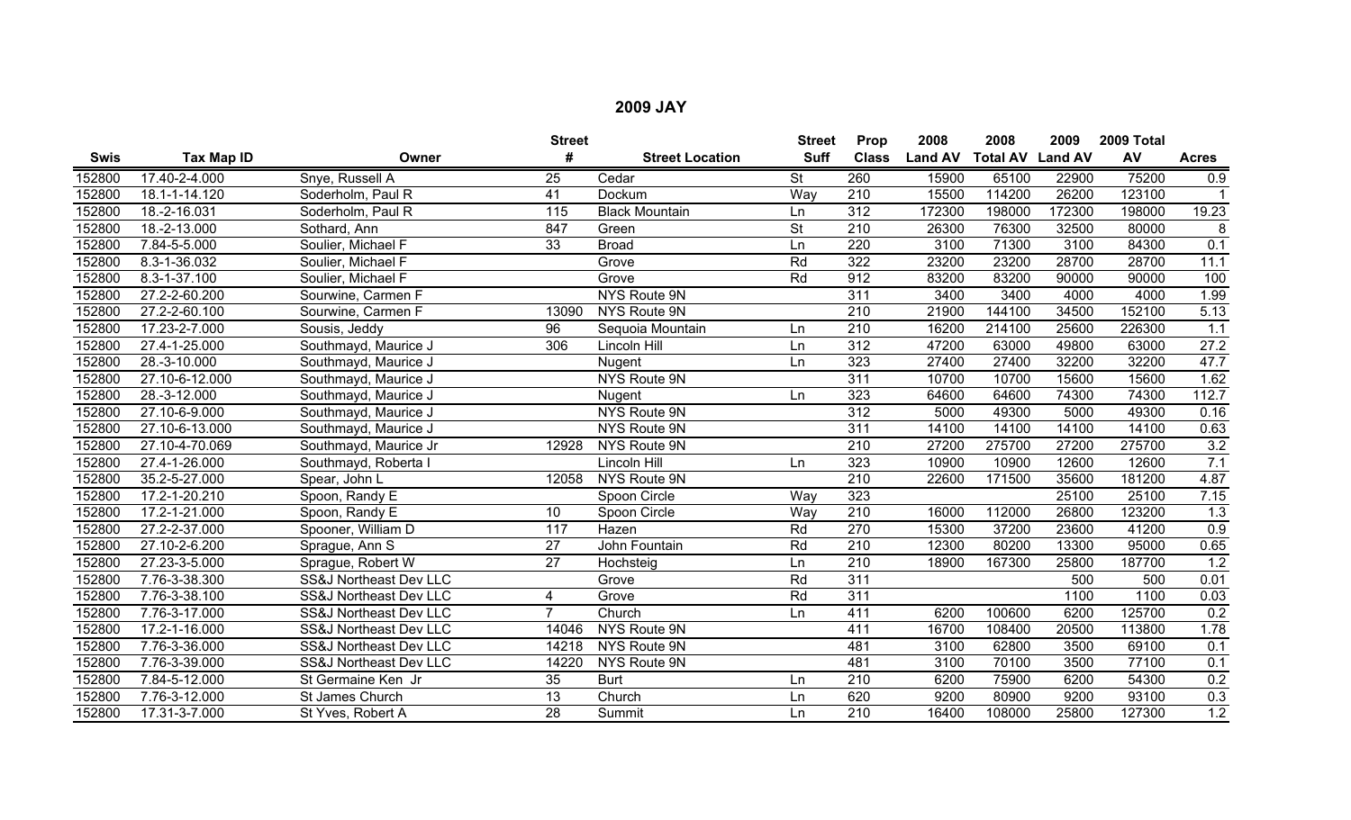# 2009 JAY

| Swis | Tax Map ID | Owner | Street # | Street Location | Street Suff | Prop Class | 2008 Land AV | 2008 Total AV | 2009 Land AV | 2009 Total AV | Acres |
|---|---|---|---|---|---|---|---|---|---|---|---|
| 152800 | 17.40-2-4.000 | Snye, Russell A | 25 | Cedar | St | 260 | 15900 | 65100 | 22900 | 75200 | 0.9 |
| 152800 | 18.1-1-14.120 | Soderholm, Paul R | 41 | Dockum | Way | 210 | 15500 | 114200 | 26200 | 123100 | 1 |
| 152800 | 18.-2-16.031 | Soderholm, Paul R | 115 | Black Mountain | Ln | 312 | 172300 | 198000 | 172300 | 198000 | 19.23 |
| 152800 | 18.-2-13.000 | Sothard, Ann | 847 | Green | St | 210 | 26300 | 76300 | 32500 | 80000 | 8 |
| 152800 | 7.84-5-5.000 | Soulier, Michael F | 33 | Broad | Ln | 220 | 3100 | 71300 | 3100 | 84300 | 0.1 |
| 152800 | 8.3-1-36.032 | Soulier, Michael F | | Grove | Rd | 322 | 23200 | 23200 | 28700 | 28700 | 11.1 |
| 152800 | 8.3-1-37.100 | Soulier, Michael F | | Grove | Rd | 912 | 83200 | 83200 | 90000 | 90000 | 100 |
| 152800 | 27.2-2-60.200 | Sourwine, Carmen F | | NYS Route 9N | | 311 | 3400 | 3400 | 4000 | 4000 | 1.99 |
| 152800 | 27.2-2-60.100 | Sourwine, Carmen F | 13090 | NYS Route 9N | | 210 | 21900 | 144100 | 34500 | 152100 | 5.13 |
| 152800 | 17.23-2-7.000 | Sousis, Jeddy | 96 | Sequoia Mountain | Ln | 210 | 16200 | 214100 | 25600 | 226300 | 1.1 |
| 152800 | 27.4-1-25.000 | Southmayd, Maurice J | 306 | Lincoln Hill | Ln | 312 | 47200 | 63000 | 49800 | 63000 | 27.2 |
| 152800 | 28.-3-10.000 | Southmayd, Maurice J | | Nugent | Ln | 323 | 27400 | 27400 | 32200 | 32200 | 47.7 |
| 152800 | 27.10-6-12.000 | Southmayd, Maurice J | | NYS Route 9N | | 311 | 10700 | 10700 | 15600 | 15600 | 1.62 |
| 152800 | 28.-3-12.000 | Southmayd, Maurice J | | Nugent | Ln | 323 | 64600 | 64600 | 74300 | 74300 | 112.7 |
| 152800 | 27.10-6-9.000 | Southmayd, Maurice J | | NYS Route 9N | | 312 | 5000 | 49300 | 5000 | 49300 | 0.16 |
| 152800 | 27.10-6-13.000 | Southmayd, Maurice J | | NYS Route 9N | | 311 | 14100 | 14100 | 14100 | 14100 | 0.63 |
| 152800 | 27.10-4-70.069 | Southmayd, Maurice Jr | 12928 | NYS Route 9N | | 210 | 27200 | 275700 | 27200 | 275700 | 3.2 |
| 152800 | 27.4-1-26.000 | Southmayd, Roberta I | | Lincoln Hill | Ln | 323 | 10900 | 10900 | 12600 | 12600 | 7.1 |
| 152800 | 35.2-5-27.000 | Spear, John L | 12058 | NYS Route 9N | | 210 | 22600 | 171500 | 35600 | 181200 | 4.87 |
| 152800 | 17.2-1-20.210 | Spoon, Randy E | | Spoon Circle | Way | 323 | | | 25100 | 25100 | 7.15 |
| 152800 | 17.2-1-21.000 | Spoon, Randy E | 10 | Spoon Circle | Way | 210 | 16000 | 112000 | 26800 | 123200 | 1.3 |
| 152800 | 27.2-2-37.000 | Spooner, William D | 117 | Hazen | Rd | 270 | 15300 | 37200 | 23600 | 41200 | 0.9 |
| 152800 | 27.10-2-6.200 | Sprague, Ann S | 27 | John Fountain | Rd | 210 | 12300 | 80200 | 13300 | 95000 | 0.65 |
| 152800 | 27.23-3-5.000 | Sprague, Robert W | 27 | Hochsteig | Ln | 210 | 18900 | 167300 | 25800 | 187700 | 1.2 |
| 152800 | 7.76-3-38.300 | SS&J Northeast Dev LLC | | Grove | Rd | 311 | | | 500 | 500 | 0.01 |
| 152800 | 7.76-3-38.100 | SS&J Northeast Dev LLC | 4 | Grove | Rd | 311 | | | 1100 | 1100 | 0.03 |
| 152800 | 7.76-3-17.000 | SS&J Northeast Dev LLC | 7 | Church | Ln | 411 | 6200 | 100600 | 6200 | 125700 | 0.2 |
| 152800 | 17.2-1-16.000 | SS&J Northeast Dev LLC | 14046 | NYS Route 9N | | 411 | 16700 | 108400 | 20500 | 113800 | 1.78 |
| 152800 | 7.76-3-36.000 | SS&J Northeast Dev LLC | 14218 | NYS Route 9N | | 481 | 3100 | 62800 | 3500 | 69100 | 0.1 |
| 152800 | 7.76-3-39.000 | SS&J Northeast Dev LLC | 14220 | NYS Route 9N | | 481 | 3100 | 70100 | 3500 | 77100 | 0.1 |
| 152800 | 7.84-5-12.000 | St Germaine Ken Jr | 35 | Burt | Ln | 210 | 6200 | 75900 | 6200 | 54300 | 0.2 |
| 152800 | 7.76-3-12.000 | St James Church | 13 | Church | Ln | 620 | 9200 | 80900 | 9200 | 93100 | 0.3 |
| 152800 | 17.31-3-7.000 | St Yves, Robert A | 28 | Summit | Ln | 210 | 16400 | 108000 | 25800 | 127300 | 1.2 |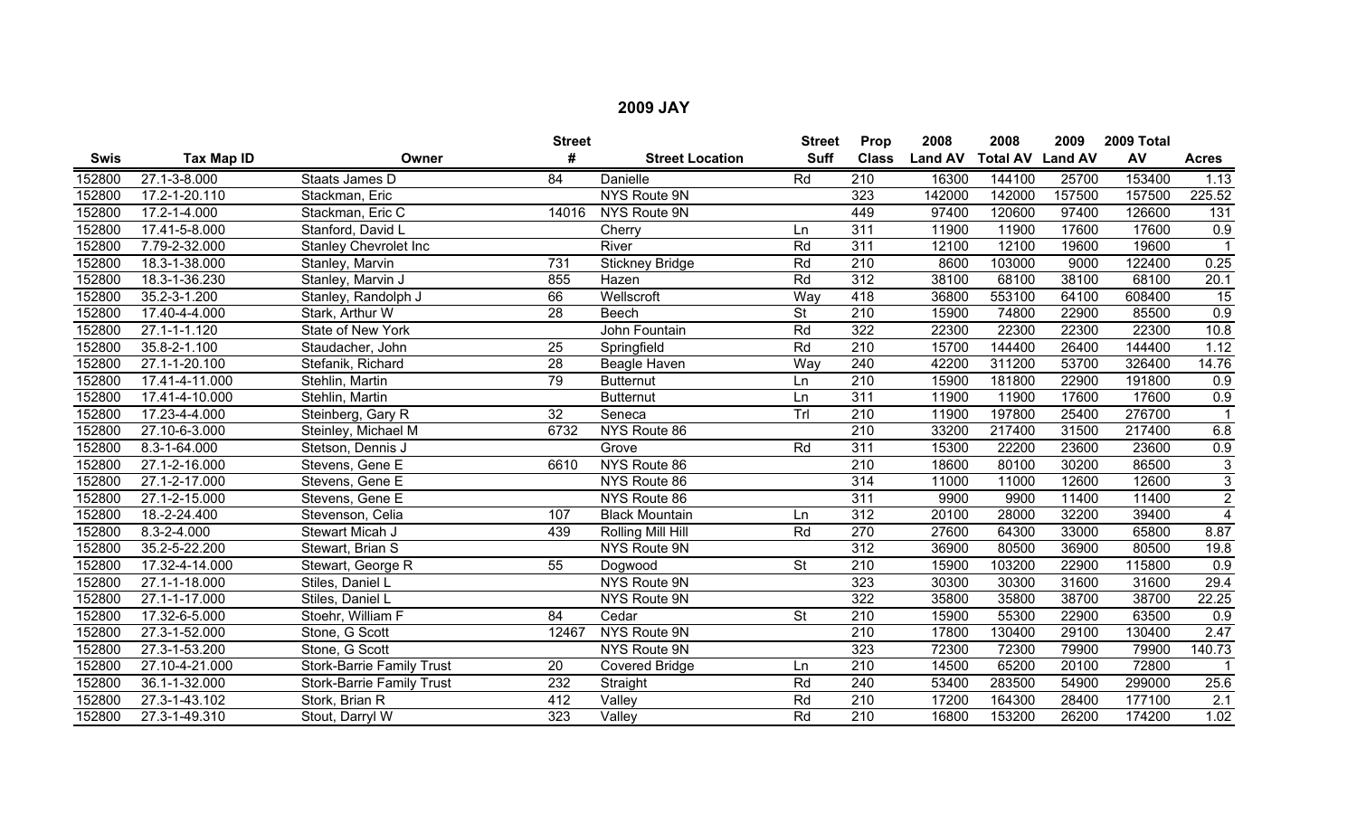## 2009 JAY

| Swis | Tax Map ID | Owner | Street # | Street Location | Street Suff | Prop Class | 2008 Land AV | 2008 Total AV | 2009 Land AV | 2009 Total AV | Acres |
|---|---|---|---|---|---|---|---|---|---|---|---|
| 152800 | 27.1-3-8.000 | Staats James D | 84 | Danielle | Rd | 210 | 16300 | 144100 | 25700 | 153400 | 1.13 |
| 152800 | 17.2-1-20.110 | Stackman, Eric | | NYS Route 9N | | 323 | 142000 | 142000 | 157500 | 157500 | 225.52 |
| 152800 | 17.2-1-4.000 | Stackman, Eric C | 14016 | NYS Route 9N | | 449 | 97400 | 120600 | 97400 | 126600 | 131 |
| 152800 | 17.41-5-8.000 | Stanford, David L | | Cherry | Ln | 311 | 11900 | 11900 | 17600 | 17600 | 0.9 |
| 152800 | 7.79-2-32.000 | Stanley Chevrolet Inc | | River | Rd | 311 | 12100 | 12100 | 19600 | 19600 | 1 |
| 152800 | 18.3-1-38.000 | Stanley, Marvin | 731 | Stickney Bridge | Rd | 210 | 8600 | 103000 | 9000 | 122400 | 0.25 |
| 152800 | 18.3-1-36.230 | Stanley, Marvin J | 855 | Hazen | Rd | 312 | 38100 | 68100 | 38100 | 68100 | 20.1 |
| 152800 | 35.2-3-1.200 | Stanley, Randolph J | 66 | Wellscroft | Way | 418 | 36800 | 553100 | 64100 | 608400 | 15 |
| 152800 | 17.40-4-4.000 | Stark, Arthur W | 28 | Beech | St | 210 | 15900 | 74800 | 22900 | 85500 | 0.9 |
| 152800 | 27.1-1-1.120 | State of New York | | John Fountain | Rd | 322 | 22300 | 22300 | 22300 | 22300 | 10.8 |
| 152800 | 35.8-2-1.100 | Staudacher, John | 25 | Springfield | Rd | 210 | 15700 | 144400 | 26400 | 144400 | 1.12 |
| 152800 | 27.1-1-20.100 | Stefanik, Richard | 28 | Beagle Haven | Way | 240 | 42200 | 311200 | 53700 | 326400 | 14.76 |
| 152800 | 17.41-4-11.000 | Stehlin, Martin | 79 | Butternut | Ln | 210 | 15900 | 181800 | 22900 | 191800 | 0.9 |
| 152800 | 17.41-4-10.000 | Stehlin, Martin | | Butternut | Ln | 311 | 11900 | 11900 | 17600 | 17600 | 0.9 |
| 152800 | 17.23-4-4.000 | Steinberg, Gary R | 32 | Seneca | Trl | 210 | 11900 | 197800 | 25400 | 276700 | 1 |
| 152800 | 27.10-6-3.000 | Steinley, Michael M | 6732 | NYS Route 86 | | 210 | 33200 | 217400 | 31500 | 217400 | 6.8 |
| 152800 | 8.3-1-64.000 | Stetson, Dennis J | | Grove | Rd | 311 | 15300 | 22200 | 23600 | 23600 | 0.9 |
| 152800 | 27.1-2-16.000 | Stevens, Gene E | 6610 | NYS Route 86 | | 210 | 18600 | 80100 | 30200 | 86500 | 3 |
| 152800 | 27.1-2-17.000 | Stevens, Gene E | | NYS Route 86 | | 314 | 11000 | 11000 | 12600 | 12600 | 3 |
| 152800 | 27.1-2-15.000 | Stevens, Gene E | | NYS Route 86 | | 311 | 9900 | 9900 | 11400 | 11400 | 2 |
| 152800 | 18.-2-24.400 | Stevenson, Celia | 107 | Black Mountain | Ln | 312 | 20100 | 28000 | 32200 | 39400 | 4 |
| 152800 | 8.3-2-4.000 | Stewart Micah J | 439 | Rolling Mill Hill | Rd | 270 | 27600 | 64300 | 33000 | 65800 | 8.87 |
| 152800 | 35.2-5-22.200 | Stewart, Brian S | | NYS Route 9N | | 312 | 36900 | 80500 | 36900 | 80500 | 19.8 |
| 152800 | 17.32-4-14.000 | Stewart, George R | 55 | Dogwood | St | 210 | 15900 | 103200 | 22900 | 115800 | 0.9 |
| 152800 | 27.1-1-18.000 | Stiles, Daniel L | | NYS Route 9N | | 323 | 30300 | 30300 | 31600 | 31600 | 29.4 |
| 152800 | 27.1-1-17.000 | Stiles, Daniel L | | NYS Route 9N | | 322 | 35800 | 35800 | 38700 | 38700 | 22.25 |
| 152800 | 17.32-6-5.000 | Stoehr, William F | 84 | Cedar | St | 210 | 15900 | 55300 | 22900 | 63500 | 0.9 |
| 152800 | 27.3-1-52.000 | Stone, G Scott | 12467 | NYS Route 9N | | 210 | 17800 | 130400 | 29100 | 130400 | 2.47 |
| 152800 | 27.3-1-53.200 | Stone, G Scott | | NYS Route 9N | | 323 | 72300 | 72300 | 79900 | 79900 | 140.73 |
| 152800 | 27.10-4-21.000 | Stork-Barrie Family Trust | 20 | Covered Bridge | Ln | 210 | 14500 | 65200 | 20100 | 72800 | 1 |
| 152800 | 36.1-1-32.000 | Stork-Barrie Family Trust | 232 | Straight | Rd | 240 | 53400 | 283500 | 54900 | 299000 | 25.6 |
| 152800 | 27.3-1-43.102 | Stork, Brian R | 412 | Valley | Rd | 210 | 17200 | 164300 | 28400 | 177100 | 2.1 |
| 152800 | 27.3-1-49.310 | Stout, Darryl W | 323 | Valley | Rd | 210 | 16800 | 153200 | 26200 | 174200 | 1.02 |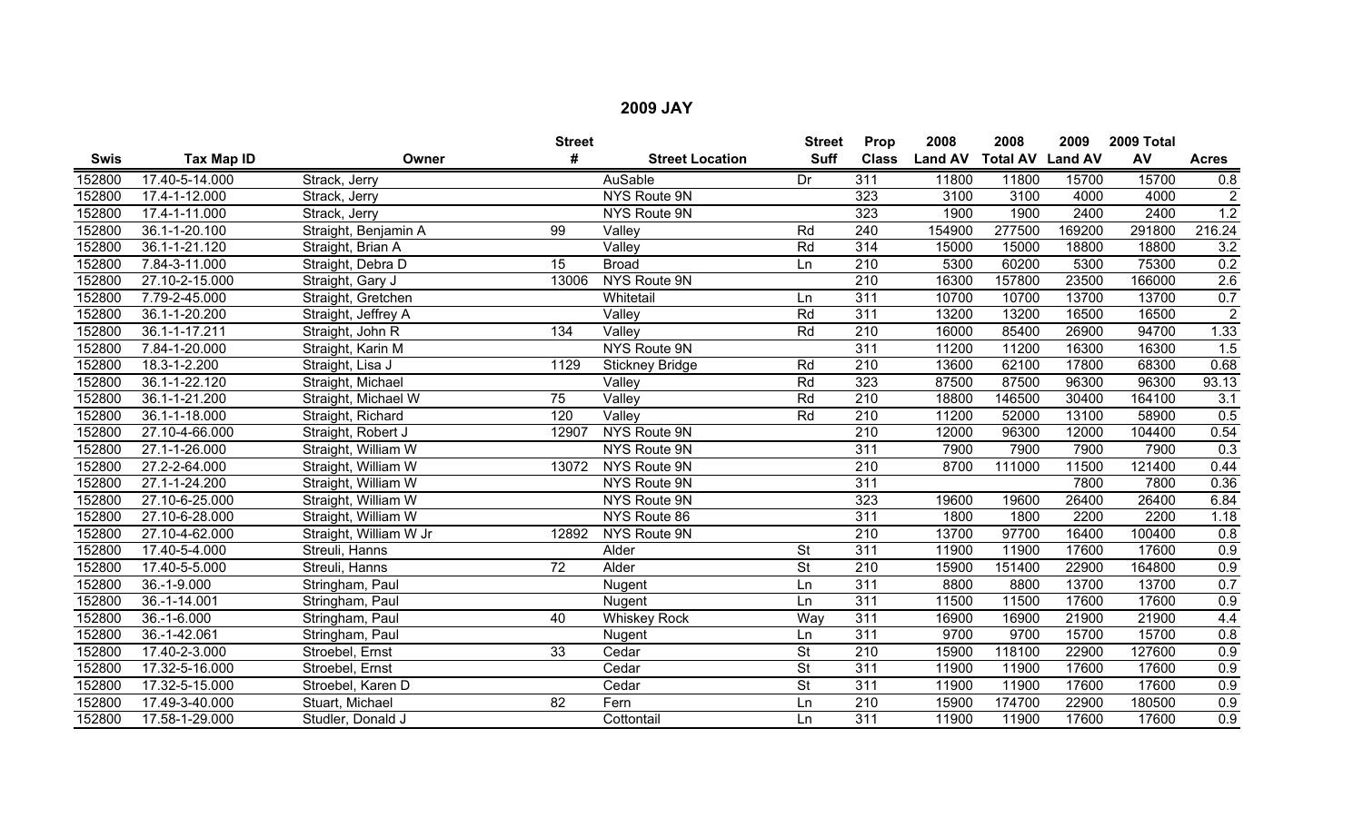## 2009 JAY

| Swis | Tax Map ID | Owner | Street # | Street Location | Street Suff | Prop Class | 2008 Land AV | 2008 Total AV | 2009 Land AV | 2009 Total AV | Acres |
|---|---|---|---|---|---|---|---|---|---|---|---|
| 152800 | 17.40-5-14.000 | Strack, Jerry | | AuSable | Dr | 311 | 11800 | 11800 | 15700 | 15700 | 0.8 |
| 152800 | 17.4-1-12.000 | Strack, Jerry | | NYS Route 9N | | 323 | 3100 | 3100 | 4000 | 4000 | 2 |
| 152800 | 17.4-1-11.000 | Strack, Jerry | | NYS Route 9N | | 323 | 1900 | 1900 | 2400 | 2400 | 1.2 |
| 152800 | 36.1-1-20.100 | Straight, Benjamin A | 99 | Valley | Rd | 240 | 154900 | 277500 | 169200 | 291800 | 216.24 |
| 152800 | 36.1-1-21.120 | Straight, Brian A | | Valley | Rd | 314 | 15000 | 15000 | 18800 | 18800 | 3.2 |
| 152800 | 7.84-3-11.000 | Straight, Debra D | 15 | Broad | Ln | 210 | 5300 | 60200 | 5300 | 75300 | 0.2 |
| 152800 | 27.10-2-15.000 | Straight, Gary J | 13006 | NYS Route 9N | | 210 | 16300 | 157800 | 23500 | 166000 | 2.6 |
| 152800 | 7.79-2-45.000 | Straight, Gretchen | | Whitetail | Ln | 311 | 10700 | 10700 | 13700 | 13700 | 0.7 |
| 152800 | 36.1-1-20.200 | Straight, Jeffrey A | | Valley | Rd | 311 | 13200 | 13200 | 16500 | 16500 | 2 |
| 152800 | 36.1-1-17.211 | Straight, John R | 134 | Valley | Rd | 210 | 16000 | 85400 | 26900 | 94700 | 1.33 |
| 152800 | 7.84-1-20.000 | Straight, Karin M | | NYS Route 9N | | 311 | 11200 | 11200 | 16300 | 16300 | 1.5 |
| 152800 | 18.3-1-2.200 | Straight, Lisa J | 1129 | Stickney Bridge | Rd | 210 | 13600 | 62100 | 17800 | 68300 | 0.68 |
| 152800 | 36.1-1-22.120 | Straight, Michael | | Valley | Rd | 323 | 87500 | 87500 | 96300 | 96300 | 93.13 |
| 152800 | 36.1-1-21.200 | Straight, Michael W | 75 | Valley | Rd | 210 | 18800 | 146500 | 30400 | 164100 | 3.1 |
| 152800 | 36.1-1-18.000 | Straight, Richard | 120 | Valley | Rd | 210 | 11200 | 52000 | 13100 | 58900 | 0.5 |
| 152800 | 27.10-4-66.000 | Straight, Robert J | 12907 | NYS Route 9N | | 210 | 12000 | 96300 | 12000 | 104400 | 0.54 |
| 152800 | 27.1-1-26.000 | Straight, William W | | NYS Route 9N | | 311 | 7900 | 7900 | 7900 | 7900 | 0.3 |
| 152800 | 27.2-2-64.000 | Straight, William W | 13072 | NYS Route 9N | | 210 | 8700 | 111000 | 11500 | 121400 | 0.44 |
| 152800 | 27.1-1-24.200 | Straight, William W | | NYS Route 9N | | 311 | | | 7800 | 7800 | 0.36 |
| 152800 | 27.10-6-25.000 | Straight, William W | | NYS Route 9N | | 323 | 19600 | 19600 | 26400 | 26400 | 6.84 |
| 152800 | 27.10-6-28.000 | Straight, William W | | NYS Route 86 | | 311 | 1800 | 1800 | 2200 | 2200 | 1.18 |
| 152800 | 27.10-4-62.000 | Straight, William W Jr | 12892 | NYS Route 9N | | 210 | 13700 | 97700 | 16400 | 100400 | 0.8 |
| 152800 | 17.40-5-4.000 | Streuli, Hanns | | Alder | St | 311 | 11900 | 11900 | 17600 | 17600 | 0.9 |
| 152800 | 17.40-5-5.000 | Streuli, Hanns | 72 | Alder | St | 210 | 15900 | 151400 | 22900 | 164800 | 0.9 |
| 152800 | 36.-1-9.000 | Stringham, Paul | | Nugent | Ln | 311 | 8800 | 8800 | 13700 | 13700 | 0.7 |
| 152800 | 36.-1-14.001 | Stringham, Paul | | Nugent | Ln | 311 | 11500 | 11500 | 17600 | 17600 | 0.9 |
| 152800 | 36.-1-6.000 | Stringham, Paul | 40 | Whiskey Rock | Way | 311 | 16900 | 16900 | 21900 | 21900 | 4.4 |
| 152800 | 36.-1-42.061 | Stringham, Paul | | Nugent | Ln | 311 | 9700 | 9700 | 15700 | 15700 | 0.8 |
| 152800 | 17.40-2-3.000 | Stroebel, Ernst | 33 | Cedar | St | 210 | 15900 | 118100 | 22900 | 127600 | 0.9 |
| 152800 | 17.32-5-16.000 | Stroebel, Ernst | | Cedar | St | 311 | 11900 | 11900 | 17600 | 17600 | 0.9 |
| 152800 | 17.32-5-15.000 | Stroebel, Karen D | | Cedar | St | 311 | 11900 | 11900 | 17600 | 17600 | 0.9 |
| 152800 | 17.49-3-40.000 | Stuart, Michael | 82 | Fern | Ln | 210 | 15900 | 174700 | 22900 | 180500 | 0.9 |
| 152800 | 17.58-1-29.000 | Studler, Donald J | | Cottontail | Ln | 311 | 11900 | 11900 | 17600 | 17600 | 0.9 |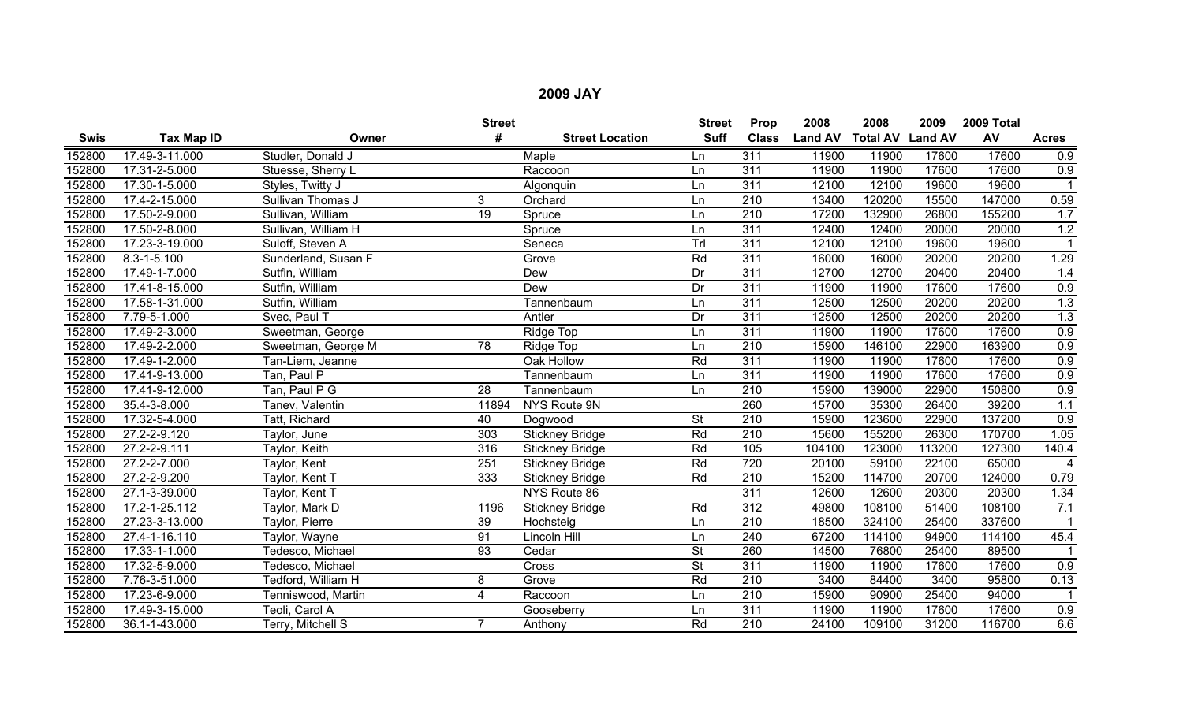## 2009 JAY

| Swis | Tax Map ID | Owner | Street # | Street Location | Street Suff | Prop Class | 2008 Land AV | 2008 Total AV | 2009 Land AV | 2009 Total AV | Acres |
|---|---|---|---|---|---|---|---|---|---|---|---|
| 152800 | 17.49-3-11.000 | Studler, Donald J | | Maple | Ln | 311 | 11900 | 11900 | 17600 | 17600 | 0.9 |
| 152800 | 17.31-2-5.000 | Stuesse, Sherry L | | Raccoon | Ln | 311 | 11900 | 11900 | 17600 | 17600 | 0.9 |
| 152800 | 17.30-1-5.000 | Styles, Twitty J | | Algonquin | Ln | 311 | 12100 | 12100 | 19600 | 19600 | 1 |
| 152800 | 17.4-2-15.000 | Sullivan Thomas J | 3 | Orchard | Ln | 210 | 13400 | 120200 | 15500 | 147000 | 0.59 |
| 152800 | 17.50-2-9.000 | Sullivan, William | 19 | Spruce | Ln | 210 | 17200 | 132900 | 26800 | 155200 | 1.7 |
| 152800 | 17.50-2-8.000 | Sullivan, William H | | Spruce | Ln | 311 | 12400 | 12400 | 20000 | 20000 | 1.2 |
| 152800 | 17.23-3-19.000 | Suloff, Steven A | | Seneca | Trl | 311 | 12100 | 12100 | 19600 | 19600 | 1 |
| 152800 | 8.3-1-5.100 | Sunderland, Susan F | | Grove | Rd | 311 | 16000 | 16000 | 20200 | 20200 | 1.29 |
| 152800 | 17.49-1-7.000 | Sutfin, William | | Dew | Dr | 311 | 12700 | 12700 | 20400 | 20400 | 1.4 |
| 152800 | 17.41-8-15.000 | Sutfin, William | | Dew | Dr | 311 | 11900 | 11900 | 17600 | 17600 | 0.9 |
| 152800 | 17.58-1-31.000 | Sutfin, William | | Tannenbaum | Ln | 311 | 12500 | 12500 | 20200 | 20200 | 1.3 |
| 152800 | 7.79-5-1.000 | Svec, Paul T | | Antler | Dr | 311 | 12500 | 12500 | 20200 | 20200 | 1.3 |
| 152800 | 17.49-2-3.000 | Sweetman, George | | Ridge Top | Ln | 311 | 11900 | 11900 | 17600 | 17600 | 0.9 |
| 152800 | 17.49-2-2.000 | Sweetman, George M | 78 | Ridge Top | Ln | 210 | 15900 | 146100 | 22900 | 163900 | 0.9 |
| 152800 | 17.49-1-2.000 | Tan-Liem, Jeanne | | Oak Hollow | Rd | 311 | 11900 | 11900 | 17600 | 17600 | 0.9 |
| 152800 | 17.41-9-13.000 | Tan, Paul P | | Tannenbaum | Ln | 311 | 11900 | 11900 | 17600 | 17600 | 0.9 |
| 152800 | 17.41-9-12.000 | Tan, Paul P G | 28 | Tannenbaum | Ln | 210 | 15900 | 139000 | 22900 | 150800 | 0.9 |
| 152800 | 35.4-3-8.000 | Tanev, Valentin | 11894 | NYS Route 9N | | 260 | 15700 | 35300 | 26400 | 39200 | 1.1 |
| 152800 | 17.32-5-4.000 | Tatt, Richard | 40 | Dogwood | St | 210 | 15900 | 123600 | 22900 | 137200 | 0.9 |
| 152800 | 27.2-2-9.120 | Taylor, June | 303 | Stickney Bridge | Rd | 210 | 15600 | 155200 | 26300 | 170700 | 1.05 |
| 152800 | 27.2-2-9.111 | Taylor, Keith | 316 | Stickney Bridge | Rd | 105 | 104100 | 123000 | 113200 | 127300 | 140.4 |
| 152800 | 27.2-2-7.000 | Taylor, Kent | 251 | Stickney Bridge | Rd | 720 | 20100 | 59100 | 22100 | 65000 | 4 |
| 152800 | 27.2-2-9.200 | Taylor, Kent T | 333 | Stickney Bridge | Rd | 210 | 15200 | 114700 | 20700 | 124000 | 0.79 |
| 152800 | 27.1-3-39.000 | Taylor, Kent T | | NYS Route 86 | | 311 | 12600 | 12600 | 20300 | 20300 | 1.34 |
| 152800 | 17.2-1-25.112 | Taylor, Mark D | 1196 | Stickney Bridge | Rd | 312 | 49800 | 108100 | 51400 | 108100 | 7.1 |
| 152800 | 27.23-3-13.000 | Taylor, Pierre | 39 | Hochsteig | Ln | 210 | 18500 | 324100 | 25400 | 337600 | 1 |
| 152800 | 27.4-1-16.110 | Taylor, Wayne | 91 | Lincoln Hill | Ln | 240 | 67200 | 114100 | 94900 | 114100 | 45.4 |
| 152800 | 17.33-1-1.000 | Tedesco, Michael | 93 | Cedar | St | 260 | 14500 | 76800 | 25400 | 89500 | 1 |
| 152800 | 17.32-5-9.000 | Tedesco, Michael | | Cross | St | 311 | 11900 | 11900 | 17600 | 17600 | 0.9 |
| 152800 | 7.76-3-51.000 | Tedford, William H | 8 | Grove | Rd | 210 | 3400 | 84400 | 3400 | 95800 | 0.13 |
| 152800 | 17.23-6-9.000 | Tenniswood, Martin | 4 | Raccoon | Ln | 210 | 15900 | 90900 | 25400 | 94000 | 1 |
| 152800 | 17.49-3-15.000 | Teoli, Carol A | | Gooseberry | Ln | 311 | 11900 | 11900 | 17600 | 17600 | 0.9 |
| 152800 | 36.1-1-43.000 | Terry, Mitchell S | 7 | Anthony | Rd | 210 | 24100 | 109100 | 31200 | 116700 | 6.6 |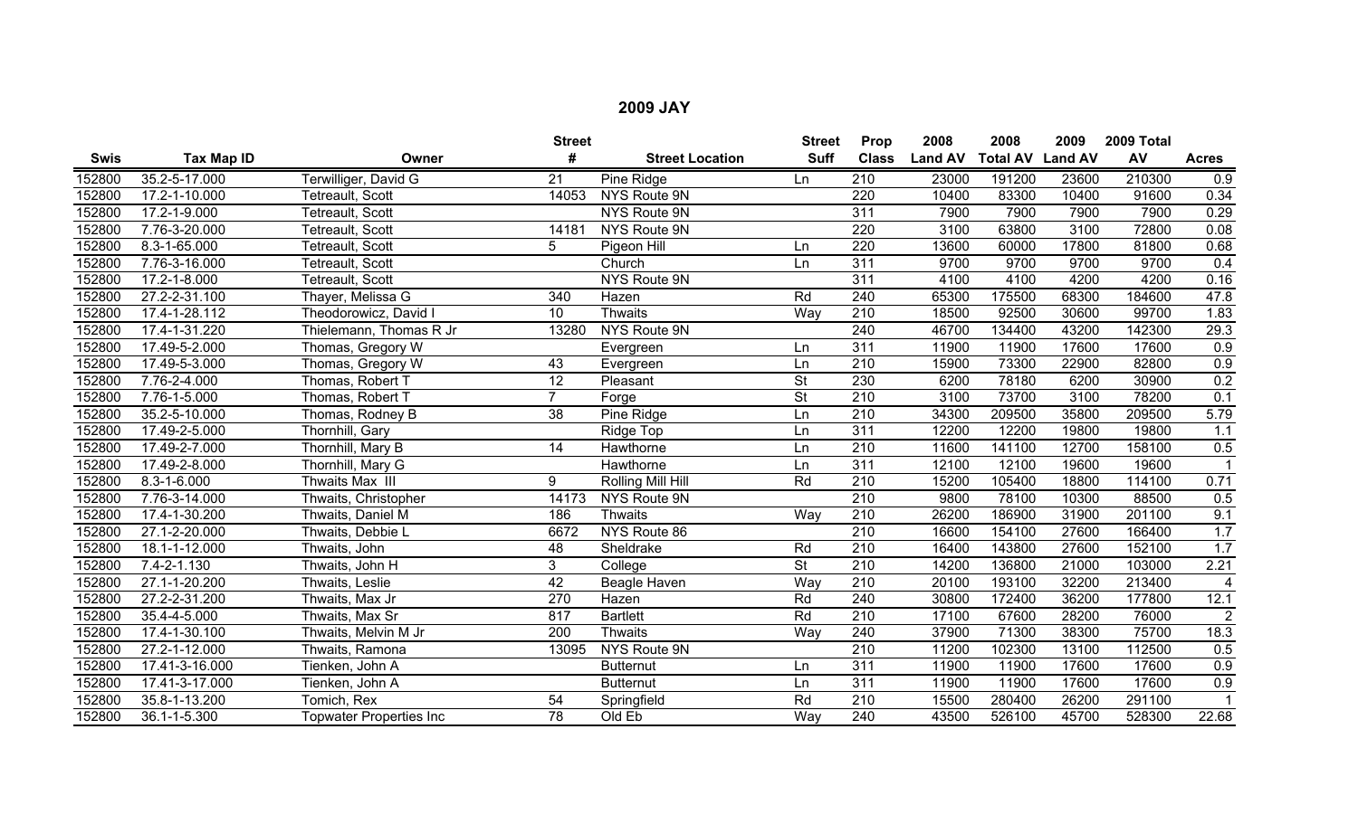# 2009 JAY

| Swis | Tax Map ID | Owner | Street # | Street Location | Street Suff | Prop Class | 2008 Land AV | 2008 Total AV | 2009 Land AV | 2009 Total AV | Acres |
|---|---|---|---|---|---|---|---|---|---|---|---|
| 152800 | 35.2-5-17.000 | Terwilliger, David G | 21 | Pine Ridge | Ln | 210 | 23000 | 191200 | 23600 | 210300 | 0.9 |
| 152800 | 17.2-1-10.000 | Tetreault, Scott | 14053 | NYS Route 9N | | 220 | 10400 | 83300 | 10400 | 91600 | 0.34 |
| 152800 | 17.2-1-9.000 | Tetreault, Scott | | NYS Route 9N | | 311 | 7900 | 7900 | 7900 | 7900 | 0.29 |
| 152800 | 7.76-3-20.000 | Tetreault, Scott | 14181 | NYS Route 9N | | 220 | 3100 | 63800 | 3100 | 72800 | 0.08 |
| 152800 | 8.3-1-65.000 | Tetreault, Scott | 5 | Pigeon Hill | Ln | 220 | 13600 | 60000 | 17800 | 81800 | 0.68 |
| 152800 | 7.76-3-16.000 | Tetreault, Scott | | Church | Ln | 311 | 9700 | 9700 | 9700 | 9700 | 0.4 |
| 152800 | 17.2-1-8.000 | Tetreault, Scott | | NYS Route 9N | | 311 | 4100 | 4100 | 4200 | 4200 | 0.16 |
| 152800 | 27.2-2-31.100 | Thayer, Melissa G | 340 | Hazen | Rd | 240 | 65300 | 175500 | 68300 | 184600 | 47.8 |
| 152800 | 17.4-1-28.112 | Theodorowicz, David I | 10 | Thwaits | Way | 210 | 18500 | 92500 | 30600 | 99700 | 1.83 |
| 152800 | 17.4-1-31.220 | Thielemann, Thomas R Jr | 13280 | NYS Route 9N | | 240 | 46700 | 134400 | 43200 | 142300 | 29.3 |
| 152800 | 17.49-5-2.000 | Thomas, Gregory W | | Evergreen | Ln | 311 | 11900 | 11900 | 17600 | 17600 | 0.9 |
| 152800 | 17.49-5-3.000 | Thomas, Gregory W | 43 | Evergreen | Ln | 210 | 15900 | 73300 | 22900 | 82800 | 0.9 |
| 152800 | 7.76-2-4.000 | Thomas, Robert T | 12 | Pleasant | St | 230 | 6200 | 78180 | 6200 | 30900 | 0.2 |
| 152800 | 7.76-1-5.000 | Thomas, Robert T | 7 | Forge | St | 210 | 3100 | 73700 | 3100 | 78200 | 0.1 |
| 152800 | 35.2-5-10.000 | Thomas, Rodney B | 38 | Pine Ridge | Ln | 210 | 34300 | 209500 | 35800 | 209500 | 5.79 |
| 152800 | 17.49-2-5.000 | Thornhill, Gary | | Ridge Top | Ln | 311 | 12200 | 12200 | 19800 | 19800 | 1.1 |
| 152800 | 17.49-2-7.000 | Thornhill, Mary B | 14 | Hawthorne | Ln | 210 | 11600 | 141100 | 12700 | 158100 | 0.5 |
| 152800 | 17.49-2-8.000 | Thornhill, Mary G | | Hawthorne | Ln | 311 | 12100 | 12100 | 19600 | 19600 | 1 |
| 152800 | 8.3-1-6.000 | Thwaits Max III | 9 | Rolling Mill Hill | Rd | 210 | 15200 | 105400 | 18800 | 114100 | 0.71 |
| 152800 | 7.76-3-14.000 | Thwaits, Christopher | 14173 | NYS Route 9N | | 210 | 9800 | 78100 | 10300 | 88500 | 0.5 |
| 152800 | 17.4-1-30.200 | Thwaits, Daniel M | 186 | Thwaits | Way | 210 | 26200 | 186900 | 31900 | 201100 | 9.1 |
| 152800 | 27.1-2-20.000 | Thwaits, Debbie L | 6672 | NYS Route 86 | | 210 | 16600 | 154100 | 27600 | 166400 | 1.7 |
| 152800 | 18.1-1-12.000 | Thwaits, John | 48 | Sheldrake | Rd | 210 | 16400 | 143800 | 27600 | 152100 | 1.7 |
| 152800 | 7.4-2-1.130 | Thwaits, John H | 3 | College | St | 210 | 14200 | 136800 | 21000 | 103000 | 2.21 |
| 152800 | 27.1-1-20.200 | Thwaits, Leslie | 42 | Beagle Haven | Way | 210 | 20100 | 193100 | 32200 | 213400 | 4 |
| 152800 | 27.2-2-31.200 | Thwaits, Max Jr | 270 | Hazen | Rd | 240 | 30800 | 172400 | 36200 | 177800 | 12.1 |
| 152800 | 35.4-4-5.000 | Thwaits, Max Sr | 817 | Bartlett | Rd | 210 | 17100 | 67600 | 28200 | 76000 | 2 |
| 152800 | 17.4-1-30.100 | Thwaits, Melvin M Jr | 200 | Thwaits | Way | 240 | 37900 | 71300 | 38300 | 75700 | 18.3 |
| 152800 | 27.2-1-12.000 | Thwaits, Ramona | 13095 | NYS Route 9N | | 210 | 11200 | 102300 | 13100 | 112500 | 0.5 |
| 152800 | 17.41-3-16.000 | Tienken, John A | | Butternut | Ln | 311 | 11900 | 11900 | 17600 | 17600 | 0.9 |
| 152800 | 17.41-3-17.000 | Tienken, John A | | Butternut | Ln | 311 | 11900 | 11900 | 17600 | 17600 | 0.9 |
| 152800 | 35.8-1-13.200 | Tomich, Rex | 54 | Springfield | Rd | 210 | 15500 | 280400 | 26200 | 291100 | 1 |
| 152800 | 36.1-1-5.300 | Topwater Properties Inc | 78 | Old Eb | Way | 240 | 43500 | 526100 | 45700 | 528300 | 22.68 |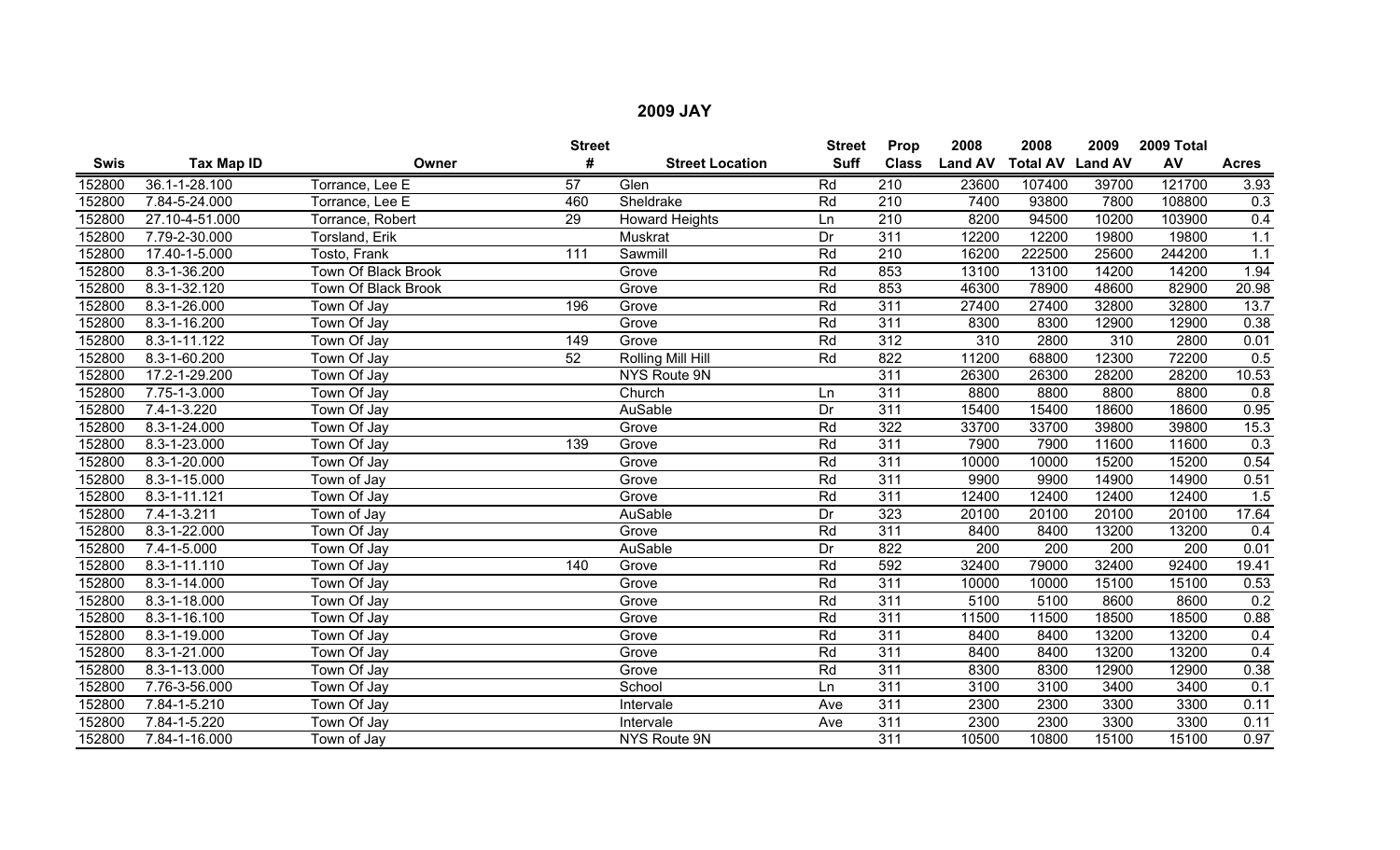## 2009 JAY

| Swis | Tax Map ID | Owner | Street # | Street Location | Street Suff | Prop Class | 2008 Land AV | 2008 Total AV | 2009 Land AV | 2009 Total AV | Acres |
|---|---|---|---|---|---|---|---|---|---|---|---|
| 152800 | 36.1-1-28.100 | Torrance, Lee E | 57 | Glen | Rd | 210 | 23600 | 107400 | 39700 | 121700 | 3.93 |
| 152800 | 7.84-5-24.000 | Torrance, Lee E | 460 | Sheldrake | Rd | 210 | 7400 | 93800 | 7800 | 108800 | 0.3 |
| 152800 | 27.10-4-51.000 | Torrance, Robert | 29 | Howard Heights | Ln | 210 | 8200 | 94500 | 10200 | 103900 | 0.4 |
| 152800 | 7.79-2-30.000 | Torsland, Erik | | Muskrat | Dr | 311 | 12200 | 12200 | 19800 | 19800 | 1.1 |
| 152800 | 17.40-1-5.000 | Tosto, Frank | 111 | Sawmill | Rd | 210 | 16200 | 222500 | 25600 | 244200 | 1.1 |
| 152800 | 8.3-1-36.200 | Town Of Black Brook | | Grove | Rd | 853 | 13100 | 13100 | 14200 | 14200 | 1.94 |
| 152800 | 8.3-1-32.120 | Town Of Black Brook | | Grove | Rd | 853 | 46300 | 78900 | 48600 | 82900 | 20.98 |
| 152800 | 8.3-1-26.000 | Town Of Jay | 196 | Grove | Rd | 311 | 27400 | 27400 | 32800 | 32800 | 13.7 |
| 152800 | 8.3-1-16.200 | Town Of Jay | | Grove | Rd | 311 | 8300 | 8300 | 12900 | 12900 | 0.38 |
| 152800 | 8.3-1-11.122 | Town Of Jay | 149 | Grove | Rd | 312 | 310 | 2800 | 310 | 2800 | 0.01 |
| 152800 | 8.3-1-60.200 | Town Of Jay | 52 | Rolling Mill Hill | Rd | 822 | 11200 | 68800 | 12300 | 72200 | 0.5 |
| 152800 | 17.2-1-29.200 | Town Of Jay | | NYS Route 9N | | 311 | 26300 | 26300 | 28200 | 28200 | 10.53 |
| 152800 | 7.75-1-3.000 | Town Of Jay | | Church | Ln | 311 | 8800 | 8800 | 8800 | 8800 | 0.8 |
| 152800 | 7.4-1-3.220 | Town Of Jay | | AuSable | Dr | 311 | 15400 | 15400 | 18600 | 18600 | 0.95 |
| 152800 | 8.3-1-24.000 | Town Of Jay | | Grove | Rd | 322 | 33700 | 33700 | 39800 | 39800 | 15.3 |
| 152800 | 8.3-1-23.000 | Town Of Jay | 139 | Grove | Rd | 311 | 7900 | 7900 | 11600 | 11600 | 0.3 |
| 152800 | 8.3-1-20.000 | Town Of Jay | | Grove | Rd | 311 | 10000 | 10000 | 15200 | 15200 | 0.54 |
| 152800 | 8.3-1-15.000 | Town of Jay | | Grove | Rd | 311 | 9900 | 9900 | 14900 | 14900 | 0.51 |
| 152800 | 8.3-1-11.121 | Town Of Jay | | Grove | Rd | 311 | 12400 | 12400 | 12400 | 12400 | 1.5 |
| 152800 | 7.4-1-3.211 | Town of Jay | | AuSable | Dr | 323 | 20100 | 20100 | 20100 | 20100 | 17.64 |
| 152800 | 8.3-1-22.000 | Town Of Jay | | Grove | Rd | 311 | 8400 | 8400 | 13200 | 13200 | 0.4 |
| 152800 | 7.4-1-5.000 | Town Of Jay | | AuSable | Dr | 822 | 200 | 200 | 200 | 200 | 0.01 |
| 152800 | 8.3-1-11.110 | Town Of Jay | 140 | Grove | Rd | 592 | 32400 | 79000 | 32400 | 92400 | 19.41 |
| 152800 | 8.3-1-14.000 | Town Of Jay | | Grove | Rd | 311 | 10000 | 10000 | 15100 | 15100 | 0.53 |
| 152800 | 8.3-1-18.000 | Town Of Jay | | Grove | Rd | 311 | 5100 | 5100 | 8600 | 8600 | 0.2 |
| 152800 | 8.3-1-16.100 | Town Of Jay | | Grove | Rd | 311 | 11500 | 11500 | 18500 | 18500 | 0.88 |
| 152800 | 8.3-1-19.000 | Town Of Jay | | Grove | Rd | 311 | 8400 | 8400 | 13200 | 13200 | 0.4 |
| 152800 | 8.3-1-21.000 | Town Of Jay | | Grove | Rd | 311 | 8400 | 8400 | 13200 | 13200 | 0.4 |
| 152800 | 8.3-1-13.000 | Town Of Jay | | Grove | Rd | 311 | 8300 | 8300 | 12900 | 12900 | 0.38 |
| 152800 | 7.76-3-56.000 | Town Of Jay | | School | Ln | 311 | 3100 | 3100 | 3400 | 3400 | 0.1 |
| 152800 | 7.84-1-5.210 | Town Of Jay | | Intervale | Ave | 311 | 2300 | 2300 | 3300 | 3300 | 0.11 |
| 152800 | 7.84-1-5.220 | Town Of Jay | | Intervale | Ave | 311 | 2300 | 2300 | 3300 | 3300 | 0.11 |
| 152800 | 7.84-1-16.000 | Town of Jay | | NYS Route 9N | | 311 | 10500 | 10800 | 15100 | 15100 | 0.97 |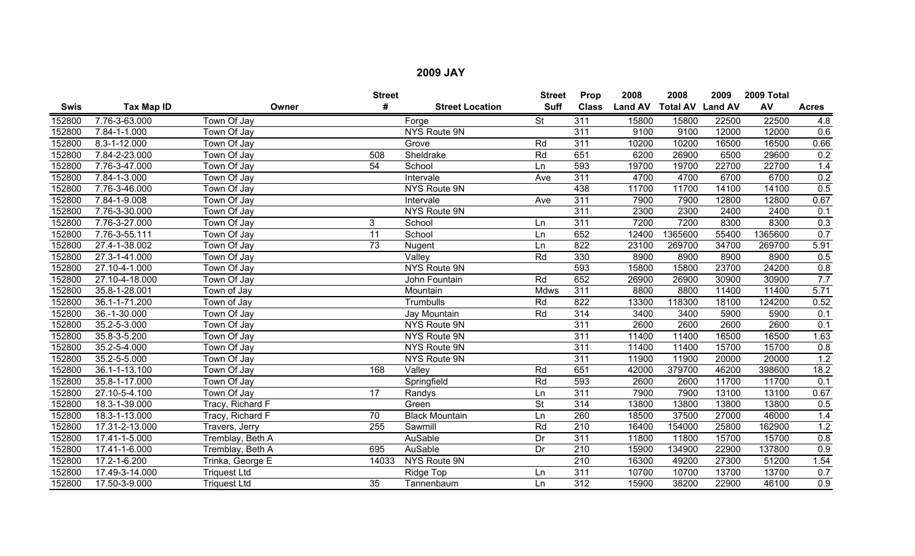## 2009 JAY

| Swis | Tax Map ID | Owner | Street # | Street Location | Street Suff | Prop Class | 2008 Land AV | 2008 Total AV | 2009 Land AV | 2009 Total AV | Acres |
|---|---|---|---|---|---|---|---|---|---|---|---|
| 152800 | 7.76-3-63.000 | Town Of Jay | | Forge | St | 311 | 15800 | 15800 | 22500 | 22500 | 4.8 |
| 152800 | 7.84-1-1.000 | Town Of Jay | | NYS Route 9N | | 311 | 9100 | 9100 | 12000 | 12000 | 0.6 |
| 152800 | 8.3-1-12.000 | Town Of Jay | | Grove | Rd | 311 | 10200 | 10200 | 16500 | 16500 | 0.66 |
| 152800 | 7.84-2-23.000 | Town Of Jay | 508 | Sheldrake | Rd | 651 | 6200 | 26900 | 6500 | 29600 | 0.2 |
| 152800 | 7.76-3-47.000 | Town Of Jay | 54 | School | Ln | 593 | 19700 | 19700 | 22700 | 22700 | 1.4 |
| 152800 | 7.84-1-3.000 | Town Of Jay | | Intervale | Ave | 311 | 4700 | 4700 | 6700 | 6700 | 0.2 |
| 152800 | 7.76-3-46.000 | Town Of Jay | | NYS Route 9N | | 438 | 11700 | 11700 | 14100 | 14100 | 0.5 |
| 152800 | 7.84-1-9.008 | Town Of Jay | | Intervale | Ave | 311 | 7900 | 7900 | 12800 | 12800 | 0.67 |
| 152800 | 7.76-3-30.000 | Town Of Jay | | NYS Route 9N | | 311 | 2300 | 2300 | 2400 | 2400 | 0.1 |
| 152800 | 7.76-3-27.000 | Town Of Jay | 3 | School | Ln | 311 | 7200 | 7200 | 8300 | 8300 | 0.3 |
| 152800 | 7.76-3-55.111 | Town Of Jay | 11 | School | Ln | 652 | 12400 | 1365600 | 55400 | 1365600 | 0.7 |
| 152800 | 27.4-1-38.002 | Town Of Jay | 73 | Nugent | Ln | 822 | 23100 | 269700 | 34700 | 269700 | 5.91 |
| 152800 | 27.3-1-41.000 | Town Of Jay | | Valley | Rd | 330 | 8900 | 8900 | 8900 | 8900 | 0.5 |
| 152800 | 27.10-4-1.000 | Town Of Jay | | NYS Route 9N | | 593 | 15800 | 15800 | 23700 | 24200 | 0.8 |
| 152800 | 27.10-4-18.000 | Town Of Jay | | John Fountain | Rd | 652 | 26900 | 26900 | 30900 | 30900 | 7.7 |
| 152800 | 35.8-1-28.001 | Town of Jay | | Mountain | Mdws | 311 | 8800 | 8800 | 11400 | 11400 | 5.71 |
| 152800 | 36.1-1-71.200 | Town of Jay | | Trumbulls | Rd | 822 | 13300 | 118300 | 18100 | 124200 | 0.52 |
| 152800 | 36.-1-30.000 | Town Of Jay | | Jay Mountain | Rd | 314 | 3400 | 3400 | 5900 | 5900 | 0.1 |
| 152800 | 35.2-5-3.000 | Town Of Jay | | NYS Route 9N | | 311 | 2600 | 2600 | 2600 | 2600 | 0.1 |
| 152800 | 35.8-3-5.200 | Town Of Jay | | NYS Route 9N | | 311 | 11400 | 11400 | 16500 | 16500 | 1.63 |
| 152800 | 35.2-5-4.000 | Town Of Jay | | NYS Route 9N | | 311 | 11400 | 11400 | 15700 | 15700 | 0.8 |
| 152800 | 35.2-5-5.000 | Town Of Jay | | NYS Route 9N | | 311 | 11900 | 11900 | 20000 | 20000 | 1.2 |
| 152800 | 36.1-1-13.100 | Town Of Jay | 168 | Valley | Rd | 651 | 42000 | 379700 | 46200 | 398600 | 18.2 |
| 152800 | 35.8-1-17.000 | Town Of Jay | | Springfield | Rd | 593 | 2600 | 2600 | 11700 | 11700 | 0.1 |
| 152800 | 27.10-5-4.100 | Town Of Jay | 17 | Randys | Ln | 311 | 7900 | 7900 | 13100 | 13100 | 0.67 |
| 152800 | 18.3-1-39.000 | Tracy, Richard F | | Green | St | 314 | 13800 | 13800 | 13800 | 13800 | 0.5 |
| 152800 | 18.3-1-13.000 | Tracy, Richard F | 70 | Black Mountain | Ln | 260 | 18500 | 37500 | 27000 | 46000 | 1.4 |
| 152800 | 17.31-2-13.000 | Travers, Jerry | 255 | Sawmill | Rd | 210 | 16400 | 154000 | 25800 | 162900 | 1.2 |
| 152800 | 17.41-1-5.000 | Tremblay, Beth A | | AuSable | Dr | 311 | 11800 | 11800 | 15700 | 15700 | 0.8 |
| 152800 | 17.41-1-6.000 | Tremblay, Beth A | 695 | AuSable | Dr | 210 | 15900 | 134900 | 22900 | 137800 | 0.9 |
| 152800 | 17.2-1-6.200 | Trinka, George E | 14033 | NYS Route 9N | | 210 | 16300 | 49200 | 27300 | 51200 | 1.54 |
| 152800 | 17.49-3-14.000 | Triquest Ltd | | Ridge Top | Ln | 311 | 10700 | 10700 | 13700 | 13700 | 0.7 |
| 152800 | 17.50-3-9.000 | Triquest Ltd | 35 | Tannenbaum | Ln | 312 | 15900 | 38200 | 22900 | 46100 | 0.9 |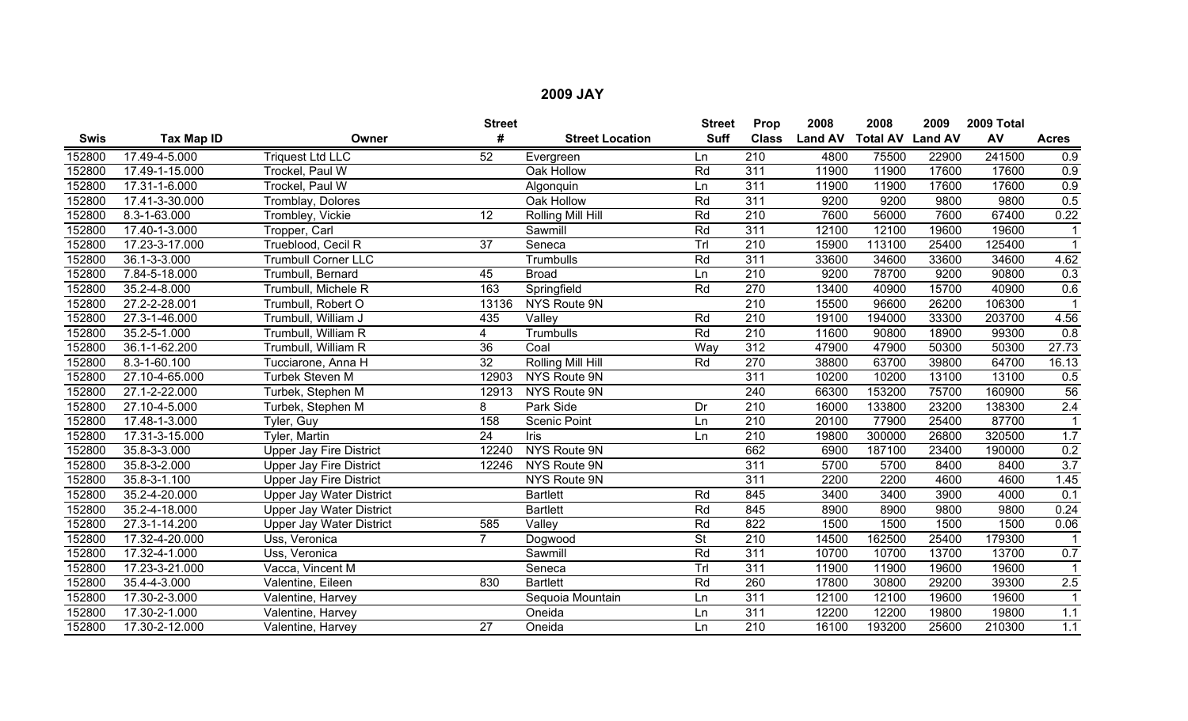# 2009 JAY

| Swis | Tax Map ID | Owner | Street # | Street Location | Street Suff | Prop Class | 2008 Land AV | 2008 Total AV | 2009 Land AV | 2009 Total AV | Acres |
|---|---|---|---|---|---|---|---|---|---|---|---|
| 152800 | 17.49-4-5.000 | Triquest Ltd LLC | 52 | Evergreen | Ln | 210 | 4800 | 75500 | 22900 | 241500 | 0.9 |
| 152800 | 17.49-1-15.000 | Trockel, Paul W | | Oak Hollow | Rd | 311 | 11900 | 11900 | 17600 | 17600 | 0.9 |
| 152800 | 17.31-1-6.000 | Trockel, Paul W | | Algonquin | Ln | 311 | 11900 | 11900 | 17600 | 17600 | 0.9 |
| 152800 | 17.41-3-30.000 | Tromblay, Dolores | | Oak Hollow | Rd | 311 | 9200 | 9200 | 9800 | 9800 | 0.5 |
| 152800 | 8.3-1-63.000 | Trombley, Vickie | 12 | Rolling Mill Hill | Rd | 210 | 7600 | 56000 | 7600 | 67400 | 0.22 |
| 152800 | 17.40-1-3.000 | Tropper, Carl | | Sawmill | Rd | 311 | 12100 | 12100 | 19600 | 19600 | 1 |
| 152800 | 17.23-3-17.000 | Trueblood, Cecil R | 37 | Seneca | Trl | 210 | 15900 | 113100 | 25400 | 125400 | 1 |
| 152800 | 36.1-3-3.000 | Trumbull Corner LLC | | Trumbulls | Rd | 311 | 33600 | 34600 | 33600 | 34600 | 4.62 |
| 152800 | 7.84-5-18.000 | Trumbull, Bernard | 45 | Broad | Ln | 210 | 9200 | 78700 | 9200 | 90800 | 0.3 |
| 152800 | 35.2-4-8.000 | Trumbull, Michele R | 163 | Springfield | Rd | 270 | 13400 | 40900 | 15700 | 40900 | 0.6 |
| 152800 | 27.2-2-28.001 | Trumbull, Robert O | 13136 | NYS Route 9N | | 210 | 15500 | 96600 | 26200 | 106300 | 1 |
| 152800 | 27.3-1-46.000 | Trumbull, William J | 435 | Valley | Rd | 210 | 19100 | 194000 | 33300 | 203700 | 4.56 |
| 152800 | 35.2-5-1.000 | Trumbull, William R | 4 | Trumbulls | Rd | 210 | 11600 | 90800 | 18900 | 99300 | 0.8 |
| 152800 | 36.1-1-62.200 | Trumbull, William R | 36 | Coal | Way | 312 | 47900 | 47900 | 50300 | 50300 | 27.73 |
| 152800 | 8.3-1-60.100 | Tucciarone, Anna H | 32 | Rolling Mill Hill | Rd | 270 | 38800 | 63700 | 39800 | 64700 | 16.13 |
| 152800 | 27.10-4-65.000 | Turbek Steven M | 12903 | NYS Route 9N | | 311 | 10200 | 10200 | 13100 | 13100 | 0.5 |
| 152800 | 27.1-2-22.000 | Turbek, Stephen M | 12913 | NYS Route 9N | | 240 | 66300 | 153200 | 75700 | 160900 | 56 |
| 152800 | 27.10-4-5.000 | Turbek, Stephen M | 8 | Park Side | Dr | 210 | 16000 | 133800 | 23200 | 138300 | 2.4 |
| 152800 | 17.48-1-3.000 | Tyler, Guy | 158 | Scenic Point | Ln | 210 | 20100 | 77900 | 25400 | 87700 | 1 |
| 152800 | 17.31-3-15.000 | Tyler, Martin | 24 | Iris | Ln | 210 | 19800 | 300000 | 26800 | 320500 | 1.7 |
| 152800 | 35.8-3-3.000 | Upper Jay Fire District | 12240 | NYS Route 9N | | 662 | 6900 | 187100 | 23400 | 190000 | 0.2 |
| 152800 | 35.8-3-2.000 | Upper Jay Fire District | 12246 | NYS Route 9N | | 311 | 5700 | 5700 | 8400 | 8400 | 3.7 |
| 152800 | 35.8-3-1.100 | Upper Jay Fire District | | NYS Route 9N | | 311 | 2200 | 2200 | 4600 | 4600 | 1.45 |
| 152800 | 35.2-4-20.000 | Upper Jay Water District | | Bartlett | Rd | 845 | 3400 | 3400 | 3900 | 4000 | 0.1 |
| 152800 | 35.2-4-18.000 | Upper Jay Water District | | Bartlett | Rd | 845 | 8900 | 8900 | 9800 | 9800 | 0.24 |
| 152800 | 27.3-1-14.200 | Upper Jay Water District | 585 | Valley | Rd | 822 | 1500 | 1500 | 1500 | 1500 | 0.06 |
| 152800 | 17.32-4-20.000 | Uss, Veronica | 7 | Dogwood | St | 210 | 14500 | 162500 | 25400 | 179300 | 1 |
| 152800 | 17.32-4-1.000 | Uss, Veronica | | Sawmill | Rd | 311 | 10700 | 10700 | 13700 | 13700 | 0.7 |
| 152800 | 17.23-3-21.000 | Vacca, Vincent M | | Seneca | Trl | 311 | 11900 | 11900 | 19600 | 19600 | 1 |
| 152800 | 35.4-4-3.000 | Valentine, Eileen | 830 | Bartlett | Rd | 260 | 17800 | 30800 | 29200 | 39300 | 2.5 |
| 152800 | 17.30-2-3.000 | Valentine, Harvey | | Sequoia Mountain | Ln | 311 | 12100 | 12100 | 19600 | 19600 | 1 |
| 152800 | 17.30-2-1.000 | Valentine, Harvey | | Oneida | Ln | 311 | 12200 | 12200 | 19800 | 19800 | 1.1 |
| 152800 | 17.30-2-12.000 | Valentine, Harvey | 27 | Oneida | Ln | 210 | 16100 | 193200 | 25600 | 210300 | 1.1 |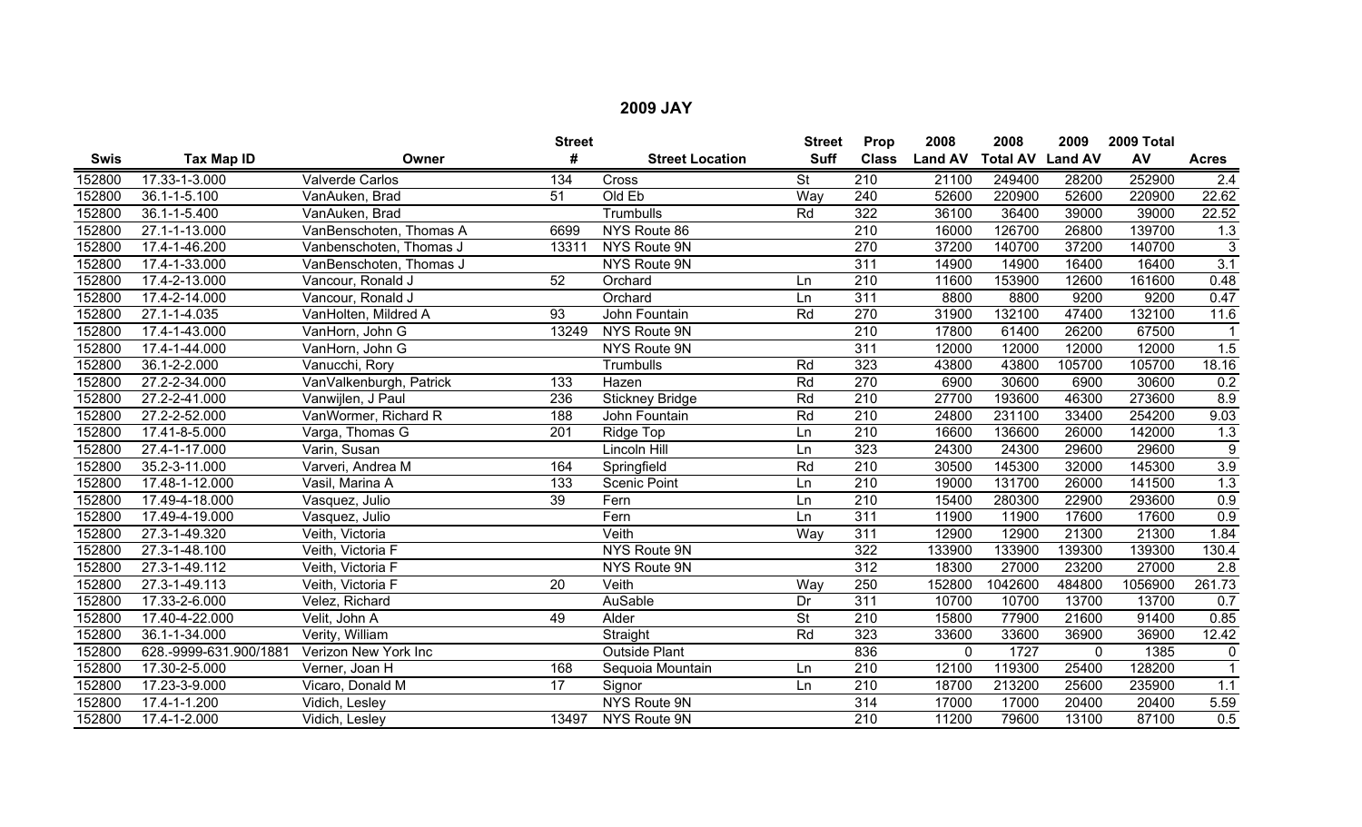## 2009 JAY

| Swis | Tax Map ID | Owner | Street # | Street Location | Street Suff | Prop Class | 2008 Land AV | 2008 Total AV | 2009 Land AV | 2009 Total AV | Acres |
|---|---|---|---|---|---|---|---|---|---|---|---|
| 152800 | 17.33-1-3.000 | Valverde Carlos | 134 | Cross | St | 210 | 21100 | 249400 | 28200 | 252900 | 2.4 |
| 152800 | 36.1-1-5.100 | VanAuken, Brad | 51 | Old Eb | Way | 240 | 52600 | 220900 | 52600 | 220900 | 22.62 |
| 152800 | 36.1-1-5.400 | VanAuken, Brad | | Trumbulls | Rd | 322 | 36100 | 36400 | 39000 | 39000 | 22.52 |
| 152800 | 27.1-1-13.000 | VanBenschoten, Thomas A | 6699 | NYS Route 86 | | 210 | 16000 | 126700 | 26800 | 139700 | 1.3 |
| 152800 | 17.4-1-46.200 | Vanbenschoten, Thomas J | 13311 | NYS Route 9N | | 270 | 37200 | 140700 | 37200 | 140700 | 3 |
| 152800 | 17.4-1-33.000 | VanBenschoten, Thomas J | | NYS Route 9N | | 311 | 14900 | 14900 | 16400 | 16400 | 3.1 |
| 152800 | 17.4-2-13.000 | Vancour, Ronald J | 52 | Orchard | Ln | 210 | 11600 | 153900 | 12600 | 161600 | 0.48 |
| 152800 | 17.4-2-14.000 | Vancour, Ronald J | | Orchard | Ln | 311 | 8800 | 8800 | 9200 | 9200 | 0.47 |
| 152800 | 27.1-1-4.035 | VanHolten, Mildred A | 93 | John Fountain | Rd | 270 | 31900 | 132100 | 47400 | 132100 | 11.6 |
| 152800 | 17.4-1-43.000 | VanHorn, John G | 13249 | NYS Route 9N | | 210 | 17800 | 61400 | 26200 | 67500 | 1 |
| 152800 | 17.4-1-44.000 | VanHorn, John G | | NYS Route 9N | | 311 | 12000 | 12000 | 12000 | 12000 | 1.5 |
| 152800 | 36.1-2-2.000 | Vanucchi, Rory | | Trumbulls | Rd | 323 | 43800 | 43800 | 105700 | 105700 | 18.16 |
| 152800 | 27.2-2-34.000 | VanValkenburgh, Patrick | 133 | Hazen | Rd | 270 | 6900 | 30600 | 6900 | 30600 | 0.2 |
| 152800 | 27.2-2-41.000 | Vanwijlen, J Paul | 236 | Stickney Bridge | Rd | 210 | 27700 | 193600 | 46300 | 273600 | 8.9 |
| 152800 | 27.2-2-52.000 | VanWormer, Richard R | 188 | John Fountain | Rd | 210 | 24800 | 231100 | 33400 | 254200 | 9.03 |
| 152800 | 17.41-8-5.000 | Varga, Thomas G | 201 | Ridge Top | Ln | 210 | 16600 | 136600 | 26000 | 142000 | 1.3 |
| 152800 | 27.4-1-17.000 | Varin, Susan | | Lincoln Hill | Ln | 323 | 24300 | 24300 | 29600 | 29600 | 9 |
| 152800 | 35.2-3-11.000 | Varveri, Andrea M | 164 | Springfield | Rd | 210 | 30500 | 145300 | 32000 | 145300 | 3.9 |
| 152800 | 17.48-1-12.000 | Vasil, Marina A | 133 | Scenic Point | Ln | 210 | 19000 | 131700 | 26000 | 141500 | 1.3 |
| 152800 | 17.49-4-18.000 | Vasquez, Julio | 39 | Fern | Ln | 210 | 15400 | 280300 | 22900 | 293600 | 0.9 |
| 152800 | 17.49-4-19.000 | Vasquez, Julio | | Fern | Ln | 311 | 11900 | 11900 | 17600 | 17600 | 0.9 |
| 152800 | 27.3-1-49.320 | Veith, Victoria | | Veith | Way | 311 | 12900 | 12900 | 21300 | 21300 | 1.84 |
| 152800 | 27.3-1-48.100 | Veith, Victoria F | | NYS Route 9N | | 322 | 133900 | 133900 | 139300 | 139300 | 130.4 |
| 152800 | 27.3-1-49.112 | Veith, Victoria F | | NYS Route 9N | | 312 | 18300 | 27000 | 23200 | 27000 | 2.8 |
| 152800 | 27.3-1-49.113 | Veith, Victoria F | 20 | Veith | Way | 250 | 152800 | 1042600 | 484800 | 1056900 | 261.73 |
| 152800 | 17.33-2-6.000 | Velez, Richard | | AuSable | Dr | 311 | 10700 | 10700 | 13700 | 13700 | 0.7 |
| 152800 | 17.40-4-22.000 | Velit, John A | 49 | Alder | St | 210 | 15800 | 77900 | 21600 | 91400 | 0.85 |
| 152800 | 36.1-1-34.000 | Verity, William | | Straight | Rd | 323 | 33600 | 33600 | 36900 | 36900 | 12.42 |
| 152800 | 628.-9999-631.900/1881 | Verizon New York Inc | | Outside Plant | | 836 | 0 | 1727 | 0 | 1385 | 0 |
| 152800 | 17.30-2-5.000 | Verner, Joan H | 168 | Sequoia Mountain | Ln | 210 | 12100 | 119300 | 25400 | 128200 | 1 |
| 152800 | 17.23-3-9.000 | Vicaro, Donald M | 17 | Signor | Ln | 210 | 18700 | 213200 | 25600 | 235900 | 1.1 |
| 152800 | 17.4-1-1.200 | Vidich, Lesley | | NYS Route 9N | | 314 | 17000 | 17000 | 20400 | 20400 | 5.59 |
| 152800 | 17.4-1-2.000 | Vidich, Lesley | 13497 | NYS Route 9N | | 210 | 11200 | 79600 | 13100 | 87100 | 0.5 |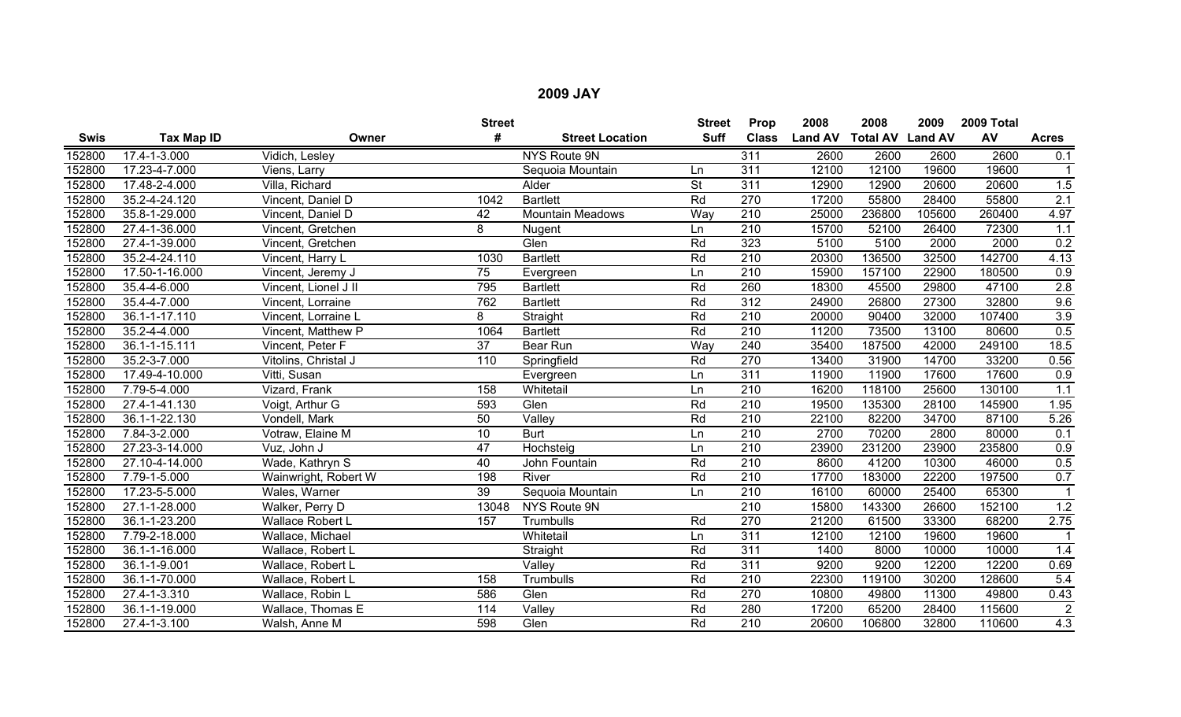# 2009 JAY

| Swis | Tax Map ID | Owner | Street # | Street Location | Street Suff | Prop Class | 2008 Land AV | 2008 Total AV | 2009 Land AV | 2009 Total AV | Acres |
|---|---|---|---|---|---|---|---|---|---|---|---|
| 152800 | 17.4-1-3.000 | Vidich, Lesley | | NYS Route 9N | | 311 | 2600 | 2600 | 2600 | 2600 | 0.1 |
| 152800 | 17.23-4-7.000 | Viens, Larry | | Sequoia Mountain | Ln | 311 | 12100 | 12100 | 19600 | 19600 | 1 |
| 152800 | 17.48-2-4.000 | Villa, Richard | | Alder | St | 311 | 12900 | 12900 | 20600 | 20600 | 1.5 |
| 152800 | 35.2-4-24.120 | Vincent, Daniel D | 1042 | Bartlett | Rd | 270 | 17200 | 55800 | 28400 | 55800 | 2.1 |
| 152800 | 35.8-1-29.000 | Vincent, Daniel D | 42 | Mountain Meadows | Way | 210 | 25000 | 236800 | 105600 | 260400 | 4.97 |
| 152800 | 27.4-1-36.000 | Vincent, Gretchen | 8 | Nugent | Ln | 210 | 15700 | 52100 | 26400 | 72300 | 1.1 |
| 152800 | 27.4-1-39.000 | Vincent, Gretchen | | Glen | Rd | 323 | 5100 | 5100 | 2000 | 2000 | 0.2 |
| 152800 | 35.2-4-24.110 | Vincent, Harry L | 1030 | Bartlett | Rd | 210 | 20300 | 136500 | 32500 | 142700 | 4.13 |
| 152800 | 17.50-1-16.000 | Vincent, Jeremy J | 75 | Evergreen | Ln | 210 | 15900 | 157100 | 22900 | 180500 | 0.9 |
| 152800 | 35.4-4-6.000 | Vincent, Lionel J II | 795 | Bartlett | Rd | 260 | 18300 | 45500 | 29800 | 47100 | 2.8 |
| 152800 | 35.4-4-7.000 | Vincent, Lorraine | 762 | Bartlett | Rd | 312 | 24900 | 26800 | 27300 | 32800 | 9.6 |
| 152800 | 36.1-1-17.110 | Vincent, Lorraine L | 8 | Straight | Rd | 210 | 20000 | 90400 | 32000 | 107400 | 3.9 |
| 152800 | 35.2-4-4.000 | Vincent, Matthew P | 1064 | Bartlett | Rd | 210 | 11200 | 73500 | 13100 | 80600 | 0.5 |
| 152800 | 36.1-1-15.111 | Vincent, Peter F | 37 | Bear Run | Way | 240 | 35400 | 187500 | 42000 | 249100 | 18.5 |
| 152800 | 35.2-3-7.000 | Vitolins, Christal J | 110 | Springfield | Rd | 270 | 13400 | 31900 | 14700 | 33200 | 0.56 |
| 152800 | 17.49-4-10.000 | Vitti, Susan | | Evergreen | Ln | 311 | 11900 | 11900 | 17600 | 17600 | 0.9 |
| 152800 | 7.79-5-4.000 | Vizard, Frank | 158 | Whitetail | Ln | 210 | 16200 | 118100 | 25600 | 130100 | 1.1 |
| 152800 | 27.4-1-41.130 | Voigt, Arthur G | 593 | Glen | Rd | 210 | 19500 | 135300 | 28100 | 145900 | 1.95 |
| 152800 | 36.1-1-22.130 | Vondell, Mark | 50 | Valley | Rd | 210 | 22100 | 82200 | 34700 | 87100 | 5.26 |
| 152800 | 7.84-3-2.000 | Votraw, Elaine M | 10 | Burt | Ln | 210 | 2700 | 70200 | 2800 | 80000 | 0.1 |
| 152800 | 27.23-3-14.000 | Vuz, John J | 47 | Hochsteig | Ln | 210 | 23900 | 231200 | 23900 | 235800 | 0.9 |
| 152800 | 27.10-4-14.000 | Wade, Kathryn S | 40 | John Fountain | Rd | 210 | 8600 | 41200 | 10300 | 46000 | 0.5 |
| 152800 | 7.79-1-5.000 | Wainwright, Robert W | 198 | River | Rd | 210 | 17700 | 183000 | 22200 | 197500 | 0.7 |
| 152800 | 17.23-5-5.000 | Wales, Warner | 39 | Sequoia Mountain | Ln | 210 | 16100 | 60000 | 25400 | 65300 | 1 |
| 152800 | 27.1-1-28.000 | Walker, Perry D | 13048 | NYS Route 9N | | 210 | 15800 | 143300 | 26600 | 152100 | 1.2 |
| 152800 | 36.1-1-23.200 | Wallace Robert L | 157 | Trumbulls | Rd | 270 | 21200 | 61500 | 33300 | 68200 | 2.75 |
| 152800 | 7.79-2-18.000 | Wallace, Michael | | Whitetail | Ln | 311 | 12100 | 12100 | 19600 | 19600 | 1 |
| 152800 | 36.1-1-16.000 | Wallace, Robert L | | Straight | Rd | 311 | 1400 | 8000 | 10000 | 10000 | 1.4 |
| 152800 | 36.1-1-9.001 | Wallace, Robert L | | Valley | Rd | 311 | 9200 | 9200 | 12200 | 12200 | 0.69 |
| 152800 | 36.1-1-70.000 | Wallace, Robert L | 158 | Trumbulls | Rd | 210 | 22300 | 119100 | 30200 | 128600 | 5.4 |
| 152800 | 27.4-1-3.310 | Wallace, Robin L | 586 | Glen | Rd | 270 | 10800 | 49800 | 11300 | 49800 | 0.43 |
| 152800 | 36.1-1-19.000 | Wallace, Thomas E | 114 | Valley | Rd | 280 | 17200 | 65200 | 28400 | 115600 | 2 |
| 152800 | 27.4-1-3.100 | Walsh, Anne M | 598 | Glen | Rd | 210 | 20600 | 106800 | 32800 | 110600 | 4.3 |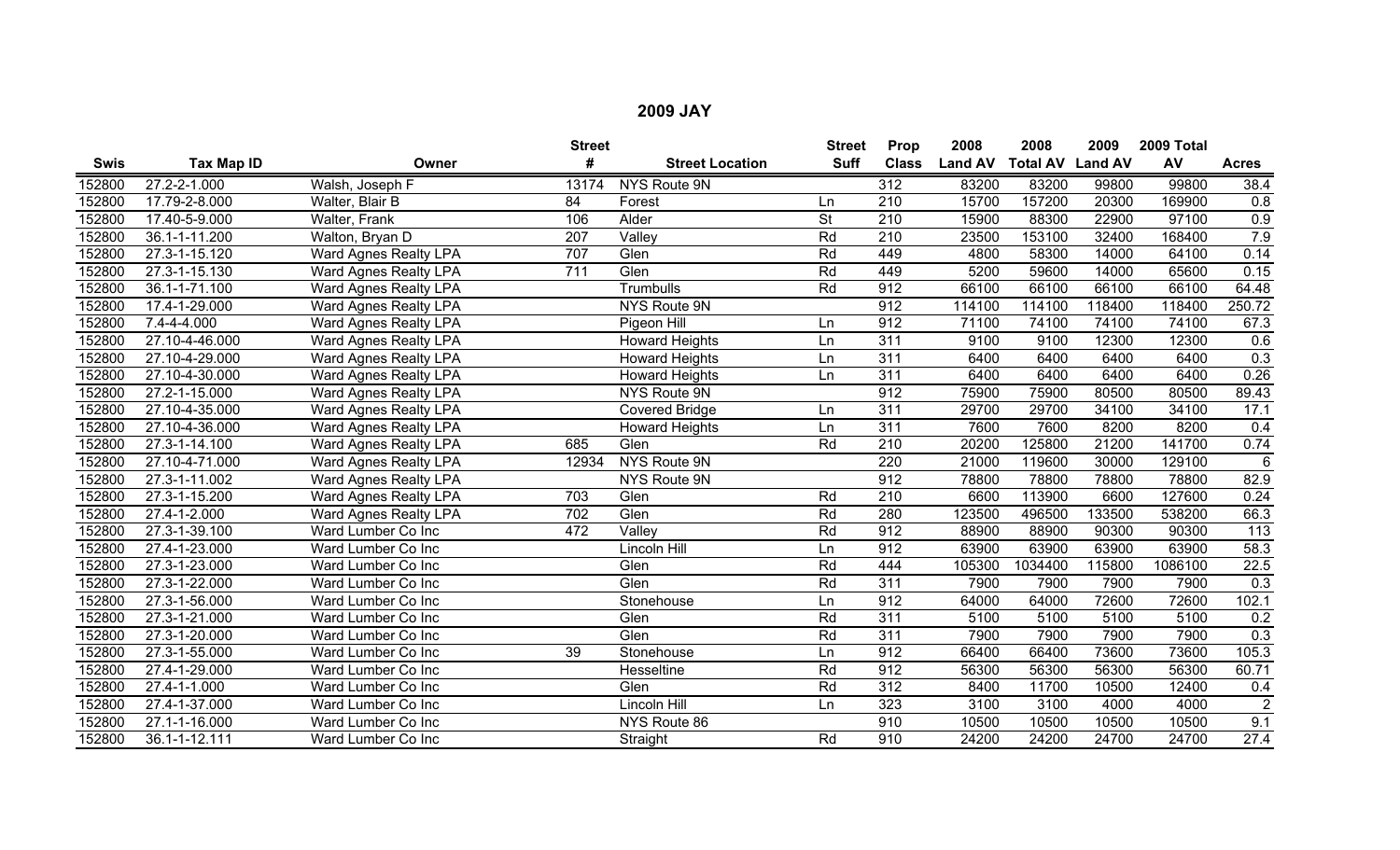## 2009 JAY

| Swis | Tax Map ID | Owner | Street # | Street Location | Street Suff | Prop Class | 2008 Land AV | 2008 Total AV | 2009 Land AV | 2009 Total AV | Acres |
|---|---|---|---|---|---|---|---|---|---|---|---|
| 152800 | 27.2-2-1.000 | Walsh, Joseph F | 13174 | NYS Route 9N | | 312 | 83200 | 83200 | 99800 | 99800 | 38.4 |
| 152800 | 17.79-2-8.000 | Walter, Blair B | 84 | Forest | Ln | 210 | 15700 | 157200 | 20300 | 169900 | 0.8 |
| 152800 | 17.40-5-9.000 | Walter, Frank | 106 | Alder | St | 210 | 15900 | 88300 | 22900 | 97100 | 0.9 |
| 152800 | 36.1-1-11.200 | Walton, Bryan D | 207 | Valley | Rd | 210 | 23500 | 153100 | 32400 | 168400 | 7.9 |
| 152800 | 27.3-1-15.120 | Ward Agnes Realty LPA | 707 | Glen | Rd | 449 | 4800 | 58300 | 14000 | 64100 | 0.14 |
| 152800 | 27.3-1-15.130 | Ward Agnes Realty LPA | 711 | Glen | Rd | 449 | 5200 | 59600 | 14000 | 65600 | 0.15 |
| 152800 | 36.1-1-71.100 | Ward Agnes Realty LPA | | Trumbulls | Rd | 912 | 66100 | 66100 | 66100 | 66100 | 64.48 |
| 152800 | 17.4-1-29.000 | Ward Agnes Realty LPA | | NYS Route 9N | | 912 | 114100 | 114100 | 118400 | 118400 | 250.72 |
| 152800 | 7.4-4-4.000 | Ward Agnes Realty LPA | | Pigeon Hill | Ln | 912 | 71100 | 74100 | 74100 | 74100 | 67.3 |
| 152800 | 27.10-4-46.000 | Ward Agnes Realty LPA | | Howard Heights | Ln | 311 | 9100 | 9100 | 12300 | 12300 | 0.6 |
| 152800 | 27.10-4-29.000 | Ward Agnes Realty LPA | | Howard Heights | Ln | 311 | 6400 | 6400 | 6400 | 6400 | 0.3 |
| 152800 | 27.10-4-30.000 | Ward Agnes Realty LPA | | Howard Heights | Ln | 311 | 6400 | 6400 | 6400 | 6400 | 0.26 |
| 152800 | 27.2-1-15.000 | Ward Agnes Realty LPA | | NYS Route 9N | | 912 | 75900 | 75900 | 80500 | 80500 | 89.43 |
| 152800 | 27.10-4-35.000 | Ward Agnes Realty LPA | | Covered Bridge | Ln | 311 | 29700 | 29700 | 34100 | 34100 | 17.1 |
| 152800 | 27.10-4-36.000 | Ward Agnes Realty LPA | | Howard Heights | Ln | 311 | 7600 | 7600 | 8200 | 8200 | 0.4 |
| 152800 | 27.3-1-14.100 | Ward Agnes Realty LPA | 685 | Glen | Rd | 210 | 20200 | 125800 | 21200 | 141700 | 0.74 |
| 152800 | 27.10-4-71.000 | Ward Agnes Realty LPA | 12934 | NYS Route 9N | | 220 | 21000 | 119600 | 30000 | 129100 | 6 |
| 152800 | 27.3-1-11.002 | Ward Agnes Realty LPA | | NYS Route 9N | | 912 | 78800 | 78800 | 78800 | 78800 | 82.9 |
| 152800 | 27.3-1-15.200 | Ward Agnes Realty LPA | 703 | Glen | Rd | 210 | 6600 | 113900 | 6600 | 127600 | 0.24 |
| 152800 | 27.4-1-2.000 | Ward Agnes Realty LPA | 702 | Glen | Rd | 280 | 123500 | 496500 | 133500 | 538200 | 66.3 |
| 152800 | 27.3-1-39.100 | Ward Lumber Co Inc | 472 | Valley | Rd | 912 | 88900 | 88900 | 90300 | 90300 | 113 |
| 152800 | 27.4-1-23.000 | Ward Lumber Co Inc | | Lincoln Hill | Ln | 912 | 63900 | 63900 | 63900 | 63900 | 58.3 |
| 152800 | 27.3-1-23.000 | Ward Lumber Co Inc | | Glen | Rd | 444 | 105300 | 1034400 | 115800 | 1086100 | 22.5 |
| 152800 | 27.3-1-22.000 | Ward Lumber Co Inc | | Glen | Rd | 311 | 7900 | 7900 | 7900 | 7900 | 0.3 |
| 152800 | 27.3-1-56.000 | Ward Lumber Co Inc | | Stonehouse | Ln | 912 | 64000 | 64000 | 72600 | 72600 | 102.1 |
| 152800 | 27.3-1-21.000 | Ward Lumber Co Inc | | Glen | Rd | 311 | 5100 | 5100 | 5100 | 5100 | 0.2 |
| 152800 | 27.3-1-20.000 | Ward Lumber Co Inc | | Glen | Rd | 311 | 7900 | 7900 | 7900 | 7900 | 0.3 |
| 152800 | 27.3-1-55.000 | Ward Lumber Co Inc | 39 | Stonehouse | Ln | 912 | 66400 | 66400 | 73600 | 73600 | 105.3 |
| 152800 | 27.4-1-29.000 | Ward Lumber Co Inc | | Hesseltine | Rd | 912 | 56300 | 56300 | 56300 | 56300 | 60.71 |
| 152800 | 27.4-1-1.000 | Ward Lumber Co Inc | | Glen | Rd | 312 | 8400 | 11700 | 10500 | 12400 | 0.4 |
| 152800 | 27.4-1-37.000 | Ward Lumber Co Inc | | Lincoln Hill | Ln | 323 | 3100 | 3100 | 4000 | 4000 | 2 |
| 152800 | 27.1-1-16.000 | Ward Lumber Co Inc | | NYS Route 86 | | 910 | 10500 | 10500 | 10500 | 10500 | 9.1 |
| 152800 | 36.1-1-12.111 | Ward Lumber Co Inc | | Straight | Rd | 910 | 24200 | 24200 | 24700 | 24700 | 27.4 |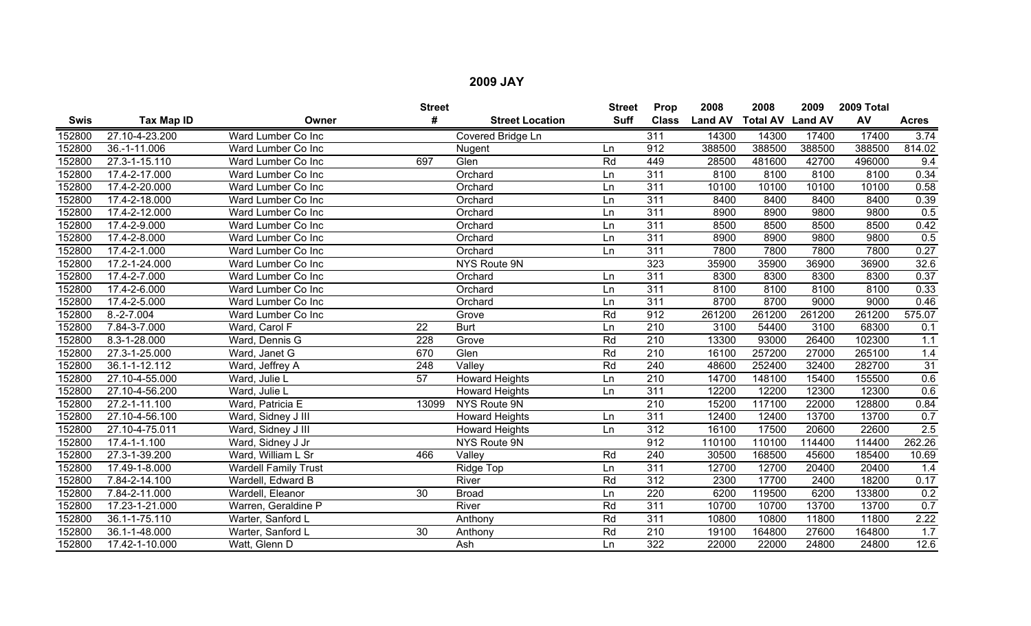## 2009 JAY

| Swis | Tax Map ID | Owner | Street # | Street Location | Street Suff | Prop Class | 2008 Land AV | 2008 Total AV | 2009 Land AV | 2009 Total AV | Acres |
|---|---|---|---|---|---|---|---|---|---|---|---|
| 152800 | 27.10-4-23.200 | Ward Lumber Co Inc | | Covered Bridge Ln | | 311 | 14300 | 14300 | 17400 | 17400 | 3.74 |
| 152800 | 36.-1-11.006 | Ward Lumber Co Inc | | Nugent | Ln | 912 | 388500 | 388500 | 388500 | 388500 | 814.02 |
| 152800 | 27.3-1-15.110 | Ward Lumber Co Inc | 697 | Glen | Rd | 449 | 28500 | 481600 | 42700 | 496000 | 9.4 |
| 152800 | 17.4-2-17.000 | Ward Lumber Co Inc | | Orchard | Ln | 311 | 8100 | 8100 | 8100 | 8100 | 0.34 |
| 152800 | 17.4-2-20.000 | Ward Lumber Co Inc | | Orchard | Ln | 311 | 10100 | 10100 | 10100 | 10100 | 0.58 |
| 152800 | 17.4-2-18.000 | Ward Lumber Co Inc | | Orchard | Ln | 311 | 8400 | 8400 | 8400 | 8400 | 0.39 |
| 152800 | 17.4-2-12.000 | Ward Lumber Co Inc | | Orchard | Ln | 311 | 8900 | 8900 | 9800 | 9800 | 0.5 |
| 152800 | 17.4-2-9.000 | Ward Lumber Co Inc | | Orchard | Ln | 311 | 8500 | 8500 | 8500 | 8500 | 0.42 |
| 152800 | 17.4-2-8.000 | Ward Lumber Co Inc | | Orchard | Ln | 311 | 8900 | 8900 | 9800 | 9800 | 0.5 |
| 152800 | 17.4-2-1.000 | Ward Lumber Co Inc | | Orchard | Ln | 311 | 7800 | 7800 | 7800 | 7800 | 0.27 |
| 152800 | 17.2-1-24.000 | Ward Lumber Co Inc | | NYS Route 9N | | 323 | 35900 | 35900 | 36900 | 36900 | 32.6 |
| 152800 | 17.4-2-7.000 | Ward Lumber Co Inc | | Orchard | Ln | 311 | 8300 | 8300 | 8300 | 8300 | 0.37 |
| 152800 | 17.4-2-6.000 | Ward Lumber Co Inc | | Orchard | Ln | 311 | 8100 | 8100 | 8100 | 8100 | 0.33 |
| 152800 | 17.4-2-5.000 | Ward Lumber Co Inc | | Orchard | Ln | 311 | 8700 | 8700 | 9000 | 9000 | 0.46 |
| 152800 | 8.-2-7.004 | Ward Lumber Co Inc | | Grove | Rd | 912 | 261200 | 261200 | 261200 | 261200 | 575.07 |
| 152800 | 7.84-3-7.000 | Ward, Carol F | 22 | Burt | Ln | 210 | 3100 | 54400 | 3100 | 68300 | 0.1 |
| 152800 | 8.3-1-28.000 | Ward, Dennis G | 228 | Grove | Rd | 210 | 13300 | 93000 | 26400 | 102300 | 1.1 |
| 152800 | 27.3-1-25.000 | Ward, Janet G | 670 | Glen | Rd | 210 | 16100 | 257200 | 27000 | 265100 | 1.4 |
| 152800 | 36.1-1-12.112 | Ward, Jeffrey A | 248 | Valley | Rd | 240 | 48600 | 252400 | 32400 | 282700 | 31 |
| 152800 | 27.10-4-55.000 | Ward, Julie L | 57 | Howard Heights | Ln | 210 | 14700 | 148100 | 15400 | 155500 | 0.6 |
| 152800 | 27.10-4-56.200 | Ward, Julie L | | Howard Heights | Ln | 311 | 12200 | 12200 | 12300 | 12300 | 0.6 |
| 152800 | 27.2-1-11.100 | Ward, Patricia E | 13099 | NYS Route 9N | | 210 | 15200 | 117100 | 22000 | 128800 | 0.84 |
| 152800 | 27.10-4-56.100 | Ward, Sidney J III | | Howard Heights | Ln | 311 | 12400 | 12400 | 13700 | 13700 | 0.7 |
| 152800 | 27.10-4-75.011 | Ward, Sidney J III | | Howard Heights | Ln | 312 | 16100 | 17500 | 20600 | 22600 | 2.5 |
| 152800 | 17.4-1-1.100 | Ward, Sidney J Jr | | NYS Route 9N | | 912 | 110100 | 110100 | 114400 | 114400 | 262.26 |
| 152800 | 27.3-1-39.200 | Ward, William L Sr | 466 | Valley | Rd | 240 | 30500 | 168500 | 45600 | 185400 | 10.69 |
| 152800 | 17.49-1-8.000 | Wardell Family Trust | | Ridge Top | Ln | 311 | 12700 | 12700 | 20400 | 20400 | 1.4 |
| 152800 | 7.84-2-14.100 | Wardell, Edward B | | River | Rd | 312 | 2300 | 17700 | 2400 | 18200 | 0.17 |
| 152800 | 7.84-2-11.000 | Wardell, Eleanor | 30 | Broad | Ln | 220 | 6200 | 119500 | 6200 | 133800 | 0.2 |
| 152800 | 17.23-1-21.000 | Warren, Geraldine P | | River | Rd | 311 | 10700 | 10700 | 13700 | 13700 | 0.7 |
| 152800 | 36.1-1-75.110 | Warter, Sanford L | | Anthony | Rd | 311 | 10800 | 10800 | 11800 | 11800 | 2.22 |
| 152800 | 36.1-1-48.000 | Warter, Sanford L | 30 | Anthony | Rd | 210 | 19100 | 164800 | 27600 | 164800 | 1.7 |
| 152800 | 17.42-1-10.000 | Watt, Glenn D | | Ash | Ln | 322 | 22000 | 22000 | 24800 | 24800 | 12.6 |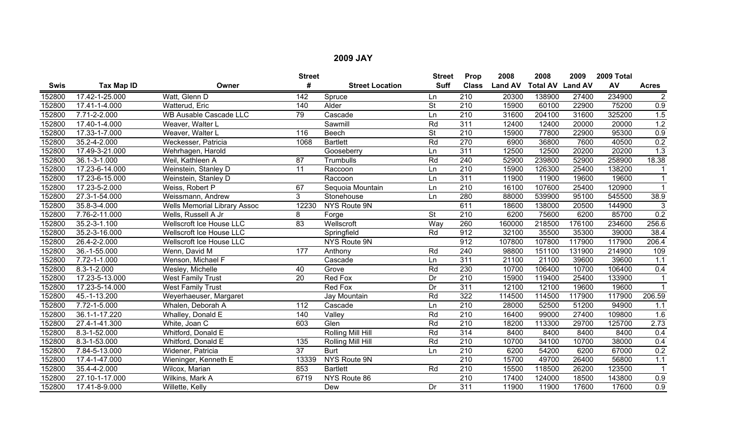## 2009 JAY

| Swis | Tax Map ID | Owner | Street # | Street Location | Street Suff | Prop Class | 2008 Land AV | 2008 Total AV | 2009 Land AV | 2009 Total AV | Acres |
|---|---|---|---|---|---|---|---|---|---|---|---|
| 152800 | 17.42-1-25.000 | Watt, Glenn D | 142 | Spruce | Ln | 210 | 20300 | 138900 | 27400 | 234900 | 2 |
| 152800 | 17.41-1-4.000 | Watterud, Eric | 140 | Alder | St | 210 | 15900 | 60100 | 22900 | 75200 | 0.9 |
| 152800 | 7.71-2-2.000 | WB Ausable Cascade LLC | 79 | Cascade | Ln | 210 | 31600 | 204100 | 31600 | 325200 | 1.5 |
| 152800 | 17.40-1-4.000 | Weaver, Walter L | | Sawmill | Rd | 311 | 12400 | 12400 | 20000 | 20000 | 1.2 |
| 152800 | 17.33-1-7.000 | Weaver, Walter L | 116 | Beech | St | 210 | 15900 | 77800 | 22900 | 95300 | 0.9 |
| 152800 | 35.2-4-2.000 | Weckesser, Patricia | 1068 | Bartlett | Rd | 270 | 6900 | 36800 | 7600 | 40500 | 0.2 |
| 152800 | 17.49-3-21.000 | Wehrhagen, Harold | | Gooseberry | Ln | 311 | 12500 | 12500 | 20200 | 20200 | 1.3 |
| 152800 | 36.1-3-1.000 | Weil, Kathleen A | 87 | Trumbulls | Rd | 240 | 52900 | 239800 | 52900 | 258900 | 18.38 |
| 152800 | 17.23-6-14.000 | Weinstein, Stanley D | 11 | Raccoon | Ln | 210 | 15900 | 126300 | 25400 | 138200 | 1 |
| 152800 | 17.23-6-15.000 | Weinstein, Stanley D | | Raccoon | Ln | 311 | 11900 | 11900 | 19600 | 19600 | 1 |
| 152800 | 17.23-5-2.000 | Weiss, Robert P | 67 | Sequoia Mountain | Ln | 210 | 16100 | 107600 | 25400 | 120900 | 1 |
| 152800 | 27.3-1-54.000 | Weissmann, Andrew | 3 | Stonehouse | Ln | 280 | 88000 | 539900 | 95100 | 545500 | 38.9 |
| 152800 | 35.8-3-4.000 | Wells Memorial Library Assoc | 12230 | NYS Route 9N | | 611 | 18600 | 138000 | 20500 | 144900 | 3 |
| 152800 | 7.76-2-11.000 | Wells, Russell A Jr | 8 | Forge | St | 210 | 6200 | 75600 | 6200 | 85700 | 0.2 |
| 152800 | 35.2-3-1.100 | Wellscroft Ice House LLC | 83 | Wellscroft | Way | 260 | 160000 | 218500 | 176100 | 234600 | 256.6 |
| 152800 | 35.2-3-16.000 | Wellscroft Ice House LLC | | Springfield | Rd | 912 | 32100 | 35500 | 35300 | 39000 | 38.4 |
| 152800 | 26.4-2-2.000 | Wellscroft Ice House LLC | | NYS Route 9N | | 912 | 107800 | 107800 | 117900 | 117900 | 206.4 |
| 152800 | 36.-1-55.000 | Wenn, David M | 177 | Anthony | Rd | 240 | 98800 | 151100 | 131900 | 214900 | 109 |
| 152800 | 7.72-1-1.000 | Wenson, Michael F | | Cascade | Ln | 311 | 21100 | 21100 | 39600 | 39600 | 1.1 |
| 152800 | 8.3-1-2.000 | Wesley, Michelle | 40 | Grove | Rd | 230 | 10700 | 106400 | 10700 | 106400 | 0.4 |
| 152800 | 17.23-5-13.000 | West Family Trust | 20 | Red Fox | Dr | 210 | 15900 | 119400 | 25400 | 133900 | 1 |
| 152800 | 17.23-5-14.000 | West Family Trust | | Red Fox | Dr | 311 | 12100 | 12100 | 19600 | 19600 | 1 |
| 152800 | 45.-1-13.200 | Weyerhaeuser, Margaret | | Jay Mountain | Rd | 322 | 114500 | 114500 | 117900 | 117900 | 206.59 |
| 152800 | 7.72-1-5.000 | Whalen, Deborah A | 112 | Cascade | Ln | 210 | 28000 | 52500 | 51200 | 94900 | 1.1 |
| 152800 | 36.1-1-17.220 | Whalley, Donald E | 140 | Valley | Rd | 210 | 16400 | 99000 | 27400 | 109800 | 1.6 |
| 152800 | 27.4-1-41.300 | White, Joan C | 603 | Glen | Rd | 210 | 18200 | 113300 | 29700 | 125700 | 2.73 |
| 152800 | 8.3-1-52.000 | Whitford, Donald E | | Rolling Mill Hill | Rd | 314 | 8400 | 8400 | 8400 | 8400 | 0.4 |
| 152800 | 8.3-1-53.000 | Whitford, Donald E | 135 | Rolling Mill Hill | Rd | 210 | 10700 | 34100 | 10700 | 38000 | 0.4 |
| 152800 | 7.84-5-13.000 | Widener, Patricia | 37 | Burt | Ln | 210 | 6200 | 54200 | 6200 | 67000 | 0.2 |
| 152800 | 17.4-1-47.000 | Wieninger, Kenneth E | 13339 | NYS Route 9N | | 210 | 15700 | 49700 | 26400 | 56800 | 1.1 |
| 152800 | 35.4-4-2.000 | Wilcox, Marian | 853 | Bartlett | Rd | 210 | 15500 | 118500 | 26200 | 123500 | 1 |
| 152800 | 27.10-1-17.000 | Wilkins, Mark A | 6719 | NYS Route 86 | | 210 | 17400 | 124000 | 18500 | 143800 | 0.9 |
| 152800 | 17.41-8-9.000 | Willette, Kelly | | Dew | Dr | 311 | 11900 | 11900 | 17600 | 17600 | 0.9 |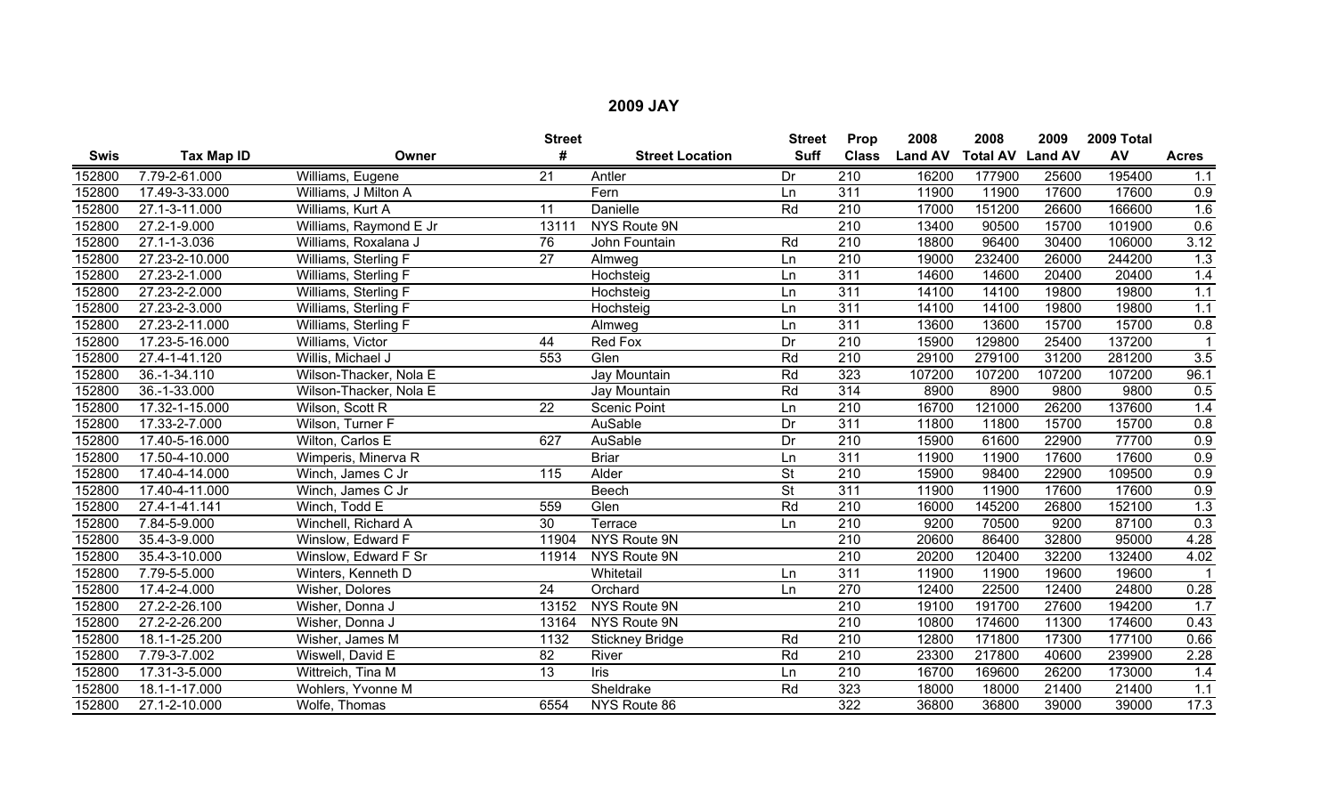# 2009 JAY

| Swis | Tax Map ID | Owner | Street # | Street Location | Street Suff | Prop Class | 2008 Land AV | 2008 Total AV | 2009 Land AV | 2009 Total AV | Acres |
|---|---|---|---|---|---|---|---|---|---|---|---|
| 152800 | 7.79-2-61.000 | Williams, Eugene | 21 | Antler | Dr | 210 | 16200 | 177900 | 25600 | 195400 | 1.1 |
| 152800 | 17.49-3-33.000 | Williams, J Milton A | | Fern | Ln | 311 | 11900 | 11900 | 17600 | 17600 | 0.9 |
| 152800 | 27.1-3-11.000 | Williams, Kurt A | 11 | Danielle | Rd | 210 | 17000 | 151200 | 26600 | 166600 | 1.6 |
| 152800 | 27.2-1-9.000 | Williams, Raymond E Jr | 13111 | NYS Route 9N | | 210 | 13400 | 90500 | 15700 | 101900 | 0.6 |
| 152800 | 27.1-1-3.036 | Williams, Roxalana J | 76 | John Fountain | Rd | 210 | 18800 | 96400 | 30400 | 106000 | 3.12 |
| 152800 | 27.23-2-10.000 | Williams, Sterling F | 27 | Almweg | Ln | 210 | 19000 | 232400 | 26000 | 244200 | 1.3 |
| 152800 | 27.23-2-1.000 | Williams, Sterling F | | Hochsteig | Ln | 311 | 14600 | 14600 | 20400 | 20400 | 1.4 |
| 152800 | 27.23-2-2.000 | Williams, Sterling F | | Hochsteig | Ln | 311 | 14100 | 14100 | 19800 | 19800 | 1.1 |
| 152800 | 27.23-2-3.000 | Williams, Sterling F | | Hochsteig | Ln | 311 | 14100 | 14100 | 19800 | 19800 | 1.1 |
| 152800 | 27.23-2-11.000 | Williams, Sterling F | | Almweg | Ln | 311 | 13600 | 13600 | 15700 | 15700 | 0.8 |
| 152800 | 17.23-5-16.000 | Williams, Victor | 44 | Red Fox | Dr | 210 | 15900 | 129800 | 25400 | 137200 | 1 |
| 152800 | 27.4-1-41.120 | Willis, Michael J | 553 | Glen | Rd | 210 | 29100 | 279100 | 31200 | 281200 | 3.5 |
| 152800 | 36.-1-34.110 | Wilson-Thacker, Nola E | | Jay Mountain | Rd | 323 | 107200 | 107200 | 107200 | 107200 | 96.1 |
| 152800 | 36.-1-33.000 | Wilson-Thacker, Nola E | | Jay Mountain | Rd | 314 | 8900 | 8900 | 9800 | 9800 | 0.5 |
| 152800 | 17.32-1-15.000 | Wilson, Scott R | 22 | Scenic Point | Ln | 210 | 16700 | 121000 | 26200 | 137600 | 1.4 |
| 152800 | 17.33-2-7.000 | Wilson, Turner F | | AuSable | Dr | 311 | 11800 | 11800 | 15700 | 15700 | 0.8 |
| 152800 | 17.40-5-16.000 | Wilton, Carlos E | 627 | AuSable | Dr | 210 | 15900 | 61600 | 22900 | 77700 | 0.9 |
| 152800 | 17.50-4-10.000 | Wimperis, Minerva R | | Briar | Ln | 311 | 11900 | 11900 | 17600 | 17600 | 0.9 |
| 152800 | 17.40-4-14.000 | Winch, James C Jr | 115 | Alder | St | 210 | 15900 | 98400 | 22900 | 109500 | 0.9 |
| 152800 | 17.40-4-11.000 | Winch, James C Jr | | Beech | St | 311 | 11900 | 11900 | 17600 | 17600 | 0.9 |
| 152800 | 27.4-1-41.141 | Winch, Todd E | 559 | Glen | Rd | 210 | 16000 | 145200 | 26800 | 152100 | 1.3 |
| 152800 | 7.84-5-9.000 | Winchell, Richard A | 30 | Terrace | Ln | 210 | 9200 | 70500 | 9200 | 87100 | 0.3 |
| 152800 | 35.4-3-9.000 | Winslow, Edward F | 11904 | NYS Route 9N | | 210 | 20600 | 86400 | 32800 | 95000 | 4.28 |
| 152800 | 35.4-3-10.000 | Winslow, Edward F Sr | 11914 | NYS Route 9N | | 210 | 20200 | 120400 | 32200 | 132400 | 4.02 |
| 152800 | 7.79-5-5.000 | Winters, Kenneth D | | Whitetail | Ln | 311 | 11900 | 11900 | 19600 | 19600 | 1 |
| 152800 | 17.4-2-4.000 | Wisher, Dolores | 24 | Orchard | Ln | 270 | 12400 | 22500 | 12400 | 24800 | 0.28 |
| 152800 | 27.2-2-26.100 | Wisher, Donna J | 13152 | NYS Route 9N | | 210 | 19100 | 191700 | 27600 | 194200 | 1.7 |
| 152800 | 27.2-2-26.200 | Wisher, Donna J | 13164 | NYS Route 9N | | 210 | 10800 | 174600 | 11300 | 174600 | 0.43 |
| 152800 | 18.1-1-25.200 | Wisher, James M | 1132 | Stickney Bridge | Rd | 210 | 12800 | 171800 | 17300 | 177100 | 0.66 |
| 152800 | 7.79-3-7.002 | Wiswell, David E | 82 | River | Rd | 210 | 23300 | 217800 | 40600 | 239900 | 2.28 |
| 152800 | 17.31-3-5.000 | Wittreich, Tina M | 13 | Iris | Ln | 210 | 16700 | 169600 | 26200 | 173000 | 1.4 |
| 152800 | 18.1-1-17.000 | Wohlers, Yvonne M | | Sheldrake | Rd | 323 | 18000 | 18000 | 21400 | 21400 | 1.1 |
| 152800 | 27.1-2-10.000 | Wolfe, Thomas | 6554 | NYS Route 86 | | 322 | 36800 | 36800 | 39000 | 39000 | 17.3 |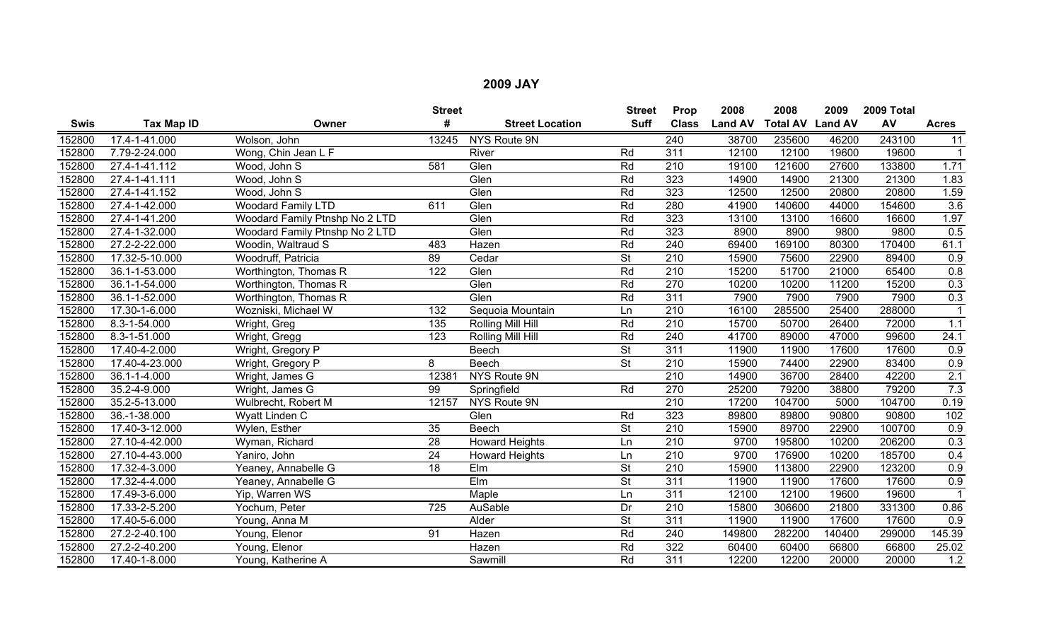## 2009 JAY

| Swis | Tax Map ID | Owner | Street # | Street Location | Street Suff | Prop Class | 2008 Land AV | 2008 Total AV | 2009 Land AV | 2009 Total AV | Acres |
|---|---|---|---|---|---|---|---|---|---|---|---|
| 152800 | 17.4-1-41.000 | Wolson, John | 13245 | NYS Route 9N | | 240 | 38700 | 235600 | 46200 | 243100 | 11 |
| 152800 | 7.79-2-24.000 | Wong, Chin Jean L F | | River | Rd | 311 | 12100 | 12100 | 19600 | 19600 | 1 |
| 152800 | 27.4-1-41.112 | Wood, John S | 581 | Glen | Rd | 210 | 19100 | 121600 | 27600 | 133800 | 1.71 |
| 152800 | 27.4-1-41.111 | Wood, John S | | Glen | Rd | 323 | 14900 | 14900 | 21300 | 21300 | 1.83 |
| 152800 | 27.4-1-41.152 | Wood, John S | | Glen | Rd | 323 | 12500 | 12500 | 20800 | 20800 | 1.59 |
| 152800 | 27.4-1-42.000 | Woodard Family LTD | 611 | Glen | Rd | 280 | 41900 | 140600 | 44000 | 154600 | 3.6 |
| 152800 | 27.4-1-41.200 | Woodard Family Ptnshp No 2 LTD | | Glen | Rd | 323 | 13100 | 13100 | 16600 | 16600 | 1.97 |
| 152800 | 27.4-1-32.000 | Woodard Family Ptnshp No 2 LTD | | Glen | Rd | 323 | 8900 | 8900 | 9800 | 9800 | 0.5 |
| 152800 | 27.2-2-22.000 | Woodin, Waltraud S | 483 | Hazen | Rd | 240 | 69400 | 169100 | 80300 | 170400 | 61.1 |
| 152800 | 17.32-5-10.000 | Woodruff, Patricia | 89 | Cedar | St | 210 | 15900 | 75600 | 22900 | 89400 | 0.9 |
| 152800 | 36.1-1-53.000 | Worthington, Thomas R | 122 | Glen | Rd | 210 | 15200 | 51700 | 21000 | 65400 | 0.8 |
| 152800 | 36.1-1-54.000 | Worthington, Thomas R | | Glen | Rd | 270 | 10200 | 10200 | 11200 | 15200 | 0.3 |
| 152800 | 36.1-1-52.000 | Worthington, Thomas R | | Glen | Rd | 311 | 7900 | 7900 | 7900 | 7900 | 0.3 |
| 152800 | 17.30-1-6.000 | Wozniski, Michael W | 132 | Sequoia Mountain | Ln | 210 | 16100 | 285500 | 25400 | 288000 | 1 |
| 152800 | 8.3-1-54.000 | Wright, Greg | 135 | Rolling Mill Hill | Rd | 210 | 15700 | 50700 | 26400 | 72000 | 1.1 |
| 152800 | 8.3-1-51.000 | Wright, Gregg | 123 | Rolling Mill Hill | Rd | 240 | 41700 | 89000 | 47000 | 99600 | 24.1 |
| 152800 | 17.40-4-2.000 | Wright, Gregory P | | Beech | St | 311 | 11900 | 11900 | 17600 | 17600 | 0.9 |
| 152800 | 17.40-4-23.000 | Wright, Gregory P | 8 | Beech | St | 210 | 15900 | 74400 | 22900 | 83400 | 0.9 |
| 152800 | 36.1-1-4.000 | Wright, James G | 12381 | NYS Route 9N | | 210 | 14900 | 36700 | 28400 | 42200 | 2.1 |
| 152800 | 35.2-4-9.000 | Wright, James G | 99 | Springfield | Rd | 270 | 25200 | 79200 | 38800 | 79200 | 7.3 |
| 152800 | 35.2-5-13.000 | Wulbrecht, Robert M | 12157 | NYS Route 9N | | 210 | 17200 | 104700 | 5000 | 104700 | 0.19 |
| 152800 | 36.-1-38.000 | Wyatt Linden C | | Glen | Rd | 323 | 89800 | 89800 | 90800 | 90800 | 102 |
| 152800 | 17.40-3-12.000 | Wylen, Esther | 35 | Beech | St | 210 | 15900 | 89700 | 22900 | 100700 | 0.9 |
| 152800 | 27.10-4-42.000 | Wyman, Richard | 28 | Howard Heights | Ln | 210 | 9700 | 195800 | 10200 | 206200 | 0.3 |
| 152800 | 27.10-4-43.000 | Yaniro, John | 24 | Howard Heights | Ln | 210 | 9700 | 176900 | 10200 | 185700 | 0.4 |
| 152800 | 17.32-4-3.000 | Yeaney, Annabelle G | 18 | Elm | St | 210 | 15900 | 113800 | 22900 | 123200 | 0.9 |
| 152800 | 17.32-4-4.000 | Yeaney, Annabelle G | | Elm | St | 311 | 11900 | 11900 | 17600 | 17600 | 0.9 |
| 152800 | 17.49-3-6.000 | Yip, Warren WS | | Maple | Ln | 311 | 12100 | 12100 | 19600 | 19600 | 1 |
| 152800 | 17.33-2-5.200 | Yochum, Peter | 725 | AuSable | Dr | 210 | 15800 | 306600 | 21800 | 331300 | 0.86 |
| 152800 | 17.40-5-6.000 | Young, Anna M | | Alder | St | 311 | 11900 | 11900 | 17600 | 17600 | 0.9 |
| 152800 | 27.2-2-40.100 | Young, Elenor | 91 | Hazen | Rd | 240 | 149800 | 282200 | 140400 | 299000 | 145.39 |
| 152800 | 27.2-2-40.200 | Young, Elenor | | Hazen | Rd | 322 | 60400 | 60400 | 66800 | 66800 | 25.02 |
| 152800 | 17.40-1-8.000 | Young, Katherine A | | Sawmill | Rd | 311 | 12200 | 12200 | 20000 | 20000 | 1.2 |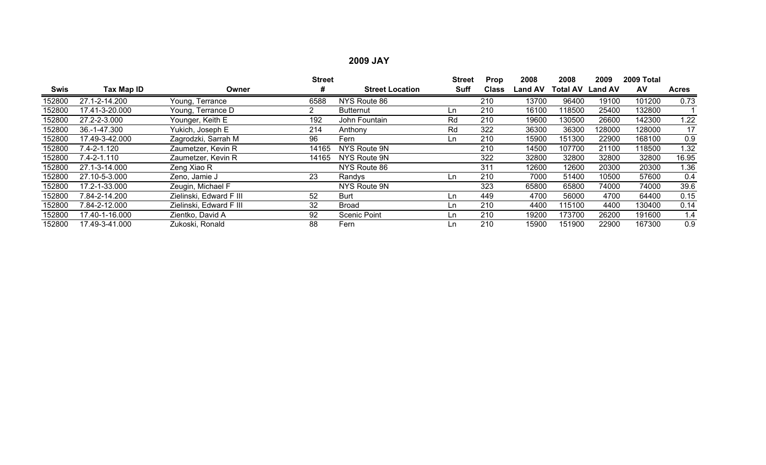## 2009 JAY

| Swis | Tax Map ID | Owner | Street # | Street Location | Street Suff | Prop Class | 2008 Land AV | 2008 Total AV | 2009 Land AV | 2009 Total AV | Acres |
|---|---|---|---|---|---|---|---|---|---|---|---|
| 152800 | 27.1-2-14.200 | Young, Terrance | 6588 | NYS Route 86 | | 210 | 13700 | 96400 | 19100 | 101200 | 0.73 |
| 152800 | 17.41-3-20.000 | Young, Terrance D | 2 | Butternut | Ln | 210 | 16100 | 118500 | 25400 | 132800 | 1 |
| 152800 | 27.2-2-3.000 | Younger, Keith E | 192 | John Fountain | Rd | 210 | 19600 | 130500 | 26600 | 142300 | 1.22 |
| 152800 | 36.-1-47.300 | Yukich, Joseph E | 214 | Anthony | Rd | 322 | 36300 | 36300 | 128000 | 128000 | 17 |
| 152800 | 17.49-3-42.000 | Zagrodzki, Sarrah M | 96 | Fern | Ln | 210 | 15900 | 151300 | 22900 | 168100 | 0.9 |
| 152800 | 7.4-2-1.120 | Zaumetzer, Kevin R | 14165 | NYS Route 9N | | 210 | 14500 | 107700 | 21100 | 118500 | 1.32 |
| 152800 | 7.4-2-1.110 | Zaumetzer, Kevin R | 14165 | NYS Route 9N | | 322 | 32800 | 32800 | 32800 | 32800 | 16.95 |
| 152800 | 27.1-3-14.000 | Zeng Xiao R | | NYS Route 86 | | 311 | 12600 | 12600 | 20300 | 20300 | 1.36 |
| 152800 | 27.10-5-3.000 | Zeno, Jamie J | 23 | Randys | Ln | 210 | 7000 | 51400 | 10500 | 57600 | 0.4 |
| 152800 | 17.2-1-33.000 | Zeugin, Michael F | | NYS Route 9N | | 323 | 65800 | 65800 | 74000 | 74000 | 39.6 |
| 152800 | 7.84-2-14.200 | Zielinski, Edward F III | 52 | Burt | Ln | 449 | 4700 | 56000 | 4700 | 64400 | 0.15 |
| 152800 | 7.84-2-12.000 | Zielinski, Edward F III | 32 | Broad | Ln | 210 | 4400 | 115100 | 4400 | 130400 | 0.14 |
| 152800 | 17.40-1-16.000 | Zientko, David A | 92 | Scenic Point | Ln | 210 | 19200 | 173700 | 26200 | 191600 | 1.4 |
| 152800 | 17.49-3-41.000 | Zukoski, Ronald | 88 | Fern | Ln | 210 | 15900 | 151900 | 22900 | 167300 | 0.9 |